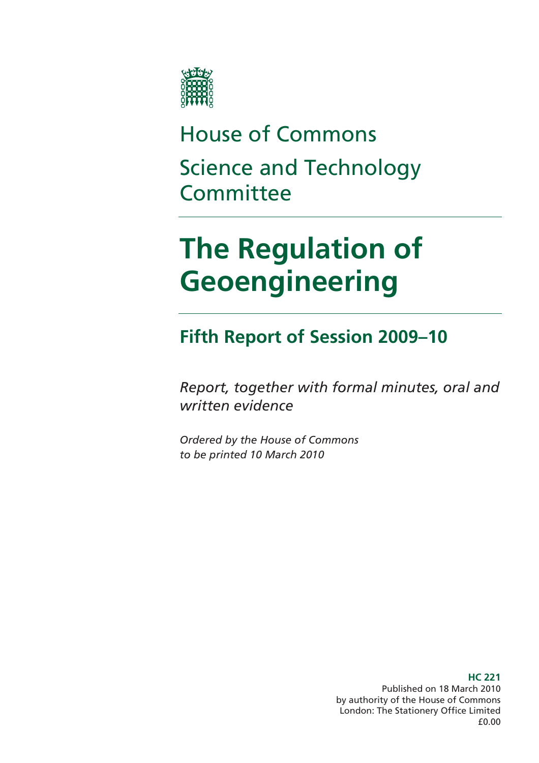House of Commons

Science and Technology Committee

# The Regulation of Geoengineering

## Fifth Report of Session 2009–10

*Report, together with formal minutes, oral and written evidence*

*Ordered by the House of Commons to be printed 10 March 2010*

**HC 221**
Published on 18 March 2010
by authority of the House of Commons
London: The Stationery Office Limited
£0.00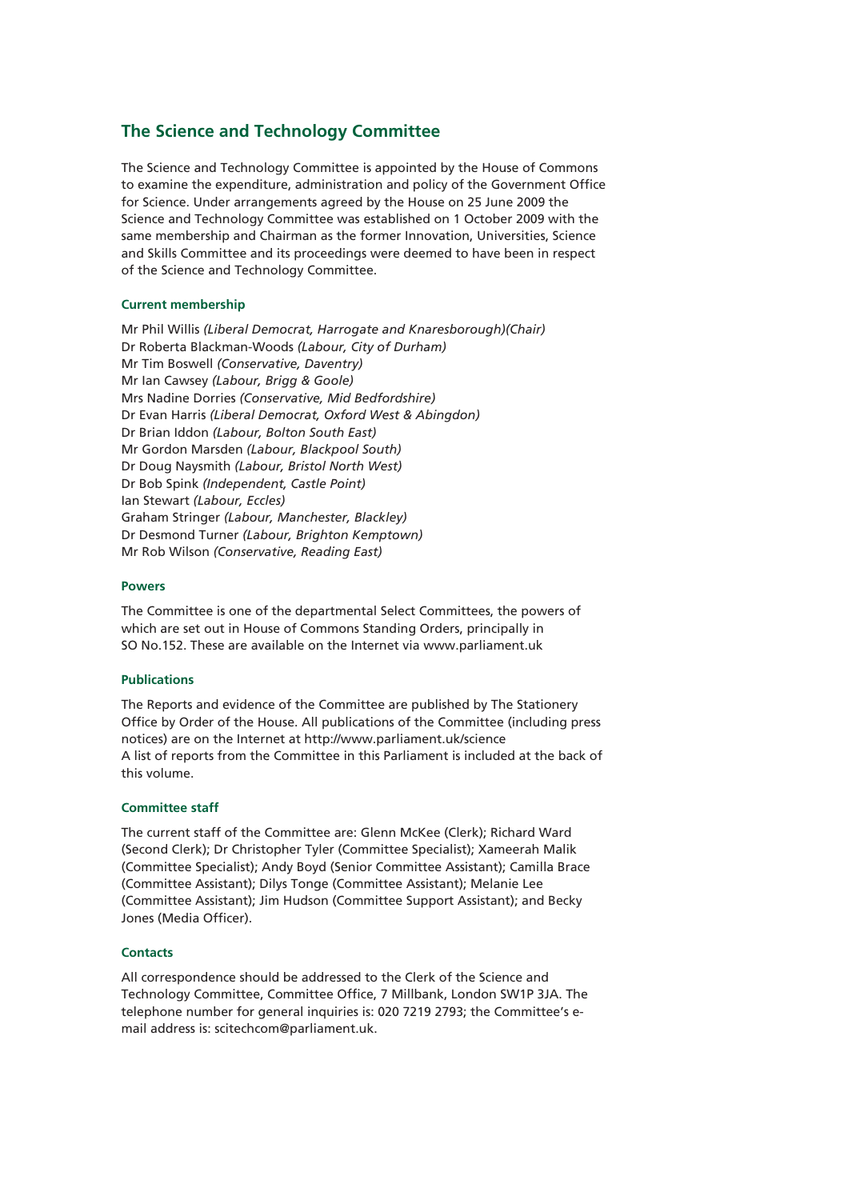## The Science and Technology Committee

The Science and Technology Committee is appointed by the House of Commons to examine the expenditure, administration and policy of the Government Office for Science. Under arrangements agreed by the House on 25 June 2009 the Science and Technology Committee was established on 1 October 2009 with the same membership and Chairman as the former Innovation, Universities, Science and Skills Committee and its proceedings were deemed to have been in respect of the Science and Technology Committee.

### Current membership

Mr Phil Willis *(Liberal Democrat, Harrogate and Knaresborough)(Chair)*  
Dr Roberta Blackman-Woods *(Labour, City of Durham)*  
Mr Tim Boswell *(Conservative, Daventry)*  
Mr Ian Cawsey *(Labour, Brigg & Goole)*  
Mrs Nadine Dorries *(Conservative, Mid Bedfordshire)*  
Dr Evan Harris *(Liberal Democrat, Oxford West & Abingdon)*  
Dr Brian Iddon *(Labour, Bolton South East)*  
Mr Gordon Marsden *(Labour, Blackpool South)*  
Dr Doug Naysmith *(Labour, Bristol North West)*  
Dr Bob Spink *(Independent, Castle Point)*  
Ian Stewart *(Labour, Eccles)*  
Graham Stringer *(Labour, Manchester, Blackley)*  
Dr Desmond Turner *(Labour, Brighton Kemptown)*  
Mr Rob Wilson *(Conservative, Reading East)*

### Powers

The Committee is one of the departmental Select Committees, the powers of which are set out in House of Commons Standing Orders, principally in SO No.152. These are available on the Internet via www.parliament.uk

### Publications

The Reports and evidence of the Committee are published by The Stationery Office by Order of the House. All publications of the Committee (including press notices) are on the Internet at http://www.parliament.uk/science  
A list of reports from the Committee in this Parliament is included at the back of this volume.

### Committee staff

The current staff of the Committee are: Glenn McKee (Clerk); Richard Ward (Second Clerk); Dr Christopher Tyler (Committee Specialist); Xameerah Malik (Committee Specialist); Andy Boyd (Senior Committee Assistant); Camilla Brace (Committee Assistant); Dilys Tonge (Committee Assistant); Melanie Lee (Committee Assistant); Jim Hudson (Committee Support Assistant); and Becky Jones (Media Officer).

### Contacts

All correspondence should be addressed to the Clerk of the Science and Technology Committee, Committee Office, 7 Millbank, London SW1P 3JA. The telephone number for general inquiries is: 020 7219 2793; the Committee's e-mail address is: scitechcom@parliament.uk.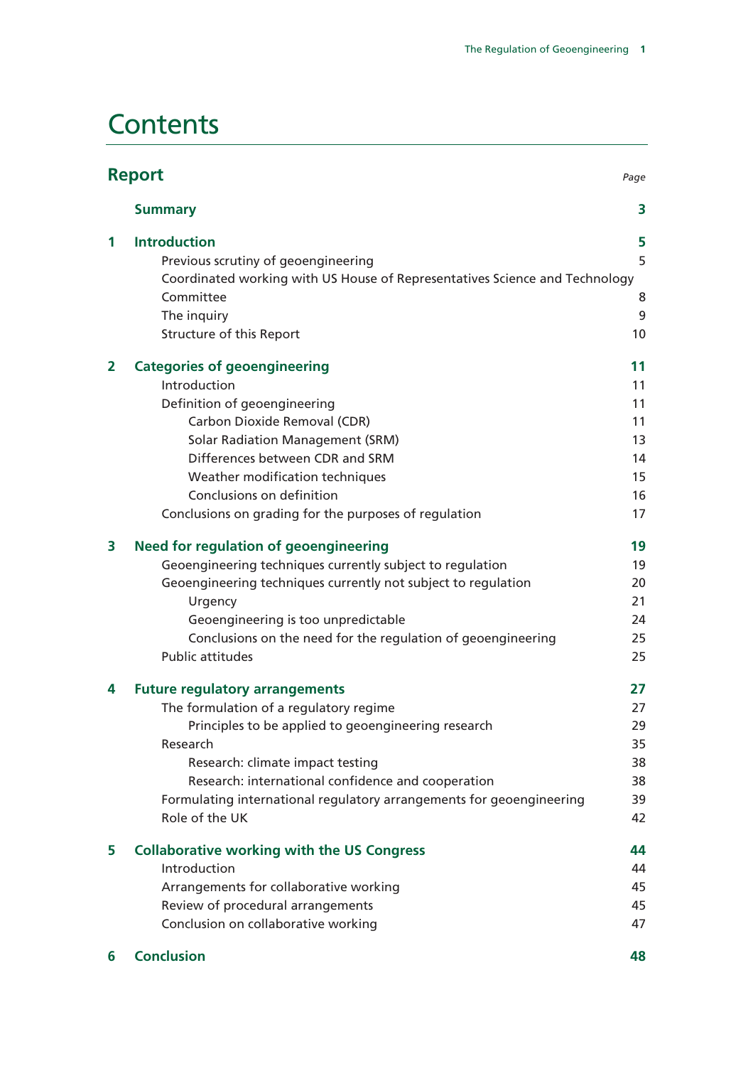# Contents

| **Report** | | *Page* |
|---|---|---|
| | **Summary** | **3** |
| **1** | **Introduction** | **5** |
| | Previous scrutiny of geoengineering | 5 |
| | Coordinated working with US House of Representatives Science and Technology Committee | 8 |
| | The inquiry | 9 |
| | Structure of this Report | 10 |
| **2** | **Categories of geoengineering** | **11** |
| | Introduction | 11 |
| | Definition of geoengineering | 11 |
| | Carbon Dioxide Removal (CDR) | 11 |
| | Solar Radiation Management (SRM) | 13 |
| | Differences between CDR and SRM | 14 |
| | Weather modification techniques | 15 |
| | Conclusions on definition | 16 |
| | Conclusions on grading for the purposes of regulation | 17 |
| **3** | **Need for regulation of geoengineering** | **19** |
| | Geoengineering techniques currently subject to regulation | 19 |
| | Geoengineering techniques currently not subject to regulation | 20 |
| | Urgency | 21 |
| | Geoengineering is too unpredictable | 24 |
| | Conclusions on the need for the regulation of geoengineering | 25 |
| | Public attitudes | 25 |
| **4** | **Future regulatory arrangements** | **27** |
| | The formulation of a regulatory regime | 27 |
| | Principles to be applied to geoengineering research | 29 |
| | Research | 35 |
| | Research: climate impact testing | 38 |
| | Research: international confidence and cooperation | 38 |
| | Formulating international regulatory arrangements for geoengineering | 39 |
| | Role of the UK | 42 |
| **5** | **Collaborative working with the US Congress** | **44** |
| | Introduction | 44 |
| | Arrangements for collaborative working | 45 |
| | Review of procedural arrangements | 45 |
| | Conclusion on collaborative working | 47 |
| **6** | **Conclusion** | **48** |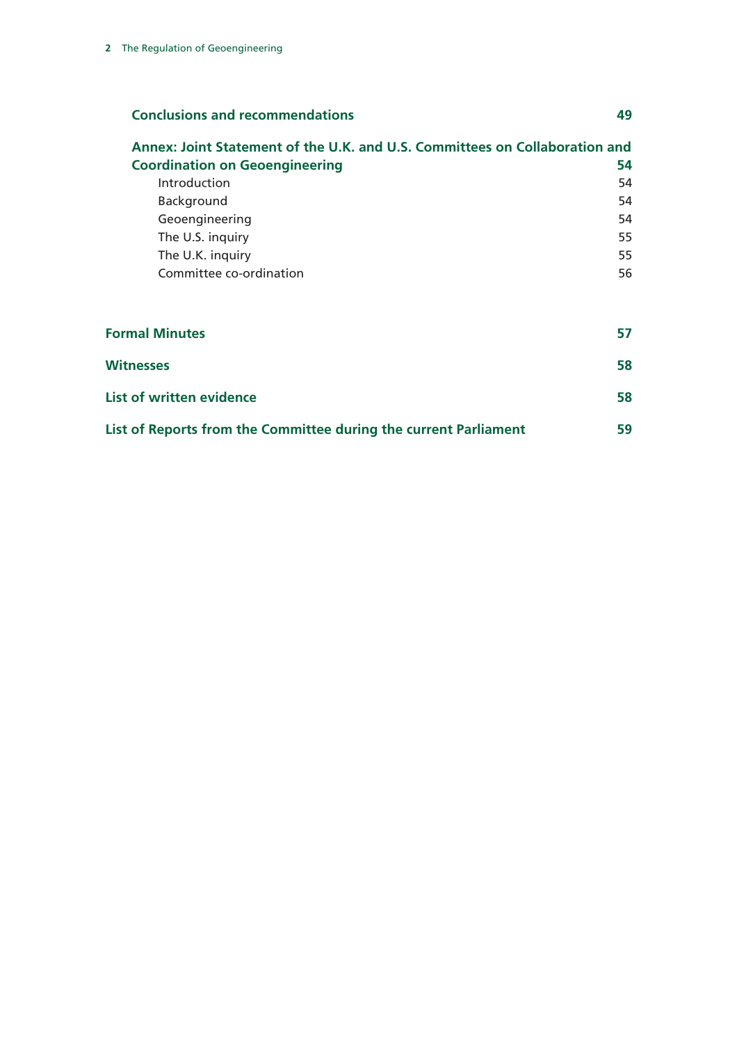| | |
|---|---|
| **Conclusions and recommendations** | **49** |
| **Annex: Joint Statement of the U.K. and U.S. Committees on Collaboration and Coordination on Geoengineering** | **54** |
| Introduction | 54 |
| Background | 54 |
| Geoengineering | 54 |
| The U.S. inquiry | 55 |
| The U.K. inquiry | 55 |
| Committee co-ordination | 56 |
| **Formal Minutes** | **57** |
| **Witnesses** | **58** |
| **List of written evidence** | **58** |
| **List of Reports from the Committee during the current Parliament** | **59** |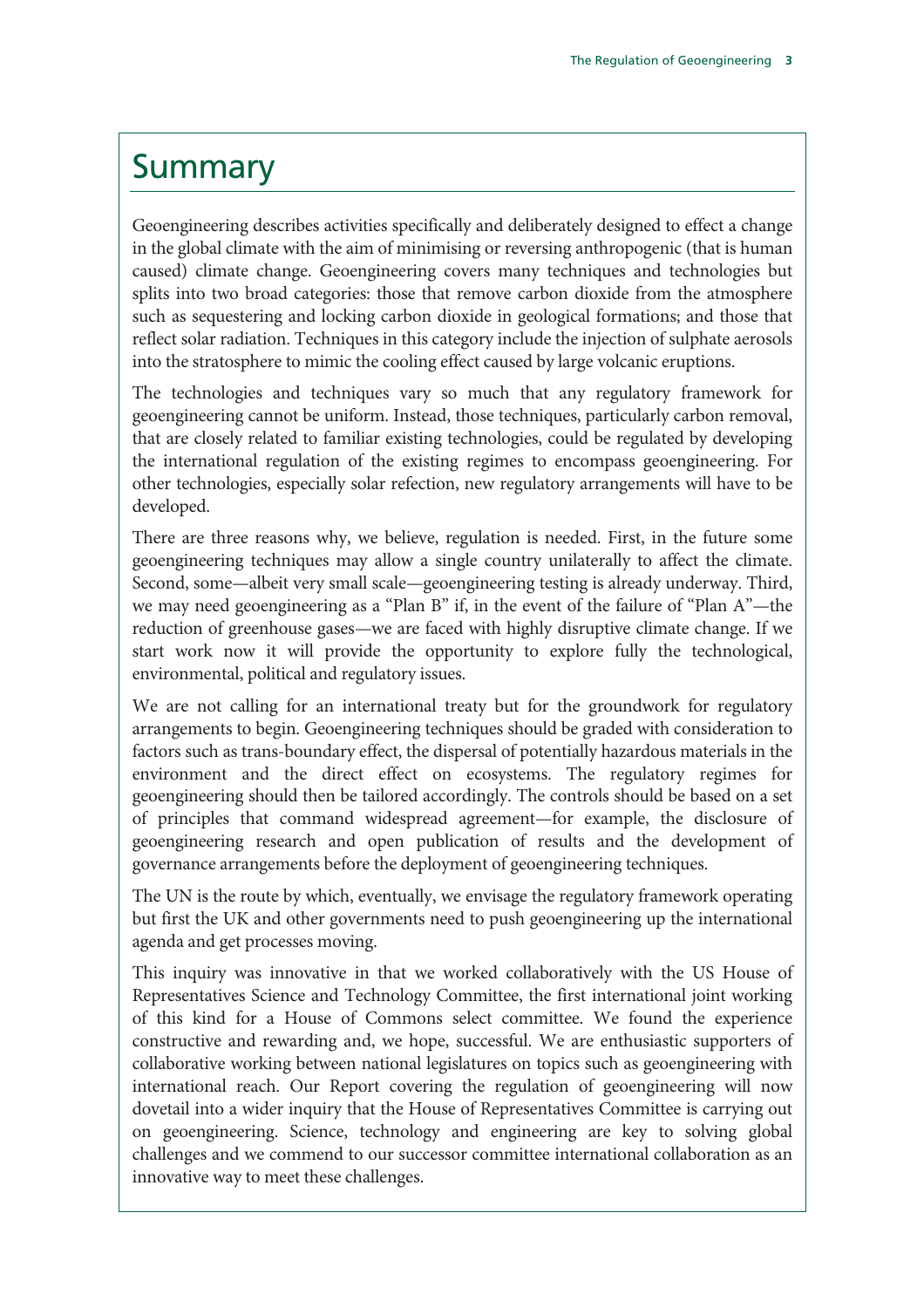# Summary

Geoengineering describes activities specifically and deliberately designed to effect a change in the global climate with the aim of minimising or reversing anthropogenic (that is human caused) climate change. Geoengineering covers many techniques and technologies but splits into two broad categories: those that remove carbon dioxide from the atmosphere such as sequestering and locking carbon dioxide in geological formations; and those that reflect solar radiation. Techniques in this category include the injection of sulphate aerosols into the stratosphere to mimic the cooling effect caused by large volcanic eruptions.

The technologies and techniques vary so much that any regulatory framework for geoengineering cannot be uniform. Instead, those techniques, particularly carbon removal, that are closely related to familiar existing technologies, could be regulated by developing the international regulation of the existing regimes to encompass geoengineering. For other technologies, especially solar refection, new regulatory arrangements will have to be developed.

There are three reasons why, we believe, regulation is needed. First, in the future some geoengineering techniques may allow a single country unilaterally to affect the climate. Second, some—albeit very small scale—geoengineering testing is already underway. Third, we may need geoengineering as a "Plan B" if, in the event of the failure of "Plan A"—the reduction of greenhouse gases—we are faced with highly disruptive climate change. If we start work now it will provide the opportunity to explore fully the technological, environmental, political and regulatory issues.

We are not calling for an international treaty but for the groundwork for regulatory arrangements to begin. Geoengineering techniques should be graded with consideration to factors such as trans-boundary effect, the dispersal of potentially hazardous materials in the environment and the direct effect on ecosystems. The regulatory regimes for geoengineering should then be tailored accordingly. The controls should be based on a set of principles that command widespread agreement—for example, the disclosure of geoengineering research and open publication of results and the development of governance arrangements before the deployment of geoengineering techniques.

The UN is the route by which, eventually, we envisage the regulatory framework operating but first the UK and other governments need to push geoengineering up the international agenda and get processes moving.

This inquiry was innovative in that we worked collaboratively with the US House of Representatives Science and Technology Committee, the first international joint working of this kind for a House of Commons select committee. We found the experience constructive and rewarding and, we hope, successful. We are enthusiastic supporters of collaborative working between national legislatures on topics such as geoengineering with international reach. Our Report covering the regulation of geoengineering will now dovetail into a wider inquiry that the House of Representatives Committee is carrying out on geoengineering. Science, technology and engineering are key to solving global challenges and we commend to our successor committee international collaboration as an innovative way to meet these challenges.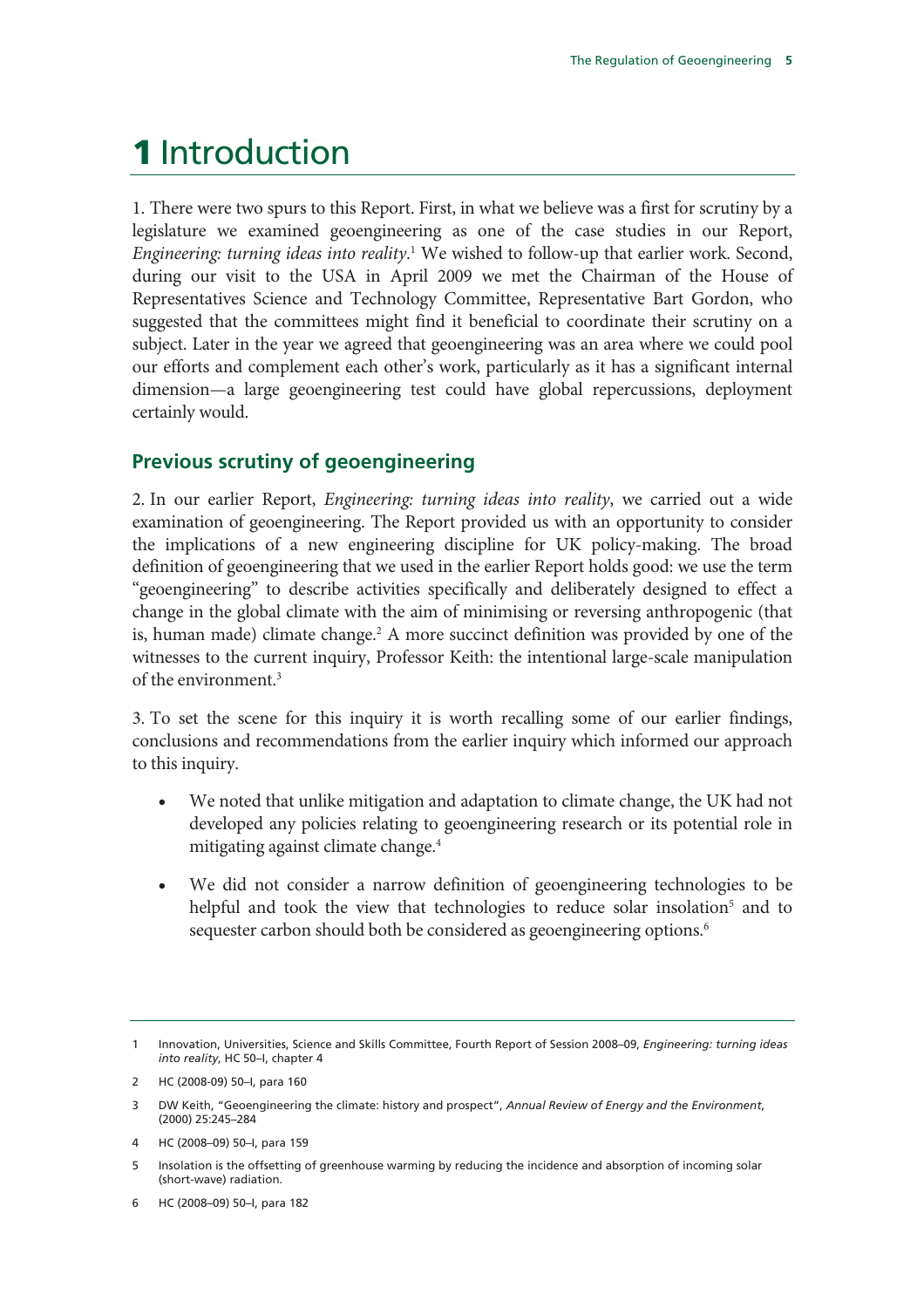# 1 Introduction

1. There were two spurs to this Report. First, in what we believe was a first for scrutiny by a legislature we examined geoengineering as one of the case studies in our Report, *Engineering: turning ideas into reality*.[1] We wished to follow-up that earlier work. Second, during our visit to the USA in April 2009 we met the Chairman of the House of Representatives Science and Technology Committee, Representative Bart Gordon, who suggested that the committees might find it beneficial to coordinate their scrutiny on a subject. Later in the year we agreed that geoengineering was an area where we could pool our efforts and complement each other's work, particularly as it has a significant internal dimension—a large geoengineering test could have global repercussions, deployment certainly would.

## Previous scrutiny of geoengineering

2. In our earlier Report, *Engineering: turning ideas into reality*, we carried out a wide examination of geoengineering. The Report provided us with an opportunity to consider the implications of a new engineering discipline for UK policy-making. The broad definition of geoengineering that we used in the earlier Report holds good: we use the term "geoengineering" to describe activities specifically and deliberately designed to effect a change in the global climate with the aim of minimising or reversing anthropogenic (that is, human made) climate change.[2] A more succinct definition was provided by one of the witnesses to the current inquiry, Professor Keith: the intentional large-scale manipulation of the environment.[3]

3. To set the scene for this inquiry it is worth recalling some of our earlier findings, conclusions and recommendations from the earlier inquiry which informed our approach to this inquiry.

- We noted that unlike mitigation and adaptation to climate change, the UK had not developed any policies relating to geoengineering research or its potential role in mitigating against climate change.[4]
- We did not consider a narrow definition of geoengineering technologies to be helpful and took the view that technologies to reduce solar insolation[5] and to sequester carbon should both be considered as geoengineering options.[6]

---

1 Innovation, Universities, Science and Skills Committee, Fourth Report of Session 2008–09, *Engineering: turning ideas into reality*, HC 50–I, chapter 4

2 HC (2008-09) 50–I, para 160

3 DW Keith, "Geoengineering the climate: history and prospect", *Annual Review of Energy and the Environment*, (2000) 25:245–284

4 HC (2008–09) 50–I, para 159

5 Insolation is the offsetting of greenhouse warming by reducing the incidence and absorption of incoming solar (short-wave) radiation.

6 HC (2008–09) 50–I, para 182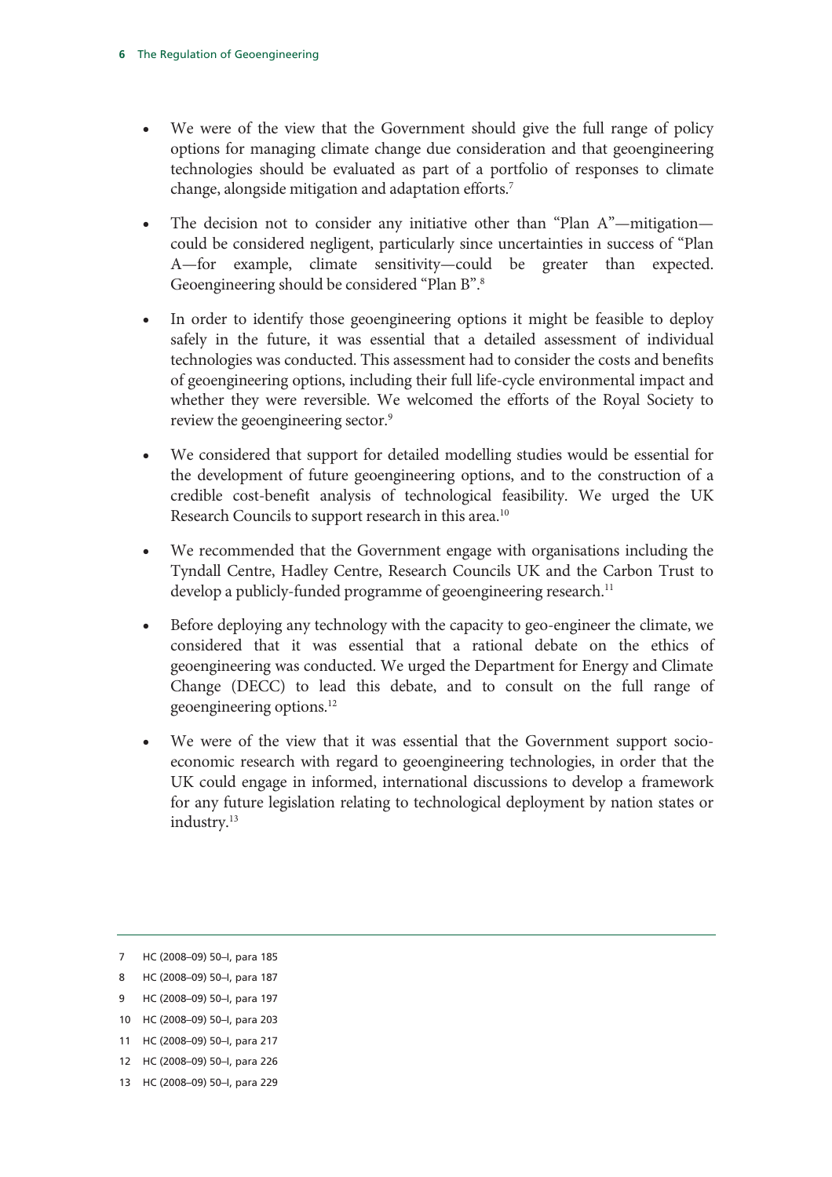- We were of the view that the Government should give the full range of policy options for managing climate change due consideration and that geoengineering technologies should be evaluated as part of a portfolio of responses to climate change, alongside mitigation and adaptation efforts.[7]

- The decision not to consider any initiative other than "Plan A"—mitigation—could be considered negligent, particularly since uncertainties in success of "Plan A—for example, climate sensitivity—could be greater than expected. Geoengineering should be considered "Plan B".[8]

- In order to identify those geoengineering options it might be feasible to deploy safely in the future, it was essential that a detailed assessment of individual technologies was conducted. This assessment had to consider the costs and benefits of geoengineering options, including their full life-cycle environmental impact and whether they were reversible. We welcomed the efforts of the Royal Society to review the geoengineering sector.[9]

- We considered that support for detailed modelling studies would be essential for the development of future geoengineering options, and to the construction of a credible cost-benefit analysis of technological feasibility. We urged the UK Research Councils to support research in this area.[10]

- We recommended that the Government engage with organisations including the Tyndall Centre, Hadley Centre, Research Councils UK and the Carbon Trust to develop a publicly-funded programme of geoengineering research.[11]

- Before deploying any technology with the capacity to geo-engineer the climate, we considered that it was essential that a rational debate on the ethics of geoengineering was conducted. We urged the Department for Energy and Climate Change (DECC) to lead this debate, and to consult on the full range of geoengineering options.[12]

- We were of the view that it was essential that the Government support socio-economic research with regard to geoengineering technologies, in order that the UK could engage in informed, international discussions to develop a framework for any future legislation relating to technological deployment by nation states or industry.[13]

---

7 HC (2008–09) 50–I, para 185

8 HC (2008–09) 50–I, para 187

9 HC (2008–09) 50–I, para 197

10 HC (2008–09) 50–I, para 203

11 HC (2008–09) 50–I, para 217

12 HC (2008–09) 50–I, para 226

13 HC (2008–09) 50–I, para 229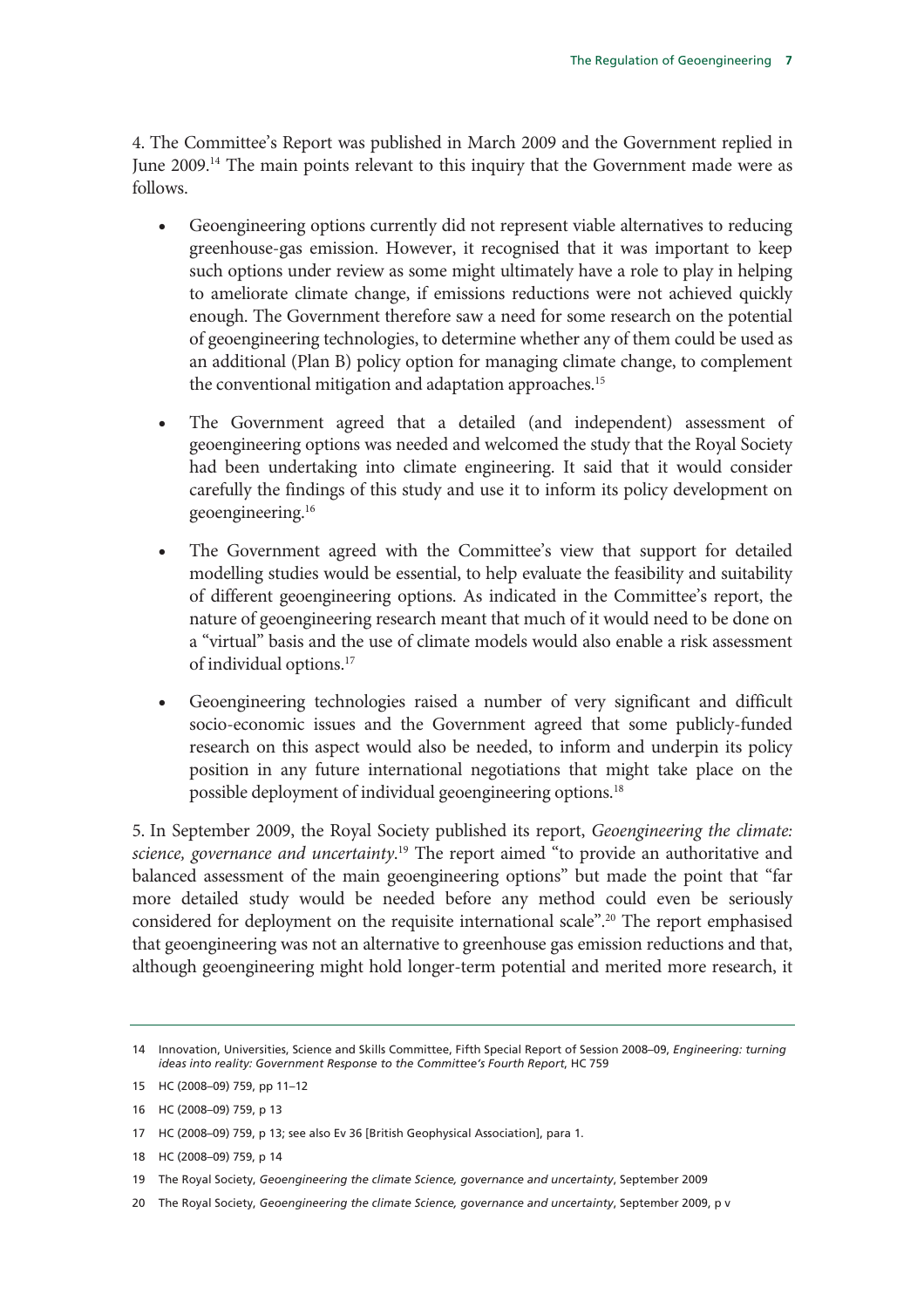4. The Committee's Report was published in March 2009 and the Government replied in June 2009.[14] The main points relevant to this inquiry that the Government made were as follows.

- Geoengineering options currently did not represent viable alternatives to reducing greenhouse-gas emission. However, it recognised that it was important to keep such options under review as some might ultimately have a role to play in helping to ameliorate climate change, if emissions reductions were not achieved quickly enough. The Government therefore saw a need for some research on the potential of geoengineering technologies, to determine whether any of them could be used as an additional (Plan B) policy option for managing climate change, to complement the conventional mitigation and adaptation approaches.[15]

- The Government agreed that a detailed (and independent) assessment of geoengineering options was needed and welcomed the study that the Royal Society had been undertaking into climate engineering. It said that it would consider carefully the findings of this study and use it to inform its policy development on geoengineering.[16]

- The Government agreed with the Committee's view that support for detailed modelling studies would be essential, to help evaluate the feasibility and suitability of different geoengineering options. As indicated in the Committee's report, the nature of geoengineering research meant that much of it would need to be done on a "virtual" basis and the use of climate models would also enable a risk assessment of individual options.[17]

- Geoengineering technologies raised a number of very significant and difficult socio-economic issues and the Government agreed that some publicly-funded research on this aspect would also be needed, to inform and underpin its policy position in any future international negotiations that might take place on the possible deployment of individual geoengineering options.[18]

5. In September 2009, the Royal Society published its report, *Geoengineering the climate: science, governance and uncertainty*.[19] The report aimed "to provide an authoritative and balanced assessment of the main geoengineering options" but made the point that "far more detailed study would be needed before any method could even be seriously considered for deployment on the requisite international scale".[20] The report emphasised that geoengineering was not an alternative to greenhouse gas emission reductions and that, although geoengineering might hold longer-term potential and merited more research, it

---

14 Innovation, Universities, Science and Skills Committee, Fifth Special Report of Session 2008–09, *Engineering: turning ideas into reality: Government Response to the Committee's Fourth Report*, HC 759

15 HC (2008–09) 759, pp 11–12

16 HC (2008–09) 759, p 13

17 HC (2008–09) 759, p 13; see also Ev 36 [British Geophysical Association], para 1.

18 HC (2008–09) 759, p 14

19 The Royal Society, *Geoengineering the climate Science, governance and uncertainty*, September 2009

20 The Royal Society, *Geoengineering the climate Science, governance and uncertainty*, September 2009, p v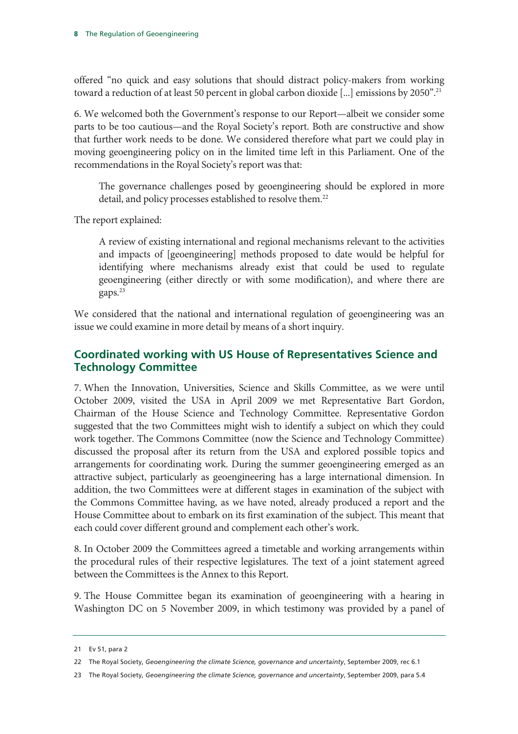offered "no quick and easy solutions that should distract policy-makers from working toward a reduction of at least 50 percent in global carbon dioxide [...] emissions by 2050".[21]

6. We welcomed both the Government's response to our Report—albeit we consider some parts to be too cautious—and the Royal Society's report. Both are constructive and show that further work needs to be done. We considered therefore what part we could play in moving geoengineering policy on in the limited time left in this Parliament. One of the recommendations in the Royal Society's report was that:

> The governance challenges posed by geoengineering should be explored in more detail, and policy processes established to resolve them.[22]

The report explained:

> A review of existing international and regional mechanisms relevant to the activities and impacts of [geoengineering] methods proposed to date would be helpful for identifying where mechanisms already exist that could be used to regulate geoengineering (either directly or with some modification), and where there are gaps.[23]

We considered that the national and international regulation of geoengineering was an issue we could examine in more detail by means of a short inquiry.

## Coordinated working with US House of Representatives Science and Technology Committee

7. When the Innovation, Universities, Science and Skills Committee, as we were until October 2009, visited the USA in April 2009 we met Representative Bart Gordon, Chairman of the House Science and Technology Committee. Representative Gordon suggested that the two Committees might wish to identify a subject on which they could work together. The Commons Committee (now the Science and Technology Committee) discussed the proposal after its return from the USA and explored possible topics and arrangements for coordinating work. During the summer geoengineering emerged as an attractive subject, particularly as geoengineering has a large international dimension. In addition, the two Committees were at different stages in examination of the subject with the Commons Committee having, as we have noted, already produced a report and the House Committee about to embark on its first examination of the subject. This meant that each could cover different ground and complement each other's work.

8. In October 2009 the Committees agreed a timetable and working arrangements within the procedural rules of their respective legislatures. The text of a joint statement agreed between the Committees is the Annex to this Report.

9. The House Committee began its examination of geoengineering with a hearing in Washington DC on 5 November 2009, in which testimony was provided by a panel of

---

21 Ev 51, para 2

22 The Royal Society, *Geoengineering the climate Science, governance and uncertainty*, September 2009, rec 6.1

23 The Royal Society, *Geoengineering the climate Science, governance and uncertainty*, September 2009, para 5.4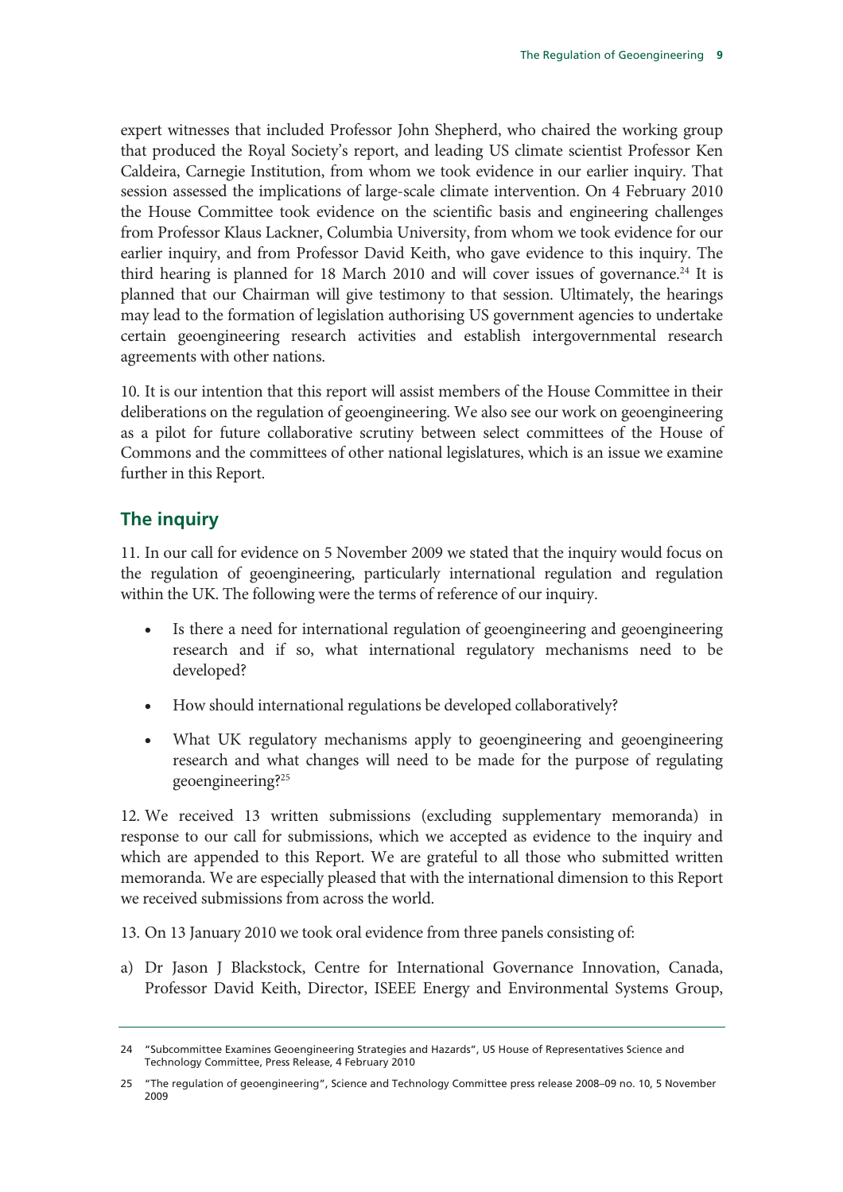expert witnesses that included Professor John Shepherd, who chaired the working group that produced the Royal Society's report, and leading US climate scientist Professor Ken Caldeira, Carnegie Institution, from whom we took evidence in our earlier inquiry. That session assessed the implications of large-scale climate intervention. On 4 February 2010 the House Committee took evidence on the scientific basis and engineering challenges from Professor Klaus Lackner, Columbia University, from whom we took evidence for our earlier inquiry, and from Professor David Keith, who gave evidence to this inquiry. The third hearing is planned for 18 March 2010 and will cover issues of governance.[24] It is planned that our Chairman will give testimony to that session. Ultimately, the hearings may lead to the formation of legislation authorising US government agencies to undertake certain geoengineering research activities and establish intergovernmental research agreements with other nations.

10. It is our intention that this report will assist members of the House Committee in their deliberations on the regulation of geoengineering. We also see our work on geoengineering as a pilot for future collaborative scrutiny between select committees of the House of Commons and the committees of other national legislatures, which is an issue we examine further in this Report.

## The inquiry

11. In our call for evidence on 5 November 2009 we stated that the inquiry would focus on the regulation of geoengineering, particularly international regulation and regulation within the UK. The following were the terms of reference of our inquiry.

- Is there a need for international regulation of geoengineering and geoengineering research and if so, what international regulatory mechanisms need to be developed?
- How should international regulations be developed collaboratively?
- What UK regulatory mechanisms apply to geoengineering and geoengineering research and what changes will need to be made for the purpose of regulating geoengineering?[25]

12. We received 13 written submissions (excluding supplementary memoranda) in response to our call for submissions, which we accepted as evidence to the inquiry and which are appended to this Report. We are grateful to all those who submitted written memoranda. We are especially pleased that with the international dimension to this Report we received submissions from across the world.

13. On 13 January 2010 we took oral evidence from three panels consisting of:

a) Dr Jason J Blackstock, Centre for International Governance Innovation, Canada, Professor David Keith, Director, ISEEE Energy and Environmental Systems Group,

---

24 "Subcommittee Examines Geoengineering Strategies and Hazards", US House of Representatives Science and Technology Committee, Press Release, 4 February 2010

25 "The regulation of geoengineering", Science and Technology Committee press release 2008–09 no. 10, 5 November 2009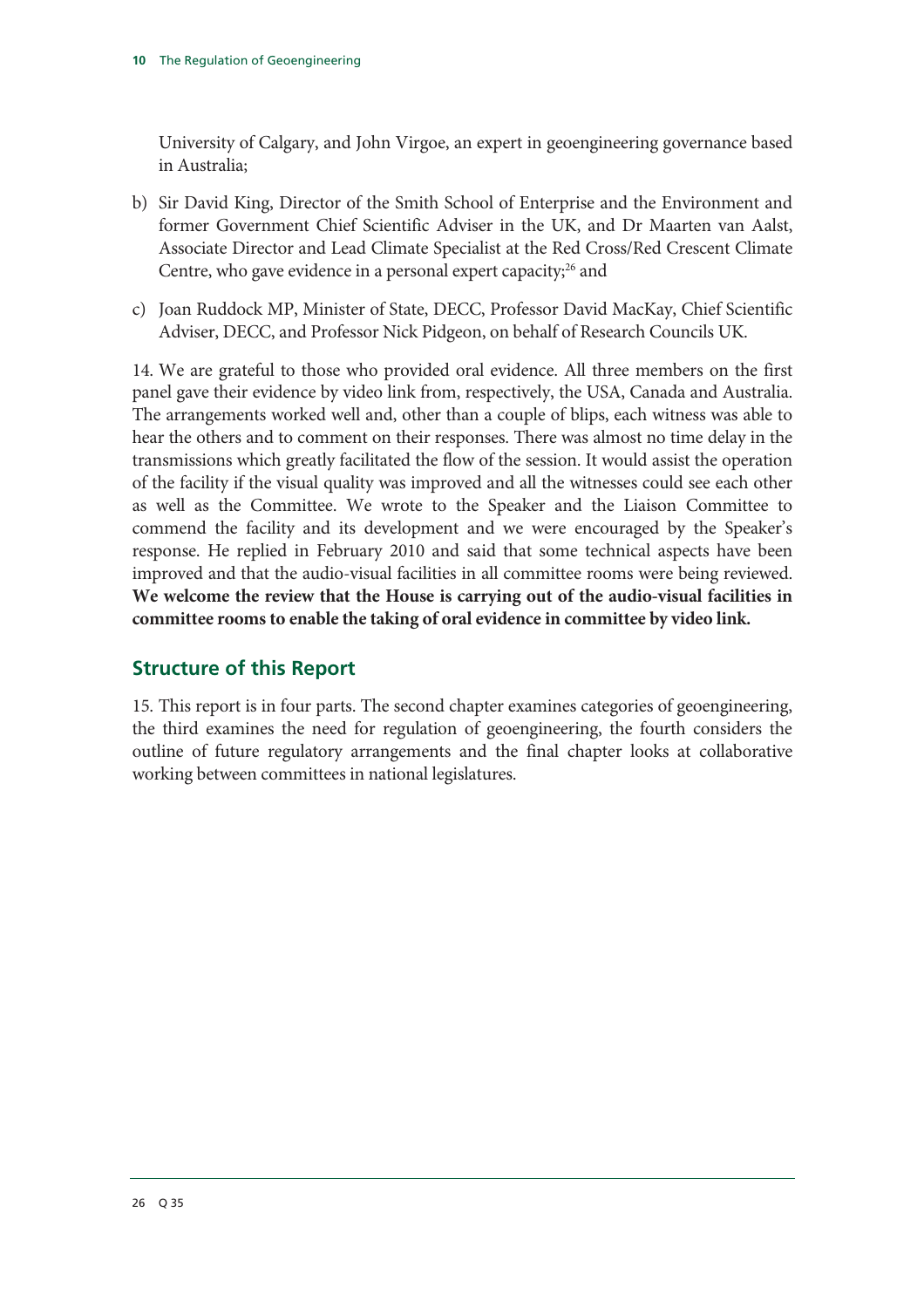University of Calgary, and John Virgoe, an expert in geoengineering governance based in Australia;

b) Sir David King, Director of the Smith School of Enterprise and the Environment and former Government Chief Scientific Adviser in the UK, and Dr Maarten van Aalst, Associate Director and Lead Climate Specialist at the Red Cross/Red Crescent Climate Centre, who gave evidence in a personal expert capacity;[26] and

c) Joan Ruddock MP, Minister of State, DECC, Professor David MacKay, Chief Scientific Adviser, DECC, and Professor Nick Pidgeon, on behalf of Research Councils UK.

14. We are grateful to those who provided oral evidence. All three members on the first panel gave their evidence by video link from, respectively, the USA, Canada and Australia. The arrangements worked well and, other than a couple of blips, each witness was able to hear the others and to comment on their responses. There was almost no time delay in the transmissions which greatly facilitated the flow of the session. It would assist the operation of the facility if the visual quality was improved and all the witnesses could see each other as well as the Committee. We wrote to the Speaker and the Liaison Committee to commend the facility and its development and we were encouraged by the Speaker's response. He replied in February 2010 and said that some technical aspects have been improved and that the audio-visual facilities in all committee rooms were being reviewed. **We welcome the review that the House is carrying out of the audio-visual facilities in committee rooms to enable the taking of oral evidence in committee by video link.**

## Structure of this Report

15. This report is in four parts. The second chapter examines categories of geoengineering, the third examines the need for regulation of geoengineering, the fourth considers the outline of future regulatory arrangements and the final chapter looks at collaborative working between committees in national legislatures.

26 Q 35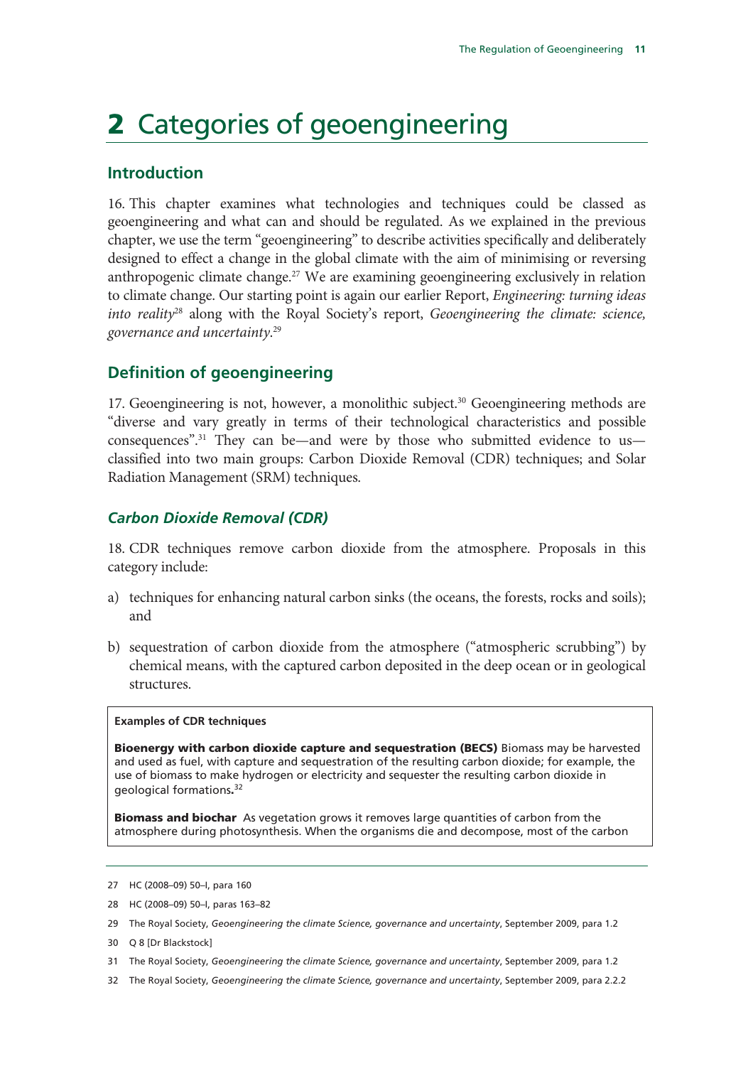# 2 Categories of geoengineering

## Introduction

16. This chapter examines what technologies and techniques could be classed as geoengineering and what can and should be regulated. As we explained in the previous chapter, we use the term "geoengineering" to describe activities specifically and deliberately designed to effect a change in the global climate with the aim of minimising or reversing anthropogenic climate change.[27] We are examining geoengineering exclusively in relation to climate change. Our starting point is again our earlier Report, *Engineering: turning ideas into reality*[28] along with the Royal Society's report, *Geoengineering the climate: science, governance and uncertainty*.[29]

## Definition of geoengineering

17. Geoengineering is not, however, a monolithic subject.[30] Geoengineering methods are "diverse and vary greatly in terms of their technological characteristics and possible consequences".[31] They can be—and were by those who submitted evidence to us—classified into two main groups: Carbon Dioxide Removal (CDR) techniques; and Solar Radiation Management (SRM) techniques.

### *Carbon Dioxide Removal (CDR)*

18. CDR techniques remove carbon dioxide from the atmosphere. Proposals in this category include:

a) techniques for enhancing natural carbon sinks (the oceans, the forests, rocks and soils); and

b) sequestration of carbon dioxide from the atmosphere ("atmospheric scrubbing") by chemical means, with the captured carbon deposited in the deep ocean or in geological structures.

**Examples of CDR techniques**

**Bioenergy with carbon dioxide capture and sequestration (BECS)** Biomass may be harvested and used as fuel, with capture and sequestration of the resulting carbon dioxide; for example, the use of biomass to make hydrogen or electricity and sequester the resulting carbon dioxide in geological formations.[32]

**Biomass and biochar** As vegetation grows it removes large quantities of carbon from the atmosphere during photosynthesis. When the organisms die and decompose, most of the carbon

---

27 HC (2008–09) 50–I, para 160

28 HC (2008–09) 50–I, paras 163–82

29 The Royal Society, *Geoengineering the climate Science, governance and uncertainty*, September 2009, para 1.2

30 Q 8 [Dr Blackstock]

31 The Royal Society, *Geoengineering the climate Science, governance and uncertainty*, September 2009, para 1.2

32 The Royal Society, *Geoengineering the climate Science, governance and uncertainty*, September 2009, para 2.2.2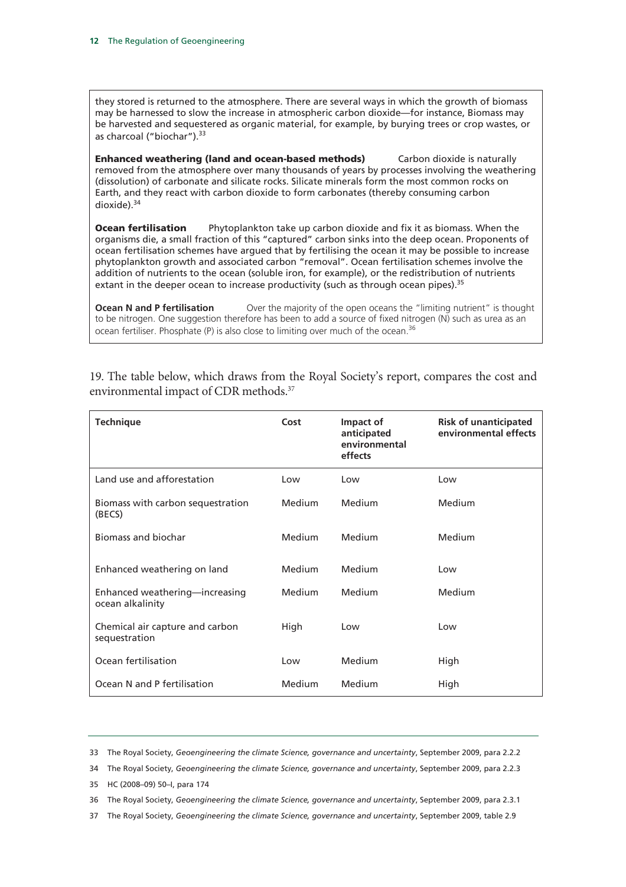they stored is returned to the atmosphere. There are several ways in which the growth of biomass may be harnessed to slow the increase in atmospheric carbon dioxide—for instance, Biomass may be harvested and sequestered as organic material, for example, by burying trees or crop wastes, or as charcoal ("biochar").[33]

**Enhanced weathering (land and ocean-based methods)** Carbon dioxide is naturally removed from the atmosphere over many thousands of years by processes involving the weathering (dissolution) of carbonate and silicate rocks. Silicate minerals form the most common rocks on Earth, and they react with carbon dioxide to form carbonates (thereby consuming carbon dioxide).[34]

**Ocean fertilisation** Phytoplankton take up carbon dioxide and fix it as biomass. When the organisms die, a small fraction of this "captured" carbon sinks into the deep ocean. Proponents of ocean fertilisation schemes have argued that by fertilising the ocean it may be possible to increase phytoplankton growth and associated carbon "removal". Ocean fertilisation schemes involve the addition of nutrients to the ocean (soluble iron, for example), or the redistribution of nutrients extant in the deeper ocean to increase productivity (such as through ocean pipes).[35]

**Ocean N and P fertilisation** Over the majority of the open oceans the "limiting nutrient" is thought to be nitrogen. One suggestion therefore has been to add a source of fixed nitrogen (N) such as urea as an ocean fertiliser. Phosphate (P) is also close to limiting over much of the ocean.[36]

19. The table below, which draws from the Royal Society's report, compares the cost and environmental impact of CDR methods.[37]

| Technique | Cost | Impact of anticipated environmental effects | Risk of unanticipated environmental effects |
|---|---|---|---|
| Land use and afforestation | Low | Low | Low |
| Biomass with carbon sequestration (BECS) | Medium | Medium | Medium |
| Biomass and biochar | Medium | Medium | Medium |
| Enhanced weathering on land | Medium | Medium | Low |
| Enhanced weathering—increasing ocean alkalinity | Medium | Medium | Medium |
| Chemical air capture and carbon sequestration | High | Low | Low |
| Ocean fertilisation | Low | Medium | High |
| Ocean N and P fertilisation | Medium | Medium | High |

---

33 The Royal Society, *Geoengineering the climate Science, governance and uncertainty*, September 2009, para 2.2.2

34 The Royal Society, *Geoengineering the climate Science, governance and uncertainty*, September 2009, para 2.2.3

35 HC (2008–09) 50–I, para 174

36 The Royal Society, *Geoengineering the climate Science, governance and uncertainty*, September 2009, para 2.3.1

37 The Royal Society, *Geoengineering the climate Science, governance and uncertainty*, September 2009, table 2.9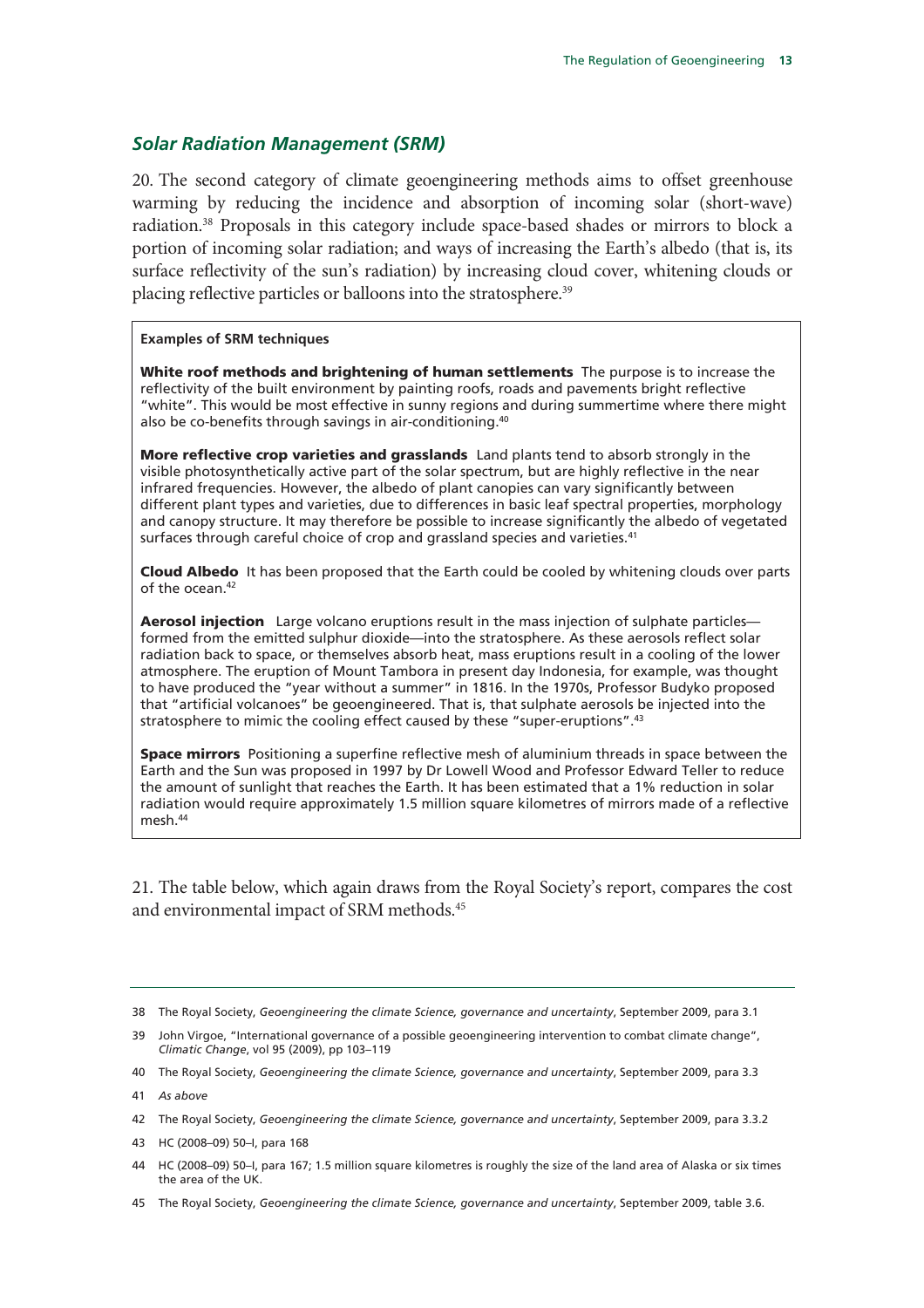### *Solar Radiation Management (SRM)*

20. The second category of climate geoengineering methods aims to offset greenhouse warming by reducing the incidence and absorption of incoming solar (short-wave) radiation.[38] Proposals in this category include space-based shades or mirrors to block a portion of incoming solar radiation; and ways of increasing the Earth's albedo (that is, its surface reflectivity of the sun's radiation) by increasing cloud cover, whitening clouds or placing reflective particles or balloons into the stratosphere.[39]

> **Examples of SRM techniques**
>
> **White roof methods and brightening of human settlements** The purpose is to increase the reflectivity of the built environment by painting roofs, roads and pavements bright reflective "white". This would be most effective in sunny regions and during summertime where there might also be co-benefits through savings in air-conditioning.[40]
>
> **More reflective crop varieties and grasslands** Land plants tend to absorb strongly in the visible photosynthetically active part of the solar spectrum, but are highly reflective in the near infrared frequencies. However, the albedo of plant canopies can vary significantly between different plant types and varieties, due to differences in basic leaf spectral properties, morphology and canopy structure. It may therefore be possible to increase significantly the albedo of vegetated surfaces through careful choice of crop and grassland species and varieties.[41]
>
> **Cloud Albedo** It has been proposed that the Earth could be cooled by whitening clouds over parts of the ocean.[42]
>
> **Aerosol injection** Large volcano eruptions result in the mass injection of sulphate particles—formed from the emitted sulphur dioxide—into the stratosphere. As these aerosols reflect solar radiation back to space, or themselves absorb heat, mass eruptions result in a cooling of the lower atmosphere. The eruption of Mount Tambora in present day Indonesia, for example, was thought to have produced the "year without a summer" in 1816. In the 1970s, Professor Budyko proposed that "artificial volcanoes" be geoengineered. That is, that sulphate aerosols be injected into the stratosphere to mimic the cooling effect caused by these "super-eruptions".[43]
>
> **Space mirrors** Positioning a superfine reflective mesh of aluminium threads in space between the Earth and the Sun was proposed in 1997 by Dr Lowell Wood and Professor Edward Teller to reduce the amount of sunlight that reaches the Earth. It has been estimated that a 1% reduction in solar radiation would require approximately 1.5 million square kilometres of mirrors made of a reflective mesh.[44]

21. The table below, which again draws from the Royal Society's report, compares the cost and environmental impact of SRM methods.[45]

---

38 The Royal Society, *Geoengineering the climate Science, governance and uncertainty*, September 2009, para 3.1

39 John Virgoe, "International governance of a possible geoengineering intervention to combat climate change", *Climatic Change*, vol 95 (2009), pp 103–119

40 The Royal Society, *Geoengineering the climate Science, governance and uncertainty*, September 2009, para 3.3

41 *As above*

42 The Royal Society, *Geoengineering the climate Science, governance and uncertainty*, September 2009, para 3.3.2

43 HC (2008–09) 50–I, para 168

44 HC (2008–09) 50–I, para 167; 1.5 million square kilometres is roughly the size of the land area of Alaska or six times the area of the UK.

45 The Royal Society, *Geoengineering the climate Science, governance and uncertainty*, September 2009, table 3.6.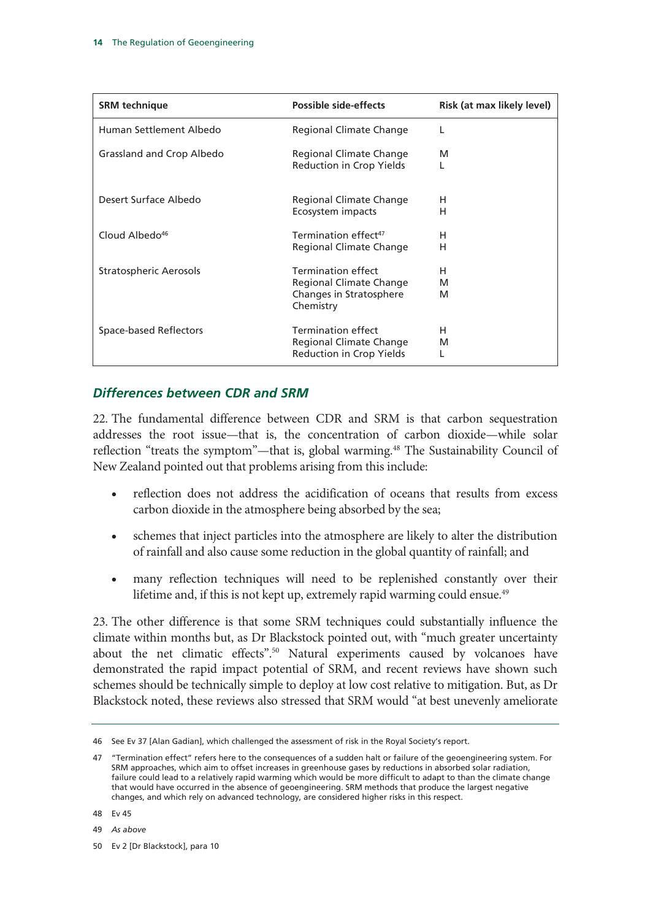| SRM technique | Possible side-effects | Risk (at max likely level) |
|---|---|---|
| Human Settlement Albedo | Regional Climate Change | L |
| Grassland and Crop Albedo | Regional Climate Change<br>Reduction in Crop Yields | M<br>L |
| Desert Surface Albedo | Regional Climate Change<br>Ecosystem impacts | H<br>H |
| Cloud Albedo[46] | Termination effect[47]<br>Regional Climate Change | H<br>H |
| Stratospheric Aerosols | Termination effect<br>Regional Climate Change<br>Changes in Stratosphere Chemistry | H<br>M<br>M |
| Space-based Reflectors | Termination effect<br>Regional Climate Change<br>Reduction in Crop Yields | H<br>M<br>L |

### *Differences between CDR and SRM*

22. The fundamental difference between CDR and SRM is that carbon sequestration addresses the root issue—that is, the concentration of carbon dioxide—while solar reflection "treats the symptom"—that is, global warming.[48] The Sustainability Council of New Zealand pointed out that problems arising from this include:

- reflection does not address the acidification of oceans that results from excess carbon dioxide in the atmosphere being absorbed by the sea;
- schemes that inject particles into the atmosphere are likely to alter the distribution of rainfall and also cause some reduction in the global quantity of rainfall; and
- many reflection techniques will need to be replenished constantly over their lifetime and, if this is not kept up, extremely rapid warming could ensue.[49]

23. The other difference is that some SRM techniques could substantially influence the climate within months but, as Dr Blackstock pointed out, with "much greater uncertainty about the net climatic effects".[50] Natural experiments caused by volcanoes have demonstrated the rapid impact potential of SRM, and recent reviews have shown such schemes should be technically simple to deploy at low cost relative to mitigation. But, as Dr Blackstock noted, these reviews also stressed that SRM would "at best unevenly ameliorate

---

46 See Ev 37 [Alan Gadian], which challenged the assessment of risk in the Royal Society's report.

47 "Termination effect" refers here to the consequences of a sudden halt or failure of the geoengineering system. For SRM approaches, which aim to offset increases in greenhouse gases by reductions in absorbed solar radiation, failure could lead to a relatively rapid warming which would be more difficult to adapt to than the climate change that would have occurred in the absence of geoengineering. SRM methods that produce the largest negative changes, and which rely on advanced technology, are considered higher risks in this respect.

48 Ev 45

49 *As above*

50 Ev 2 [Dr Blackstock], para 10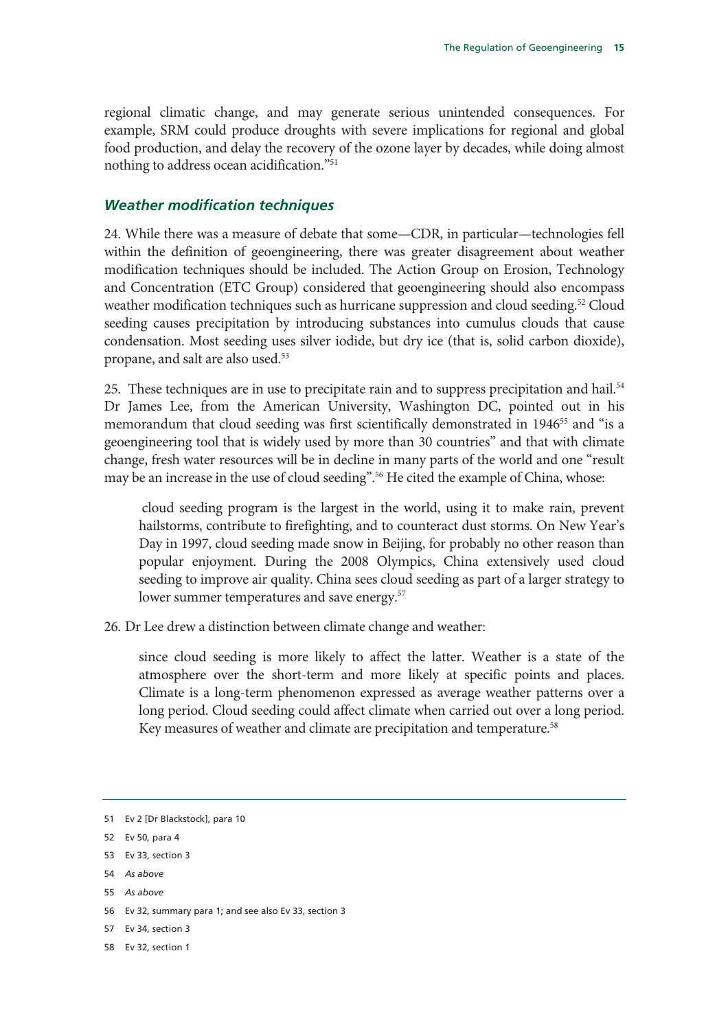regional climatic change, and may generate serious unintended consequences. For example, SRM could produce droughts with severe implications for regional and global food production, and delay the recovery of the ozone layer by decades, while doing almost nothing to address ocean acidification."[51]

### *Weather modification techniques*

24. While there was a measure of debate that some—CDR, in particular—technologies fell within the definition of geoengineering, there was greater disagreement about weather modification techniques should be included. The Action Group on Erosion, Technology and Concentration (ETC Group) considered that geoengineering should also encompass weather modification techniques such as hurricane suppression and cloud seeding.[52] Cloud seeding causes precipitation by introducing substances into cumulus clouds that cause condensation. Most seeding uses silver iodide, but dry ice (that is, solid carbon dioxide), propane, and salt are also used.[53]

25. These techniques are in use to precipitate rain and to suppress precipitation and hail.[54] Dr James Lee, from the American University, Washington DC, pointed out in his memorandum that cloud seeding was first scientifically demonstrated in 1946[55] and "is a geoengineering tool that is widely used by more than 30 countries" and that with climate change, fresh water resources will be in decline in many parts of the world and one "result may be an increase in the use of cloud seeding".[56] He cited the example of China, whose:

> cloud seeding program is the largest in the world, using it to make rain, prevent hailstorms, contribute to firefighting, and to counteract dust storms. On New Year's Day in 1997, cloud seeding made snow in Beijing, for probably no other reason than popular enjoyment. During the 2008 Olympics, China extensively used cloud seeding to improve air quality. China sees cloud seeding as part of a larger strategy to lower summer temperatures and save energy.[57]

26. Dr Lee drew a distinction between climate change and weather:

> since cloud seeding is more likely to affect the latter. Weather is a state of the atmosphere over the short-term and more likely at specific points and places. Climate is a long-term phenomenon expressed as average weather patterns over a long period. Cloud seeding could affect climate when carried out over a long period. Key measures of weather and climate are precipitation and temperature.[58]

---

51 Ev 2 [Dr Blackstock], para 10

52 Ev 50, para 4

53 Ev 33, section 3

54 *As above*

55 *As above*

56 Ev 32, summary para 1; and see also Ev 33, section 3

57 Ev 34, section 3

58 Ev 32, section 1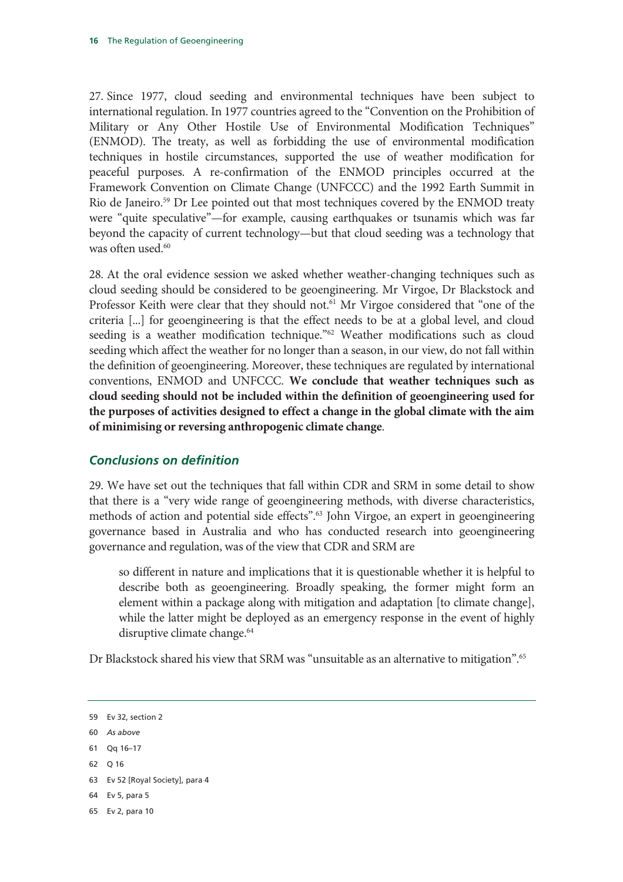27. Since 1977, cloud seeding and environmental techniques have been subject to international regulation. In 1977 countries agreed to the "Convention on the Prohibition of Military or Any Other Hostile Use of Environmental Modification Techniques" (ENMOD). The treaty, as well as forbidding the use of environmental modification techniques in hostile circumstances, supported the use of weather modification for peaceful purposes. A re-confirmation of the ENMOD principles occurred at the Framework Convention on Climate Change (UNFCCC) and the 1992 Earth Summit in Rio de Janeiro.[59] Dr Lee pointed out that most techniques covered by the ENMOD treaty were "quite speculative"—for example, causing earthquakes or tsunamis which was far beyond the capacity of current technology—but that cloud seeding was a technology that was often used.[60]

28. At the oral evidence session we asked whether weather-changing techniques such as cloud seeding should be considered to be geoengineering. Mr Virgoe, Dr Blackstock and Professor Keith were clear that they should not.[61] Mr Virgoe considered that "one of the criteria [...] for geoengineering is that the effect needs to be at a global level, and cloud seeding is a weather modification technique."[62] Weather modifications such as cloud seeding which affect the weather for no longer than a season, in our view, do not fall within the definition of geoengineering. Moreover, these techniques are regulated by international conventions, ENMOD and UNFCCC. **We conclude that weather techniques such as cloud seeding should not be included within the definition of geoengineering used for the purposes of activities designed to effect a change in the global climate with the aim of minimising or reversing anthropogenic climate change**.

### *Conclusions on definition*

29. We have set out the techniques that fall within CDR and SRM in some detail to show that there is a "very wide range of geoengineering methods, with diverse characteristics, methods of action and potential side effects".[63] John Virgoe, an expert in geoengineering governance based in Australia and who has conducted research into geoengineering governance and regulation, was of the view that CDR and SRM are

> so different in nature and implications that it is questionable whether it is helpful to describe both as geoengineering. Broadly speaking, the former might form an element within a package along with mitigation and adaptation [to climate change], while the latter might be deployed as an emergency response in the event of highly disruptive climate change.[64]

Dr Blackstock shared his view that SRM was "unsuitable as an alternative to mitigation".[65]

---

59 Ev 32, section 2

60 *As above*

61 Qq 16–17

62 Q 16

63 Ev 52 [Royal Society], para 4

64 Ev 5, para 5

65 Ev 2, para 10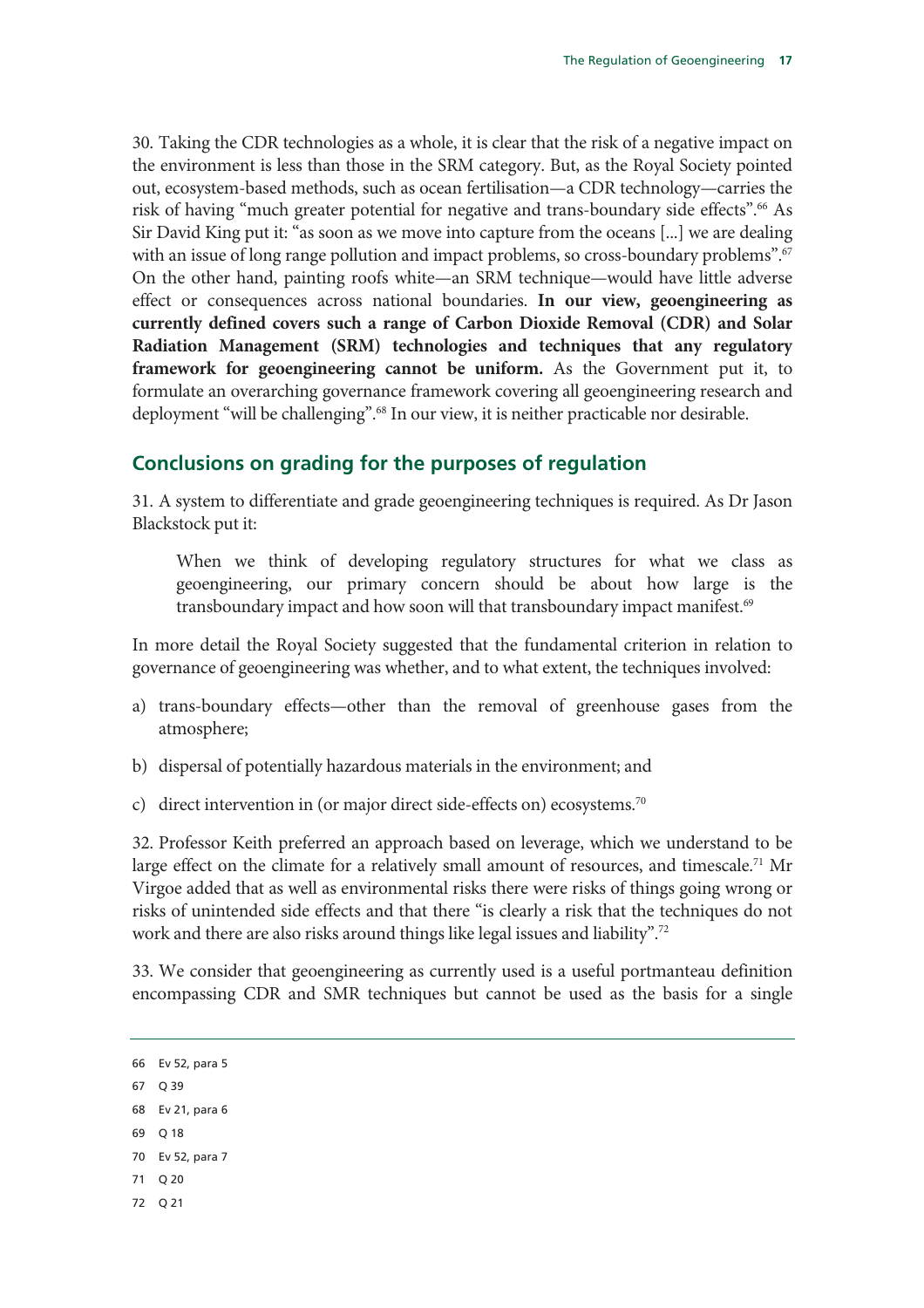30. Taking the CDR technologies as a whole, it is clear that the risk of a negative impact on the environment is less than those in the SRM category. But, as the Royal Society pointed out, ecosystem-based methods, such as ocean fertilisation—a CDR technology—carries the risk of having "much greater potential for negative and trans-boundary side effects".[66] As Sir David King put it: "as soon as we move into capture from the oceans [...] we are dealing with an issue of long range pollution and impact problems, so cross-boundary problems".[67] On the other hand, painting roofs white—an SRM technique—would have little adverse effect or consequences across national boundaries. **In our view, geoengineering as currently defined covers such a range of Carbon Dioxide Removal (CDR) and Solar Radiation Management (SRM) technologies and techniques that any regulatory framework for geoengineering cannot be uniform.** As the Government put it, to formulate an overarching governance framework covering all geoengineering research and deployment "will be challenging".[68] In our view, it is neither practicable nor desirable.

## Conclusions on grading for the purposes of regulation

31. A system to differentiate and grade geoengineering techniques is required. As Dr Jason Blackstock put it:

> When we think of developing regulatory structures for what we class as geoengineering, our primary concern should be about how large is the transboundary impact and how soon will that transboundary impact manifest.[69]

In more detail the Royal Society suggested that the fundamental criterion in relation to governance of geoengineering was whether, and to what extent, the techniques involved:

a) trans-boundary effects—other than the removal of greenhouse gases from the atmosphere;

b) dispersal of potentially hazardous materials in the environment; and

c) direct intervention in (or major direct side-effects on) ecosystems.[70]

32. Professor Keith preferred an approach based on leverage, which we understand to be large effect on the climate for a relatively small amount of resources, and timescale.[71] Mr Virgoe added that as well as environmental risks there were risks of things going wrong or risks of unintended side effects and that there "is clearly a risk that the techniques do not work and there are also risks around things like legal issues and liability".[72]

33. We consider that geoengineering as currently used is a useful portmanteau definition encompassing CDR and SMR techniques but cannot be used as the basis for a single

---

66 Ev 52, para 5

67 Q 39

68 Ev 21, para 6

69 Q 18

70 Ev 52, para 7

71 Q 20

72 Q 21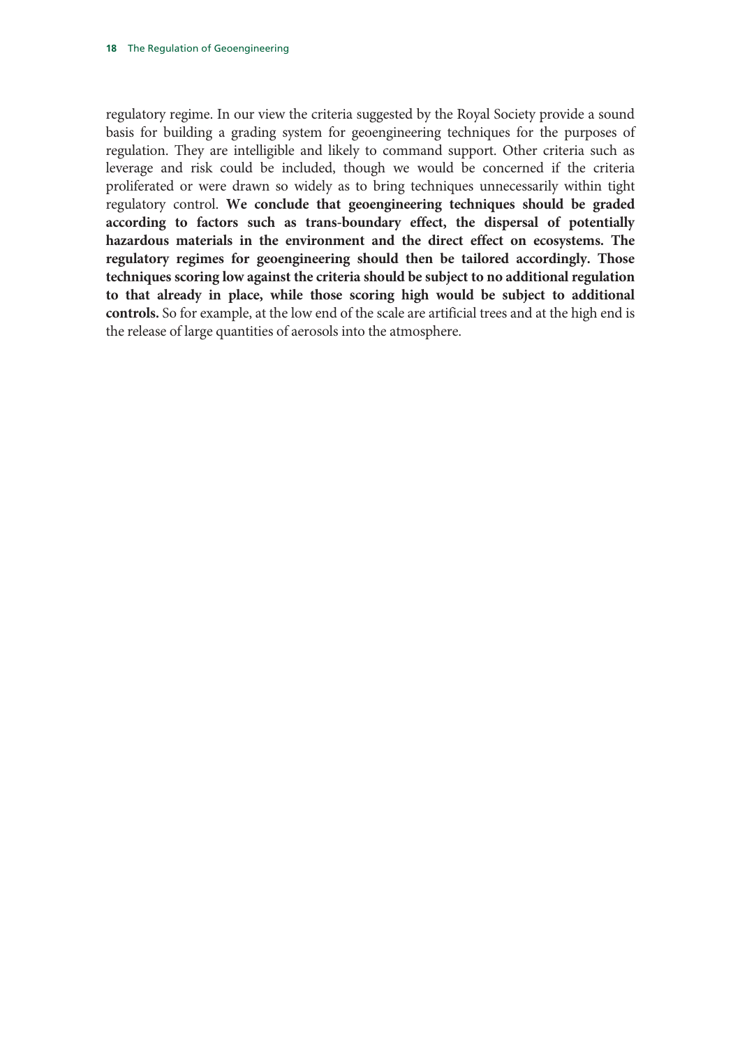regulatory regime. In our view the criteria suggested by the Royal Society provide a sound basis for building a grading system for geoengineering techniques for the purposes of regulation. They are intelligible and likely to command support. Other criteria such as leverage and risk could be included, though we would be concerned if the criteria proliferated or were drawn so widely as to bring techniques unnecessarily within tight regulatory control. **We conclude that geoengineering techniques should be graded according to factors such as trans-boundary effect, the dispersal of potentially hazardous materials in the environment and the direct effect on ecosystems. The regulatory regimes for geoengineering should then be tailored accordingly. Those techniques scoring low against the criteria should be subject to no additional regulation to that already in place, while those scoring high would be subject to additional controls.** So for example, at the low end of the scale are artificial trees and at the high end is the release of large quantities of aerosols into the atmosphere.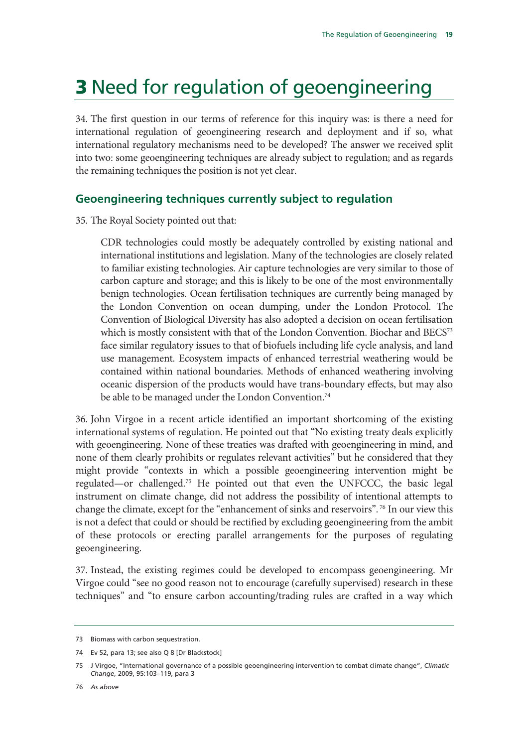# 3 Need for regulation of geoengineering

34. The first question in our terms of reference for this inquiry was: is there a need for international regulation of geoengineering research and deployment and if so, what international regulatory mechanisms need to be developed? The answer we received split into two: some geoengineering techniques are already subject to regulation; and as regards the remaining techniques the position is not yet clear.

## Geoengineering techniques currently subject to regulation

35. The Royal Society pointed out that:

> CDR technologies could mostly be adequately controlled by existing national and international institutions and legislation. Many of the technologies are closely related to familiar existing technologies. Air capture technologies are very similar to those of carbon capture and storage; and this is likely to be one of the most environmentally benign technologies. Ocean fertilisation techniques are currently being managed by the London Convention on ocean dumping, under the London Protocol. The Convention of Biological Diversity has also adopted a decision on ocean fertilisation which is mostly consistent with that of the London Convention. Biochar and BECS[73] face similar regulatory issues to that of biofuels including life cycle analysis, and land use management. Ecosystem impacts of enhanced terrestrial weathering would be contained within national boundaries. Methods of enhanced weathering involving oceanic dispersion of the products would have trans-boundary effects, but may also be able to be managed under the London Convention.[74]

36. John Virgoe in a recent article identified an important shortcoming of the existing international systems of regulation. He pointed out that "No existing treaty deals explicitly with geoengineering. None of these treaties was drafted with geoengineering in mind, and none of them clearly prohibits or regulates relevant activities" but he considered that they might provide "contexts in which a possible geoengineering intervention might be regulated—or challenged.[75] He pointed out that even the UNFCCC, the basic legal instrument on climate change, did not address the possibility of intentional attempts to change the climate, except for the "enhancement of sinks and reservoirs".[76] In our view this is not a defect that could or should be rectified by excluding geoengineering from the ambit of these protocols or erecting parallel arrangements for the purposes of regulating geoengineering.

37. Instead, the existing regimes could be developed to encompass geoengineering. Mr Virgoe could "see no good reason not to encourage (carefully supervised) research in these techniques" and "to ensure carbon accounting/trading rules are crafted in a way which

---

73 Biomass with carbon sequestration.

74 Ev 52, para 13; see also Q 8 [Dr Blackstock]

75 J Virgoe, "International governance of a possible geoengineering intervention to combat climate change", *Climatic Change*, 2009, 95:103–119, para 3

76 *As above*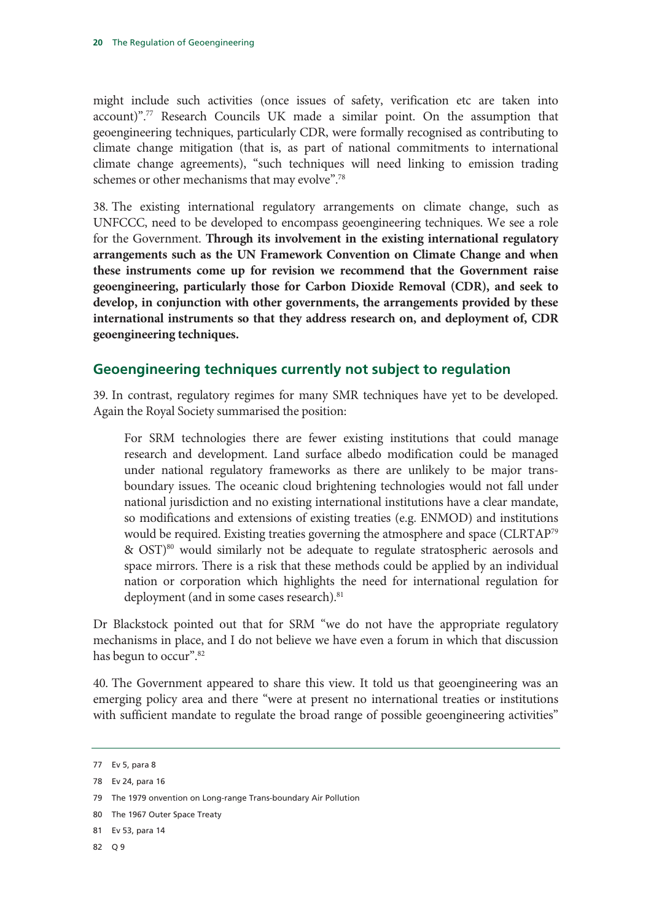might include such activities (once issues of safety, verification etc are taken into account)".[77] Research Councils UK made a similar point. On the assumption that geoengineering techniques, particularly CDR, were formally recognised as contributing to climate change mitigation (that is, as part of national commitments to international climate change agreements), "such techniques will need linking to emission trading schemes or other mechanisms that may evolve".[78]

38. The existing international regulatory arrangements on climate change, such as UNFCCC, need to be developed to encompass geoengineering techniques. We see a role for the Government. **Through its involvement in the existing international regulatory arrangements such as the UN Framework Convention on Climate Change and when these instruments come up for revision we recommend that the Government raise geoengineering, particularly those for Carbon Dioxide Removal (CDR), and seek to develop, in conjunction with other governments, the arrangements provided by these international instruments so that they address research on, and deployment of, CDR geoengineering techniques.**

## Geoengineering techniques currently not subject to regulation

39. In contrast, regulatory regimes for many SMR techniques have yet to be developed. Again the Royal Society summarised the position:

> For SRM technologies there are fewer existing institutions that could manage research and development. Land surface albedo modification could be managed under national regulatory frameworks as there are unlikely to be major trans-boundary issues. The oceanic cloud brightening technologies would not fall under national jurisdiction and no existing international institutions have a clear mandate, so modifications and extensions of existing treaties (e.g. ENMOD) and institutions would be required. Existing treaties governing the atmosphere and space (CLRTAP[79] & OST)[80] would similarly not be adequate to regulate stratospheric aerosols and space mirrors. There is a risk that these methods could be applied by an individual nation or corporation which highlights the need for international regulation for deployment (and in some cases research).[81]

Dr Blackstock pointed out that for SRM "we do not have the appropriate regulatory mechanisms in place, and I do not believe we have even a forum in which that discussion has begun to occur".[82]

40. The Government appeared to share this view. It told us that geoengineering was an emerging policy area and there "were at present no international treaties or institutions with sufficient mandate to regulate the broad range of possible geoengineering activities"

---

77 Ev 5, para 8

78 Ev 24, para 16

79 The 1979 onvention on Long-range Trans-boundary Air Pollution

80 The 1967 Outer Space Treaty

81 Ev 53, para 14

82 Q 9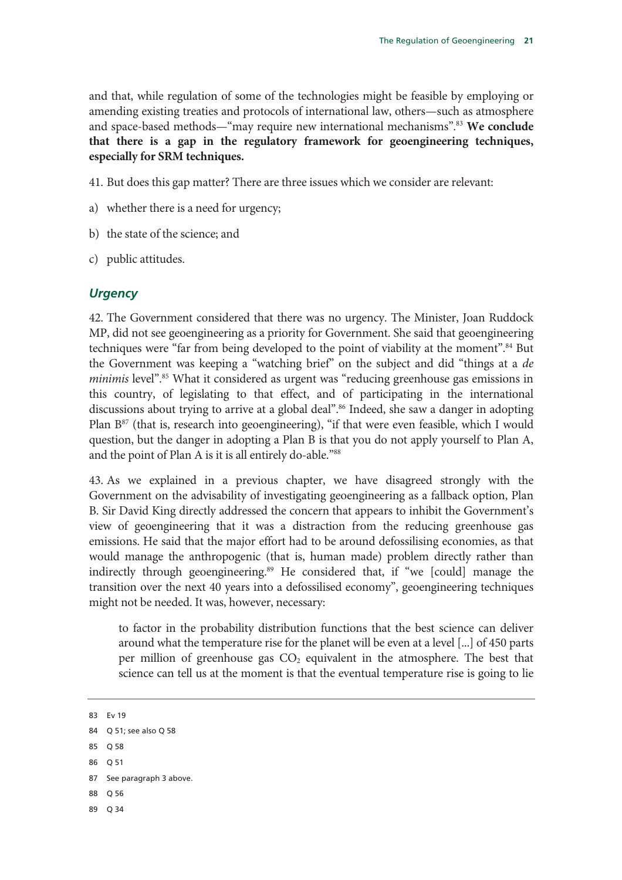and that, while regulation of some of the technologies might be feasible by employing or amending existing treaties and protocols of international law, others—such as atmosphere and space-based methods—"may require new international mechanisms".[83] **We conclude that there is a gap in the regulatory framework for geoengineering techniques, especially for SRM techniques.**

41. But does this gap matter? There are three issues which we consider are relevant:

a) whether there is a need for urgency;

b) the state of the science; and

c) public attitudes.

### *Urgency*

42. The Government considered that there was no urgency. The Minister, Joan Ruddock MP, did not see geoengineering as a priority for Government. She said that geoengineering techniques were "far from being developed to the point of viability at the moment".[84] But the Government was keeping a "watching brief" on the subject and did "things at a *de minimis* level".[85] What it considered as urgent was "reducing greenhouse gas emissions in this country, of legislating to that effect, and of participating in the international discussions about trying to arrive at a global deal".[86] Indeed, she saw a danger in adopting Plan B[87] (that is, research into geoengineering), "if that were even feasible, which I would question, but the danger in adopting a Plan B is that you do not apply yourself to Plan A, and the point of Plan A is it is all entirely do-able."[88]

43. As we explained in a previous chapter, we have disagreed strongly with the Government on the advisability of investigating geoengineering as a fallback option, Plan B. Sir David King directly addressed the concern that appears to inhibit the Government's view of geoengineering that it was a distraction from the reducing greenhouse gas emissions. He said that the major effort had to be around defossilising economies, as that would manage the anthropogenic (that is, human made) problem directly rather than indirectly through geoengineering.[89] He considered that, if "we [could] manage the transition over the next 40 years into a defossilised economy", geoengineering techniques might not be needed. It was, however, necessary:

> to factor in the probability distribution functions that the best science can deliver around what the temperature rise for the planet will be even at a level [...] of 450 parts per million of greenhouse gas $CO_2$ equivalent in the atmosphere. The best that science can tell us at the moment is that the eventual temperature rise is going to lie

83 Ev 19

84 Q 51; see also Q 58

85 Q 58

86 Q 51

87 See paragraph 3 above.

88 Q 56

89 Q 34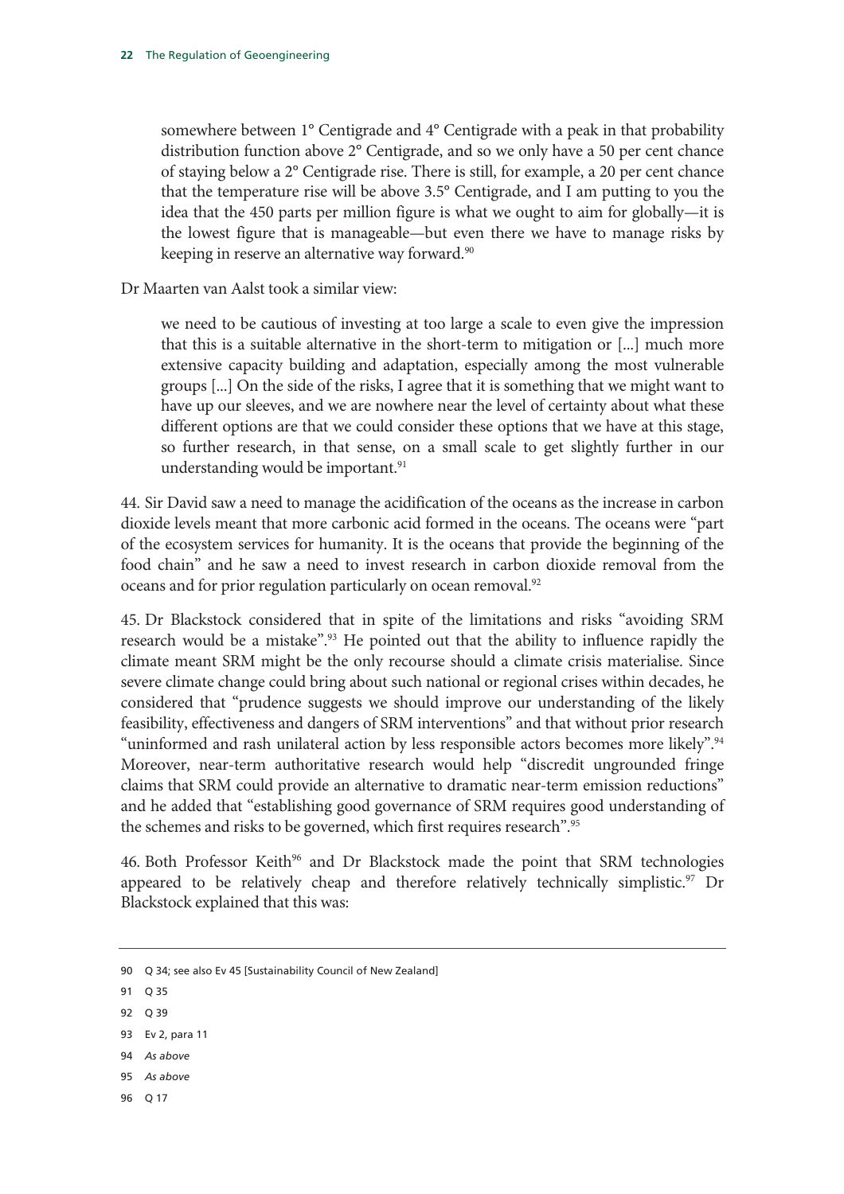> somewhere between 1° Centigrade and 4° Centigrade with a peak in that probability distribution function above 2° Centigrade, and so we only have a 50 per cent chance of staying below a 2° Centigrade rise. There is still, for example, a 20 per cent chance that the temperature rise will be above 3.5° Centigrade, and I am putting to you the idea that the 450 parts per million figure is what we ought to aim for globally—it is the lowest figure that is manageable—but even there we have to manage risks by keeping in reserve an alternative way forward.[90]

Dr Maarten van Aalst took a similar view:

> we need to be cautious of investing at too large a scale to even give the impression that this is a suitable alternative in the short-term to mitigation or [...] much more extensive capacity building and adaptation, especially among the most vulnerable groups [...] On the side of the risks, I agree that it is something that we might want to have up our sleeves, and we are nowhere near the level of certainty about what these different options are that we could consider these options that we have at this stage, so further research, in that sense, on a small scale to get slightly further in our understanding would be important.[91]

44. Sir David saw a need to manage the acidification of the oceans as the increase in carbon dioxide levels meant that more carbonic acid formed in the oceans. The oceans were "part of the ecosystem services for humanity. It is the oceans that provide the beginning of the food chain" and he saw a need to invest research in carbon dioxide removal from the oceans and for prior regulation particularly on ocean removal.[92]

45. Dr Blackstock considered that in spite of the limitations and risks "avoiding SRM research would be a mistake".[93] He pointed out that the ability to influence rapidly the climate meant SRM might be the only recourse should a climate crisis materialise. Since severe climate change could bring about such national or regional crises within decades, he considered that "prudence suggests we should improve our understanding of the likely feasibility, effectiveness and dangers of SRM interventions" and that without prior research "uninformed and rash unilateral action by less responsible actors becomes more likely".[94] Moreover, near-term authoritative research would help "discredit ungrounded fringe claims that SRM could provide an alternative to dramatic near-term emission reductions" and he added that "establishing good governance of SRM requires good understanding of the schemes and risks to be governed, which first requires research".[95]

46. Both Professor Keith[96] and Dr Blackstock made the point that SRM technologies appeared to be relatively cheap and therefore relatively technically simplistic.[97] Dr Blackstock explained that this was:

---

90 Q 34; see also Ev 45 [Sustainability Council of New Zealand]

91 Q 35

92 Q 39

93 Ev 2, para 11

94 *As above*

95 *As above*

96 Q 17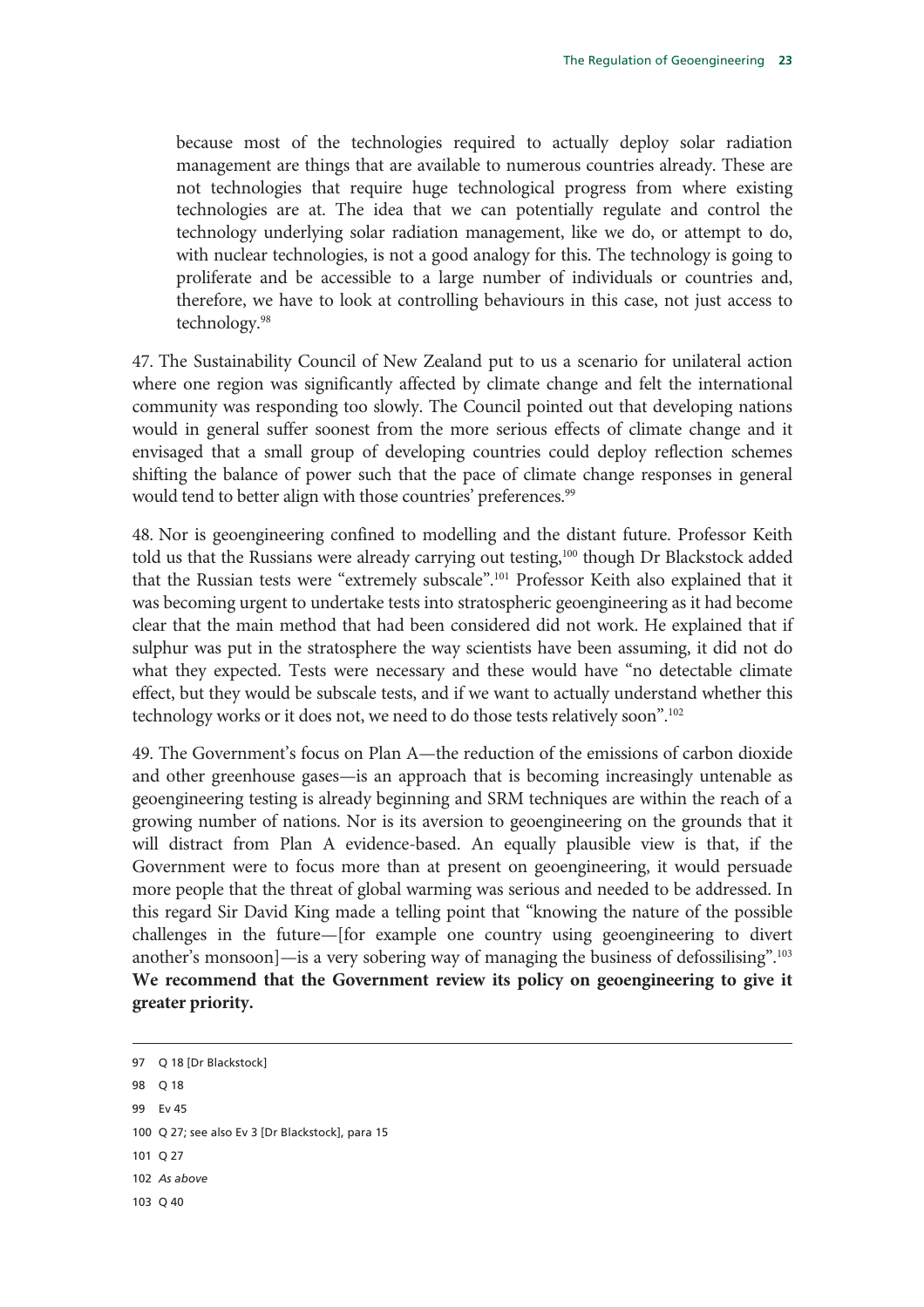> because most of the technologies required to actually deploy solar radiation management are things that are available to numerous countries already. These are not technologies that require huge technological progress from where existing technologies are at. The idea that we can potentially regulate and control the technology underlying solar radiation management, like we do, or attempt to do, with nuclear technologies, is not a good analogy for this. The technology is going to proliferate and be accessible to a large number of individuals or countries and, therefore, we have to look at controlling behaviours in this case, not just access to technology.[98]

47. The Sustainability Council of New Zealand put to us a scenario for unilateral action where one region was significantly affected by climate change and felt the international community was responding too slowly. The Council pointed out that developing nations would in general suffer soonest from the more serious effects of climate change and it envisaged that a small group of developing countries could deploy reflection schemes shifting the balance of power such that the pace of climate change responses in general would tend to better align with those countries' preferences.[99]

48. Nor is geoengineering confined to modelling and the distant future. Professor Keith told us that the Russians were already carrying out testing,[100] though Dr Blackstock added that the Russian tests were "extremely subscale".[101] Professor Keith also explained that it was becoming urgent to undertake tests into stratospheric geoengineering as it had become clear that the main method that had been considered did not work. He explained that if sulphur was put in the stratosphere the way scientists have been assuming, it did not do what they expected. Tests were necessary and these would have "no detectable climate effect, but they would be subscale tests, and if we want to actually understand whether this technology works or it does not, we need to do those tests relatively soon".[102]

49. The Government's focus on Plan A—the reduction of the emissions of carbon dioxide and other greenhouse gases—is an approach that is becoming increasingly untenable as geoengineering testing is already beginning and SRM techniques are within the reach of a growing number of nations. Nor is its aversion to geoengineering on the grounds that it will distract from Plan A evidence-based. An equally plausible view is that, if the Government were to focus more than at present on geoengineering, it would persuade more people that the threat of global warming was serious and needed to be addressed. In this regard Sir David King made a telling point that "knowing the nature of the possible challenges in the future—[for example one country using geoengineering to divert another's monsoon]—is a very sobering way of managing the business of defossilising".[103] **We recommend that the Government review its policy on geoengineering to give it greater priority.**

---

97 Q 18 [Dr Blackstock]

98 Q 18

99 Ev 45

100 Q 27; see also Ev 3 [Dr Blackstock], para 15

101 Q 27

102 *As above*

103 Q 40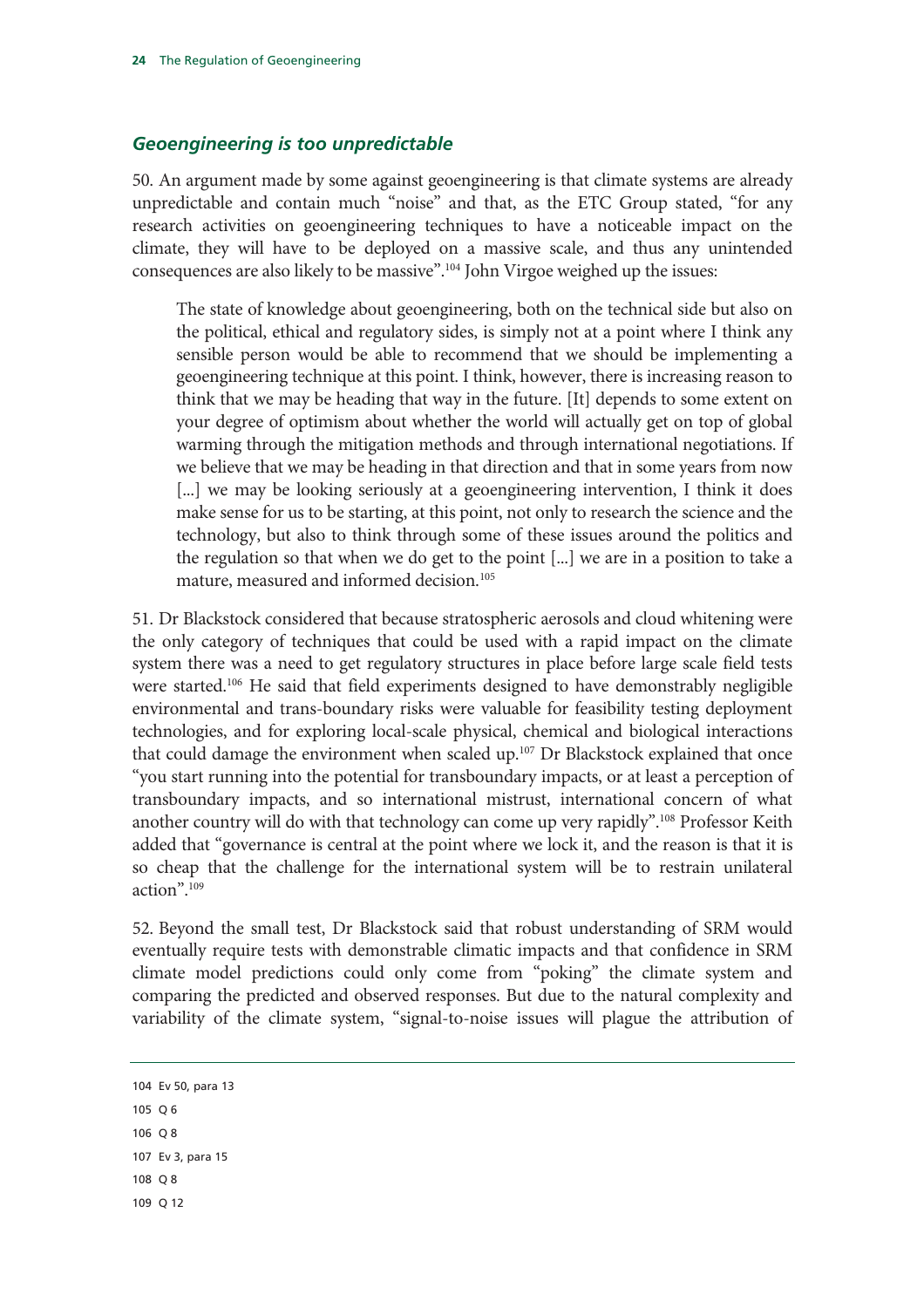### *Geoengineering is too unpredictable*

50. An argument made by some against geoengineering is that climate systems are already unpredictable and contain much "noise" and that, as the ETC Group stated, "for any research activities on geoengineering techniques to have a noticeable impact on the climate, they will have to be deployed on a massive scale, and thus any unintended consequences are also likely to be massive".[104] John Virgoe weighed up the issues:

> The state of knowledge about geoengineering, both on the technical side but also on the political, ethical and regulatory sides, is simply not at a point where I think any sensible person would be able to recommend that we should be implementing a geoengineering technique at this point. I think, however, there is increasing reason to think that we may be heading that way in the future. [It] depends to some extent on your degree of optimism about whether the world will actually get on top of global warming through the mitigation methods and through international negotiations. If we believe that we may be heading in that direction and that in some years from now [...] we may be looking seriously at a geoengineering intervention, I think it does make sense for us to be starting, at this point, not only to research the science and the technology, but also to think through some of these issues around the politics and the regulation so that when we do get to the point [...] we are in a position to take a mature, measured and informed decision.[105]

51. Dr Blackstock considered that because stratospheric aerosols and cloud whitening were the only category of techniques that could be used with a rapid impact on the climate system there was a need to get regulatory structures in place before large scale field tests were started.[106] He said that field experiments designed to have demonstrably negligible environmental and trans-boundary risks were valuable for feasibility testing deployment technologies, and for exploring local-scale physical, chemical and biological interactions that could damage the environment when scaled up.[107] Dr Blackstock explained that once "you start running into the potential for transboundary impacts, or at least a perception of transboundary impacts, and so international mistrust, international concern of what another country will do with that technology can come up very rapidly".[108] Professor Keith added that "governance is central at the point where we lock it, and the reason is that it is so cheap that the challenge for the international system will be to restrain unilateral action".[109]

52. Beyond the small test, Dr Blackstock said that robust understanding of SRM would eventually require tests with demonstrable climatic impacts and that confidence in SRM climate model predictions could only come from "poking" the climate system and comparing the predicted and observed responses. But due to the natural complexity and variability of the climate system, "signal-to-noise issues will plague the attribution of

---

104 Ev 50, para 13

105 Q 6

106 Q 8

107 Ev 3, para 15

108 Q 8

109 Q 12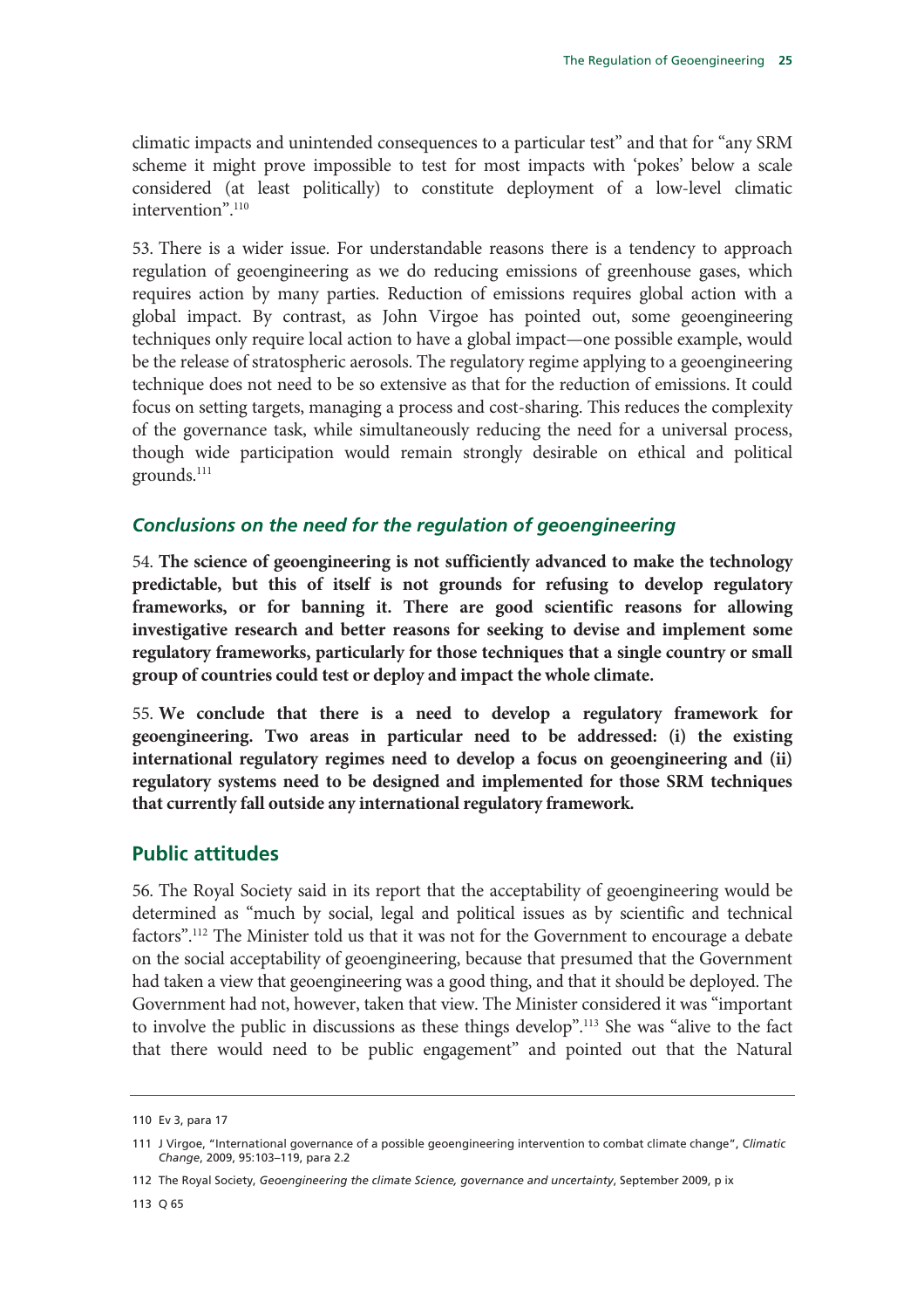climatic impacts and unintended consequences to a particular test" and that for "any SRM scheme it might prove impossible to test for most impacts with 'pokes' below a scale considered (at least politically) to constitute deployment of a low-level climatic intervention".[110]

53. There is a wider issue. For understandable reasons there is a tendency to approach regulation of geoengineering as we do reducing emissions of greenhouse gases, which requires action by many parties. Reduction of emissions requires global action with a global impact. By contrast, as John Virgoe has pointed out, some geoengineering techniques only require local action to have a global impact—one possible example, would be the release of stratospheric aerosols. The regulatory regime applying to a geoengineering technique does not need to be so extensive as that for the reduction of emissions. It could focus on setting targets, managing a process and cost-sharing. This reduces the complexity of the governance task, while simultaneously reducing the need for a universal process, though wide participation would remain strongly desirable on ethical and political grounds.[111]

### *Conclusions on the need for the regulation of geoengineering*

54. **The science of geoengineering is not sufficiently advanced to make the technology predictable, but this of itself is not grounds for refusing to develop regulatory frameworks, or for banning it. There are good scientific reasons for allowing investigative research and better reasons for seeking to devise and implement some regulatory frameworks, particularly for those techniques that a single country or small group of countries could test or deploy and impact the whole climate.**

55. **We conclude that there is a need to develop a regulatory framework for geoengineering. Two areas in particular need to be addressed: (i) the existing international regulatory regimes need to develop a focus on geoengineering and (ii) regulatory systems need to be designed and implemented for those SRM techniques that currently fall outside any international regulatory framework.**

## Public attitudes

56. The Royal Society said in its report that the acceptability of geoengineering would be determined as "much by social, legal and political issues as by scientific and technical factors".[112] The Minister told us that it was not for the Government to encourage a debate on the social acceptability of geoengineering, because that presumed that the Government had taken a view that geoengineering was a good thing, and that it should be deployed. The Government had not, however, taken that view. The Minister considered it was "important to involve the public in discussions as these things develop".[113] She was "alive to the fact that there would need to be public engagement" and pointed out that the Natural

---

110 Ev 3, para 17

111 J Virgoe, "International governance of a possible geoengineering intervention to combat climate change", *Climatic Change*, 2009, 95:103–119, para 2.2

112 The Royal Society, *Geoengineering the climate Science, governance and uncertainty*, September 2009, p ix

113 Q 65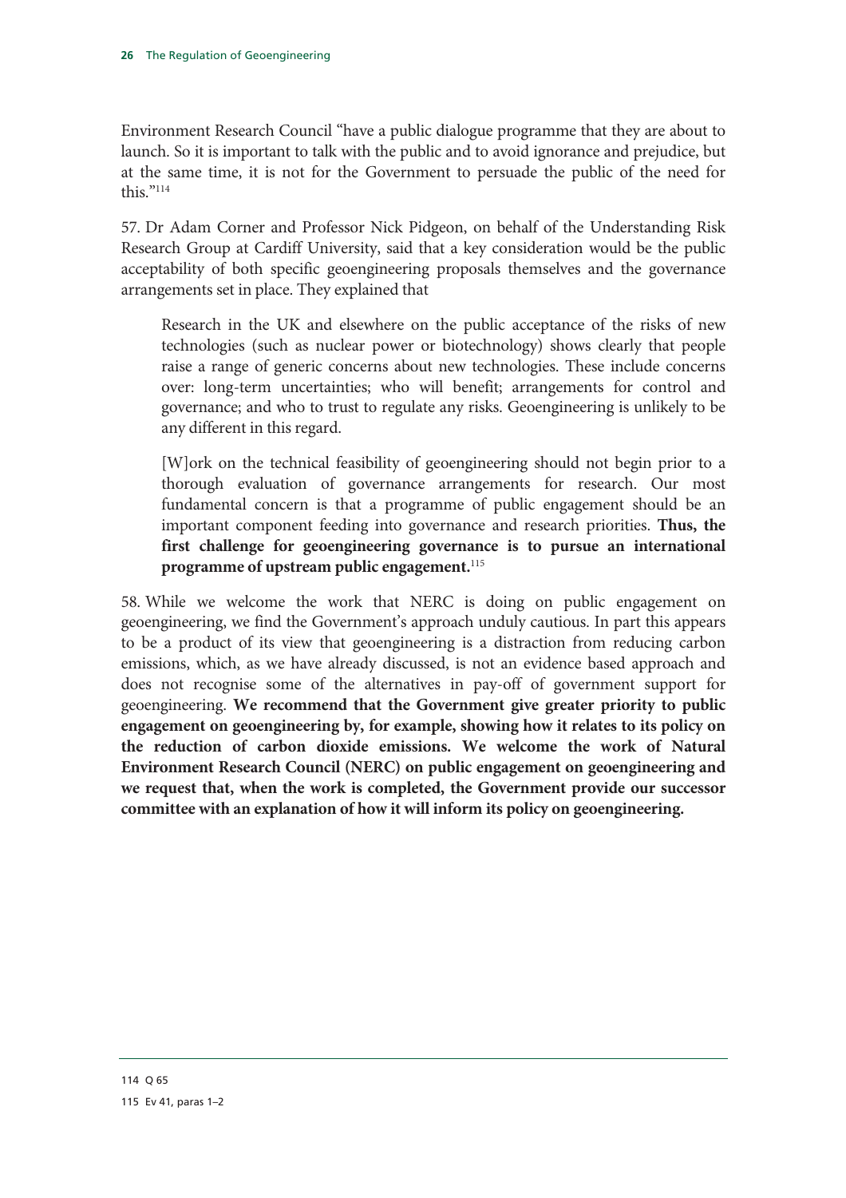Environment Research Council "have a public dialogue programme that they are about to launch. So it is important to talk with the public and to avoid ignorance and prejudice, but at the same time, it is not for the Government to persuade the public of the need for this."[114]

57. Dr Adam Corner and Professor Nick Pidgeon, on behalf of the Understanding Risk Research Group at Cardiff University, said that a key consideration would be the public acceptability of both specific geoengineering proposals themselves and the governance arrangements set in place. They explained that

> Research in the UK and elsewhere on the public acceptance of the risks of new technologies (such as nuclear power or biotechnology) shows clearly that people raise a range of generic concerns about new technologies. These include concerns over: long-term uncertainties; who will benefit; arrangements for control and governance; and who to trust to regulate any risks. Geoengineering is unlikely to be any different in this regard.
>
> [W]ork on the technical feasibility of geoengineering should not begin prior to a thorough evaluation of governance arrangements for research. Our most fundamental concern is that a programme of public engagement should be an important component feeding into governance and research priorities. **Thus, the first challenge for geoengineering governance is to pursue an international programme of upstream public engagement.**[115]

58. While we welcome the work that NERC is doing on public engagement on geoengineering, we find the Government's approach unduly cautious. In part this appears to be a product of its view that geoengineering is a distraction from reducing carbon emissions, which, as we have already discussed, is not an evidence based approach and does not recognise some of the alternatives in pay-off of government support for geoengineering. **We recommend that the Government give greater priority to public engagement on geoengineering by, for example, showing how it relates to its policy on the reduction of carbon dioxide emissions. We welcome the work of Natural Environment Research Council (NERC) on public engagement on geoengineering and we request that, when the work is completed, the Government provide our successor committee with an explanation of how it will inform its policy on geoengineering.**

---

114 Q 65

115 Ev 41, paras 1–2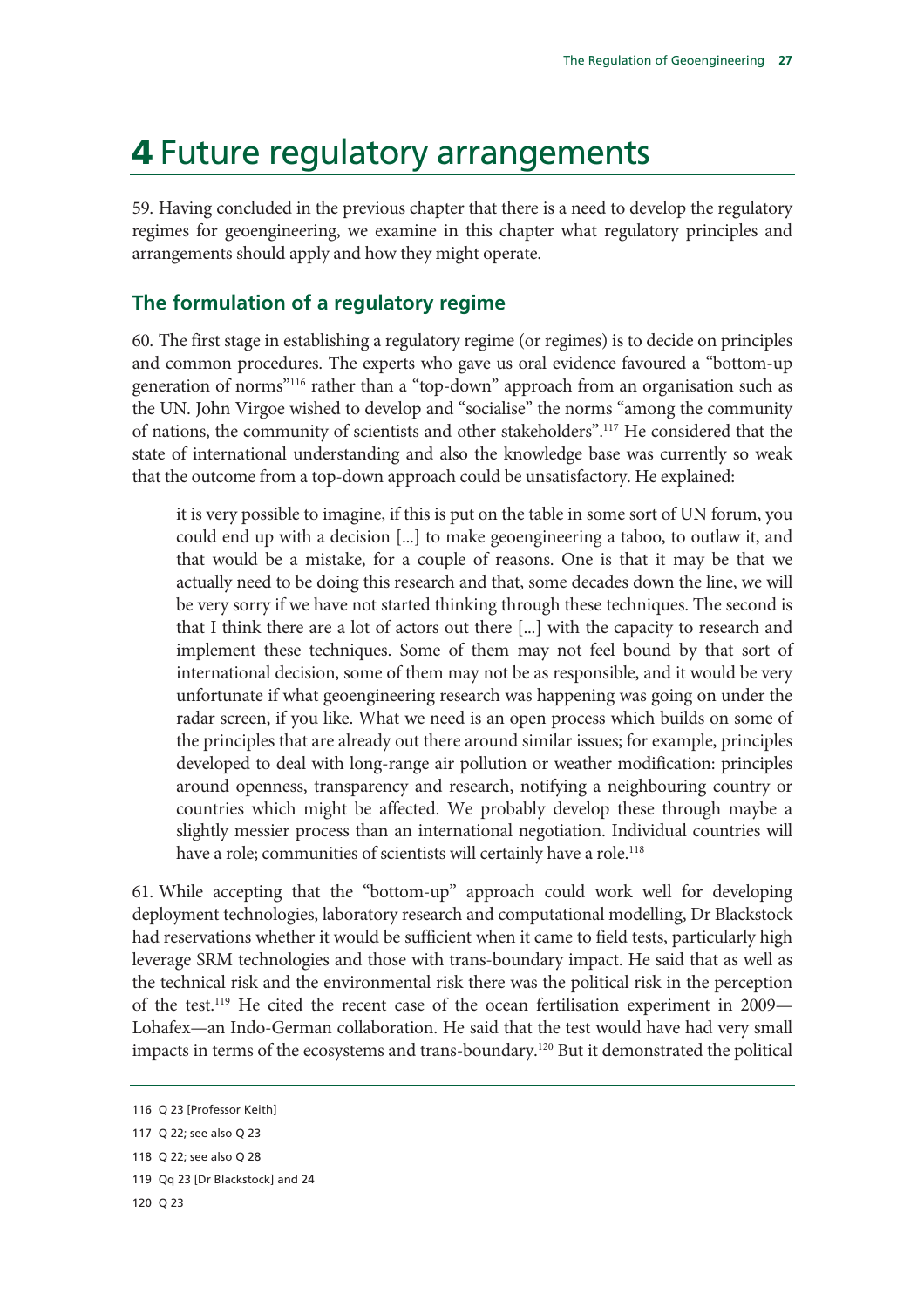# 4 Future regulatory arrangements

59. Having concluded in the previous chapter that there is a need to develop the regulatory regimes for geoengineering, we examine in this chapter what regulatory principles and arrangements should apply and how they might operate.

## The formulation of a regulatory regime

60. The first stage in establishing a regulatory regime (or regimes) is to decide on principles and common procedures. The experts who gave us oral evidence favoured a "bottom-up generation of norms"[116] rather than a "top-down" approach from an organisation such as the UN. John Virgoe wished to develop and "socialise" the norms "among the community of nations, the community of scientists and other stakeholders".[117] He considered that the state of international understanding and also the knowledge base was currently so weak that the outcome from a top-down approach could be unsatisfactory. He explained:

> it is very possible to imagine, if this is put on the table in some sort of UN forum, you could end up with a decision [...] to make geoengineering a taboo, to outlaw it, and that would be a mistake, for a couple of reasons. One is that it may be that we actually need to be doing this research and that, some decades down the line, we will be very sorry if we have not started thinking through these techniques. The second is that I think there are a lot of actors out there [...] with the capacity to research and implement these techniques. Some of them may not feel bound by that sort of international decision, some of them may not be as responsible, and it would be very unfortunate if what geoengineering research was happening was going on under the radar screen, if you like. What we need is an open process which builds on some of the principles that are already out there around similar issues; for example, principles developed to deal with long-range air pollution or weather modification: principles around openness, transparency and research, notifying a neighbouring country or countries which might be affected. We probably develop these through maybe a slightly messier process than an international negotiation. Individual countries will have a role; communities of scientists will certainly have a role.[118]

61. While accepting that the "bottom-up" approach could work well for developing deployment technologies, laboratory research and computational modelling, Dr Blackstock had reservations whether it would be sufficient when it came to field tests, particularly high leverage SRM technologies and those with trans-boundary impact. He said that as well as the technical risk and the environmental risk there was the political risk in the perception of the test.[119] He cited the recent case of the ocean fertilisation experiment in 2009—Lohafex—an Indo-German collaboration. He said that the test would have had very small impacts in terms of the ecosystems and trans-boundary.[120] But it demonstrated the political

---

116 Q 23 [Professor Keith]

117 Q 22; see also Q 23

118 Q 22; see also Q 28

119 Qq 23 [Dr Blackstock] and 24

120 Q 23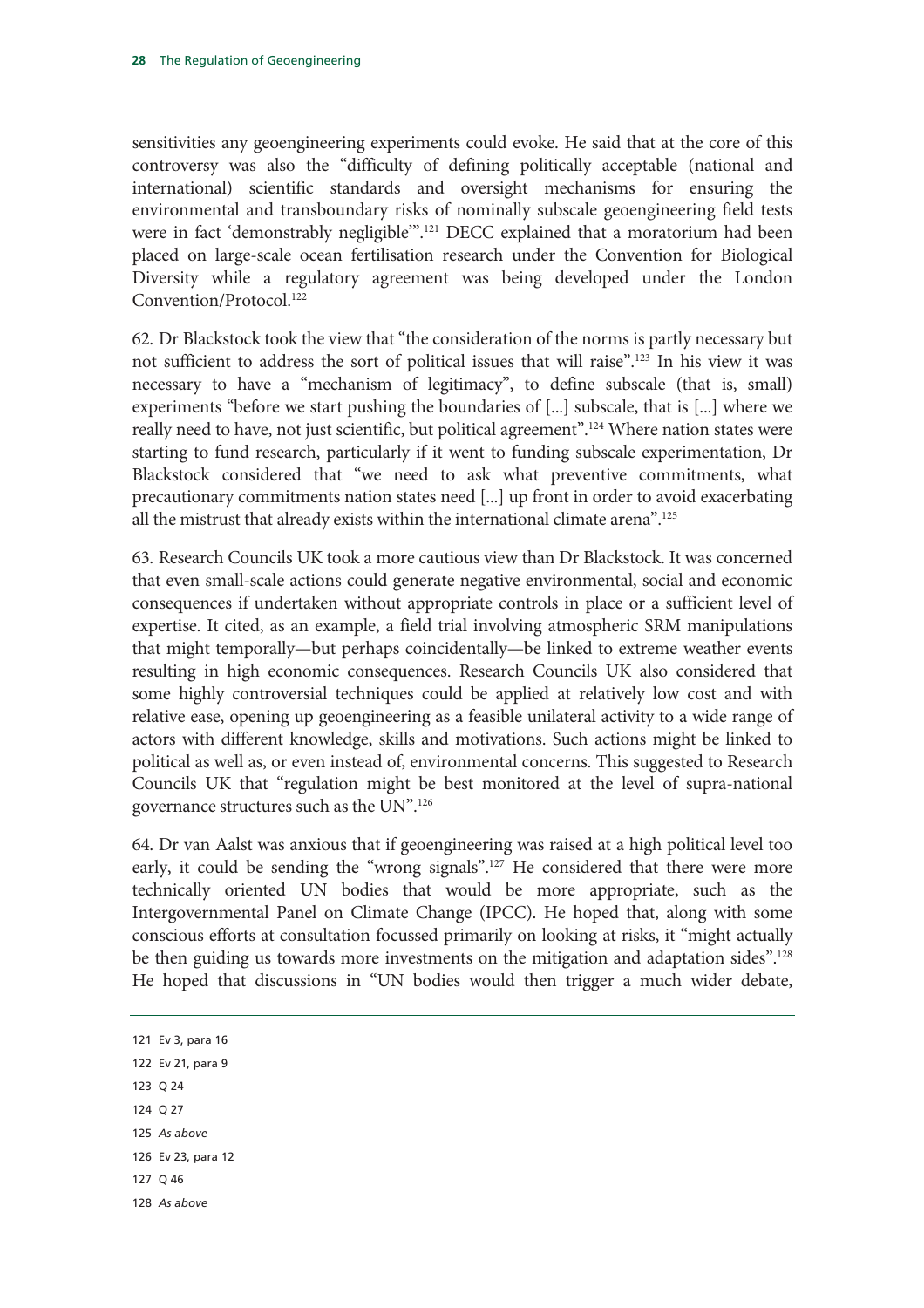sensitivities any geoengineering experiments could evoke. He said that at the core of this controversy was also the "difficulty of defining politically acceptable (national and international) scientific standards and oversight mechanisms for ensuring the environmental and transboundary risks of nominally subscale geoengineering field tests were in fact 'demonstrably negligible'".[121] DECC explained that a moratorium had been placed on large-scale ocean fertilisation research under the Convention for Biological Diversity while a regulatory agreement was being developed under the London Convention/Protocol.[122]

62. Dr Blackstock took the view that "the consideration of the norms is partly necessary but not sufficient to address the sort of political issues that will raise".[123] In his view it was necessary to have a "mechanism of legitimacy", to define subscale (that is, small) experiments "before we start pushing the boundaries of [...] subscale, that is [...] where we really need to have, not just scientific, but political agreement".[124] Where nation states were starting to fund research, particularly if it went to funding subscale experimentation, Dr Blackstock considered that "we need to ask what preventive commitments, what precautionary commitments nation states need [...] up front in order to avoid exacerbating all the mistrust that already exists within the international climate arena".[125]

63. Research Councils UK took a more cautious view than Dr Blackstock. It was concerned that even small-scale actions could generate negative environmental, social and economic consequences if undertaken without appropriate controls in place or a sufficient level of expertise. It cited, as an example, a field trial involving atmospheric SRM manipulations that might temporally—but perhaps coincidentally—be linked to extreme weather events resulting in high economic consequences. Research Councils UK also considered that some highly controversial techniques could be applied at relatively low cost and with relative ease, opening up geoengineering as a feasible unilateral activity to a wide range of actors with different knowledge, skills and motivations. Such actions might be linked to political as well as, or even instead of, environmental concerns. This suggested to Research Councils UK that "regulation might be best monitored at the level of supra-national governance structures such as the UN".[126]

64. Dr van Aalst was anxious that if geoengineering was raised at a high political level too early, it could be sending the "wrong signals".[127] He considered that there were more technically oriented UN bodies that would be more appropriate, such as the Intergovernmental Panel on Climate Change (IPCC). He hoped that, along with some conscious efforts at consultation focussed primarily on looking at risks, it "might actually be then guiding us towards more investments on the mitigation and adaptation sides".[128] He hoped that discussions in "UN bodies would then trigger a much wider debate,

---

121 Ev 3, para 16

122 Ev 21, para 9

123 Q 24

124 Q 27

125 *As above*

126 Ev 23, para 12

127 Q 46

128 *As above*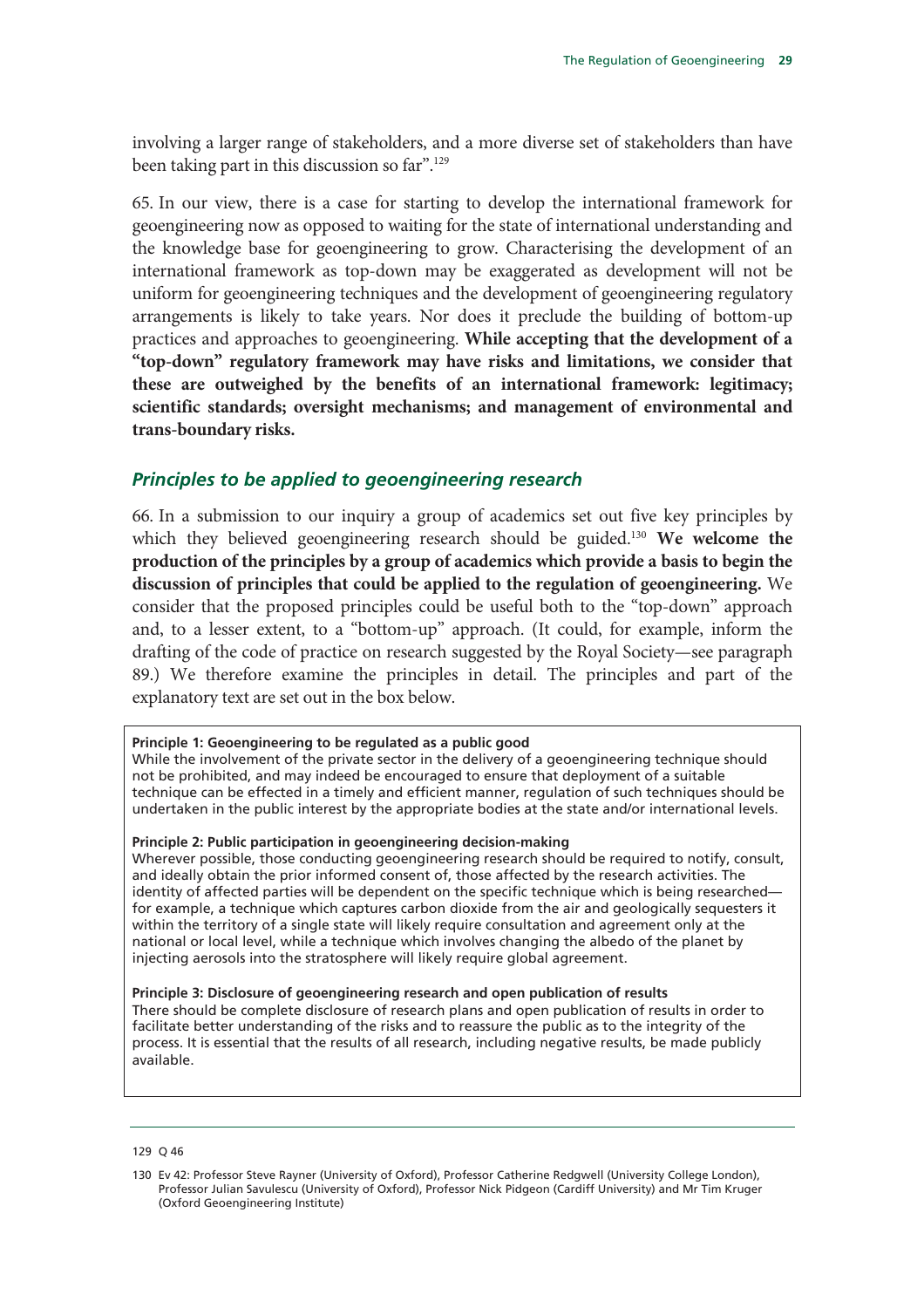involving a larger range of stakeholders, and a more diverse set of stakeholders than have been taking part in this discussion so far".[129]

65. In our view, there is a case for starting to develop the international framework for geoengineering now as opposed to waiting for the state of international understanding and the knowledge base for geoengineering to grow. Characterising the development of an international framework as top-down may be exaggerated as development will not be uniform for geoengineering techniques and the development of geoengineering regulatory arrangements is likely to take years. Nor does it preclude the building of bottom-up practices and approaches to geoengineering. **While accepting that the development of a "top-down" regulatory framework may have risks and limitations, we consider that these are outweighed by the benefits of an international framework: legitimacy; scientific standards; oversight mechanisms; and management of environmental and trans-boundary risks.**

### *Principles to be applied to geoengineering research*

66. In a submission to our inquiry a group of academics set out five key principles by which they believed geoengineering research should be guided.[130] **We welcome the production of the principles by a group of academics which provide a basis to begin the discussion of principles that could be applied to the regulation of geoengineering.** We consider that the proposed principles could be useful both to the "top-down" approach and, to a lesser extent, to a "bottom-up" approach. (It could, for example, inform the drafting of the code of practice on research suggested by the Royal Society—see paragraph 89.) We therefore examine the principles in detail. The principles and part of the explanatory text are set out in the box below.

> **Principle 1: Geoengineering to be regulated as a public good**
> While the involvement of the private sector in the delivery of a geoengineering technique should not be prohibited, and may indeed be encouraged to ensure that deployment of a suitable technique can be effected in a timely and efficient manner, regulation of such techniques should be undertaken in the public interest by the appropriate bodies at the state and/or international levels.
>
> **Principle 2: Public participation in geoengineering decision-making**
> Wherever possible, those conducting geoengineering research should be required to notify, consult, and ideally obtain the prior informed consent of, those affected by the research activities. The identity of affected parties will be dependent on the specific technique which is being researched—for example, a technique which captures carbon dioxide from the air and geologically sequesters it within the territory of a single state will likely require consultation and agreement only at the national or local level, while a technique which involves changing the albedo of the planet by injecting aerosols into the stratosphere will likely require global agreement.
>
> **Principle 3: Disclosure of geoengineering research and open publication of results**
> There should be complete disclosure of research plans and open publication of results in order to facilitate better understanding of the risks and to reassure the public as to the integrity of the process. It is essential that the results of all research, including negative results, be made publicly available.

---

129 Q 46

130 Ev 42: Professor Steve Rayner (University of Oxford), Professor Catherine Redgwell (University College London), Professor Julian Savulescu (University of Oxford), Professor Nick Pidgeon (Cardiff University) and Mr Tim Kruger (Oxford Geoengineering Institute)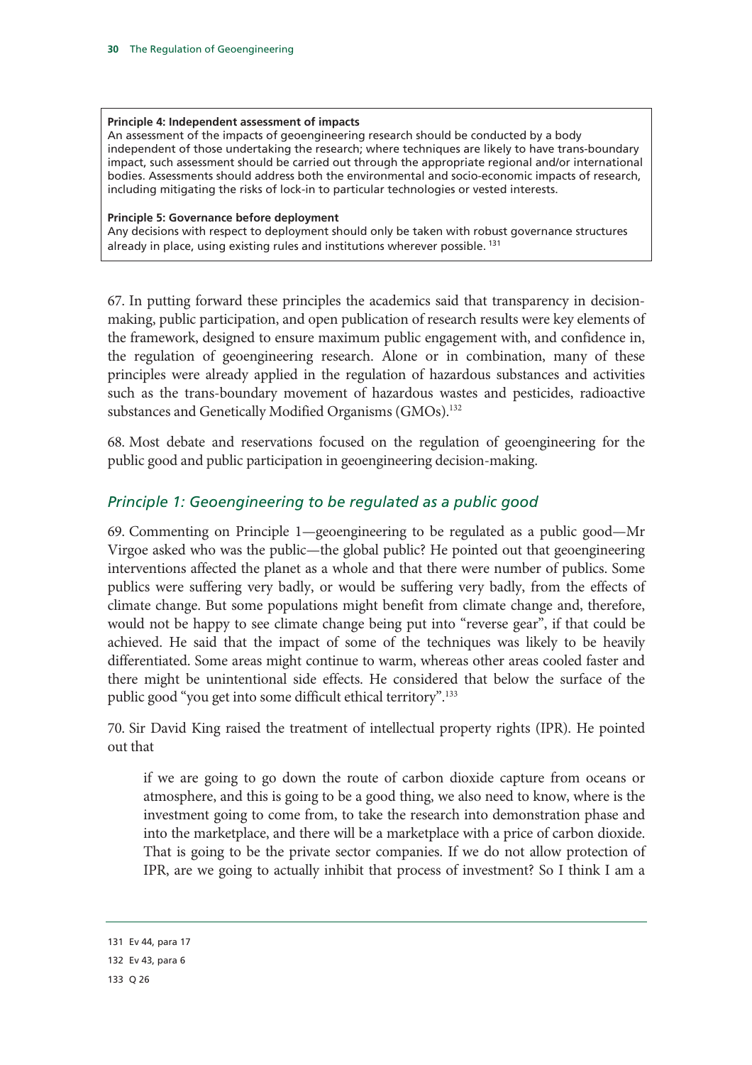**Principle 4: Independent assessment of impacts**
An assessment of the impacts of geoengineering research should be conducted by a body independent of those undertaking the research; where techniques are likely to have trans-boundary impact, such assessment should be carried out through the appropriate regional and/or international bodies. Assessments should address both the environmental and socio-economic impacts of research, including mitigating the risks of lock-in to particular technologies or vested interests.

**Principle 5: Governance before deployment**
Any decisions with respect to deployment should only be taken with robust governance structures already in place, using existing rules and institutions wherever possible. [131]

67. In putting forward these principles the academics said that transparency in decision-making, public participation, and open publication of research results were key elements of the framework, designed to ensure maximum public engagement with, and confidence in, the regulation of geoengineering research. Alone or in combination, many of these principles were already applied in the regulation of hazardous substances and activities such as the trans-boundary movement of hazardous wastes and pesticides, radioactive substances and Genetically Modified Organisms (GMOs).[132]

68. Most debate and reservations focused on the regulation of geoengineering for the public good and public participation in geoengineering decision-making.

### *Principle 1: Geoengineering to be regulated as a public good*

69. Commenting on Principle 1—geoengineering to be regulated as a public good—Mr Virgoe asked who was the public—the global public? He pointed out that geoengineering interventions affected the planet as a whole and that there were number of publics. Some publics were suffering very badly, or would be suffering very badly, from the effects of climate change. But some populations might benefit from climate change and, therefore, would not be happy to see climate change being put into "reverse gear", if that could be achieved. He said that the impact of some of the techniques was likely to be heavily differentiated. Some areas might continue to warm, whereas other areas cooled faster and there might be unintentional side effects. He considered that below the surface of the public good "you get into some difficult ethical territory".[133]

70. Sir David King raised the treatment of intellectual property rights (IPR). He pointed out that

> if we are going to go down the route of carbon dioxide capture from oceans or atmosphere, and this is going to be a good thing, we also need to know, where is the investment going to come from, to take the research into demonstration phase and into the marketplace, and there will be a marketplace with a price of carbon dioxide. That is going to be the private sector companies. If we do not allow protection of IPR, are we going to actually inhibit that process of investment? So I think I am a

131 Ev 44, para 17

132 Ev 43, para 6

133 Q 26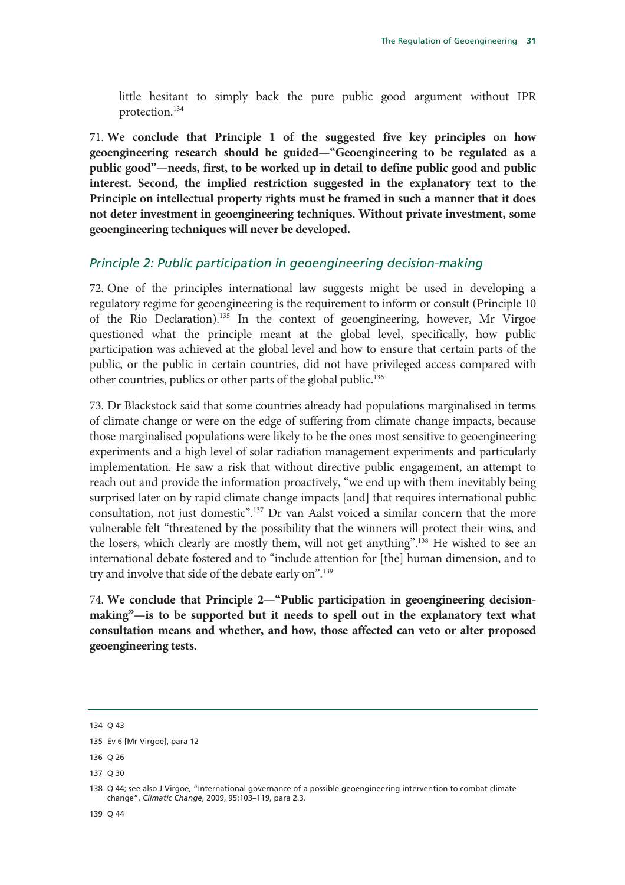little hesitant to simply back the pure public good argument without IPR protection.[134]

71. **We conclude that Principle 1 of the suggested five key principles on how geoengineering research should be guided—"Geoengineering to be regulated as a public good"—needs, first, to be worked up in detail to define public good and public interest. Second, the implied restriction suggested in the explanatory text to the Principle on intellectual property rights must be framed in such a manner that it does not deter investment in geoengineering techniques. Without private investment, some geoengineering techniques will never be developed.**

### *Principle 2: Public participation in geoengineering decision-making*

72. One of the principles international law suggests might be used in developing a regulatory regime for geoengineering is the requirement to inform or consult (Principle 10 of the Rio Declaration).[135] In the context of geoengineering, however, Mr Virgoe questioned what the principle meant at the global level, specifically, how public participation was achieved at the global level and how to ensure that certain parts of the public, or the public in certain countries, did not have privileged access compared with other countries, publics or other parts of the global public.[136]

73. Dr Blackstock said that some countries already had populations marginalised in terms of climate change or were on the edge of suffering from climate change impacts, because those marginalised populations were likely to be the ones most sensitive to geoengineering experiments and a high level of solar radiation management experiments and particularly implementation. He saw a risk that without directive public engagement, an attempt to reach out and provide the information proactively, "we end up with them inevitably being surprised later on by rapid climate change impacts [and] that requires international public consultation, not just domestic".[137] Dr van Aalst voiced a similar concern that the more vulnerable felt "threatened by the possibility that the winners will protect their wins, and the losers, which clearly are mostly them, will not get anything".[138] He wished to see an international debate fostered and to "include attention for [the] human dimension, and to try and involve that side of the debate early on".[139]

74. **We conclude that Principle 2—"Public participation in geoengineering decision-making"—is to be supported but it needs to spell out in the explanatory text what consultation means and whether, and how, those affected can veto or alter proposed geoengineering tests.**

---

134 Q 43

135 Ev 6 [Mr Virgoe], para 12

136 Q 26

137 Q 30

138 Q 44; see also J Virgoe, "International governance of a possible geoengineering intervention to combat climate change", *Climatic Change*, 2009, 95:103–119, para 2.3.

139 Q 44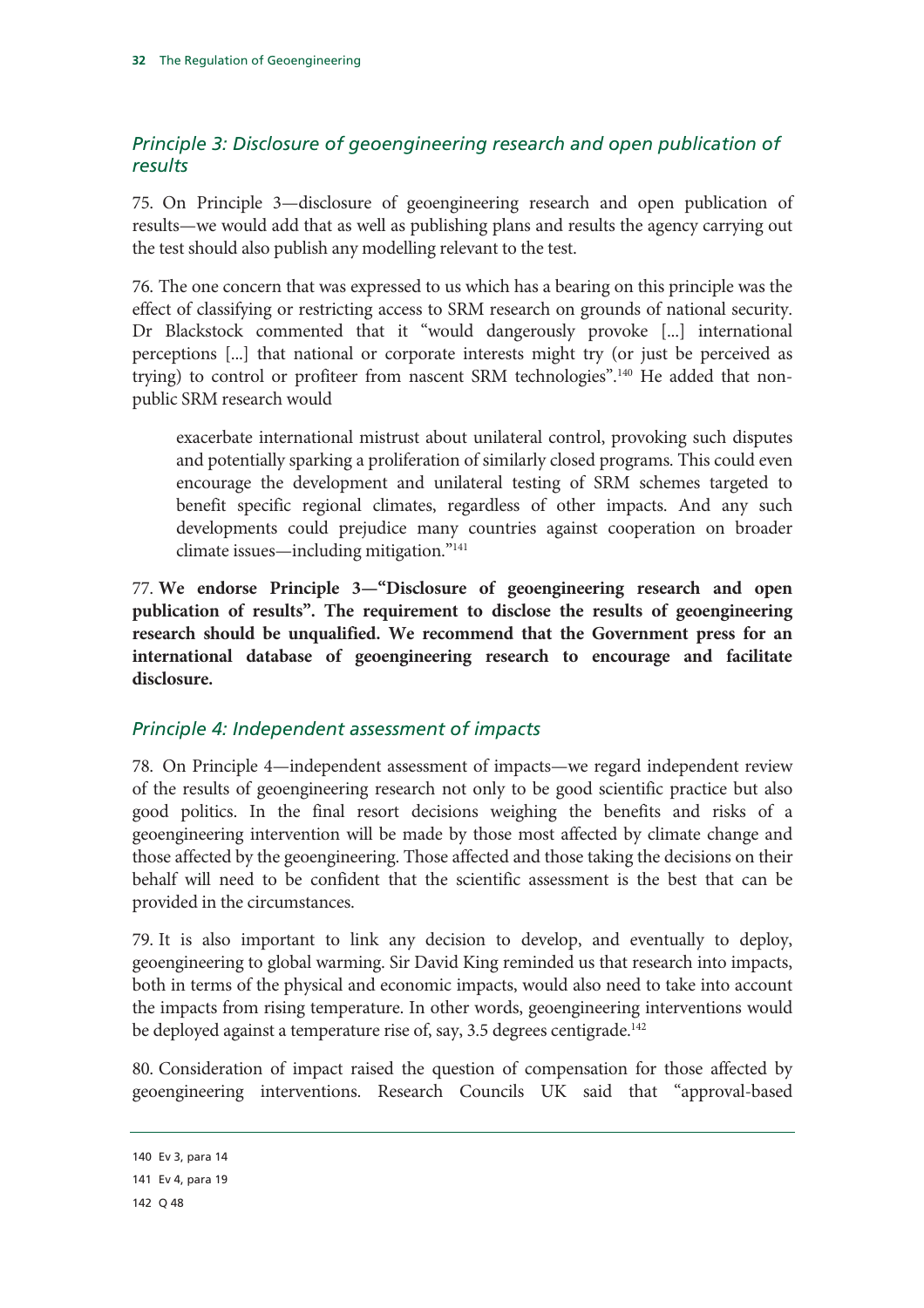### *Principle 3: Disclosure of geoengineering research and open publication of results*

75. On Principle 3—disclosure of geoengineering research and open publication of results—we would add that as well as publishing plans and results the agency carrying out the test should also publish any modelling relevant to the test.

76. The one concern that was expressed to us which has a bearing on this principle was the effect of classifying or restricting access to SRM research on grounds of national security. Dr Blackstock commented that it "would dangerously provoke [...] international perceptions [...] that national or corporate interests might try (or just be perceived as trying) to control or profiteer from nascent SRM technologies".[140] He added that non-public SRM research would

> exacerbate international mistrust about unilateral control, provoking such disputes and potentially sparking a proliferation of similarly closed programs. This could even encourage the development and unilateral testing of SRM schemes targeted to benefit specific regional climates, regardless of other impacts. And any such developments could prejudice many countries against cooperation on broader climate issues—including mitigation."[141]

77. **We endorse Principle 3—"Disclosure of geoengineering research and open publication of results". The requirement to disclose the results of geoengineering research should be unqualified. We recommend that the Government press for an international database of geoengineering research to encourage and facilitate disclosure.**

### *Principle 4: Independent assessment of impacts*

78. On Principle 4—independent assessment of impacts—we regard independent review of the results of geoengineering research not only to be good scientific practice but also good politics. In the final resort decisions weighing the benefits and risks of a geoengineering intervention will be made by those most affected by climate change and those affected by the geoengineering. Those affected and those taking the decisions on their behalf will need to be confident that the scientific assessment is the best that can be provided in the circumstances.

79. It is also important to link any decision to develop, and eventually to deploy, geoengineering to global warming. Sir David King reminded us that research into impacts, both in terms of the physical and economic impacts, would also need to take into account the impacts from rising temperature. In other words, geoengineering interventions would be deployed against a temperature rise of, say, 3.5 degrees centigrade.[142]

80. Consideration of impact raised the question of compensation for those affected by geoengineering interventions. Research Councils UK said that "approval-based

---

140 Ev 3, para 14

141 Ev 4, para 19

142 Q 48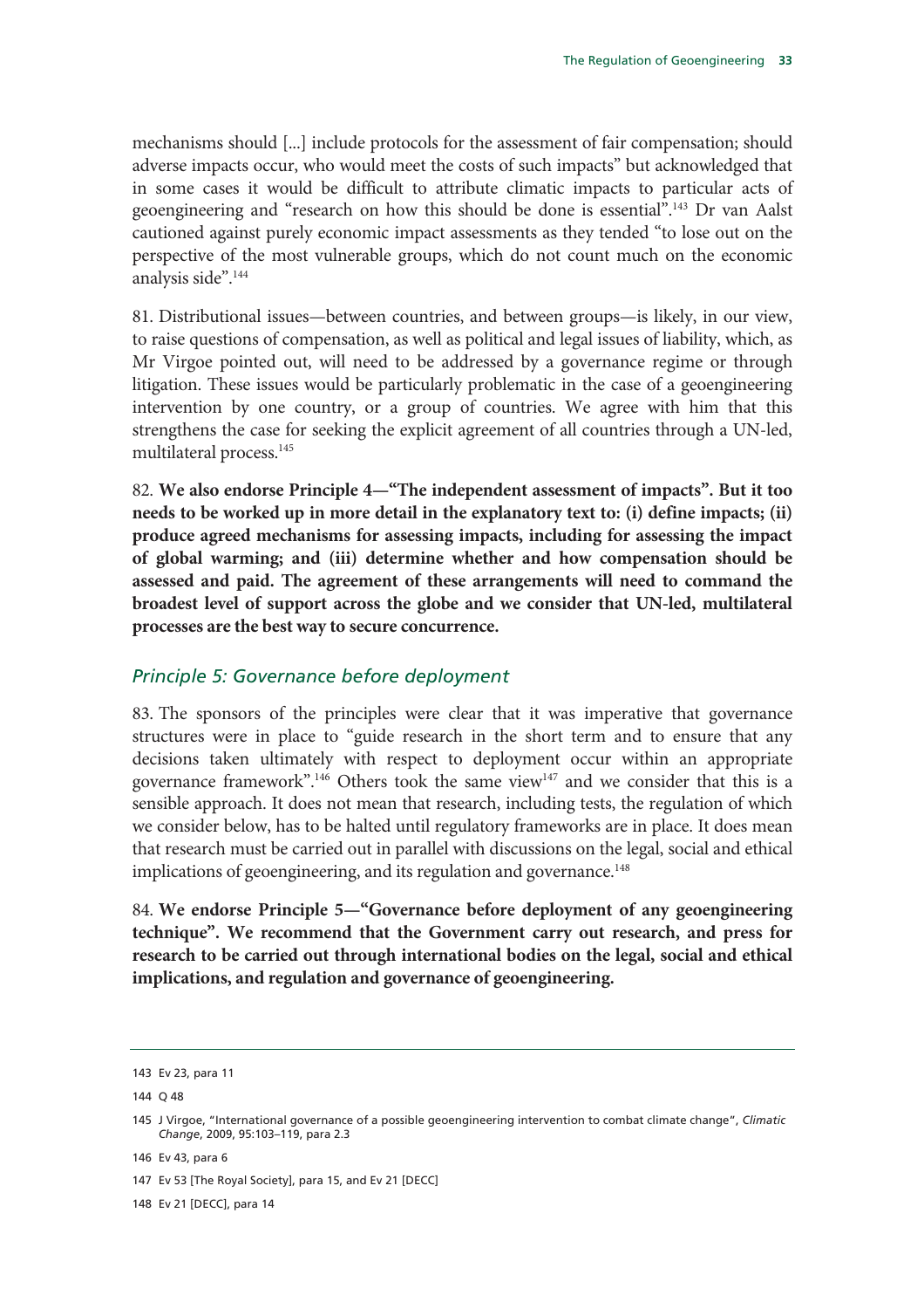mechanisms should [...] include protocols for the assessment of fair compensation; should adverse impacts occur, who would meet the costs of such impacts" but acknowledged that in some cases it would be difficult to attribute climatic impacts to particular acts of geoengineering and "research on how this should be done is essential".[143] Dr van Aalst cautioned against purely economic impact assessments as they tended "to lose out on the perspective of the most vulnerable groups, which do not count much on the economic analysis side".[144]

81. Distributional issues—between countries, and between groups—is likely, in our view, to raise questions of compensation, as well as political and legal issues of liability, which, as Mr Virgoe pointed out, will need to be addressed by a governance regime or through litigation. These issues would be particularly problematic in the case of a geoengineering intervention by one country, or a group of countries. We agree with him that this strengthens the case for seeking the explicit agreement of all countries through a UN-led, multilateral process.[145]

82. **We also endorse Principle 4—"The independent assessment of impacts". But it too needs to be worked up in more detail in the explanatory text to: (i) define impacts; (ii) produce agreed mechanisms for assessing impacts, including for assessing the impact of global warming; and (iii) determine whether and how compensation should be assessed and paid. The agreement of these arrangements will need to command the broadest level of support across the globe and we consider that UN-led, multilateral processes are the best way to secure concurrence.**

### *Principle 5: Governance before deployment*

83. The sponsors of the principles were clear that it was imperative that governance structures were in place to "guide research in the short term and to ensure that any decisions taken ultimately with respect to deployment occur within an appropriate governance framework".[146] Others took the same view[147] and we consider that this is a sensible approach. It does not mean that research, including tests, the regulation of which we consider below, has to be halted until regulatory frameworks are in place. It does mean that research must be carried out in parallel with discussions on the legal, social and ethical implications of geoengineering, and its regulation and governance.[148]

84. **We endorse Principle 5—"Governance before deployment of any geoengineering technique". We recommend that the Government carry out research, and press for research to be carried out through international bodies on the legal, social and ethical implications, and regulation and governance of geoengineering.**

---

143 Ev 23, para 11

144 Q 48

145 J Virgoe, "International governance of a possible geoengineering intervention to combat climate change", *Climatic Change*, 2009, 95:103–119, para 2.3

146 Ev 43, para 6

147 Ev 53 [The Royal Society], para 15, and Ev 21 [DECC]

148 Ev 21 [DECC], para 14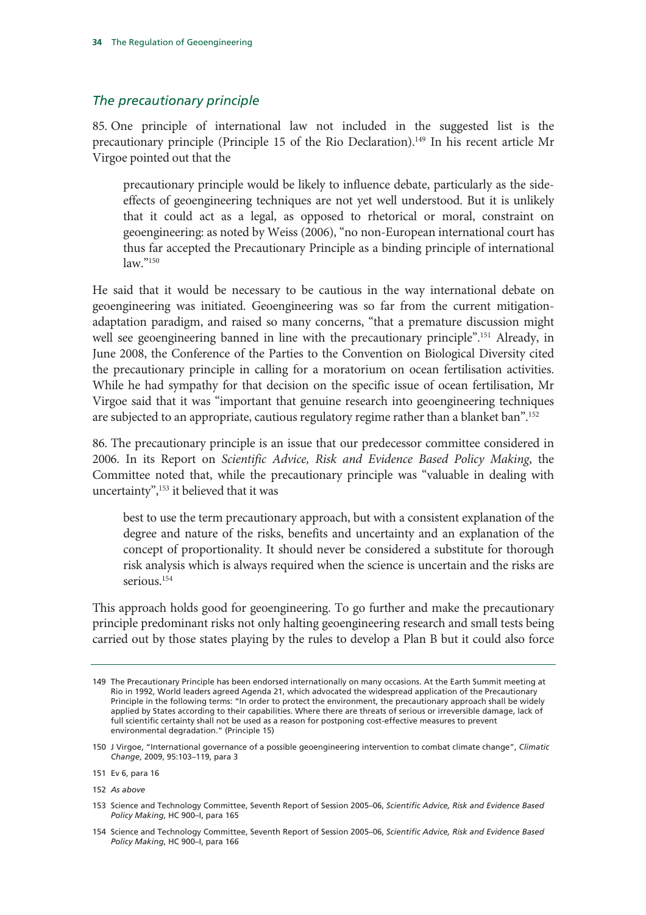### *The precautionary principle*

85. One principle of international law not included in the suggested list is the precautionary principle (Principle 15 of the Rio Declaration).[149] In his recent article Mr Virgoe pointed out that the

> precautionary principle would be likely to influence debate, particularly as the side-effects of geoengineering techniques are not yet well understood. But it is unlikely that it could act as a legal, as opposed to rhetorical or moral, constraint on geoengineering: as noted by Weiss (2006), "no non-European international court has thus far accepted the Precautionary Principle as a binding principle of international law."[150]

He said that it would be necessary to be cautious in the way international debate on geoengineering was initiated. Geoengineering was so far from the current mitigation-adaptation paradigm, and raised so many concerns, "that a premature discussion might well see geoengineering banned in line with the precautionary principle".[151] Already, in June 2008, the Conference of the Parties to the Convention on Biological Diversity cited the precautionary principle in calling for a moratorium on ocean fertilisation activities. While he had sympathy for that decision on the specific issue of ocean fertilisation, Mr Virgoe said that it was "important that genuine research into geoengineering techniques are subjected to an appropriate, cautious regulatory regime rather than a blanket ban".[152]

86. The precautionary principle is an issue that our predecessor committee considered in 2006. In its Report on *Scientific Advice, Risk and Evidence Based Policy Making*, the Committee noted that, while the precautionary principle was "valuable in dealing with uncertainty",[153] it believed that it was

> best to use the term precautionary approach, but with a consistent explanation of the degree and nature of the risks, benefits and uncertainty and an explanation of the concept of proportionality. It should never be considered a substitute for thorough risk analysis which is always required when the science is uncertain and the risks are serious.[154]

This approach holds good for geoengineering. To go further and make the precautionary principle predominant risks not only halting geoengineering research and small tests being carried out by those states playing by the rules to develop a Plan B but it could also force

---

149 The Precautionary Principle has been endorsed internationally on many occasions. At the Earth Summit meeting at Rio in 1992, World leaders agreed Agenda 21, which advocated the widespread application of the Precautionary Principle in the following terms: "In order to protect the environment, the precautionary approach shall be widely applied by States according to their capabilities. Where there are threats of serious or irreversible damage, lack of full scientific certainty shall not be used as a reason for postponing cost-effective measures to prevent environmental degradation." (Principle 15)

150 J Virgoe, "International governance of a possible geoengineering intervention to combat climate change", *Climatic Change*, 2009, 95:103–119, para 3

151 Ev 6, para 16

152 *As above*

153 Science and Technology Committee, Seventh Report of Session 2005–06, *Scientific Advice, Risk and Evidence Based Policy Making*, HC 900–I, para 165

154 Science and Technology Committee, Seventh Report of Session 2005–06, *Scientific Advice, Risk and Evidence Based Policy Making*, HC 900–I, para 166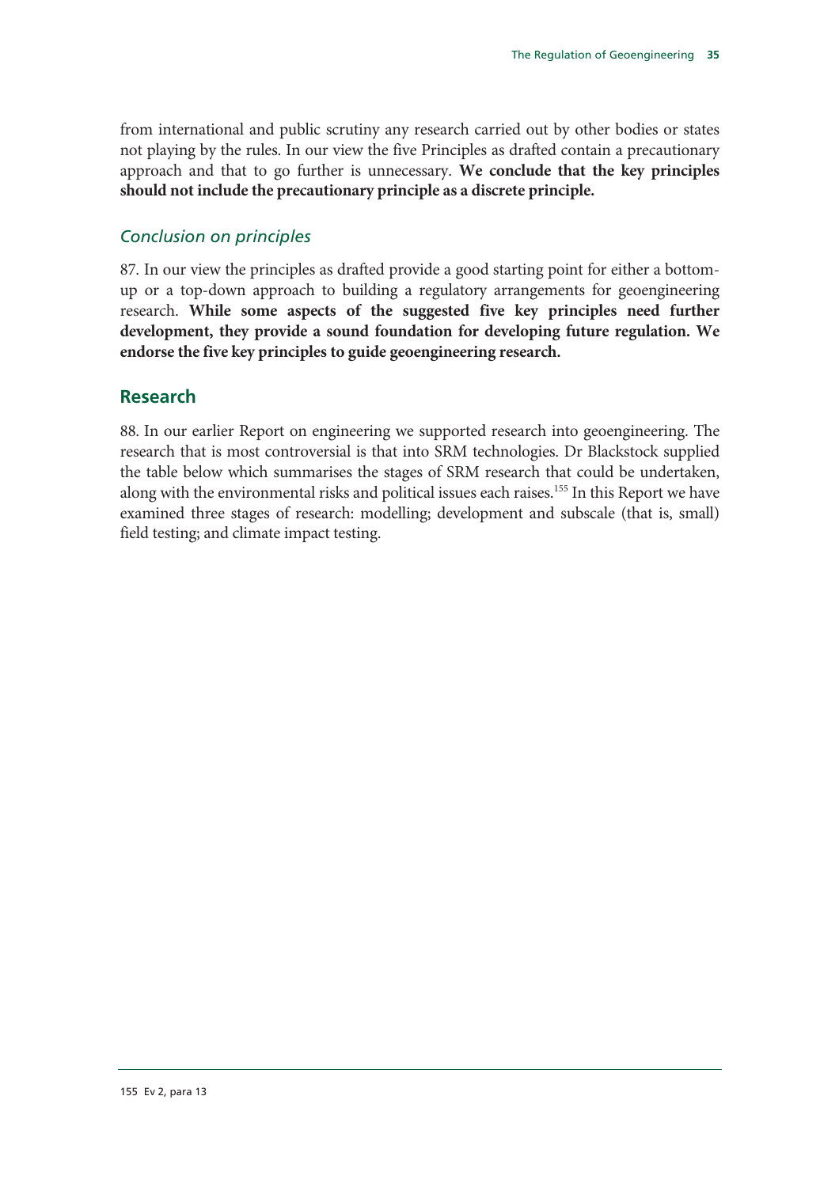from international and public scrutiny any research carried out by other bodies or states not playing by the rules. In our view the five Principles as drafted contain a precautionary approach and that to go further is unnecessary. **We conclude that the key principles should not include the precautionary principle as a discrete principle.**

### *Conclusion on principles*

87. In our view the principles as drafted provide a good starting point for either a bottom-up or a top-down approach to building a regulatory arrangements for geoengineering research. **While some aspects of the suggested five key principles need further development, they provide a sound foundation for developing future regulation. We endorse the five key principles to guide geoengineering research.**

## Research

88. In our earlier Report on engineering we supported research into geoengineering. The research that is most controversial is that into SRM technologies. Dr Blackstock supplied the table below which summarises the stages of SRM research that could be undertaken, along with the environmental risks and political issues each raises.[155] In this Report we have examined three stages of research: modelling; development and subscale (that is, small) field testing; and climate impact testing.

---

155 Ev 2, para 13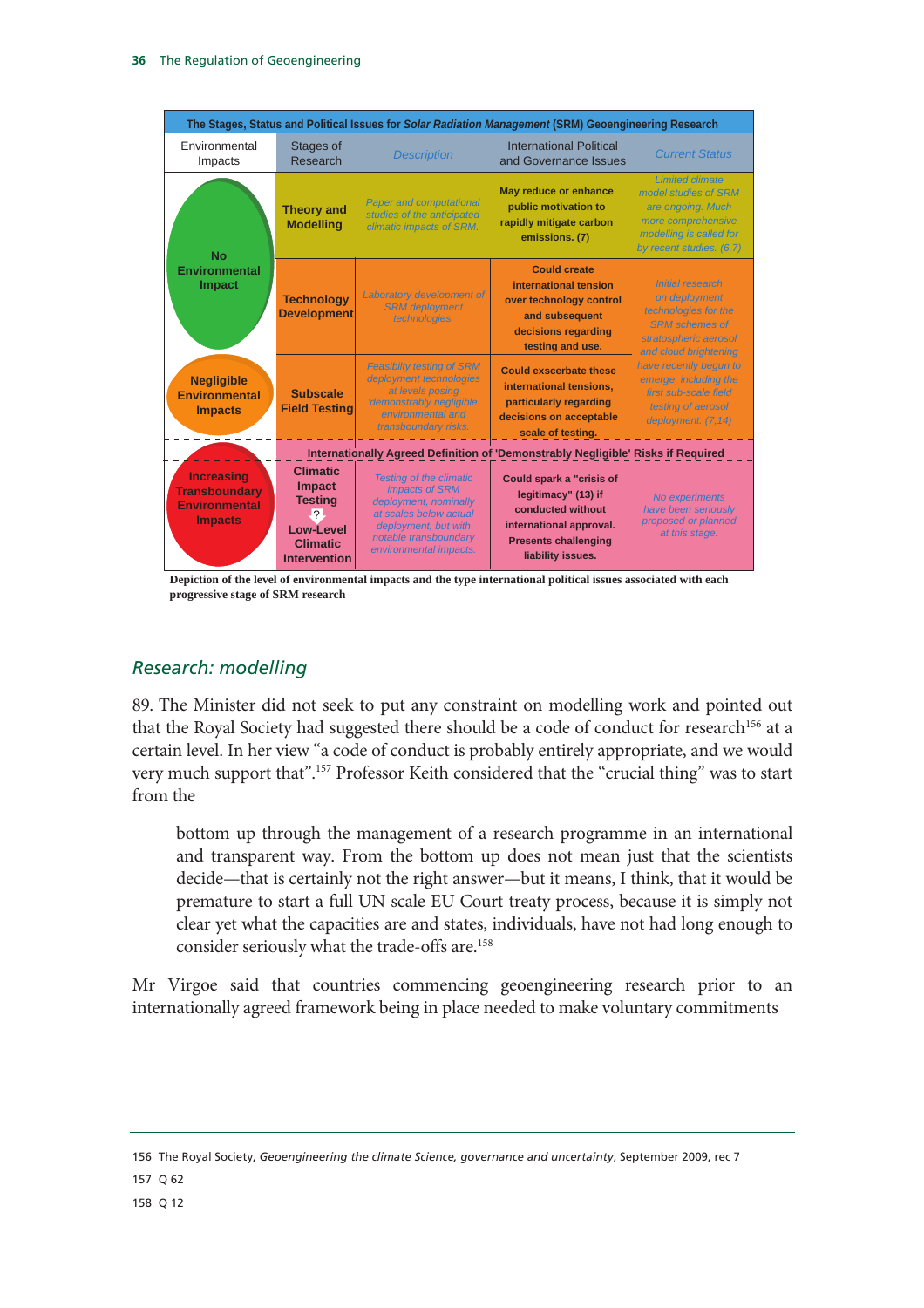| The Stages, Status and Political Issues for *Solar Radiation Management* (SRM) Geoengineering Research | | | | |
|---|---|---|---|---|
| Environmental Impacts | Stages of Research | *Description* | International Political and Governance Issues | *Current Status* |
| No Environmental Impact | Theory and Modelling | *Paper and computational studies of the anticipated climatic impacts of SRM.* | May reduce or enhance public motivation to rapidly mitigate carbon emissions. (7) | *Limited climate model studies of SRM are ongoing. Much more comprehensive modelling is called for by recent studies. (6,7)* |
| No Environmental Impact | Technology Development | *Laboratory development of SRM deployment technologies.* | Could create international tension over technology control and subsequent decisions regarding testing and use. | *Initial research on deployment technologies for the SRM schemes of stratospheric aerosol and cloud brightening have recently begun to emerge, including the first sub-scale field testing of aerosol deployment. (7,14)* |
| Negligible Environmental Impacts | Subscale Field Testing | *Feasibility testing of SRM deployment technologies at levels posing 'demonstrably negligible' environmental and transboundary risks.* | Could exscerbate these international tensions, particularly regarding decisions on acceptable scale of testing. | |
| Internationally Agreed Definition of 'Demonstrably Negligible' Risks if Required | | | | |
| Increasing Transboundary Environmental Impacts | Climatic Impact Testing ? Low-Level Climatic Intervention | *Testing of the climatic impacts of SRM deployment, nominally at scales below actual deployment, but with notable transboundary environmental impacts.* | Could spark a "crisis of legitimacy" (13) if conducted without international approval. Presents challenging liability issues. | *No experiments have been seriously proposed or planned at this stage.* |

**Depiction of the level of environmental impacts and the type international political issues associated with each progressive stage of SRM research**

## *Research: modelling*

89. The Minister did not seek to put any constraint on modelling work and pointed out that the Royal Society had suggested there should be a code of conduct for research[156] at a certain level. In her view "a code of conduct is probably entirely appropriate, and we would very much support that".[157] Professor Keith considered that the "crucial thing" was to start from the

> bottom up through the management of a research programme in an international and transparent way. From the bottom up does not mean just that the scientists decide—that is certainly not the right answer—but it means, I think, that it would be premature to start a full UN scale EU Court treaty process, because it is simply not clear yet what the capacities are and states, individuals, have not had long enough to consider seriously what the trade-offs are.[158]

Mr Virgoe said that countries commencing geoengineering research prior to an internationally agreed framework being in place needed to make voluntary commitments

156 The Royal Society, *Geoengineering the climate Science, governance and uncertainty*, September 2009, rec 7

157 Q 62

158 Q 12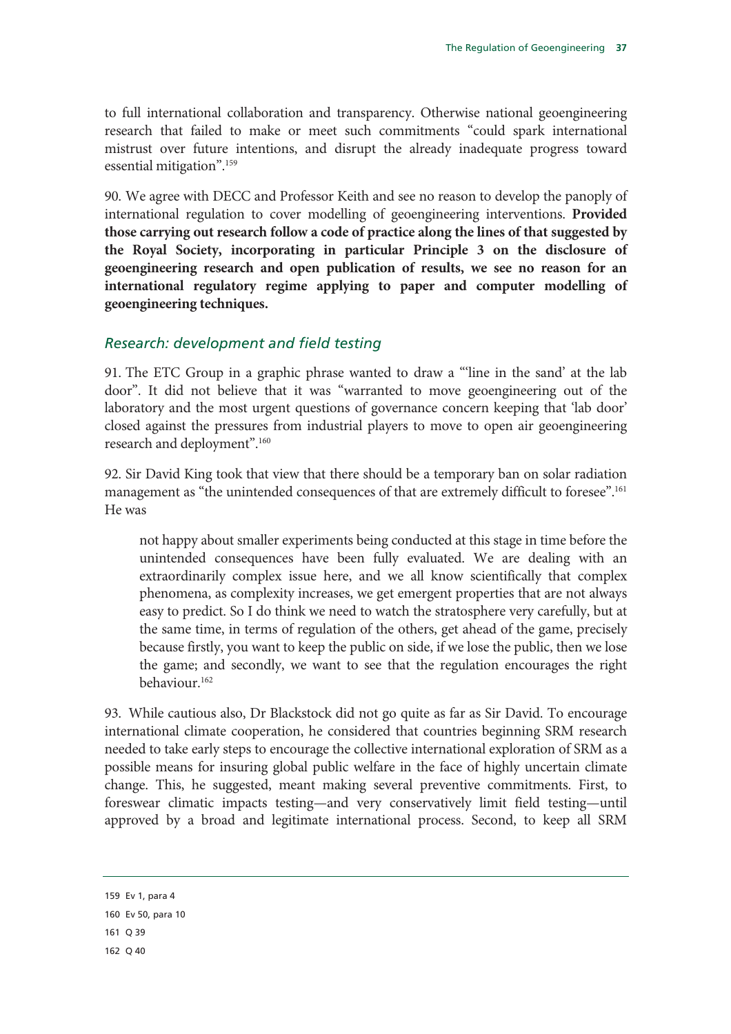to full international collaboration and transparency. Otherwise national geoengineering research that failed to make or meet such commitments "could spark international mistrust over future intentions, and disrupt the already inadequate progress toward essential mitigation".[159]

90. We agree with DECC and Professor Keith and see no reason to develop the panoply of international regulation to cover modelling of geoengineering interventions. **Provided those carrying out research follow a code of practice along the lines of that suggested by the Royal Society, incorporating in particular Principle 3 on the disclosure of geoengineering research and open publication of results, we see no reason for an international regulatory regime applying to paper and computer modelling of geoengineering techniques.**

### *Research: development and field testing*

91. The ETC Group in a graphic phrase wanted to draw a "'line in the sand' at the lab door". It did not believe that it was "warranted to move geoengineering out of the laboratory and the most urgent questions of governance concern keeping that 'lab door' closed against the pressures from industrial players to move to open air geoengineering research and deployment".[160]

92. Sir David King took that view that there should be a temporary ban on solar radiation management as "the unintended consequences of that are extremely difficult to foresee".[161] He was

> not happy about smaller experiments being conducted at this stage in time before the unintended consequences have been fully evaluated. We are dealing with an extraordinarily complex issue here, and we all know scientifically that complex phenomena, as complexity increases, we get emergent properties that are not always easy to predict. So I do think we need to watch the stratosphere very carefully, but at the same time, in terms of regulation of the others, get ahead of the game, precisely because firstly, you want to keep the public on side, if we lose the public, then we lose the game; and secondly, we want to see that the regulation encourages the right behaviour.[162]

93. While cautious also, Dr Blackstock did not go quite as far as Sir David. To encourage international climate cooperation, he considered that countries beginning SRM research needed to take early steps to encourage the collective international exploration of SRM as a possible means for insuring global public welfare in the face of highly uncertain climate change. This, he suggested, meant making several preventive commitments. First, to foreswear climatic impacts testing—and very conservatively limit field testing—until approved by a broad and legitimate international process. Second, to keep all SRM

---

159 Ev 1, para 4

160 Ev 50, para 10

161 Q 39

162 Q 40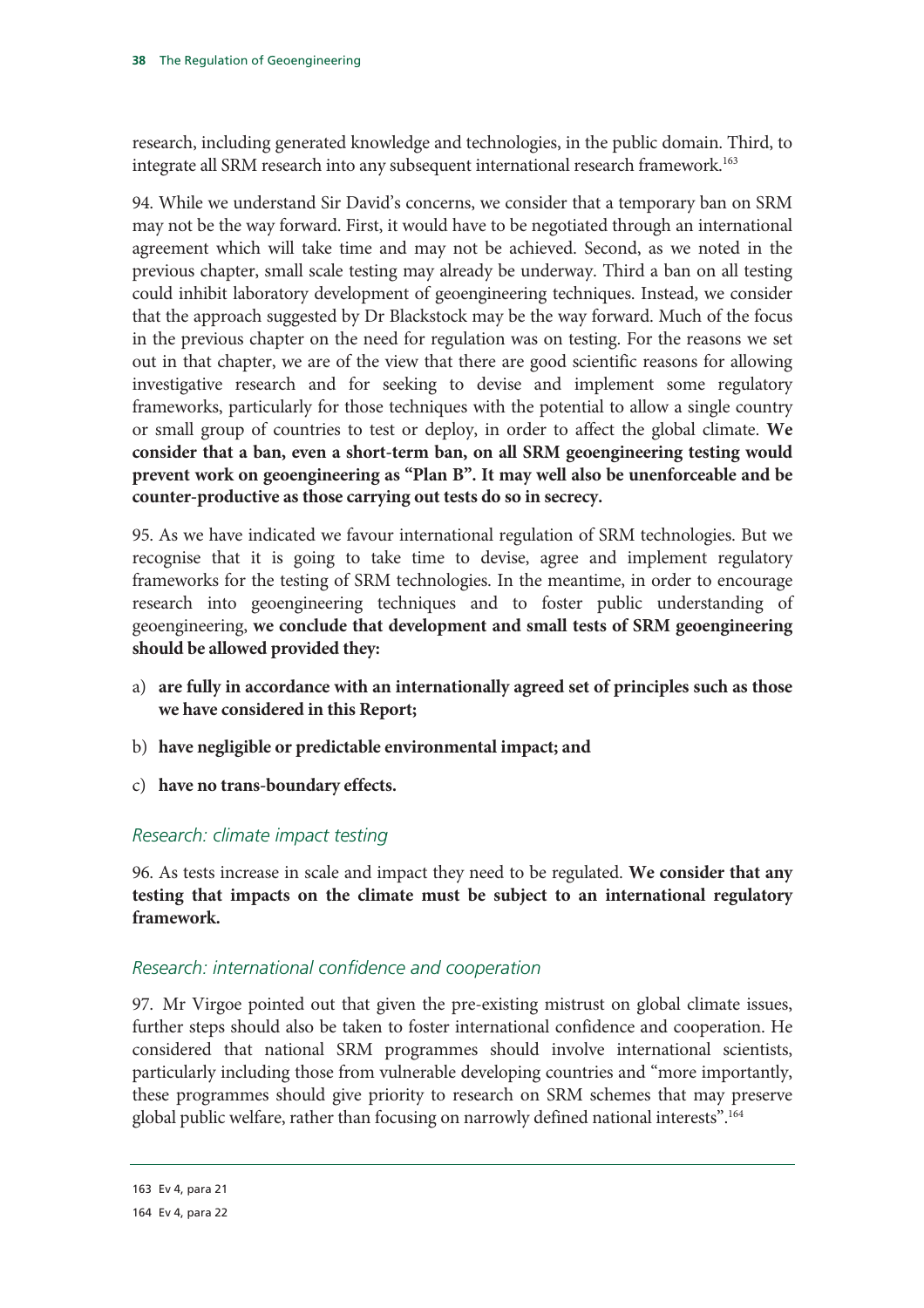research, including generated knowledge and technologies, in the public domain. Third, to integrate all SRM research into any subsequent international research framework.[163]

94. While we understand Sir David's concerns, we consider that a temporary ban on SRM may not be the way forward. First, it would have to be negotiated through an international agreement which will take time and may not be achieved. Second, as we noted in the previous chapter, small scale testing may already be underway. Third a ban on all testing could inhibit laboratory development of geoengineering techniques. Instead, we consider that the approach suggested by Dr Blackstock may be the way forward. Much of the focus in the previous chapter on the need for regulation was on testing. For the reasons we set out in that chapter, we are of the view that there are good scientific reasons for allowing investigative research and for seeking to devise and implement some regulatory frameworks, particularly for those techniques with the potential to allow a single country or small group of countries to test or deploy, in order to affect the global climate. **We consider that a ban, even a short-term ban, on all SRM geoengineering testing would prevent work on geoengineering as "Plan B". It may well also be unenforceable and be counter-productive as those carrying out tests do so in secrecy.**

95. As we have indicated we favour international regulation of SRM technologies. But we recognise that it is going to take time to devise, agree and implement regulatory frameworks for the testing of SRM technologies. In the meantime, in order to encourage research into geoengineering techniques and to foster public understanding of geoengineering, **we conclude that development and small tests of SRM geoengineering should be allowed provided they:**

a) **are fully in accordance with an internationally agreed set of principles such as those we have considered in this Report;**

b) **have negligible or predictable environmental impact; and**

c) **have no trans-boundary effects.**

### *Research: climate impact testing*

96. As tests increase in scale and impact they need to be regulated. **We consider that any testing that impacts on the climate must be subject to an international regulatory framework.**

### *Research: international confidence and cooperation*

97. Mr Virgoe pointed out that given the pre-existing mistrust on global climate issues, further steps should also be taken to foster international confidence and cooperation. He considered that national SRM programmes should involve international scientists, particularly including those from vulnerable developing countries and "more importantly, these programmes should give priority to research on SRM schemes that may preserve global public welfare, rather than focusing on narrowly defined national interests".[164]

---

163 Ev 4, para 21

164 Ev 4, para 22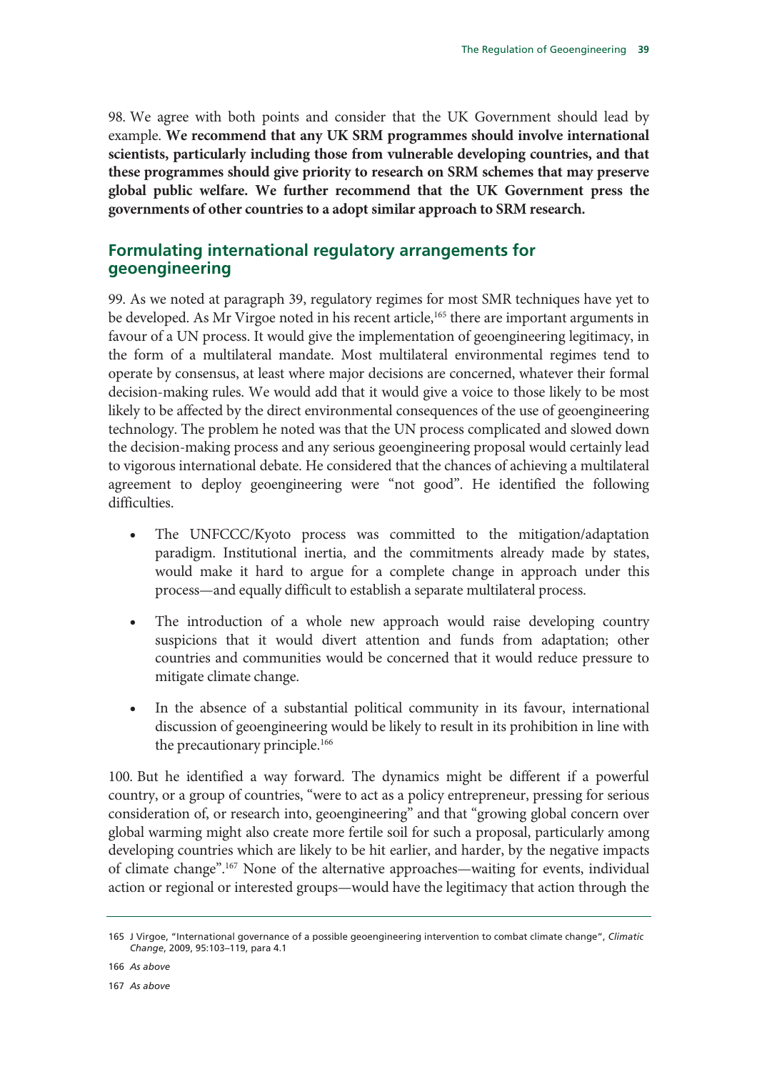98. We agree with both points and consider that the UK Government should lead by example. **We recommend that any UK SRM programmes should involve international scientists, particularly including those from vulnerable developing countries, and that these programmes should give priority to research on SRM schemes that may preserve global public welfare. We further recommend that the UK Government press the governments of other countries to a adopt similar approach to SRM research.**

## Formulating international regulatory arrangements for geoengineering

99. As we noted at paragraph 39, regulatory regimes for most SMR techniques have yet to be developed. As Mr Virgoe noted in his recent article,[165] there are important arguments in favour of a UN process. It would give the implementation of geoengineering legitimacy, in the form of a multilateral mandate. Most multilateral environmental regimes tend to operate by consensus, at least where major decisions are concerned, whatever their formal decision-making rules. We would add that it would give a voice to those likely to be most likely to be affected by the direct environmental consequences of the use of geoengineering technology. The problem he noted was that the UN process complicated and slowed down the decision-making process and any serious geoengineering proposal would certainly lead to vigorous international debate. He considered that the chances of achieving a multilateral agreement to deploy geoengineering were "not good". He identified the following difficulties.

- The UNFCCC/Kyoto process was committed to the mitigation/adaptation paradigm. Institutional inertia, and the commitments already made by states, would make it hard to argue for a complete change in approach under this process—and equally difficult to establish a separate multilateral process.
- The introduction of a whole new approach would raise developing country suspicions that it would divert attention and funds from adaptation; other countries and communities would be concerned that it would reduce pressure to mitigate climate change.
- In the absence of a substantial political community in its favour, international discussion of geoengineering would be likely to result in its prohibition in line with the precautionary principle.[166]

100. But he identified a way forward. The dynamics might be different if a powerful country, or a group of countries, "were to act as a policy entrepreneur, pressing for serious consideration of, or research into, geoengineering" and that "growing global concern over global warming might also create more fertile soil for such a proposal, particularly among developing countries which are likely to be hit earlier, and harder, by the negative impacts of climate change".[167] None of the alternative approaches—waiting for events, individual action or regional or interested groups—would have the legitimacy that action through the

---

165 J Virgoe, "International governance of a possible geoengineering intervention to combat climate change", *Climatic Change*, 2009, 95:103–119, para 4.1

166 *As above*

167 *As above*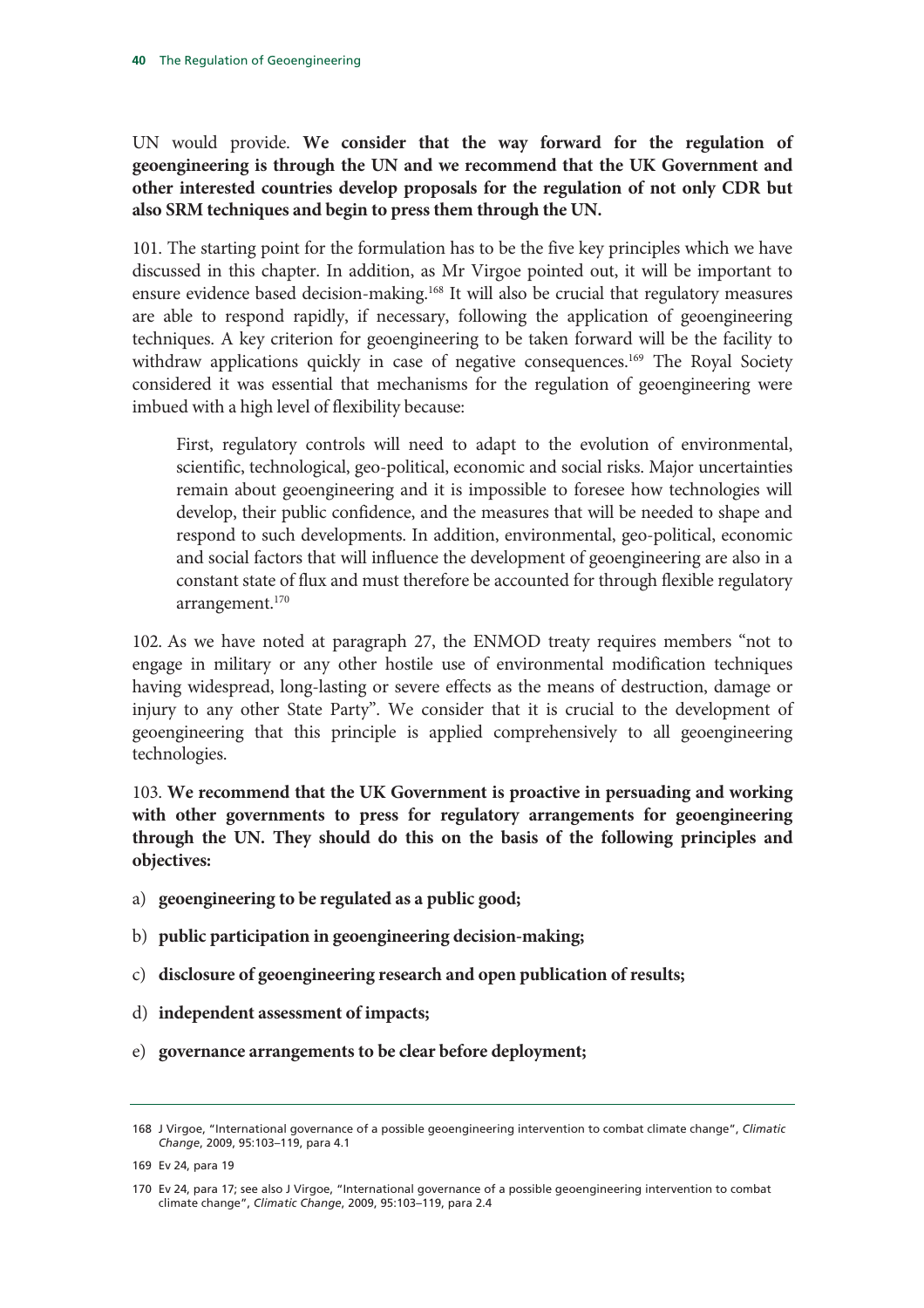UN would provide. **We consider that the way forward for the regulation of geoengineering is through the UN and we recommend that the UK Government and other interested countries develop proposals for the regulation of not only CDR but also SRM techniques and begin to press them through the UN.**

101. The starting point for the formulation has to be the five key principles which we have discussed in this chapter. In addition, as Mr Virgoe pointed out, it will be important to ensure evidence based decision-making.[168] It will also be crucial that regulatory measures are able to respond rapidly, if necessary, following the application of geoengineering techniques. A key criterion for geoengineering to be taken forward will be the facility to withdraw applications quickly in case of negative consequences.[169] The Royal Society considered it was essential that mechanisms for the regulation of geoengineering were imbued with a high level of flexibility because:

> First, regulatory controls will need to adapt to the evolution of environmental, scientific, technological, geo-political, economic and social risks. Major uncertainties remain about geoengineering and it is impossible to foresee how technologies will develop, their public confidence, and the measures that will be needed to shape and respond to such developments. In addition, environmental, geo-political, economic and social factors that will influence the development of geoengineering are also in a constant state of flux and must therefore be accounted for through flexible regulatory arrangement.[170]

102. As we have noted at paragraph 27, the ENMOD treaty requires members "not to engage in military or any other hostile use of environmental modification techniques having widespread, long-lasting or severe effects as the means of destruction, damage or injury to any other State Party". We consider that it is crucial to the development of geoengineering that this principle is applied comprehensively to all geoengineering technologies.

103. **We recommend that the UK Government is proactive in persuading and working with other governments to press for regulatory arrangements for geoengineering through the UN. They should do this on the basis of the following principles and objectives:**

a) **geoengineering to be regulated as a public good;**

b) **public participation in geoengineering decision-making;**

c) **disclosure of geoengineering research and open publication of results;**

d) **independent assessment of impacts;**

e) **governance arrangements to be clear before deployment;**

---

168 J Virgoe, "International governance of a possible geoengineering intervention to combat climate change", *Climatic Change*, 2009, 95:103–119, para 4.1

169 Ev 24, para 19

170 Ev 24, para 17; see also J Virgoe, "International governance of a possible geoengineering intervention to combat climate change", *Climatic Change*, 2009, 95:103–119, para 2.4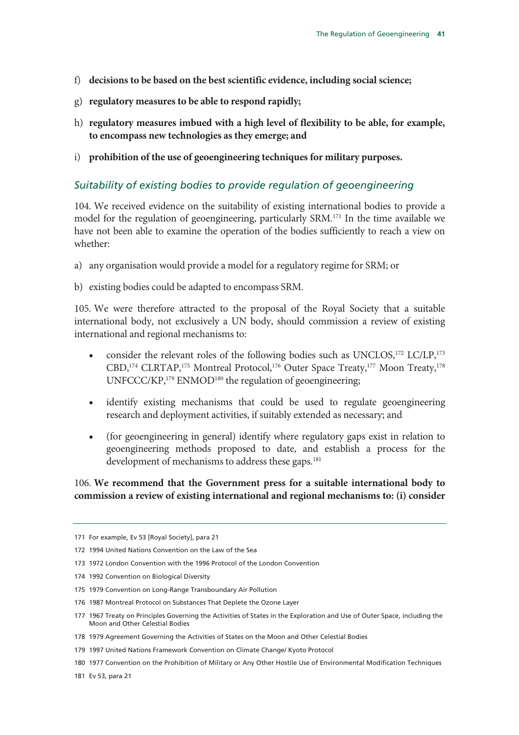f) **decisions to be based on the best scientific evidence, including social science;**

g) **regulatory measures to be able to respond rapidly;**

h) **regulatory measures imbued with a high level of flexibility to be able, for example, to encompass new technologies as they emerge; and**

i) **prohibition of the use of geoengineering techniques for military purposes.**

### *Suitability of existing bodies to provide regulation of geoengineering*

104. We received evidence on the suitability of existing international bodies to provide a model for the regulation of geoengineering, particularly SRM.[171] In the time available we have not been able to examine the operation of the bodies sufficiently to reach a view on whether:

a) any organisation would provide a model for a regulatory regime for SRM; or

b) existing bodies could be adapted to encompass SRM.

105. We were therefore attracted to the proposal of the Royal Society that a suitable international body, not exclusively a UN body, should commission a review of existing international and regional mechanisms to:

- consider the relevant roles of the following bodies such as UNCLOS,[172] LC/LP,[173] CBD,[174] CLRTAP,[175] Montreal Protocol,[176] Outer Space Treaty,[177] Moon Treaty,[178] UNFCCC/KP,[179] ENMOD[180] the regulation of geoengineering;
- identify existing mechanisms that could be used to regulate geoengineering research and deployment activities, if suitably extended as necessary; and
- (for geoengineering in general) identify where regulatory gaps exist in relation to geoengineering methods proposed to date, and establish a process for the development of mechanisms to address these gaps.[181]

106. **We recommend that the Government press for a suitable international body to commission a review of existing international and regional mechanisms to: (i) consider**

---

171 For example, Ev 53 [Royal Society], para 21

172 1994 United Nations Convention on the Law of the Sea

173 1972 London Convention with the 1996 Protocol of the London Convention

174 1992 Convention on Biological Diversity

175 1979 Convention on Long-Range Transboundary Air Pollution

176 1987 Montreal Protocol on Substances That Deplete the Ozone Layer

177 1967 Treaty on Principles Governing the Activities of States in the Exploration and Use of Outer Space, including the Moon and Other Celestial Bodies

178 1979 Agreement Governing the Activities of States on the Moon and Other Celestial Bodies

179 1997 United Nations Framework Convention on Climate Change/ Kyoto Protocol

180 1977 Convention on the Prohibition of Military or Any Other Hostile Use of Environmental Modification Techniques

181 Ev 53, para 21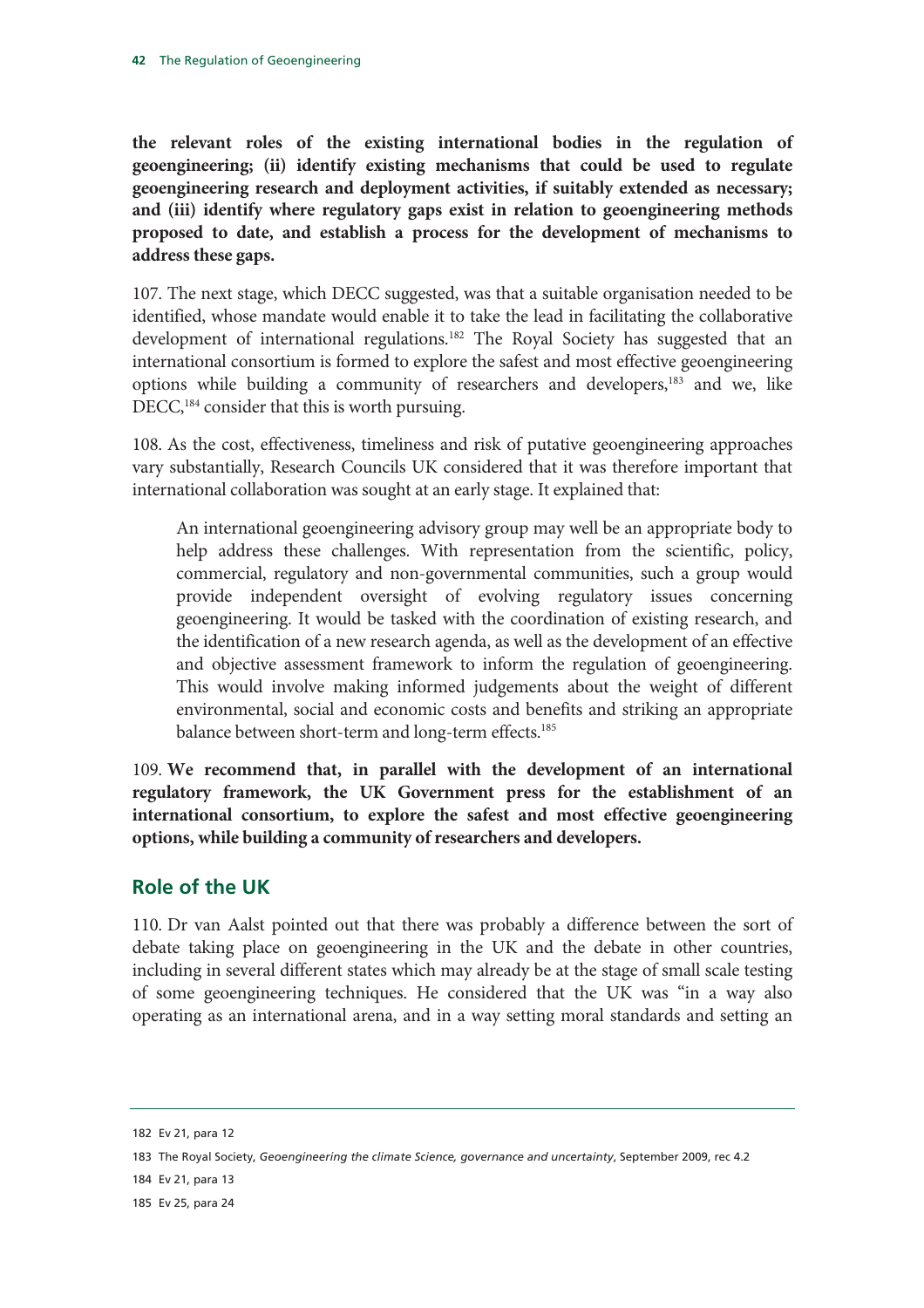**the relevant roles of the existing international bodies in the regulation of geoengineering; (ii) identify existing mechanisms that could be used to regulate geoengineering research and deployment activities, if suitably extended as necessary; and (iii) identify where regulatory gaps exist in relation to geoengineering methods proposed to date, and establish a process for the development of mechanisms to address these gaps.**

107. The next stage, which DECC suggested, was that a suitable organisation needed to be identified, whose mandate would enable it to take the lead in facilitating the collaborative development of international regulations.[182] The Royal Society has suggested that an international consortium is formed to explore the safest and most effective geoengineering options while building a community of researchers and developers,[183] and we, like DECC,[184] consider that this is worth pursuing.

108. As the cost, effectiveness, timeliness and risk of putative geoengineering approaches vary substantially, Research Councils UK considered that it was therefore important that international collaboration was sought at an early stage. It explained that:

> An international geoengineering advisory group may well be an appropriate body to help address these challenges. With representation from the scientific, policy, commercial, regulatory and non-governmental communities, such a group would provide independent oversight of evolving regulatory issues concerning geoengineering. It would be tasked with the coordination of existing research, and the identification of a new research agenda, as well as the development of an effective and objective assessment framework to inform the regulation of geoengineering. This would involve making informed judgements about the weight of different environmental, social and economic costs and benefits and striking an appropriate balance between short-term and long-term effects.[185]

109. **We recommend that, in parallel with the development of an international regulatory framework, the UK Government press for the establishment of an international consortium, to explore the safest and most effective geoengineering options, while building a community of researchers and developers.**

## Role of the UK

110. Dr van Aalst pointed out that there was probably a difference between the sort of debate taking place on geoengineering in the UK and the debate in other countries, including in several different states which may already be at the stage of small scale testing of some geoengineering techniques. He considered that the UK was "in a way also operating as an international arena, and in a way setting moral standards and setting an

---

182 Ev 21, para 12

183 The Royal Society, *Geoengineering the climate Science, governance and uncertainty*, September 2009, rec 4.2

184 Ev 21, para 13

185 Ev 25, para 24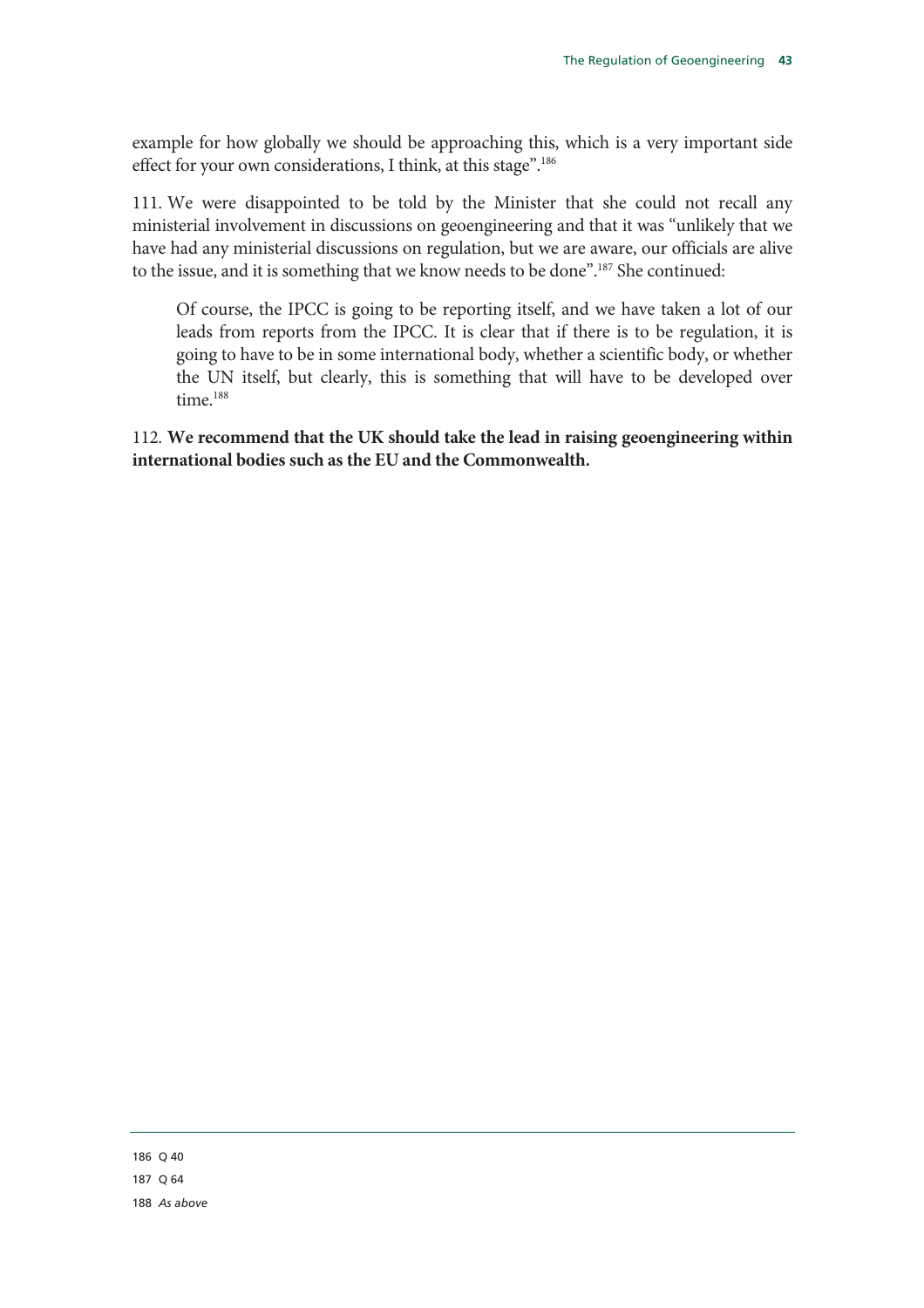example for how globally we should be approaching this, which is a very important side effect for your own considerations, I think, at this stage".[186]

111. We were disappointed to be told by the Minister that she could not recall any ministerial involvement in discussions on geoengineering and that it was "unlikely that we have had any ministerial discussions on regulation, but we are aware, our officials are alive to the issue, and it is something that we know needs to be done".[187] She continued:

> Of course, the IPCC is going to be reporting itself, and we have taken a lot of our leads from reports from the IPCC. It is clear that if there is to be regulation, it is going to have to be in some international body, whether a scientific body, or whether the UN itself, but clearly, this is something that will have to be developed over time.[188]

112. **We recommend that the UK should take the lead in raising geoengineering within international bodies such as the EU and the Commonwealth.**

---

186 Q 40

187 Q 64

188 *As above*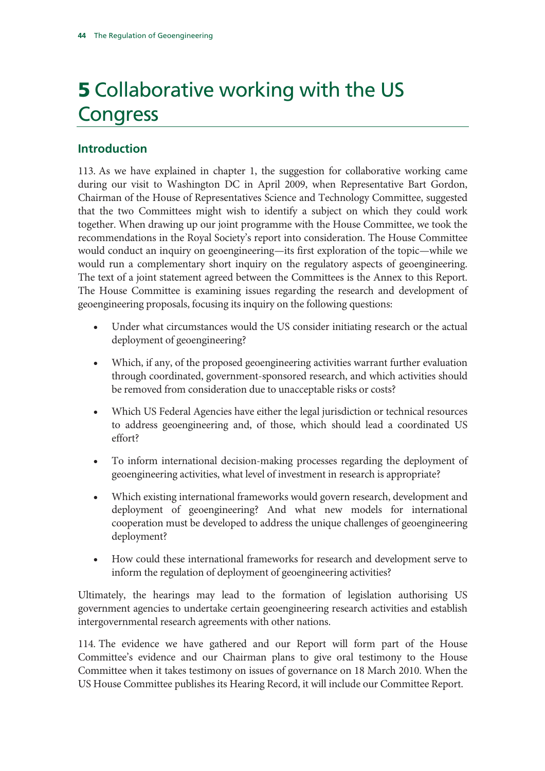# 5 Collaborative working with the US Congress

## Introduction

113. As we have explained in chapter 1, the suggestion for collaborative working came during our visit to Washington DC in April 2009, when Representative Bart Gordon, Chairman of the House of Representatives Science and Technology Committee, suggested that the two Committees might wish to identify a subject on which they could work together. When drawing up our joint programme with the House Committee, we took the recommendations in the Royal Society's report into consideration. The House Committee would conduct an inquiry on geoengineering—its first exploration of the topic—while we would run a complementary short inquiry on the regulatory aspects of geoengineering. The text of a joint statement agreed between the Committees is the Annex to this Report. The House Committee is examining issues regarding the research and development of geoengineering proposals, focusing its inquiry on the following questions:

- Under what circumstances would the US consider initiating research or the actual deployment of geoengineering?
- Which, if any, of the proposed geoengineering activities warrant further evaluation through coordinated, government-sponsored research, and which activities should be removed from consideration due to unacceptable risks or costs?
- Which US Federal Agencies have either the legal jurisdiction or technical resources to address geoengineering and, of those, which should lead a coordinated US effort?
- To inform international decision-making processes regarding the deployment of geoengineering activities, what level of investment in research is appropriate?
- Which existing international frameworks would govern research, development and deployment of geoengineering? And what new models for international cooperation must be developed to address the unique challenges of geoengineering deployment?
- How could these international frameworks for research and development serve to inform the regulation of deployment of geoengineering activities?

Ultimately, the hearings may lead to the formation of legislation authorising US government agencies to undertake certain geoengineering research activities and establish intergovernmental research agreements with other nations.

114. The evidence we have gathered and our Report will form part of the House Committee's evidence and our Chairman plans to give oral testimony to the House Committee when it takes testimony on issues of governance on 18 March 2010. When the US House Committee publishes its Hearing Record, it will include our Committee Report.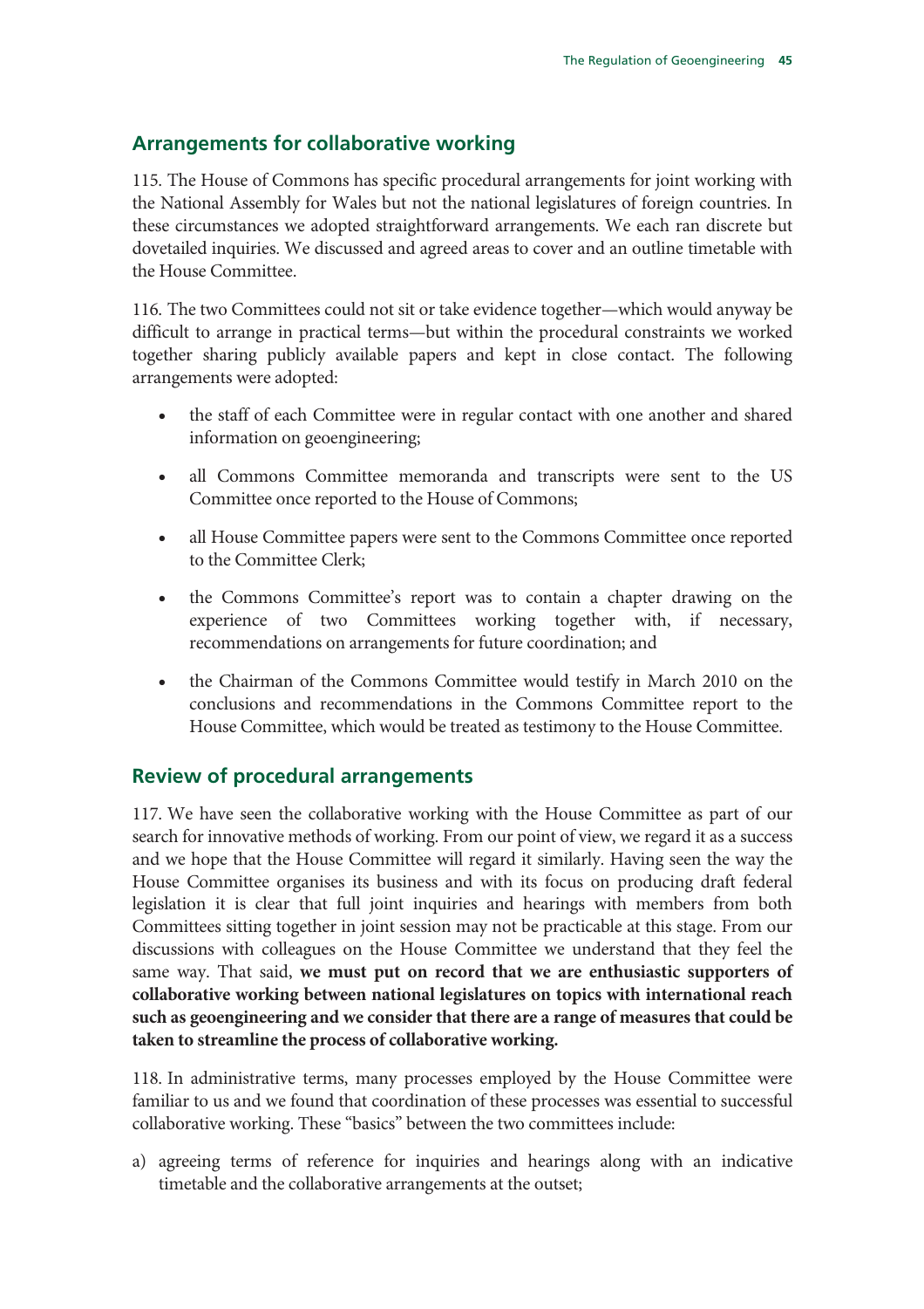## Arrangements for collaborative working

115. The House of Commons has specific procedural arrangements for joint working with the National Assembly for Wales but not the national legislatures of foreign countries. In these circumstances we adopted straightforward arrangements. We each ran discrete but dovetailed inquiries. We discussed and agreed areas to cover and an outline timetable with the House Committee.

116. The two Committees could not sit or take evidence together—which would anyway be difficult to arrange in practical terms—but within the procedural constraints we worked together sharing publicly available papers and kept in close contact. The following arrangements were adopted:

- the staff of each Committee were in regular contact with one another and shared information on geoengineering;
- all Commons Committee memoranda and transcripts were sent to the US Committee once reported to the House of Commons;
- all House Committee papers were sent to the Commons Committee once reported to the Committee Clerk;
- the Commons Committee's report was to contain a chapter drawing on the experience of two Committees working together with, if necessary, recommendations on arrangements for future coordination; and
- the Chairman of the Commons Committee would testify in March 2010 on the conclusions and recommendations in the Commons Committee report to the House Committee, which would be treated as testimony to the House Committee.

## Review of procedural arrangements

117. We have seen the collaborative working with the House Committee as part of our search for innovative methods of working. From our point of view, we regard it as a success and we hope that the House Committee will regard it similarly. Having seen the way the House Committee organises its business and with its focus on producing draft federal legislation it is clear that full joint inquiries and hearings with members from both Committees sitting together in joint session may not be practicable at this stage. From our discussions with colleagues on the House Committee we understand that they feel the same way. That said, **we must put on record that we are enthusiastic supporters of collaborative working between national legislatures on topics with international reach such as geoengineering and we consider that there are a range of measures that could be taken to streamline the process of collaborative working.**

118. In administrative terms, many processes employed by the House Committee were familiar to us and we found that coordination of these processes was essential to successful collaborative working. These "basics" between the two committees include:

a) agreeing terms of reference for inquiries and hearings along with an indicative timetable and the collaborative arrangements at the outset;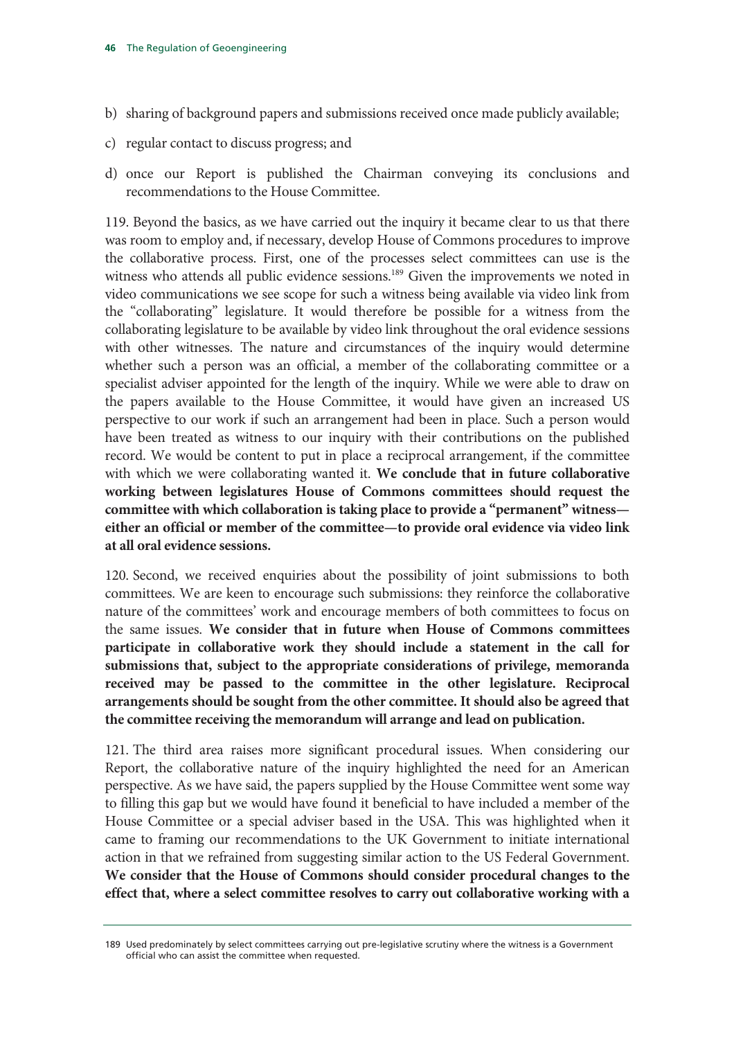b) sharing of background papers and submissions received once made publicly available;

c) regular contact to discuss progress; and

d) once our Report is published the Chairman conveying its conclusions and recommendations to the House Committee.

119. Beyond the basics, as we have carried out the inquiry it became clear to us that there was room to employ and, if necessary, develop House of Commons procedures to improve the collaborative process. First, one of the processes select committees can use is the witness who attends all public evidence sessions.[189] Given the improvements we noted in video communications we see scope for such a witness being available via video link from the "collaborating" legislature. It would therefore be possible for a witness from the collaborating legislature to be available by video link throughout the oral evidence sessions with other witnesses. The nature and circumstances of the inquiry would determine whether such a person was an official, a member of the collaborating committee or a specialist adviser appointed for the length of the inquiry. While we were able to draw on the papers available to the House Committee, it would have given an increased US perspective to our work if such an arrangement had been in place. Such a person would have been treated as witness to our inquiry with their contributions on the published record. We would be content to put in place a reciprocal arrangement, if the committee with which we were collaborating wanted it. **We conclude that in future collaborative working between legislatures House of Commons committees should request the committee with which collaboration is taking place to provide a "permanent" witness—either an official or member of the committee—to provide oral evidence via video link at all oral evidence sessions.**

120. Second, we received enquiries about the possibility of joint submissions to both committees. We are keen to encourage such submissions: they reinforce the collaborative nature of the committees' work and encourage members of both committees to focus on the same issues. **We consider that in future when House of Commons committees participate in collaborative work they should include a statement in the call for submissions that, subject to the appropriate considerations of privilege, memoranda received may be passed to the committee in the other legislature. Reciprocal arrangements should be sought from the other committee. It should also be agreed that the committee receiving the memorandum will arrange and lead on publication.**

121. The third area raises more significant procedural issues. When considering our Report, the collaborative nature of the inquiry highlighted the need for an American perspective. As we have said, the papers supplied by the House Committee went some way to filling this gap but we would have found it beneficial to have included a member of the House Committee or a special adviser based in the USA. This was highlighted when it came to framing our recommendations to the UK Government to initiate international action in that we refrained from suggesting similar action to the US Federal Government. **We consider that the House of Commons should consider procedural changes to the effect that, where a select committee resolves to carry out collaborative working with a**

---

189 Used predominately by select committees carrying out pre-legislative scrutiny where the witness is a Government official who can assist the committee when requested.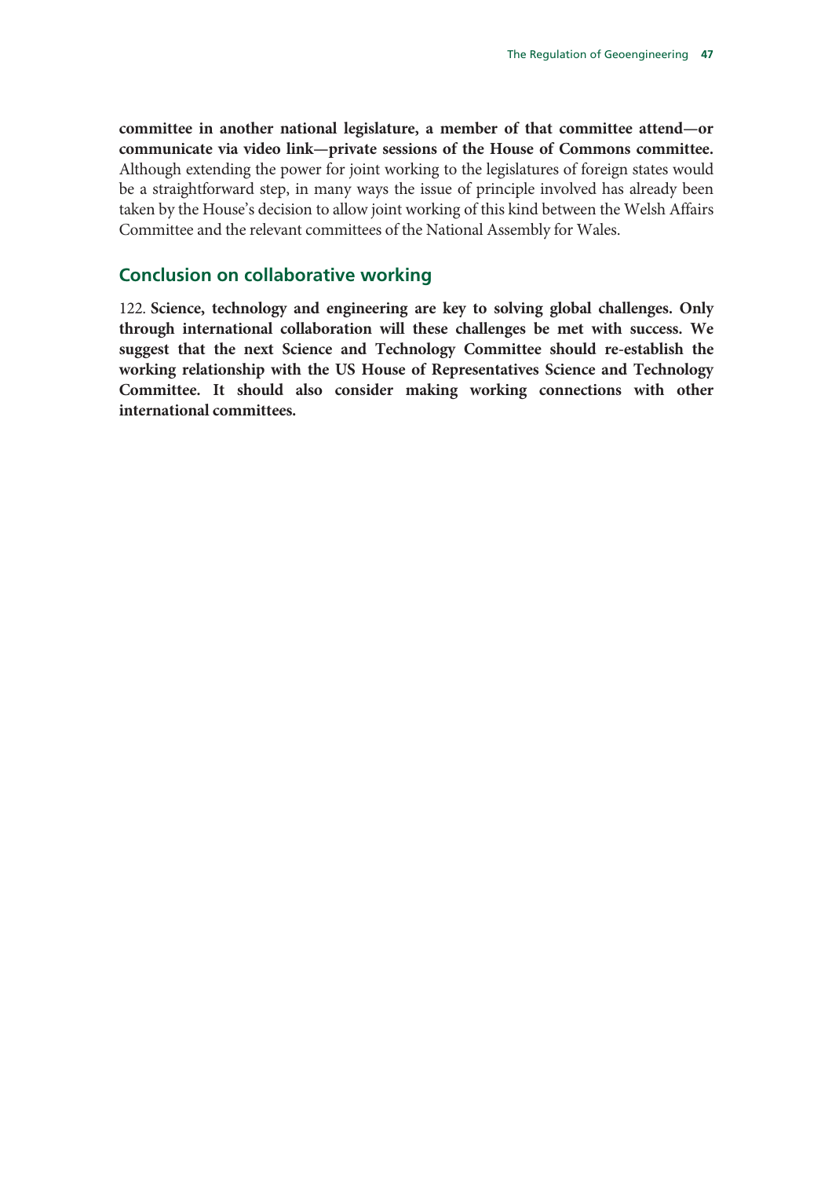**committee in another national legislature, a member of that committee attend—or communicate via video link—private sessions of the House of Commons committee.** Although extending the power for joint working to the legislatures of foreign states would be a straightforward step, in many ways the issue of principle involved has already been taken by the House's decision to allow joint working of this kind between the Welsh Affairs Committee and the relevant committees of the National Assembly for Wales.

## Conclusion on collaborative working

122. **Science, technology and engineering are key to solving global challenges. Only through international collaboration will these challenges be met with success. We suggest that the next Science and Technology Committee should re-establish the working relationship with the US House of Representatives Science and Technology Committee. It should also consider making working connections with other international committees.**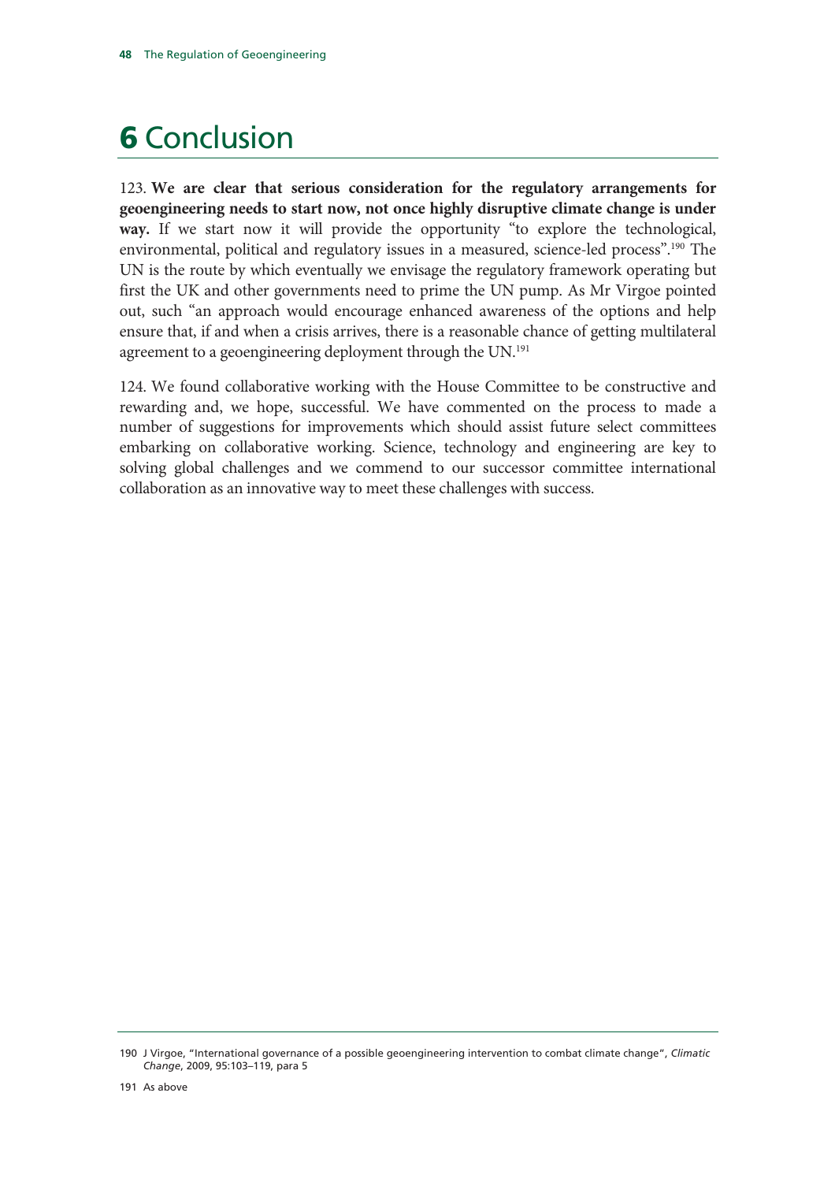# 6 Conclusion

123. **We are clear that serious consideration for the regulatory arrangements for geoengineering needs to start now, not once highly disruptive climate change is under way.** If we start now it will provide the opportunity "to explore the technological, environmental, political and regulatory issues in a measured, science-led process".[190] The UN is the route by which eventually we envisage the regulatory framework operating but first the UK and other governments need to prime the UN pump. As Mr Virgoe pointed out, such "an approach would encourage enhanced awareness of the options and help ensure that, if and when a crisis arrives, there is a reasonable chance of getting multilateral agreement to a geoengineering deployment through the UN.[191]

124. We found collaborative working with the House Committee to be constructive and rewarding and, we hope, successful. We have commented on the process to made a number of suggestions for improvements which should assist future select committees embarking on collaborative working. Science, technology and engineering are key to solving global challenges and we commend to our successor committee international collaboration as an innovative way to meet these challenges with success.

---

190 J Virgoe, "International governance of a possible geoengineering intervention to combat climate change", *Climatic Change*, 2009, 95:103–119, para 5

191 As above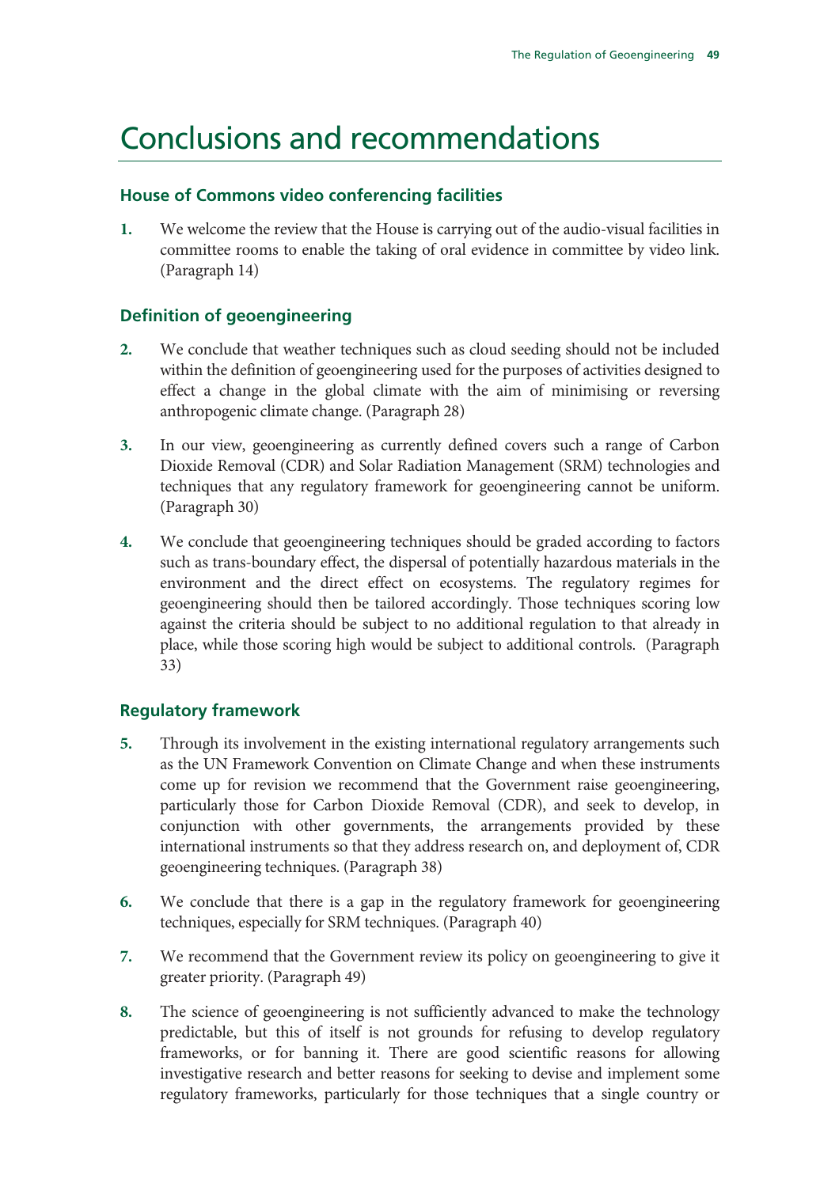# Conclusions and recommendations

### House of Commons video conferencing facilities

**1.** We welcome the review that the House is carrying out of the audio-visual facilities in committee rooms to enable the taking of oral evidence in committee by video link. (Paragraph 14)

### Definition of geoengineering

**2.** We conclude that weather techniques such as cloud seeding should not be included within the definition of geoengineering used for the purposes of activities designed to effect a change in the global climate with the aim of minimising or reversing anthropogenic climate change. (Paragraph 28)

**3.** In our view, geoengineering as currently defined covers such a range of Carbon Dioxide Removal (CDR) and Solar Radiation Management (SRM) technologies and techniques that any regulatory framework for geoengineering cannot be uniform. (Paragraph 30)

**4.** We conclude that geoengineering techniques should be graded according to factors such as trans-boundary effect, the dispersal of potentially hazardous materials in the environment and the direct effect on ecosystems. The regulatory regimes for geoengineering should then be tailored accordingly. Those techniques scoring low against the criteria should be subject to no additional regulation to that already in place, while those scoring high would be subject to additional controls. (Paragraph 33)

### Regulatory framework

**5.** Through its involvement in the existing international regulatory arrangements such as the UN Framework Convention on Climate Change and when these instruments come up for revision we recommend that the Government raise geoengineering, particularly those for Carbon Dioxide Removal (CDR), and seek to develop, in conjunction with other governments, the arrangements provided by these international instruments so that they address research on, and deployment of, CDR geoengineering techniques. (Paragraph 38)

**6.** We conclude that there is a gap in the regulatory framework for geoengineering techniques, especially for SRM techniques. (Paragraph 40)

**7.** We recommend that the Government review its policy on geoengineering to give it greater priority. (Paragraph 49)

**8.** The science of geoengineering is not sufficiently advanced to make the technology predictable, but this of itself is not grounds for refusing to develop regulatory frameworks, or for banning it. There are good scientific reasons for allowing investigative research and better reasons for seeking to devise and implement some regulatory frameworks, particularly for those techniques that a single country or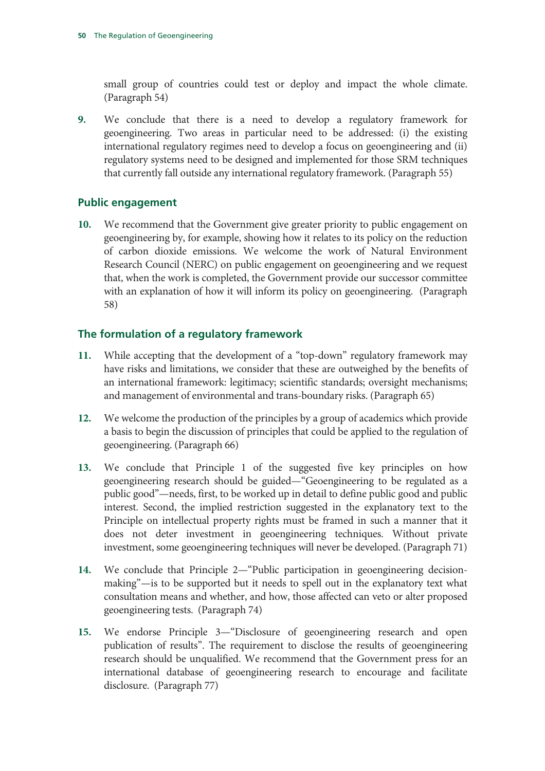small group of countries could test or deploy and impact the whole climate. (Paragraph 54)

**9.** We conclude that there is a need to develop a regulatory framework for geoengineering. Two areas in particular need to be addressed: (i) the existing international regulatory regimes need to develop a focus on geoengineering and (ii) regulatory systems need to be designed and implemented for those SRM techniques that currently fall outside any international regulatory framework. (Paragraph 55)

### Public engagement

**10.** We recommend that the Government give greater priority to public engagement on geoengineering by, for example, showing how it relates to its policy on the reduction of carbon dioxide emissions. We welcome the work of Natural Environment Research Council (NERC) on public engagement on geoengineering and we request that, when the work is completed, the Government provide our successor committee with an explanation of how it will inform its policy on geoengineering. (Paragraph 58)

### The formulation of a regulatory framework

**11.** While accepting that the development of a "top-down" regulatory framework may have risks and limitations, we consider that these are outweighed by the benefits of an international framework: legitimacy; scientific standards; oversight mechanisms; and management of environmental and trans-boundary risks. (Paragraph 65)

**12.** We welcome the production of the principles by a group of academics which provide a basis to begin the discussion of principles that could be applied to the regulation of geoengineering. (Paragraph 66)

**13.** We conclude that Principle 1 of the suggested five key principles on how geoengineering research should be guided—"Geoengineering to be regulated as a public good"—needs, first, to be worked up in detail to define public good and public interest. Second, the implied restriction suggested in the explanatory text to the Principle on intellectual property rights must be framed in such a manner that it does not deter investment in geoengineering techniques. Without private investment, some geoengineering techniques will never be developed. (Paragraph 71)

**14.** We conclude that Principle 2—"Public participation in geoengineering decision-making"—is to be supported but it needs to spell out in the explanatory text what consultation means and whether, and how, those affected can veto or alter proposed geoengineering tests. (Paragraph 74)

**15.** We endorse Principle 3—"Disclosure of geoengineering research and open publication of results". The requirement to disclose the results of geoengineering research should be unqualified. We recommend that the Government press for an international database of geoengineering research to encourage and facilitate disclosure. (Paragraph 77)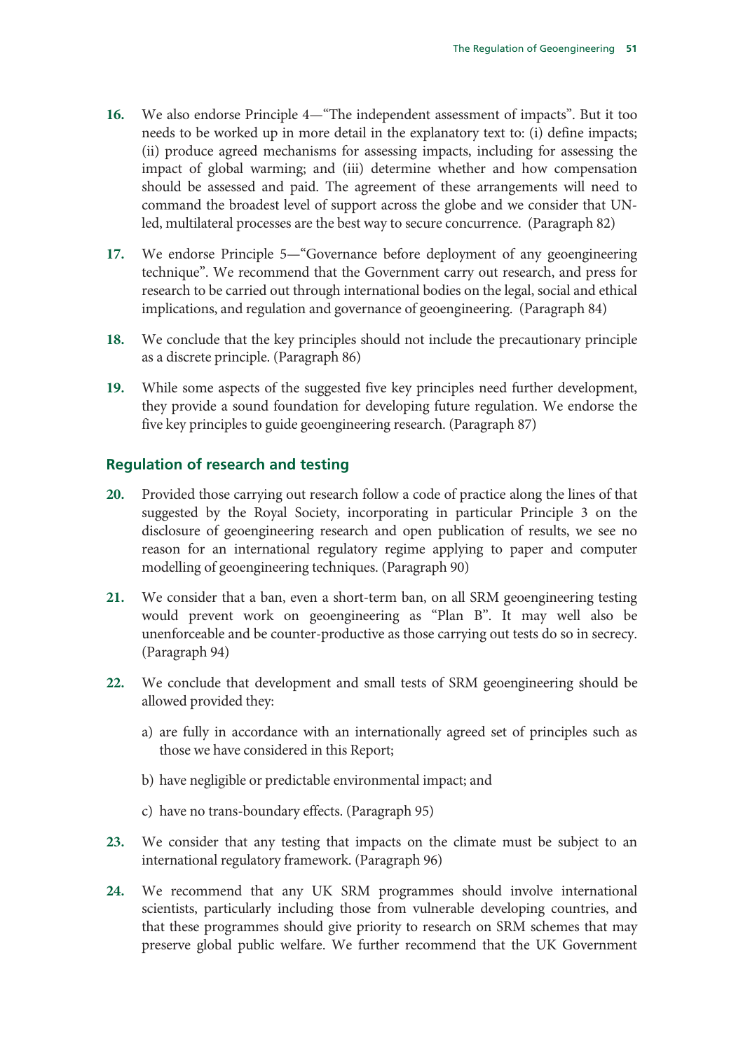16. We also endorse Principle 4—"The independent assessment of impacts". But it too needs to be worked up in more detail in the explanatory text to: (i) define impacts; (ii) produce agreed mechanisms for assessing impacts, including for assessing the impact of global warming; and (iii) determine whether and how compensation should be assessed and paid. The agreement of these arrangements will need to command the broadest level of support across the globe and we consider that UN-led, multilateral processes are the best way to secure concurrence. (Paragraph 82)

17. We endorse Principle 5—"Governance before deployment of any geoengineering technique". We recommend that the Government carry out research, and press for research to be carried out through international bodies on the legal, social and ethical implications, and regulation and governance of geoengineering. (Paragraph 84)

18. We conclude that the key principles should not include the precautionary principle as a discrete principle. (Paragraph 86)

19. While some aspects of the suggested five key principles need further development, they provide a sound foundation for developing future regulation. We endorse the five key principles to guide geoengineering research. (Paragraph 87)

## Regulation of research and testing

20. Provided those carrying out research follow a code of practice along the lines of that suggested by the Royal Society, incorporating in particular Principle 3 on the disclosure of geoengineering research and open publication of results, we see no reason for an international regulatory regime applying to paper and computer modelling of geoengineering techniques. (Paragraph 90)

21. We consider that a ban, even a short-term ban, on all SRM geoengineering testing would prevent work on geoengineering as "Plan B". It may well also be unenforceable and be counter-productive as those carrying out tests do so in secrecy. (Paragraph 94)

22. We conclude that development and small tests of SRM geoengineering should be allowed provided they:

    a) are fully in accordance with an internationally agreed set of principles such as those we have considered in this Report;

    b) have negligible or predictable environmental impact; and

    c) have no trans-boundary effects. (Paragraph 95)

23. We consider that any testing that impacts on the climate must be subject to an international regulatory framework. (Paragraph 96)

24. We recommend that any UK SRM programmes should involve international scientists, particularly including those from vulnerable developing countries, and that these programmes should give priority to research on SRM schemes that may preserve global public welfare. We further recommend that the UK Government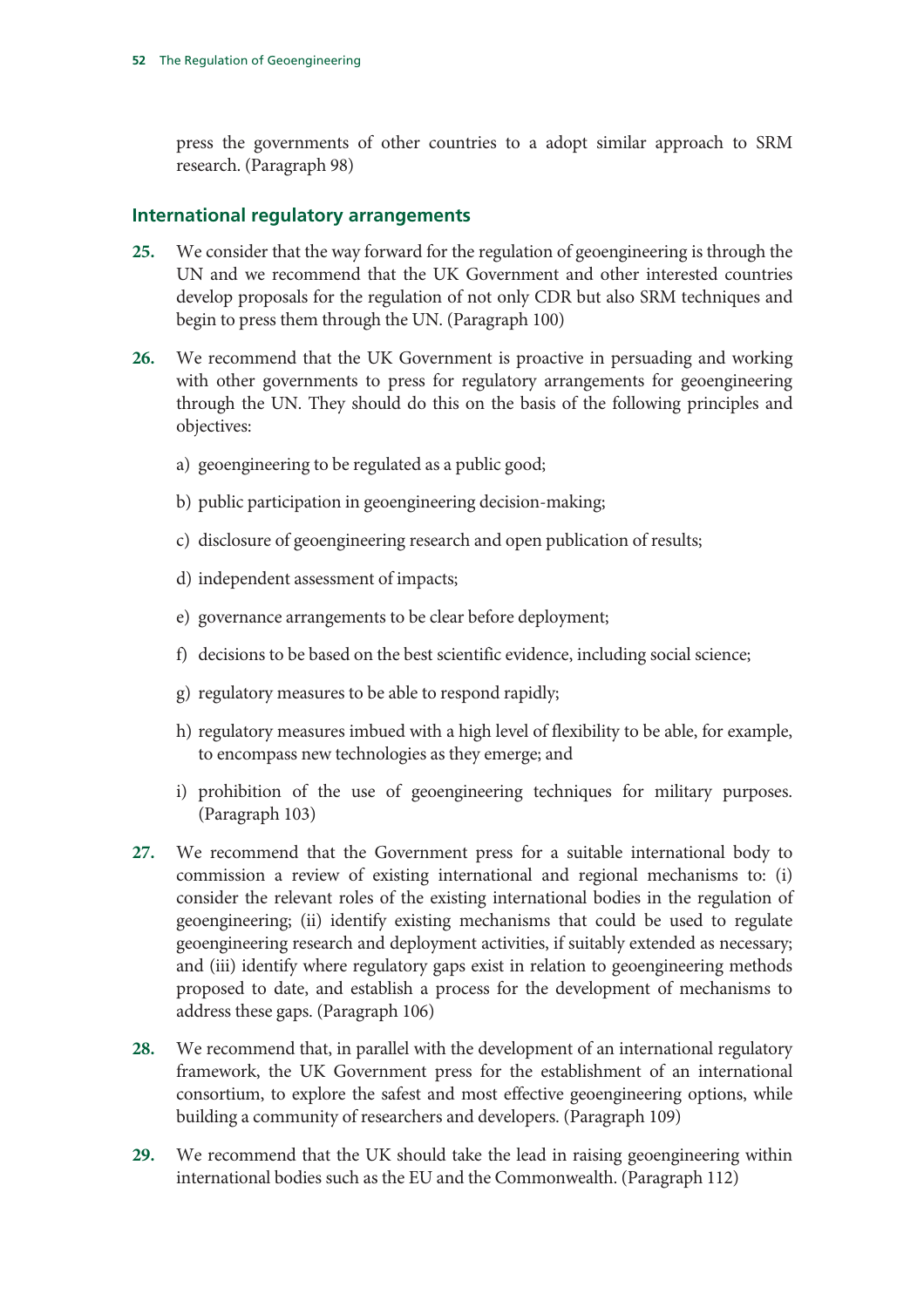press the governments of other countries to a adopt similar approach to SRM research. (Paragraph 98)

## International regulatory arrangements

**25.** We consider that the way forward for the regulation of geoengineering is through the UN and we recommend that the UK Government and other interested countries develop proposals for the regulation of not only CDR but also SRM techniques and begin to press them through the UN. (Paragraph 100)

**26.** We recommend that the UK Government is proactive in persuading and working with other governments to press for regulatory arrangements for geoengineering through the UN. They should do this on the basis of the following principles and objectives:

a) geoengineering to be regulated as a public good;

b) public participation in geoengineering decision-making;

c) disclosure of geoengineering research and open publication of results;

d) independent assessment of impacts;

e) governance arrangements to be clear before deployment;

f) decisions to be based on the best scientific evidence, including social science;

g) regulatory measures to be able to respond rapidly;

h) regulatory measures imbued with a high level of flexibility to be able, for example, to encompass new technologies as they emerge; and

i) prohibition of the use of geoengineering techniques for military purposes. (Paragraph 103)

**27.** We recommend that the Government press for a suitable international body to commission a review of existing international and regional mechanisms to: (i) consider the relevant roles of the existing international bodies in the regulation of geoengineering; (ii) identify existing mechanisms that could be used to regulate geoengineering research and deployment activities, if suitably extended as necessary; and (iii) identify where regulatory gaps exist in relation to geoengineering methods proposed to date, and establish a process for the development of mechanisms to address these gaps. (Paragraph 106)

**28.** We recommend that, in parallel with the development of an international regulatory framework, the UK Government press for the establishment of an international consortium, to explore the safest and most effective geoengineering options, while building a community of researchers and developers. (Paragraph 109)

**29.** We recommend that the UK should take the lead in raising geoengineering within international bodies such as the EU and the Commonwealth. (Paragraph 112)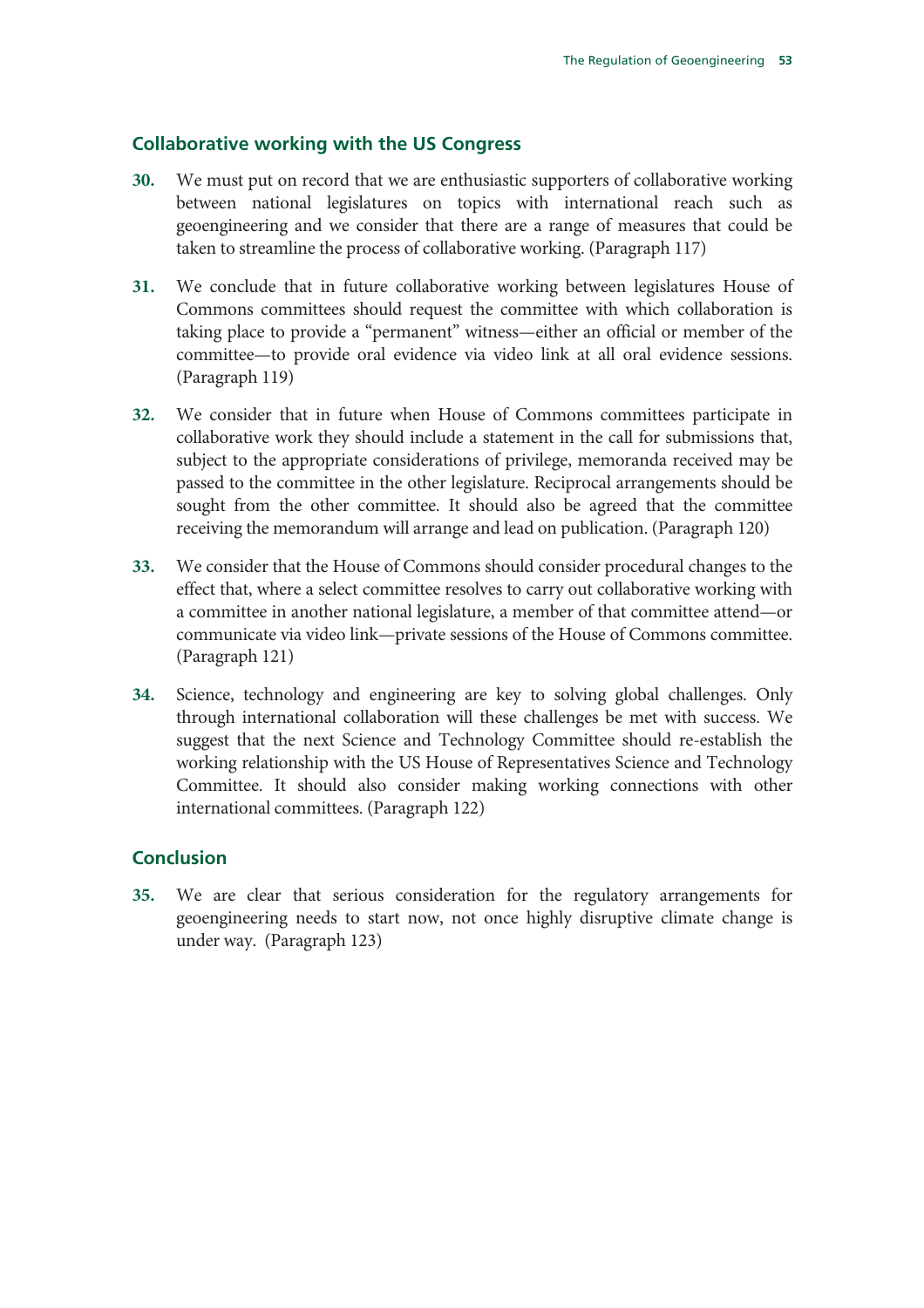## Collaborative working with the US Congress

**30.** We must put on record that we are enthusiastic supporters of collaborative working between national legislatures on topics with international reach such as geoengineering and we consider that there are a range of measures that could be taken to streamline the process of collaborative working. (Paragraph 117)

**31.** We conclude that in future collaborative working between legislatures House of Commons committees should request the committee with which collaboration is taking place to provide a "permanent" witness—either an official or member of the committee—to provide oral evidence via video link at all oral evidence sessions. (Paragraph 119)

**32.** We consider that in future when House of Commons committees participate in collaborative work they should include a statement in the call for submissions that, subject to the appropriate considerations of privilege, memoranda received may be passed to the committee in the other legislature. Reciprocal arrangements should be sought from the other committee. It should also be agreed that the committee receiving the memorandum will arrange and lead on publication. (Paragraph 120)

**33.** We consider that the House of Commons should consider procedural changes to the effect that, where a select committee resolves to carry out collaborative working with a committee in another national legislature, a member of that committee attend—or communicate via video link—private sessions of the House of Commons committee. (Paragraph 121)

**34.** Science, technology and engineering are key to solving global challenges. Only through international collaboration will these challenges be met with success. We suggest that the next Science and Technology Committee should re-establish the working relationship with the US House of Representatives Science and Technology Committee. It should also consider making working connections with other international committees. (Paragraph 122)

## Conclusion

**35.** We are clear that serious consideration for the regulatory arrangements for geoengineering needs to start now, not once highly disruptive climate change is under way. (Paragraph 123)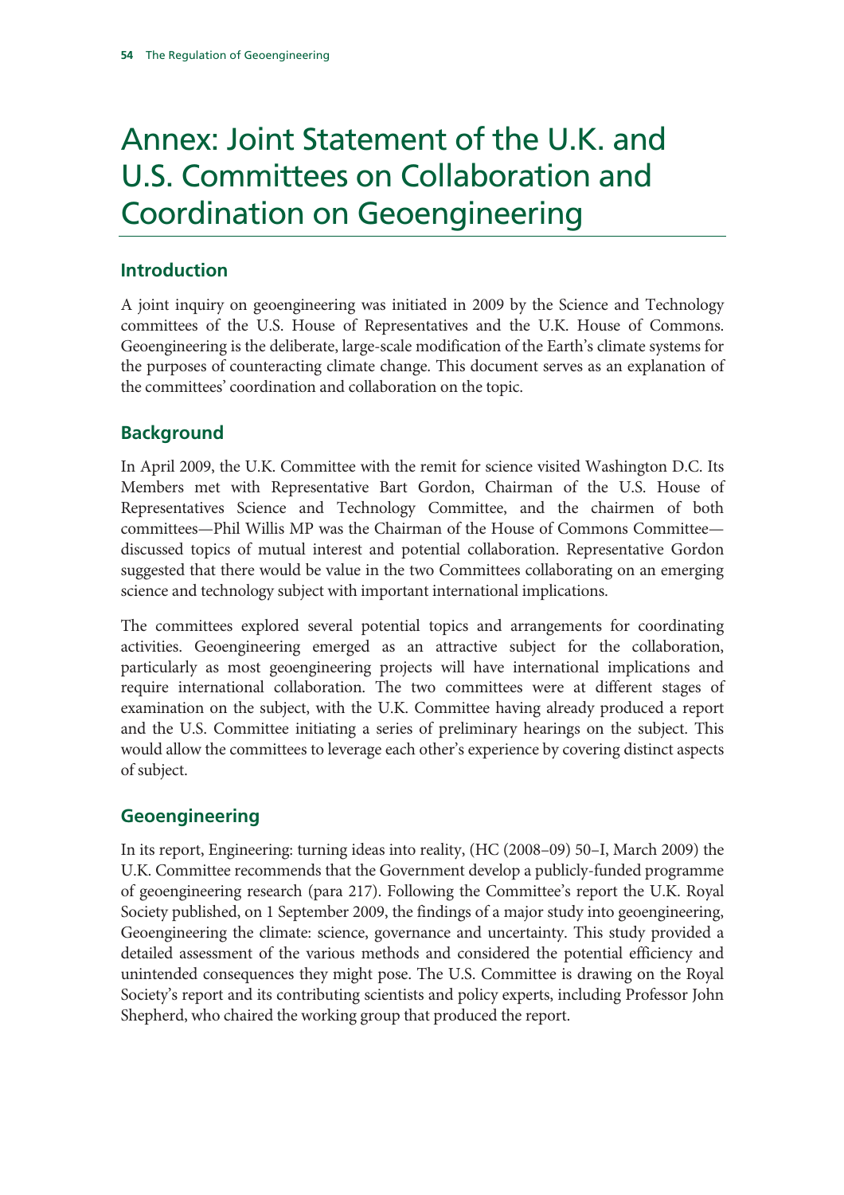# Annex: Joint Statement of the U.K. and U.S. Committees on Collaboration and Coordination on Geoengineering

## Introduction

A joint inquiry on geoengineering was initiated in 2009 by the Science and Technology committees of the U.S. House of Representatives and the U.K. House of Commons. Geoengineering is the deliberate, large-scale modification of the Earth's climate systems for the purposes of counteracting climate change. This document serves as an explanation of the committees' coordination and collaboration on the topic.

## Background

In April 2009, the U.K. Committee with the remit for science visited Washington D.C. Its Members met with Representative Bart Gordon, Chairman of the U.S. House of Representatives Science and Technology Committee, and the chairmen of both committees—Phil Willis MP was the Chairman of the House of Commons Committee—discussed topics of mutual interest and potential collaboration. Representative Gordon suggested that there would be value in the two Committees collaborating on an emerging science and technology subject with important international implications.

The committees explored several potential topics and arrangements for coordinating activities. Geoengineering emerged as an attractive subject for the collaboration, particularly as most geoengineering projects will have international implications and require international collaboration. The two committees were at different stages of examination on the subject, with the U.K. Committee having already produced a report and the U.S. Committee initiating a series of preliminary hearings on the subject. This would allow the committees to leverage each other's experience by covering distinct aspects of subject.

## Geoengineering

In its report, Engineering: turning ideas into reality, (HC (2008–09) 50–I, March 2009) the U.K. Committee recommends that the Government develop a publicly-funded programme of geoengineering research (para 217). Following the Committee's report the U.K. Royal Society published, on 1 September 2009, the findings of a major study into geoengineering, Geoengineering the climate: science, governance and uncertainty. This study provided a detailed assessment of the various methods and considered the potential efficiency and unintended consequences they might pose. The U.S. Committee is drawing on the Royal Society's report and its contributing scientists and policy experts, including Professor John Shepherd, who chaired the working group that produced the report.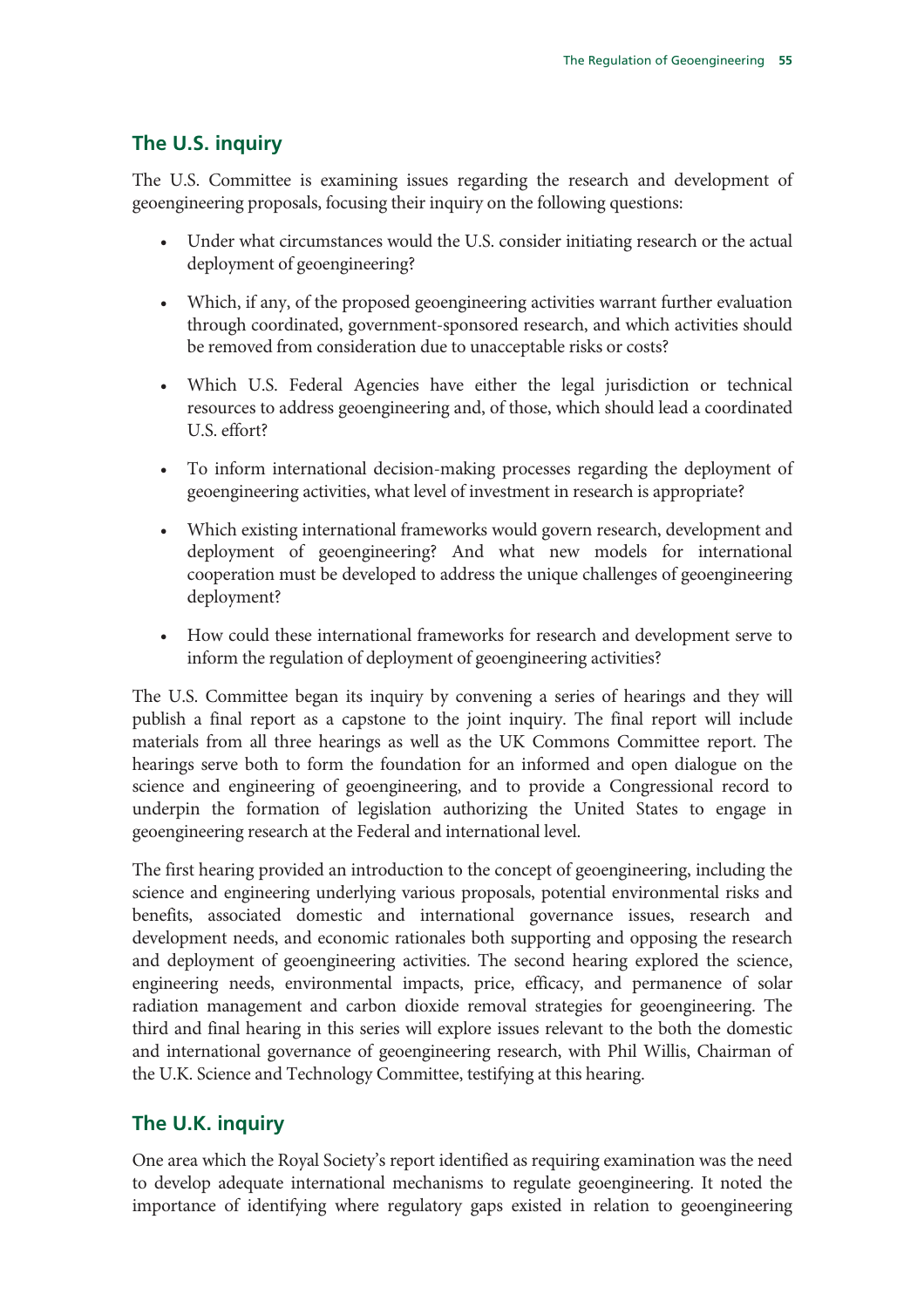## The U.S. inquiry

The U.S. Committee is examining issues regarding the research and development of geoengineering proposals, focusing their inquiry on the following questions:

- Under what circumstances would the U.S. consider initiating research or the actual deployment of geoengineering?
- Which, if any, of the proposed geoengineering activities warrant further evaluation through coordinated, government-sponsored research, and which activities should be removed from consideration due to unacceptable risks or costs?
- Which U.S. Federal Agencies have either the legal jurisdiction or technical resources to address geoengineering and, of those, which should lead a coordinated U.S. effort?
- To inform international decision-making processes regarding the deployment of geoengineering activities, what level of investment in research is appropriate?
- Which existing international frameworks would govern research, development and deployment of geoengineering? And what new models for international cooperation must be developed to address the unique challenges of geoengineering deployment?
- How could these international frameworks for research and development serve to inform the regulation of deployment of geoengineering activities?

The U.S. Committee began its inquiry by convening a series of hearings and they will publish a final report as a capstone to the joint inquiry. The final report will include materials from all three hearings as well as the UK Commons Committee report. The hearings serve both to form the foundation for an informed and open dialogue on the science and engineering of geoengineering, and to provide a Congressional record to underpin the formation of legislation authorizing the United States to engage in geoengineering research at the Federal and international level.

The first hearing provided an introduction to the concept of geoengineering, including the science and engineering underlying various proposals, potential environmental risks and benefits, associated domestic and international governance issues, research and development needs, and economic rationales both supporting and opposing the research and deployment of geoengineering activities. The second hearing explored the science, engineering needs, environmental impacts, price, efficacy, and permanence of solar radiation management and carbon dioxide removal strategies for geoengineering. The third and final hearing in this series will explore issues relevant to the both the domestic and international governance of geoengineering research, with Phil Willis, Chairman of the U.K. Science and Technology Committee, testifying at this hearing.

## The U.K. inquiry

One area which the Royal Society's report identified as requiring examination was the need to develop adequate international mechanisms to regulate geoengineering. It noted the importance of identifying where regulatory gaps existed in relation to geoengineering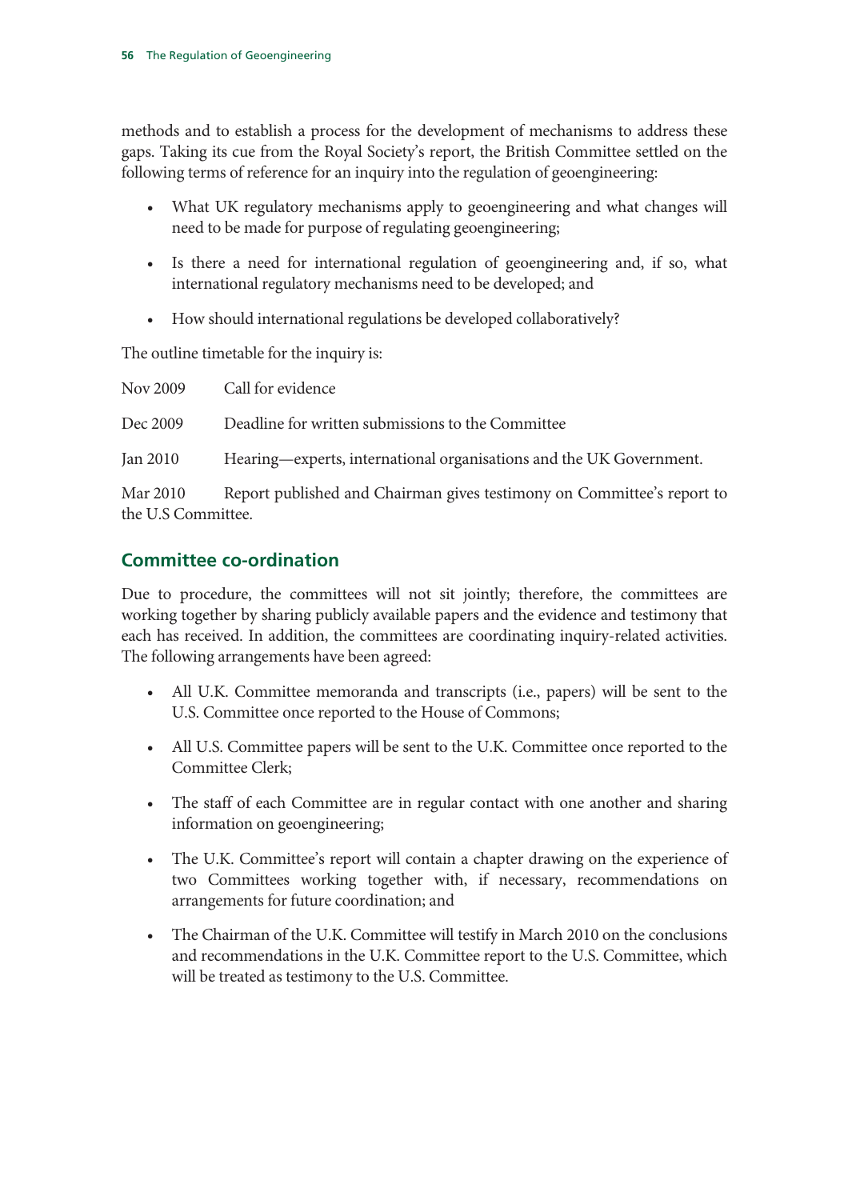methods and to establish a process for the development of mechanisms to address these gaps. Taking its cue from the Royal Society's report, the British Committee settled on the following terms of reference for an inquiry into the regulation of geoengineering:

- What UK regulatory mechanisms apply to geoengineering and what changes will need to be made for purpose of regulating geoengineering;
- Is there a need for international regulation of geoengineering and, if so, what international regulatory mechanisms need to be developed; and
- How should international regulations be developed collaboratively?

The outline timetable for the inquiry is:

Nov 2009 Call for evidence

Dec 2009 Deadline for written submissions to the Committee

Jan 2010 Hearing—experts, international organisations and the UK Government.

Mar 2010 Report published and Chairman gives testimony on Committee's report to the U.S Committee.

## Committee co-ordination

Due to procedure, the committees will not sit jointly; therefore, the committees are working together by sharing publicly available papers and the evidence and testimony that each has received. In addition, the committees are coordinating inquiry-related activities. The following arrangements have been agreed:

- All U.K. Committee memoranda and transcripts (i.e., papers) will be sent to the U.S. Committee once reported to the House of Commons;
- All U.S. Committee papers will be sent to the U.K. Committee once reported to the Committee Clerk;
- The staff of each Committee are in regular contact with one another and sharing information on geoengineering;
- The U.K. Committee's report will contain a chapter drawing on the experience of two Committees working together with, if necessary, recommendations on arrangements for future coordination; and
- The Chairman of the U.K. Committee will testify in March 2010 on the conclusions and recommendations in the U.K. Committee report to the U.S. Committee, which will be treated as testimony to the U.S. Committee.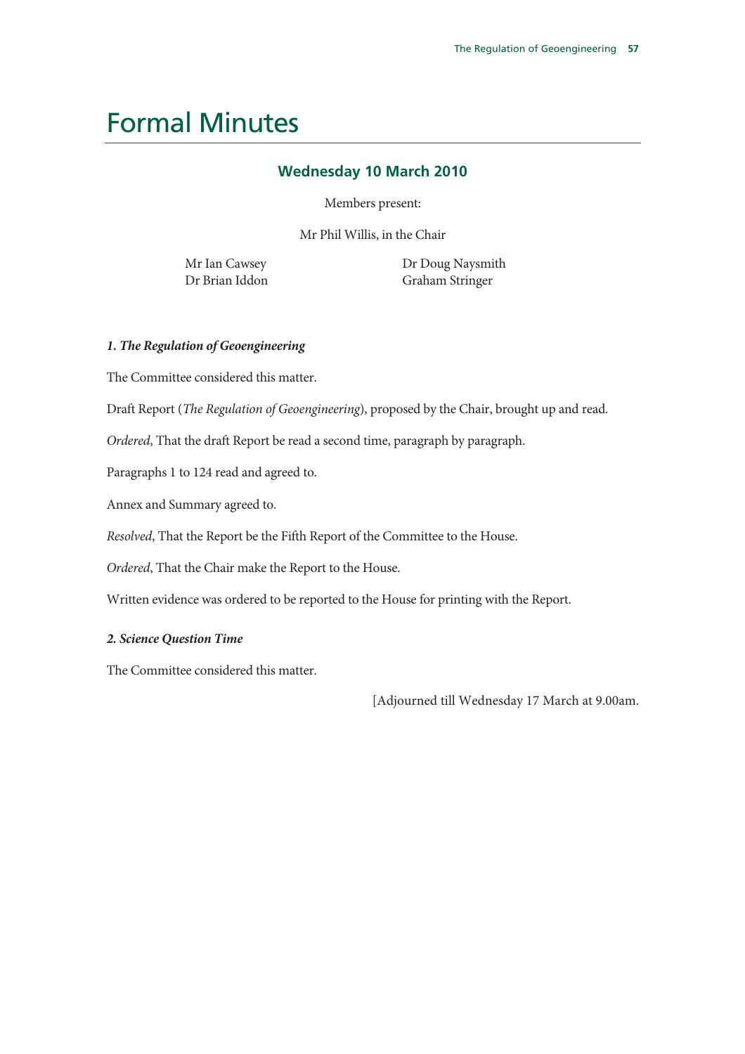# Formal Minutes

## Wednesday 10 March 2010

Members present:

Mr Phil Willis, in the Chair

Mr Ian Cawsey
Dr Brian Iddon
Dr Doug Naysmith
Graham Stringer

***1. The Regulation of Geoengineering***

The Committee considered this matter.

Draft Report (*The Regulation of Geoengineering*), proposed by the Chair, brought up and read.

*Ordered*, That the draft Report be read a second time, paragraph by paragraph.

Paragraphs 1 to 124 read and agreed to.

Annex and Summary agreed to.

*Resolved*, That the Report be the Fifth Report of the Committee to the House.

*Ordered*, That the Chair make the Report to the House.

Written evidence was ordered to be reported to the House for printing with the Report.

***2. Science Question Time***

The Committee considered this matter.

[Adjourned till Wednesday 17 March at 9.00am.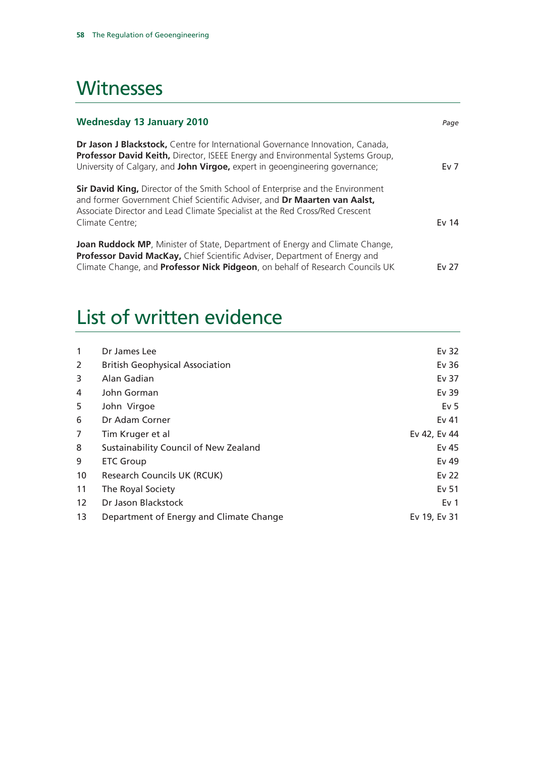# Witnesses

| **Wednesday 13 January 2010** | *Page* |
|---|---|
| **Dr Jason J Blackstock,** Centre for International Governance Innovation, Canada, **Professor David Keith,** Director, ISEEE Energy and Environmental Systems Group, University of Calgary, and **John Virgoe,** expert in geoengineering governance; | Ev 7 |
| **Sir David King,** Director of the Smith School of Enterprise and the Environment and former Government Chief Scientific Adviser, and **Dr Maarten van Aalst,** Associate Director and Lead Climate Specialist at the Red Cross/Red Crescent Climate Centre; | Ev 14 |
| **Joan Ruddock MP**, Minister of State, Department of Energy and Climate Change, **Professor David MacKay,** Chief Scientific Adviser, Department of Energy and Climate Change, and **Professor Nick Pidgeon**, on behalf of Research Councils UK | Ev 27 |

# List of written evidence

| | | |
|---|---|---|
| 1 | Dr James Lee | Ev 32 |
| 2 | British Geophysical Association | Ev 36 |
| 3 | Alan Gadian | Ev 37 |
| 4 | John Gorman | Ev 39 |
| 5 | John Virgoe | Ev 5 |
| 6 | Dr Adam Corner | Ev 41 |
| 7 | Tim Kruger et al | Ev 42, Ev 44 |
| 8 | Sustainability Council of New Zealand | Ev 45 |
| 9 | ETC Group | Ev 49 |
| 10 | Research Councils UK (RCUK) | Ev 22 |
| 11 | The Royal Society | Ev 51 |
| 12 | Dr Jason Blackstock | Ev 1 |
| 13 | Department of Energy and Climate Change | Ev 19, Ev 31 |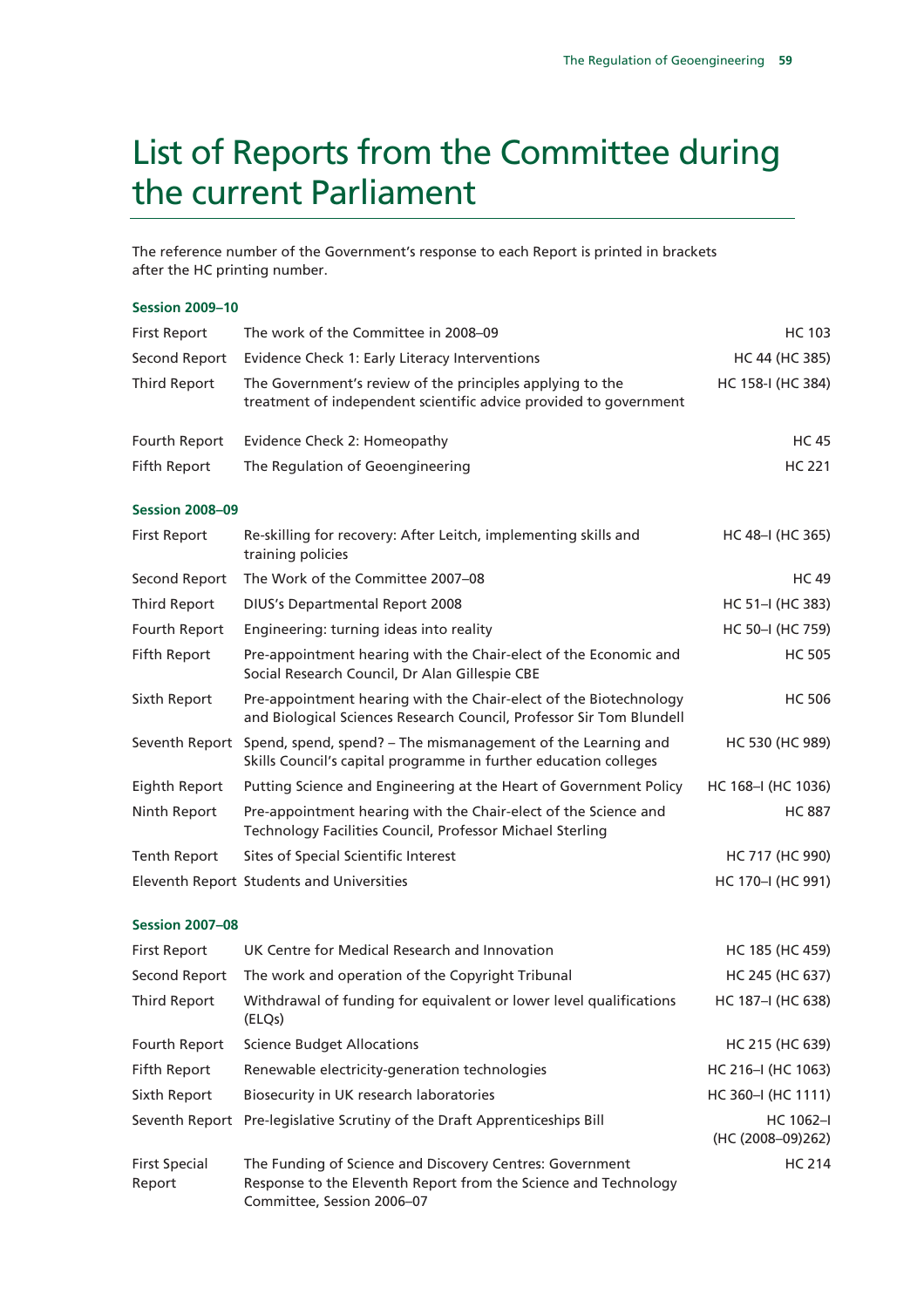# List of Reports from the Committee during the current Parliament

The reference number of the Government's response to each Report is printed in brackets after the HC printing number.

**Session 2009–10**

| | | |
|---|---|---|
| First Report | The work of the Committee in 2008–09 | HC 103 |
| Second Report | Evidence Check 1: Early Literacy Interventions | HC 44 (HC 385) |
| Third Report | The Government's review of the principles applying to the treatment of independent scientific advice provided to government | HC 158-I (HC 384) |
| Fourth Report | Evidence Check 2: Homeopathy | HC 45 |
| Fifth Report | The Regulation of Geoengineering | HC 221 |

**Session 2008–09**

| | | |
|---|---|---|
| First Report | Re-skilling for recovery: After Leitch, implementing skills and training policies | HC 48–I (HC 365) |
| Second Report | The Work of the Committee 2007–08 | HC 49 |
| Third Report | DIUS's Departmental Report 2008 | HC 51–I (HC 383) |
| Fourth Report | Engineering: turning ideas into reality | HC 50–I (HC 759) |
| Fifth Report | Pre-appointment hearing with the Chair-elect of the Economic and Social Research Council, Dr Alan Gillespie CBE | HC 505 |
| Sixth Report | Pre-appointment hearing with the Chair-elect of the Biotechnology and Biological Sciences Research Council, Professor Sir Tom Blundell | HC 506 |
| Seventh Report | Spend, spend, spend? – The mismanagement of the Learning and Skills Council's capital programme in further education colleges | HC 530 (HC 989) |
| Eighth Report | Putting Science and Engineering at the Heart of Government Policy | HC 168–I (HC 1036) |
| Ninth Report | Pre-appointment hearing with the Chair-elect of the Science and Technology Facilities Council, Professor Michael Sterling | HC 887 |
| Tenth Report | Sites of Special Scientific Interest | HC 717 (HC 990) |
| Eleventh Report | Students and Universities | HC 170–I (HC 991) |

**Session 2007–08**

| | | |
|---|---|---|
| First Report | UK Centre for Medical Research and Innovation | HC 185 (HC 459) |
| Second Report | The work and operation of the Copyright Tribunal | HC 245 (HC 637) |
| Third Report | Withdrawal of funding for equivalent or lower level qualifications (ELQs) | HC 187–I (HC 638) |
| Fourth Report | Science Budget Allocations | HC 215 (HC 639) |
| Fifth Report | Renewable electricity-generation technologies | HC 216–I (HC 1063) |
| Sixth Report | Biosecurity in UK research laboratories | HC 360–I (HC 1111) |
| Seventh Report | Pre-legislative Scrutiny of the Draft Apprenticeships Bill | HC 1062–I (HC (2008–09)262) |
| First Special Report | The Funding of Science and Discovery Centres: Government Response to the Eleventh Report from the Science and Technology Committee, Session 2006–07 | HC 214 |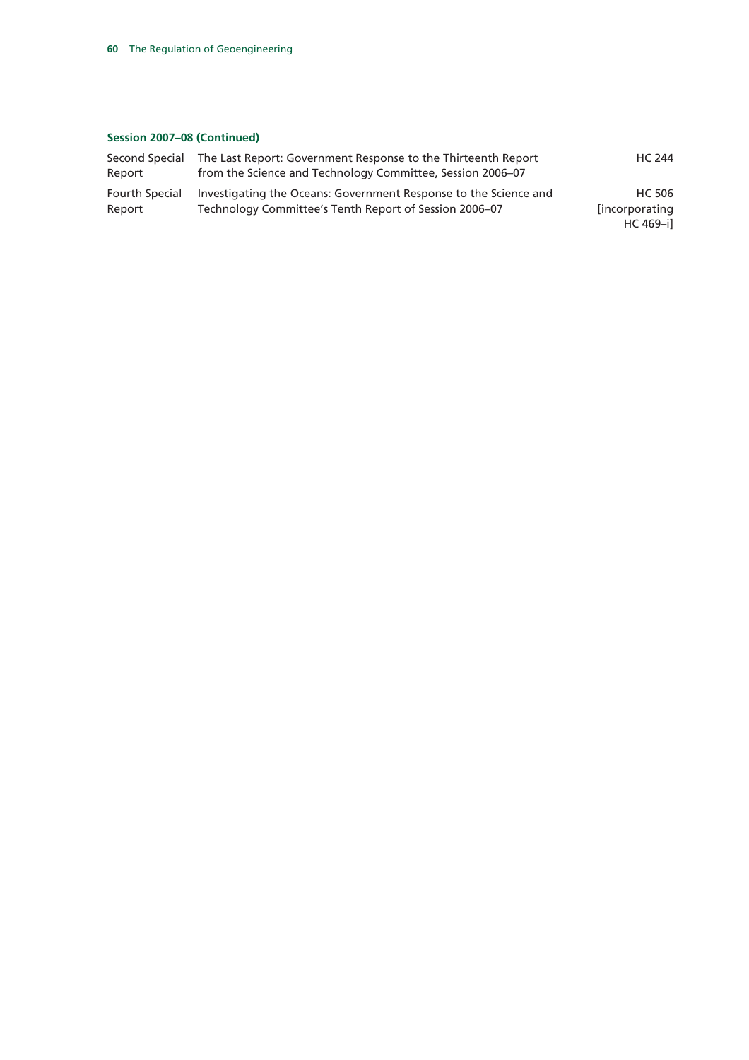**Session 2007–08 (Continued)**

| | | |
|---|---|---|
| Second Special Report | The Last Report: Government Response to the Thirteenth Report from the Science and Technology Committee, Session 2006–07 | HC 244 |
| Fourth Special Report | Investigating the Oceans: Government Response to the Science and Technology Committee's Tenth Report of Session 2006–07 | HC 506 [incorporating HC 469–i] |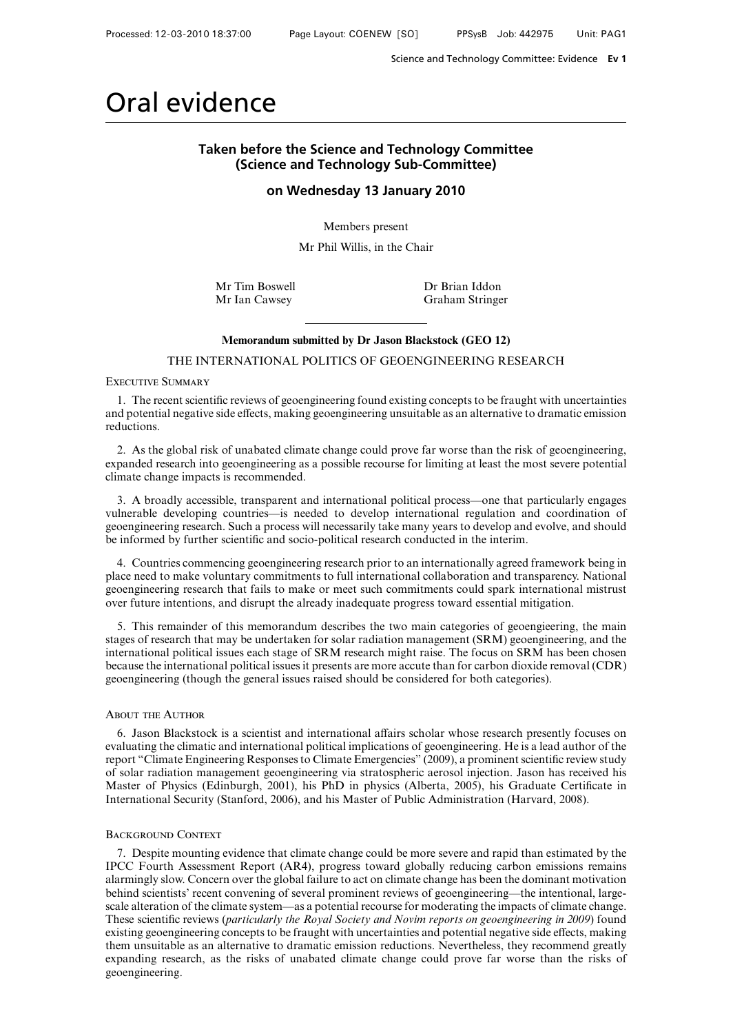# Oral evidence

## Taken before the Science and Technology Committee (Science and Technology Sub-Committee)

## on Wednesday 13 January 2010

Members present

Mr Phil Willis, in the Chair

Mr Tim Boswell
Mr Ian Cawsey
Dr Brian Iddon
Graham Stringer

---

**Memorandum submitted by Dr Jason Blackstock (GEO 12)**

THE INTERNATIONAL POLITICS OF GEOENGINEERING RESEARCH

EXECUTIVE SUMMARY

1. The recent scientific reviews of geoengineering found existing concepts to be fraught with uncertainties and potential negative side effects, making geoengineering unsuitable as an alternative to dramatic emission reductions.

2. As the global risk of unabated climate change could prove far worse than the risk of geoengineering, expanded research into geoengineering as a possible recourse for limiting at least the most severe potential climate change impacts is recommended.

3. A broadly accessible, transparent and international political process—one that particularly engages vulnerable developing countries—is needed to develop international regulation and coordination of geoengineering research. Such a process will necessarily take many years to develop and evolve, and should be informed by further scientific and socio-political research conducted in the interim.

4. Countries commencing geoengineering research prior to an internationally agreed framework being in place need to make voluntary commitments to full international collaboration and transparency. National geoengineering research that fails to make or meet such commitments could spark international mistrust over future intentions, and disrupt the already inadequate progress toward essential mitigation.

5. This remainder of this memorandum describes the two main categories of geoengieering, the main stages of research that may be undertaken for solar radiation management (SRM) geoengineering, and the international political issues each stage of SRM research might raise. The focus on SRM has been chosen because the international political issues it presents are more accute than for carbon dioxide removal (CDR) geoengineering (though the general issues raised should be considered for both categories).

ABOUT THE AUTHOR

6. Jason Blackstock is a scientist and international affairs scholar whose research presently focuses on evaluating the climatic and international political implications of geoengineering. He is a lead author of the report "Climate Engineering Responses to Climate Emergencies" (2009), a prominent scientific review study of solar radiation management geoengineering via stratospheric aerosol injection. Jason has received his Master of Physics (Edinburgh, 2001), his PhD in physics (Alberta, 2005), his Graduate Certificate in International Security (Stanford, 2006), and his Master of Public Administration (Harvard, 2008).

BACKGROUND CONTEXT

7. Despite mounting evidence that climate change could be more severe and rapid than estimated by the IPCC Fourth Assessment Report (AR4), progress toward globally reducing carbon emissions remains alarmingly slow. Concern over the global failure to act on climate change has been the dominant motivation behind scientists' recent convening of several prominent reviews of geoengineering—the intentional, large-scale alteration of the climate system—as a potential recourse for moderating the impacts of climate change. These scientific reviews (*particularly the Royal Society and Novim reports on geoengineering in 2009*) found existing geoengineering concepts to be fraught with uncertainties and potential negative side effects, making them unsuitable as an alternative to dramatic emission reductions. Nevertheless, they recommend greatly expanding research, as the risks of unabated climate change could prove far worse than the risks of geoengineering.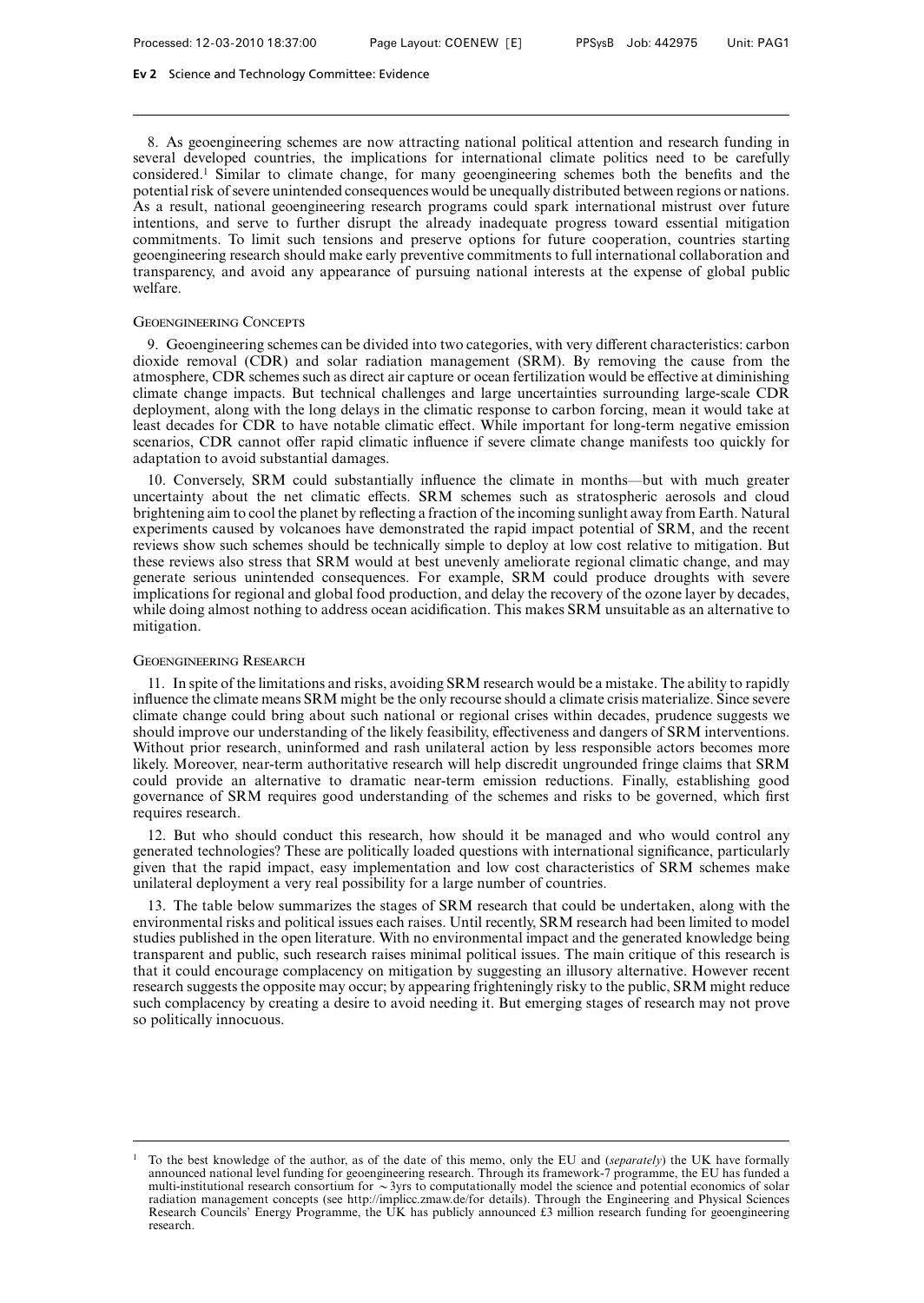8. As geoengineering schemes are now attracting national political attention and research funding in several developed countries, the implications for international climate politics need to be carefully considered.[1] Similar to climate change, for many geoengineering schemes both the benefits and the potential risk of severe unintended consequences would be unequally distributed between regions or nations. As a result, national geoengineering research programs could spark international mistrust over future intentions, and serve to further disrupt the already inadequate progress toward essential mitigation commitments. To limit such tensions and preserve options for future cooperation, countries starting geoengineering research should make early preventive commitments to full international collaboration and transparency, and avoid any appearance of pursuing national interests at the expense of global public welfare.

## Geoengineering Concepts

9. Geoengineering schemes can be divided into two categories, with very different characteristics: carbon dioxide removal (CDR) and solar radiation management (SRM). By removing the cause from the atmosphere, CDR schemes such as direct air capture or ocean fertilization would be effective at diminishing climate change impacts. But technical challenges and large uncertainties surrounding large-scale CDR deployment, along with the long delays in the climatic response to carbon forcing, mean it would take at least decades for CDR to have notable climatic effect. While important for long-term negative emission scenarios, CDR cannot offer rapid climatic influence if severe climate change manifests too quickly for adaptation to avoid substantial damages.

10. Conversely, SRM could substantially influence the climate in months—but with much greater uncertainty about the net climatic effects. SRM schemes such as stratospheric aerosols and cloud brightening aim to cool the planet by reflecting a fraction of the incoming sunlight away from Earth. Natural experiments caused by volcanoes have demonstrated the rapid impact potential of SRM, and the recent reviews show such schemes should be technically simple to deploy at low cost relative to mitigation. But these reviews also stress that SRM would at best unevenly ameliorate regional climatic change, and may generate serious unintended consequences. For example, SRM could produce droughts with severe implications for regional and global food production, and delay the recovery of the ozone layer by decades, while doing almost nothing to address ocean acidification. This makes SRM unsuitable as an alternative to mitigation.

## Geoengineering Research

11. In spite of the limitations and risks, avoiding SRM research would be a mistake. The ability to rapidly influence the climate means SRM might be the only recourse should a climate crisis materialize. Since severe climate change could bring about such national or regional crises within decades, prudence suggests we should improve our understanding of the likely feasibility, effectiveness and dangers of SRM interventions. Without prior research, uninformed and rash unilateral action by less responsible actors becomes more likely. Moreover, near-term authoritative research will help discredit ungrounded fringe claims that SRM could provide an alternative to dramatic near-term emission reductions. Finally, establishing good governance of SRM requires good understanding of the schemes and risks to be governed, which first requires research.

12. But who should conduct this research, how should it be managed and who would control any generated technologies? These are politically loaded questions with international significance, particularly given that the rapid impact, easy implementation and low cost characteristics of SRM schemes make unilateral deployment a very real possibility for a large number of countries.

13. The table below summarizes the stages of SRM research that could be undertaken, along with the environmental risks and political issues each raises. Until recently, SRM research had been limited to model studies published in the open literature. With no environmental impact and the generated knowledge being transparent and public, such research raises minimal political issues. The main critique of this research is that it could encourage complacency on mitigation by suggesting an illusory alternative. However recent research suggests the opposite may occur; by appearing frighteningly risky to the public, SRM might reduce such complacency by creating a desire to avoid needing it. But emerging stages of research may not prove so politically innocuous.

---

[1] To the best knowledge of the author, as of the date of this memo, only the EU and (*separately*) the UK have formally announced national level funding for geoengineering research. Through its framework-7 programme, the EU has funded a multi-institutional research consortium for ~3yrs to computationally model the science and potential economics of solar radiation management concepts (see http://implicc.zmaw.de/for details). Through the Engineering and Physical Sciences Research Councils' Energy Programme, the UK has publicly announced £3 million research funding for geoengineering research.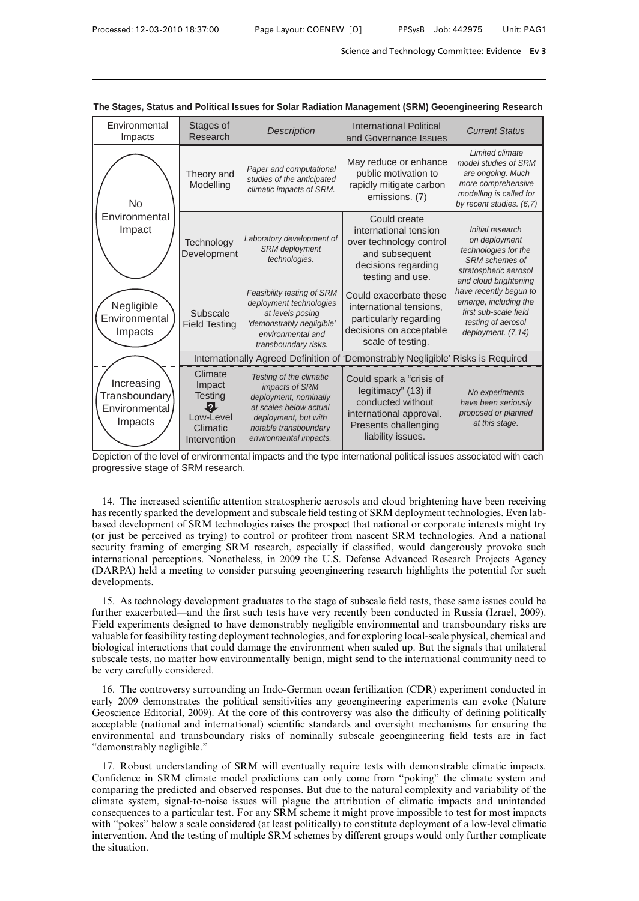**The Stages, Status and Political Issues for Solar Radiation Management (SRM) Geoengineering Research**

| Environmental Impacts | Stages of Research | *Description* | International Political and Governance Issues | *Current Status* |
|---|---|---|---|---|
| No Environmental Impact | Theory and Modelling | *Paper and computational studies of the anticipated climatic impacts of SRM.* | May reduce or enhance public motivation to rapidly mitigate carbon emissions. (7) | *Limited climate model studies of SRM are ongoing. Much more comprehensive modelling is called for by recent studies. (6,7)* |
| | Technology Development | *Laboratory development of SRM deployment technologies.* | Could create international tension over technology control and subsequent decisions regarding testing and use. | *Initial research on deployment technologies for the SRM schemes of stratospheric aerosol and cloud brightening have recently begun to emerge, including the first sub-scale field testing of aerosol deployment. (7,14)* |
| Negligible Environmental Impacts | Subscale Field Testing | *Feasibility testing of SRM deployment technologies at levels posing 'demonstrably negligible' environmental and transboundary risks.* | Could exacerbate these international tensions, particularly regarding decisions on acceptable scale of testing. | |
| | Internationally Agreed Definition of 'Demonstrably Negligible' Risks is Required | | | |
| Increasing Transboundary Environmental Impacts | Climate Impact Testing ? Low-Level Climatic Intervention | *Testing of the climatic impacts of SRM deployment, nominally at scales below actual deployment, but with notable transboundary environmental impacts.* | Could spark a "crisis of legitimacy" (13) if conducted without international approval. Presents challenging liability issues. | *No experiments have been seriously proposed or planned at this stage.* |

Depiction of the level of environmental impacts and the type international political issues associated with each progressive stage of SRM research.

14. The increased scientific attention stratospheric aerosols and cloud brightening have been receiving has recently sparked the development and subscale field testing of SRM deployment technologies. Even lab-based development of SRM technologies raises the prospect that national or corporate interests might try (or just be perceived as trying) to control or profiteer from nascent SRM technologies. And a national security framing of emerging SRM research, especially if classified, would dangerously provoke such international perceptions. Nonetheless, in 2009 the U.S. Defense Advanced Research Projects Agency (DARPA) held a meeting to consider pursuing geoengineering research highlights the potential for such developments.

15. As technology development graduates to the stage of subscale field tests, these same issues could be further exacerbated—and the first such tests have very recently been conducted in Russia (Izrael, 2009). Field experiments designed to have demonstrably negligible environmental and transboundary risks are valuable for feasibility testing deployment technologies, and for exploring local-scale physical, chemical and biological interactions that could damage the environment when scaled up. But the signals that unilateral subscale tests, no matter how environmentally benign, might send to the international community need to be very carefully considered.

16. The controversy surrounding an Indo-German ocean fertilization (CDR) experiment conducted in early 2009 demonstrates the political sensitivities any geoengineering experiments can evoke (Nature Geoscience Editorial, 2009). At the core of this controversy was also the difficulty of defining politically acceptable (national and international) scientific standards and oversight mechanisms for ensuring the environmental and transboundary risks of nominally subscale geoengineering field tests are in fact "demonstrably negligible."

17. Robust understanding of SRM will eventually require tests with demonstrable climatic impacts. Confidence in SRM climate model predictions can only come from "poking" the climate system and comparing the predicted and observed responses. But due to the natural complexity and variability of the climate system, signal-to-noise issues will plague the attribution of climatic impacts and unintended consequences to a particular test. For any SRM scheme it might prove impossible to test for most impacts with "pokes" below a scale considered (at least politically) to constitute deployment of a low-level climatic intervention. And the testing of multiple SRM schemes by different groups would only further complicate the situation.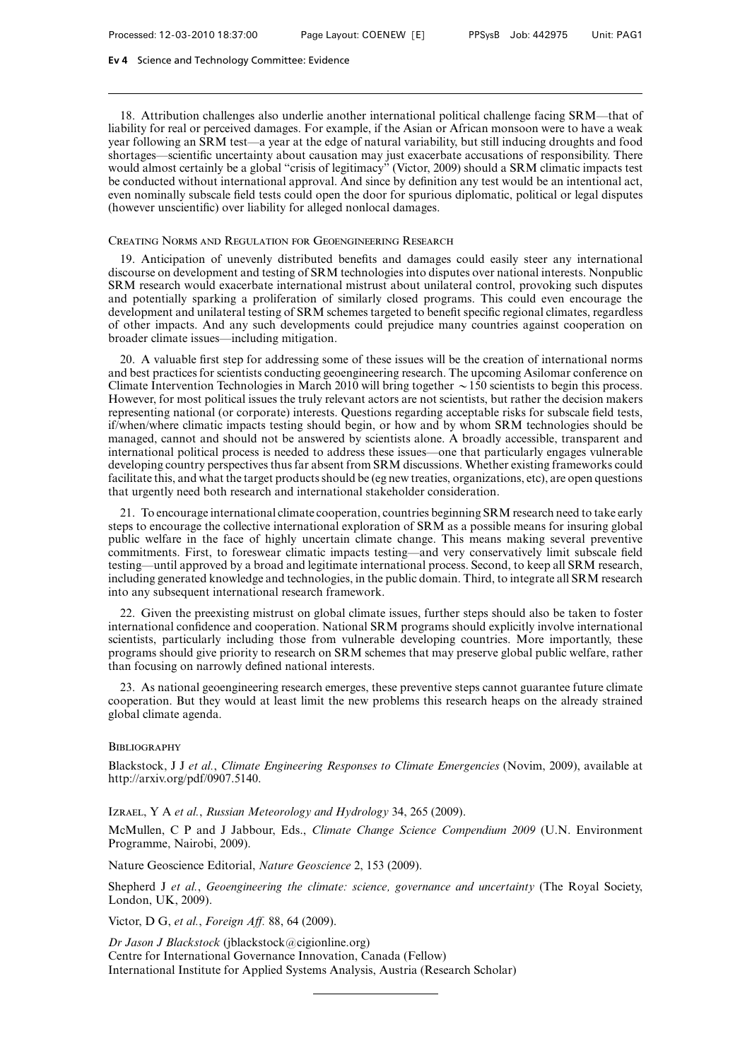18. Attribution challenges also underlie another international political challenge facing SRM—that of liability for real or perceived damages. For example, if the Asian or African monsoon were to have a weak year following an SRM test—a year at the edge of natural variability, but still inducing droughts and food shortages—scientific uncertainty about causation may just exacerbate accusations of responsibility. There would almost certainly be a global "crisis of legitimacy" (Victor, 2009) should a SRM climatic impacts test be conducted without international approval. And since by definition any test would be an intentional act, even nominally subscale field tests could open the door for spurious diplomatic, political or legal disputes (however unscientific) over liability for alleged nonlocal damages.

### Creating Norms and Regulation for Geoengineering Research

19. Anticipation of unevenly distributed benefits and damages could easily steer any international discourse on development and testing of SRM technologies into disputes over national interests. Nonpublic SRM research would exacerbate international mistrust about unilateral control, provoking such disputes and potentially sparking a proliferation of similarly closed programs. This could even encourage the development and unilateral testing of SRM schemes targeted to benefit specific regional climates, regardless of other impacts. And any such developments could prejudice many countries against cooperation on broader climate issues—including mitigation.

20. A valuable first step for addressing some of these issues will be the creation of international norms and best practices for scientists conducting geoengineering research. The upcoming Asilomar conference on Climate Intervention Technologies in March 2010 will bring together $\sim$150 scientists to begin this process. However, for most political issues the truly relevant actors are not scientists, but rather the decision makers representing national (or corporate) interests. Questions regarding acceptable risks for subscale field tests, if/when/where climatic impacts testing should begin, or how and by whom SRM technologies should be managed, cannot and should not be answered by scientists alone. A broadly accessible, transparent and international political process is needed to address these issues—one that particularly engages vulnerable developing country perspectives thus far absent from SRM discussions. Whether existing frameworks could facilitate this, and what the target products should be (eg new treaties, organizations, etc), are open questions that urgently need both research and international stakeholder consideration.

21. To encourage international climate cooperation, countries beginning SRM research need to take early steps to encourage the collective international exploration of SRM as a possible means for insuring global public welfare in the face of highly uncertain climate change. This means making several preventive commitments. First, to foreswear climatic impacts testing—and very conservatively limit subscale field testing—until approved by a broad and legitimate international process. Second, to keep all SRM research, including generated knowledge and technologies, in the public domain. Third, to integrate all SRM research into any subsequent international research framework.

22. Given the preexisting mistrust on global climate issues, further steps should also be taken to foster international confidence and cooperation. National SRM programs should explicitly involve international scientists, particularly including those from vulnerable developing countries. More importantly, these programs should give priority to research on SRM schemes that may preserve global public welfare, rather than focusing on narrowly defined national interests.

23. As national geoengineering research emerges, these preventive steps cannot guarantee future climate cooperation. But they would at least limit the new problems this research heaps on the already strained global climate agenda.

### Bibliography

Blackstock, J J *et al.*, *Climate Engineering Responses to Climate Emergencies* (Novim, 2009), available at http://arxiv.org/pdf/0907.5140.

Izrael, Y A *et al.*, *Russian Meteorology and Hydrology* 34, 265 (2009).

McMullen, C P and J Jabbour, Eds., *Climate Change Science Compendium 2009* (U.N. Environment Programme, Nairobi, 2009).

Nature Geoscience Editorial, *Nature Geoscience* 2, 153 (2009).

Shepherd J *et al.*, *Geoengineering the climate: science, governance and uncertainty* (The Royal Society, London, UK, 2009).

Victor, D G, *et al.*, *Foreign Aff.* 88, 64 (2009).

*Dr Jason J Blackstock* (jblackstock@cigionline.org)
Centre for International Governance Innovation, Canada (Fellow)
International Institute for Applied Systems Analysis, Austria (Research Scholar)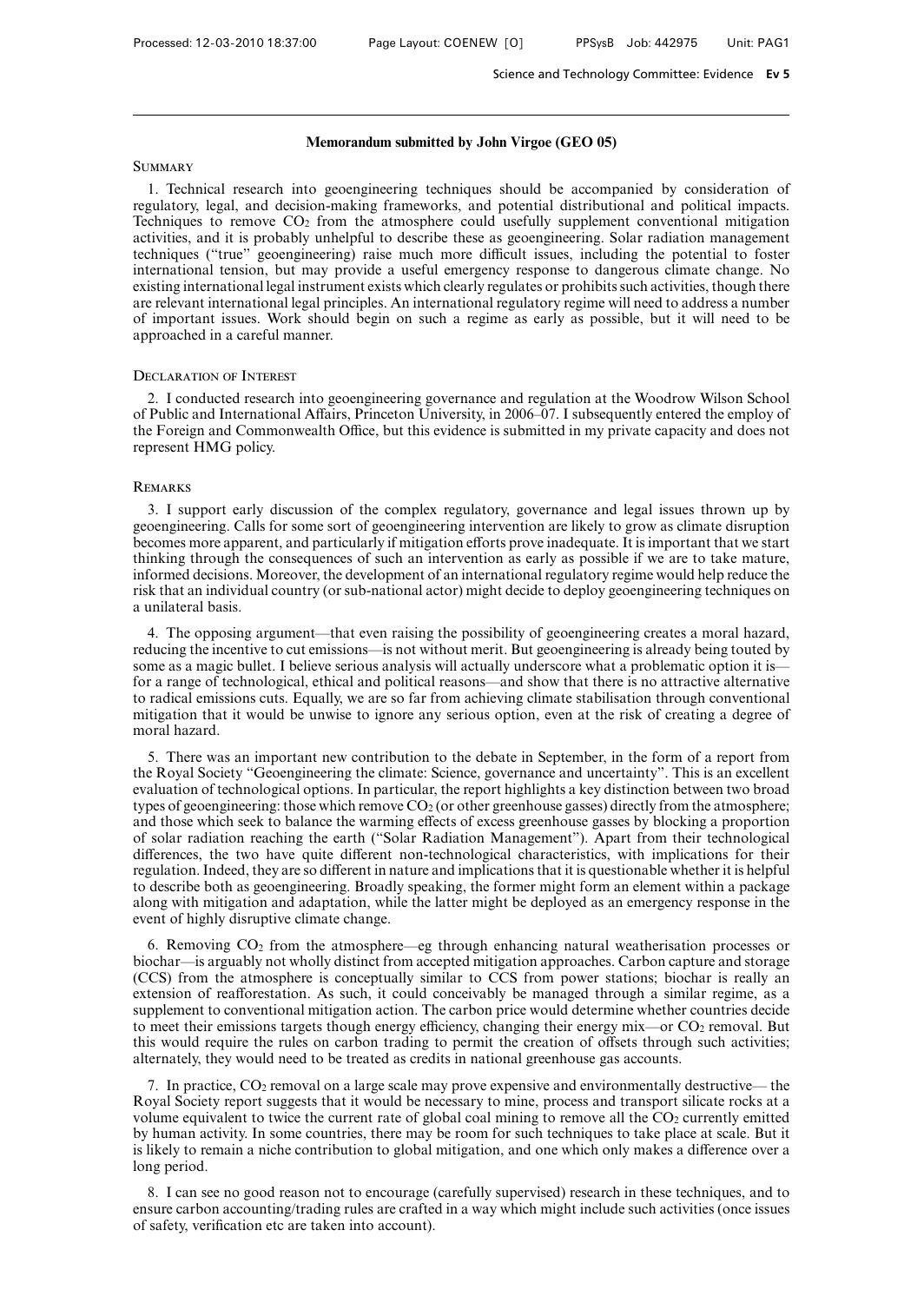## Memorandum submitted by John Virgoe (GEO 05)

### Summary

1. Technical research into geoengineering techniques should be accompanied by consideration of regulatory, legal, and decision-making frameworks, and potential distributional and political impacts. Techniques to remove $CO_2$ from the atmosphere could usefully supplement conventional mitigation activities, and it is probably unhelpful to describe these as geoengineering. Solar radiation management techniques ("true" geoengineering) raise much more difficult issues, including the potential to foster international tension, but may provide a useful emergency response to dangerous climate change. No existing international legal instrument exists which clearly regulates or prohibits such activities, though there are relevant international legal principles. An international regulatory regime will need to address a number of important issues. Work should begin on such a regime as early as possible, but it will need to be approached in a careful manner.

### Declaration of Interest

2. I conducted research into geoengineering governance and regulation at the Woodrow Wilson School of Public and International Affairs, Princeton University, in 2006–07. I subsequently entered the employ of the Foreign and Commonwealth Office, but this evidence is submitted in my private capacity and does not represent HMG policy.

### Remarks

3. I support early discussion of the complex regulatory, governance and legal issues thrown up by geoengineering. Calls for some sort of geoengineering intervention are likely to grow as climate disruption becomes more apparent, and particularly if mitigation efforts prove inadequate. It is important that we start thinking through the consequences of such an intervention as early as possible if we are to take mature, informed decisions. Moreover, the development of an international regulatory regime would help reduce the risk that an individual country (or sub-national actor) might decide to deploy geoengineering techniques on a unilateral basis.

4. The opposing argument—that even raising the possibility of geoengineering creates a moral hazard, reducing the incentive to cut emissions—is not without merit. But geoengineering is already being touted by some as a magic bullet. I believe serious analysis will actually underscore what a problematic option it is—for a range of technological, ethical and political reasons—and show that there is no attractive alternative to radical emissions cuts. Equally, we are so far from achieving climate stabilisation through conventional mitigation that it would be unwise to ignore any serious option, even at the risk of creating a degree of moral hazard.

5. There was an important new contribution to the debate in September, in the form of a report from the Royal Society "Geoengineering the climate: Science, governance and uncertainty". This is an excellent evaluation of technological options. In particular, the report highlights a key distinction between two broad types of geoengineering: those which remove $CO_2$ (or other greenhouse gasses) directly from the atmosphere; and those which seek to balance the warming effects of excess greenhouse gasses by blocking a proportion of solar radiation reaching the earth ("Solar Radiation Management"). Apart from their technological differences, the two have quite different non-technological characteristics, with implications for their regulation. Indeed, they are so different in nature and implications that it is questionable whether it is helpful to describe both as geoengineering. Broadly speaking, the former might form an element within a package along with mitigation and adaptation, while the latter might be deployed as an emergency response in the event of highly disruptive climate change.

6. Removing $CO_2$ from the atmosphere—eg through enhancing natural weatherisation processes or biochar—is arguably not wholly distinct from accepted mitigation approaches. Carbon capture and storage (CCS) from the atmosphere is conceptually similar to CCS from power stations; biochar is really an extension of reafforestation. As such, it could conceivably be managed through a similar regime, as a supplement to conventional mitigation action. The carbon price would determine whether countries decide to meet their emissions targets though energy efficiency, changing their energy mix—or $CO_2$ removal. But this would require the rules on carbon trading to permit the creation of offsets through such activities; alternately, they would need to be treated as credits in national greenhouse gas accounts.

7. In practice, $CO_2$ removal on a large scale may prove expensive and environmentally destructive— the Royal Society report suggests that it would be necessary to mine, process and transport silicate rocks at a volume equivalent to twice the current rate of global coal mining to remove all the $CO_2$ currently emitted by human activity. In some countries, there may be room for such techniques to take place at scale. But it is likely to remain a niche contribution to global mitigation, and one which only makes a difference over a long period.

8. I can see no good reason not to encourage (carefully supervised) research in these techniques, and to ensure carbon accounting/trading rules are crafted in a way which might include such activities (once issues of safety, verification etc are taken into account).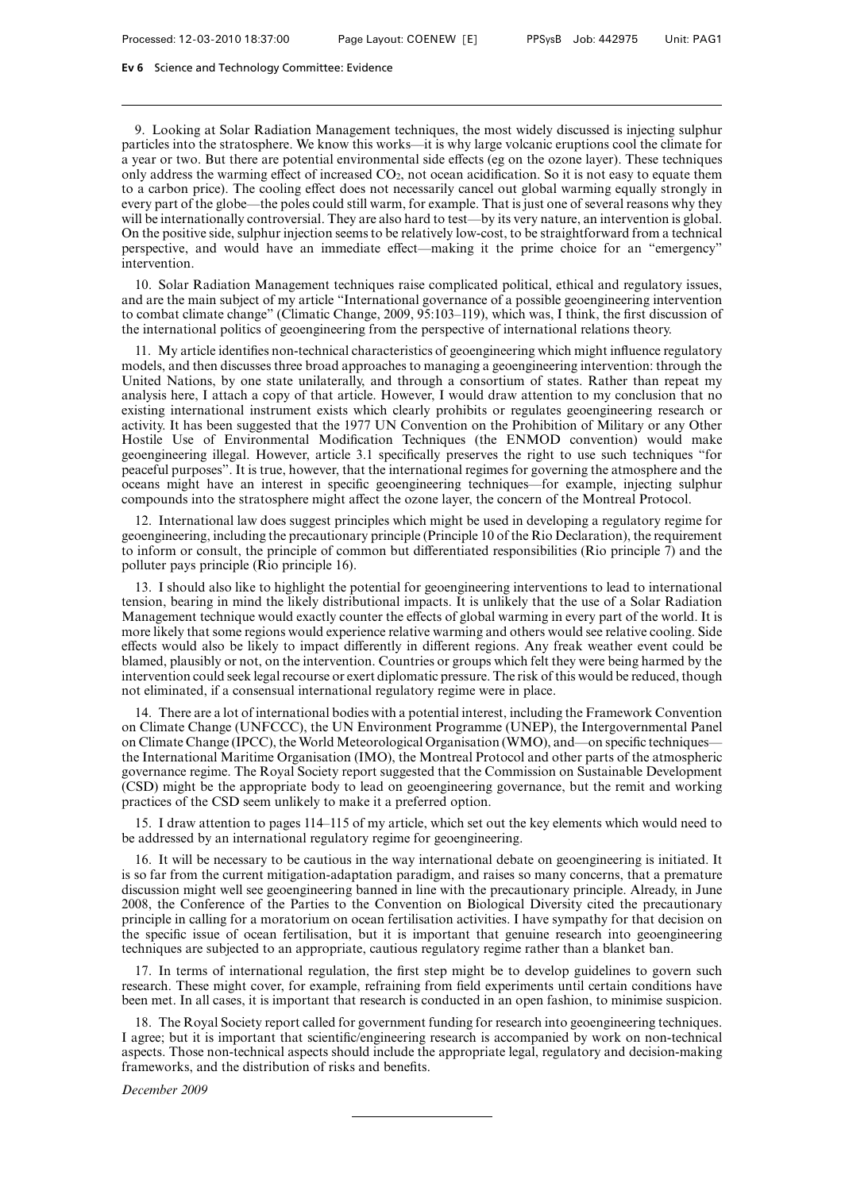9. Looking at Solar Radiation Management techniques, the most widely discussed is injecting sulphur particles into the stratosphere. We know this works—it is why large volcanic eruptions cool the climate for a year or two. But there are potential environmental side effects (eg on the ozone layer). These techniques only address the warming effect of increased $CO_2$, not ocean acidification. So it is not easy to equate them to a carbon price). The cooling effect does not necessarily cancel out global warming equally strongly in every part of the globe—the poles could still warm, for example. That is just one of several reasons why they will be internationally controversial. They are also hard to test—by its very nature, an intervention is global. On the positive side, sulphur injection seems to be relatively low-cost, to be straightforward from a technical perspective, and would have an immediate effect—making it the prime choice for an "emergency" intervention.

10. Solar Radiation Management techniques raise complicated political, ethical and regulatory issues, and are the main subject of my article "International governance of a possible geoengineering intervention to combat climate change" (Climatic Change, 2009, 95:103–119), which was, I think, the first discussion of the international politics of geoengineering from the perspective of international relations theory.

11. My article identifies non-technical characteristics of geoengineering which might influence regulatory models, and then discusses three broad approaches to managing a geoengineering intervention: through the United Nations, by one state unilaterally, and through a consortium of states. Rather than repeat my analysis here, I attach a copy of that article. However, I would draw attention to my conclusion that no existing international instrument exists which clearly prohibits or regulates geoengineering research or activity. It has been suggested that the 1977 UN Convention on the Prohibition of Military or any Other Hostile Use of Environmental Modification Techniques (the ENMOD convention) would make geoengineering illegal. However, article 3.1 specifically preserves the right to use such techniques "for peaceful purposes". It is true, however, that the international regimes for governing the atmosphere and the oceans might have an interest in specific geoengineering techniques—for example, injecting sulphur compounds into the stratosphere might affect the ozone layer, the concern of the Montreal Protocol.

12. International law does suggest principles which might be used in developing a regulatory regime for geoengineering, including the precautionary principle (Principle 10 of the Rio Declaration), the requirement to inform or consult, the principle of common but differentiated responsibilities (Rio principle 7) and the polluter pays principle (Rio principle 16).

13. I should also like to highlight the potential for geoengineering interventions to lead to international tension, bearing in mind the likely distributional impacts. It is unlikely that the use of a Solar Radiation Management technique would exactly counter the effects of global warming in every part of the world. It is more likely that some regions would experience relative warming and others would see relative cooling. Side effects would also be likely to impact differently in different regions. Any freak weather event could be blamed, plausibly or not, on the intervention. Countries or groups which felt they were being harmed by the intervention could seek legal recourse or exert diplomatic pressure. The risk of this would be reduced, though not eliminated, if a consensual international regulatory regime were in place.

14. There are a lot of international bodies with a potential interest, including the Framework Convention on Climate Change (UNFCCC), the UN Environment Programme (UNEP), the Intergovernmental Panel on Climate Change (IPCC), the World Meteorological Organisation (WMO), and—on specific techniques—the International Maritime Organisation (IMO), the Montreal Protocol and other parts of the atmospheric governance regime. The Royal Society report suggested that the Commission on Sustainable Development (CSD) might be the appropriate body to lead on geoengineering governance, but the remit and working practices of the CSD seem unlikely to make it a preferred option.

15. I draw attention to pages 114–115 of my article, which set out the key elements which would need to be addressed by an international regulatory regime for geoengineering.

16. It will be necessary to be cautious in the way international debate on geoengineering is initiated. It is so far from the current mitigation-adaptation paradigm, and raises so many concerns, that a premature discussion might well see geoengineering banned in line with the precautionary principle. Already, in June 2008, the Conference of the Parties to the Convention on Biological Diversity cited the precautionary principle in calling for a moratorium on ocean fertilisation activities. I have sympathy for that decision on the specific issue of ocean fertilisation, but it is important that genuine research into geoengineering techniques are subjected to an appropriate, cautious regulatory regime rather than a blanket ban.

17. In terms of international regulation, the first step might be to develop guidelines to govern such research. These might cover, for example, refraining from field experiments until certain conditions have been met. In all cases, it is important that research is conducted in an open fashion, to minimise suspicion.

18. The Royal Society report called for government funding for research into geoengineering techniques. I agree; but it is important that scientific/engineering research is accompanied by work on non-technical aspects. Those non-technical aspects should include the appropriate legal, regulatory and decision-making frameworks, and the distribution of risks and benefits.

*December 2009*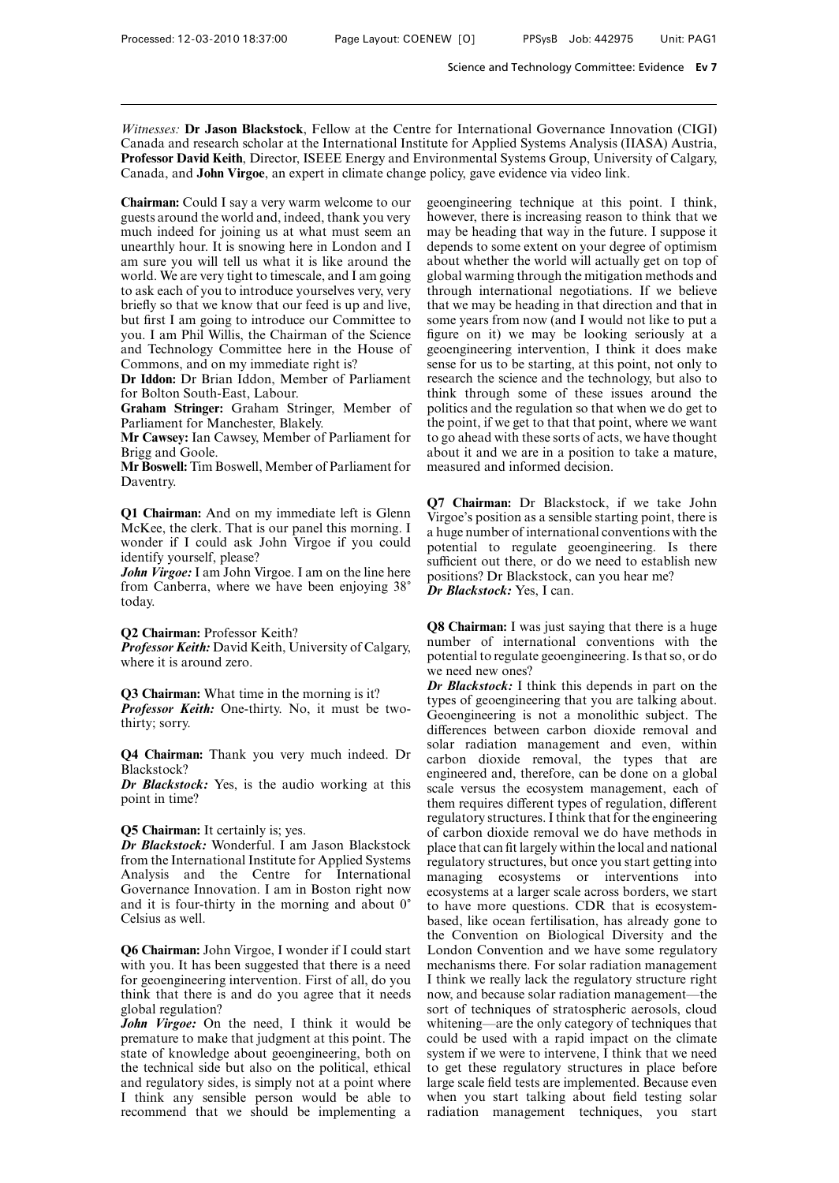*Witnesses:* **Dr Jason Blackstock**, Fellow at the Centre for International Governance Innovation (CIGI) Canada and research scholar at the International Institute for Applied Systems Analysis (IIASA) Austria, **Professor David Keith**, Director, ISEEE Energy and Environmental Systems Group, University of Calgary, Canada, and **John Virgoe**, an expert in climate change policy, gave evidence via video link.

**Chairman:** Could I say a very warm welcome to our guests around the world and, indeed, thank you very much indeed for joining us at what must seem an unearthly hour. It is snowing here in London and I am sure you will tell us what it is like around the world. We are very tight to timescale, and I am going to ask each of you to introduce yourselves very, very briefly so that we know that our feed is up and live, but first I am going to introduce our Committee to you. I am Phil Willis, the Chairman of the Science and Technology Committee here in the House of Commons, and on my immediate right is?

**Dr Iddon:** Dr Brian Iddon, Member of Parliament for Bolton South-East, Labour.

**Graham Stringer:** Graham Stringer, Member of Parliament for Manchester, Blakely.

**Mr Cawsey:** Ian Cawsey, Member of Parliament for Brigg and Goole.

**Mr Boswell:** Tim Boswell, Member of Parliament for Daventry.

**Q1 Chairman:** And on my immediate left is Glenn McKee, the clerk. That is our panel this morning. I wonder if I could ask John Virgoe if you could identify yourself, please?

***John Virgoe:*** I am John Virgoe. I am on the line here from Canberra, where we have been enjoying 38° today.

**Q2 Chairman:** Professor Keith?

***Professor Keith:*** David Keith, University of Calgary, where it is around zero.

**Q3 Chairman:** What time in the morning is it?

***Professor Keith:*** One-thirty. No, it must be two-thirty; sorry.

**Q4 Chairman:** Thank you very much indeed. Dr Blackstock?

***Dr Blackstock:*** Yes, is the audio working at this point in time?

**Q5 Chairman:** It certainly is; yes.

***Dr Blackstock:*** Wonderful. I am Jason Blackstock from the International Institute for Applied Systems Analysis and the Centre for International Governance Innovation. I am in Boston right now and it is four-thirty in the morning and about 0° Celsius as well.

**Q6 Chairman:** John Virgoe, I wonder if I could start with you. It has been suggested that there is a need for geoengineering intervention. First of all, do you think that there is and do you agree that it needs global regulation?

***John Virgoe:*** On the need, I think it would be premature to make that judgment at this point. The state of knowledge about geoengineering, both on the technical side but also on the political, ethical and regulatory sides, is simply not at a point where I think any sensible person would be able to recommend that we should be implementing a geoengineering technique at this point. I think, however, there is increasing reason to think that we may be heading that way in the future. I suppose it depends to some extent on your degree of optimism about whether the world will actually get on top of global warming through the mitigation methods and through international negotiations. If we believe that we may be heading in that direction and that in some years from now (and I would not like to put a figure on it) we may be looking seriously at a geoengineering intervention, I think it does make sense for us to be starting, at this point, not only to research the science and the technology, but also to think through some of these issues around the politics and the regulation so that when we do get to the point, if we get to that that point, where we want to go ahead with these sorts of acts, we have thought about it and we are in a position to take a mature, measured and informed decision.

**Q7 Chairman:** Dr Blackstock, if we take John Virgoe's position as a sensible starting point, there is a huge number of international conventions with the potential to regulate geoengineering. Is there sufficient out there, or do we need to establish new positions? Dr Blackstock, can you hear me?

***Dr Blackstock:*** Yes, I can.

**Q8 Chairman:** I was just saying that there is a huge number of international conventions with the potential to regulate geoengineering. Is that so, or do we need new ones?

***Dr Blackstock:*** I think this depends in part on the types of geoengineering that you are talking about. Geoengineering is not a monolithic subject. The differences between carbon dioxide removal and solar radiation management and even, within carbon dioxide removal, the types that are engineered and, therefore, can be done on a global scale versus the ecosystem management, each of them requires different types of regulation, different regulatory structures. I think that for the engineering of carbon dioxide removal we do have methods in place that can fit largely within the local and national regulatory structures, but once you start getting into managing ecosystems or interventions into ecosystems at a larger scale across borders, we start to have more questions. CDR that is ecosystem-based, like ocean fertilisation, has already gone to the Convention on Biological Diversity and the London Convention and we have some regulatory mechanisms there. For solar radiation management I think we really lack the regulatory structure right now, and because solar radiation management—the sort of techniques of stratospheric aerosols, cloud whitening—are the only category of techniques that could be used with a rapid impact on the climate system if we were to intervene, I think that we need to get these regulatory structures in place before large scale field tests are implemented. Because even when you start talking about field testing solar radiation management techniques, you start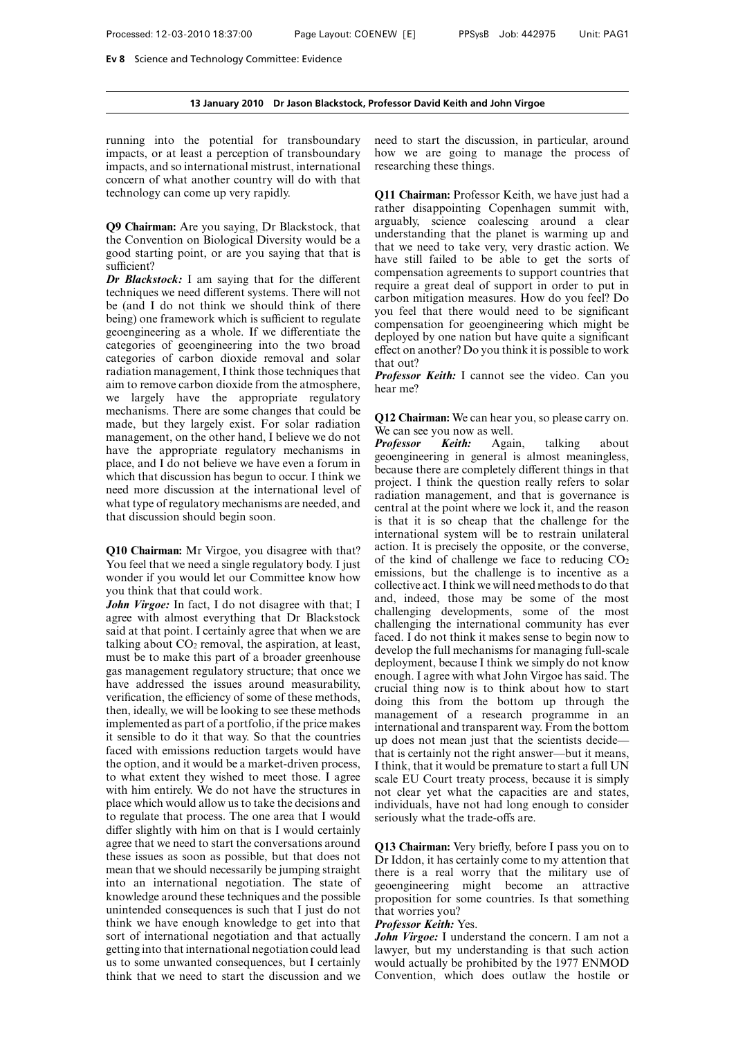**13 January 2010 Dr Jason Blackstock, Professor David Keith and John Virgoe**

running into the potential for transboundary impacts, or at least a perception of transboundary impacts, and so international mistrust, international concern of what another country will do with that technology can come up very rapidly.

**Q9 Chairman:** Are you saying, Dr Blackstock, that the Convention on Biological Diversity would be a good starting point, or are you saying that that is sufficient?

***Dr Blackstock:*** I am saying that for the different techniques we need different systems. There will not be (and I do not think we should think of there being) one framework which is sufficient to regulate geoengineering as a whole. If we differentiate the categories of geoengineering into the two broad categories of carbon dioxide removal and solar radiation management, I think those techniques that aim to remove carbon dioxide from the atmosphere, we largely have the appropriate regulatory mechanisms. There are some changes that could be made, but they largely exist. For solar radiation management, on the other hand, I believe we do not have the appropriate regulatory mechanisms in place, and I do not believe we have even a forum in which that discussion has begun to occur. I think we need more discussion at the international level of what type of regulatory mechanisms are needed, and that discussion should begin soon.

**Q10 Chairman:** Mr Virgoe, you disagree with that? You feel that we need a single regulatory body. I just wonder if you would let our Committee know how you think that that could work.

***John Virgoe:*** In fact, I do not disagree with that; I agree with almost everything that Dr Blackstock said at that point. I certainly agree that when we are talking about $CO_2$ removal, the aspiration, at least, must be to make this part of a broader greenhouse gas management regulatory structure; that once we have addressed the issues around measurability, verification, the efficiency of some of these methods, then, ideally, we will be looking to see these methods implemented as part of a portfolio, if the price makes it sensible to do it that way. So that the countries faced with emissions reduction targets would have the option, and it would be a market-driven process, to what extent they wished to meet those. I agree with him entirely. We do not have the structures in place which would allow us to take the decisions and to regulate that process. The one area that I would differ slightly with him on that is I would certainly agree that we need to start the conversations around these issues as soon as possible, but that does not mean that we should necessarily be jumping straight into an international negotiation. The state of knowledge around these techniques and the possible unintended consequences is such that I just do not think we have enough knowledge to get into that sort of international negotiation and that actually getting into that international negotiation could lead us to some unwanted consequences, but I certainly think that we need to start the discussion and we need to start the discussion, in particular, around how we are going to manage the process of researching these things.

**Q11 Chairman:** Professor Keith, we have just had a rather disappointing Copenhagen summit with, arguably, science coalescing around a clear understanding that the planet is warming up and that we need to take very, very drastic action. We have still failed to be able to get the sorts of compensation agreements to support countries that require a great deal of support in order to put in carbon mitigation measures. How do you feel? Do you feel that there would need to be significant compensation for geoengineering which might be deployed by one nation but have quite a significant effect on another? Do you think it is possible to work that out?

***Professor Keith:*** I cannot see the video. Can you hear me?

**Q12 Chairman:** We can hear you, so please carry on. We can see you now as well.

***Professor Keith:*** Again, talking about geoengineering in general is almost meaningless, because there are completely different things in that project. I think the question really refers to solar radiation management, and that is governance is central at the point where we lock it, and the reason is that it is so cheap that the challenge for the international system will be to restrain unilateral action. It is precisely the opposite, or the converse, of the kind of challenge we face to reducing $CO_2$ emissions, but the challenge is to incentive as a collective act. I think we will need methods to do that and, indeed, those may be some of the most challenging developments, some of the most challenging the international community has ever faced. I do not think it makes sense to begin now to develop the full mechanisms for managing full-scale deployment, because I think we simply do not know enough. I agree with what John Virgoe has said. The crucial thing now is to think about how to start doing this from the bottom up through the management of a research programme in an international and transparent way. From the bottom up does not mean just that the scientists decide—that is certainly not the right answer—but it means, I think, that it would be premature to start a full UN scale EU Court treaty process, because it is simply not clear yet what the capacities are and states, individuals, have not had long enough to consider seriously what the trade-offs are.

**Q13 Chairman:** Very briefly, before I pass you on to Dr Iddon, it has certainly come to my attention that there is a real worry that the military use of geoengineering might become an attractive proposition for some countries. Is that something that worries you?

***Professor Keith:*** Yes.

***John Virgoe:*** I understand the concern. I am not a lawyer, but my understanding is that such action would actually be prohibited by the 1977 ENMOD Convention, which does outlaw the hostile or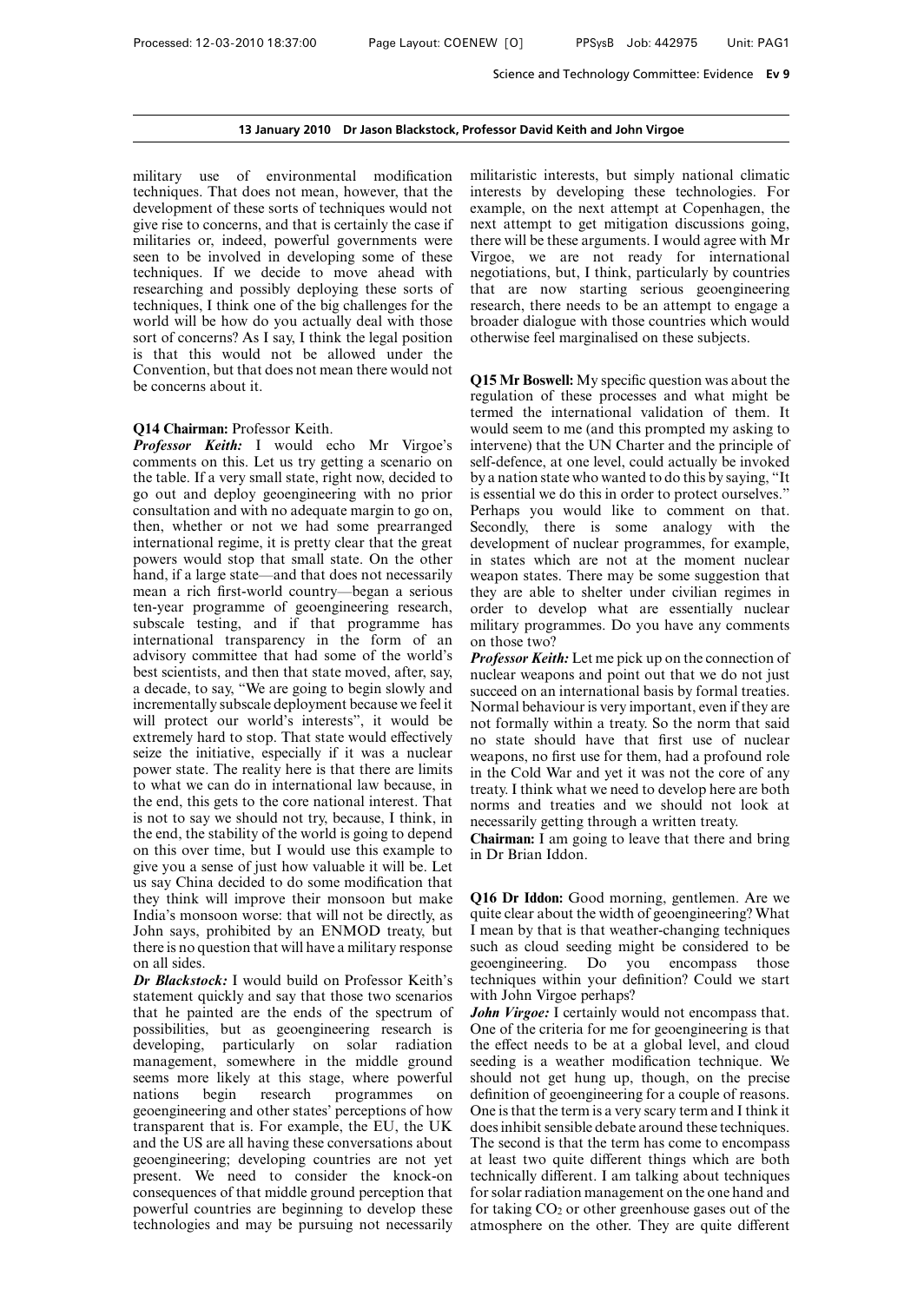military use of environmental modification techniques. That does not mean, however, that the development of these sorts of techniques would not give rise to concerns, and that is certainly the case if militaries or, indeed, powerful governments were seen to be involved in developing some of these techniques. If we decide to move ahead with researching and possibly deploying these sorts of techniques, I think one of the big challenges for the world will be how do you actually deal with those sort of concerns? As I say, I think the legal position is that this would not be allowed under the Convention, but that does not mean there would not be concerns about it.

**Q14 Chairman:** Professor Keith.

***Professor Keith:*** I would echo Mr Virgoe's comments on this. Let us try getting a scenario on the table. If a very small state, right now, decided to go out and deploy geoengineering with no prior consultation and with no adequate margin to go on, then, whether or not we had some prearranged international regime, it is pretty clear that the great powers would stop that small state. On the other hand, if a large state—and that does not necessarily mean a rich first-world country—began a serious ten-year programme of geoengineering research, subscale testing, and if that programme has international transparency in the form of an advisory committee that had some of the world's best scientists, and then that state moved, after, say, a decade, to say, "We are going to begin slowly and incrementally subscale deployment because we feel it will protect our world's interests", it would be extremely hard to stop. That state would effectively seize the initiative, especially if it was a nuclear power state. The reality here is that there are limits to what we can do in international law because, in the end, this gets to the core national interest. That is not to say we should not try, because, I think, in the end, the stability of the world is going to depend on this over time, but I would use this example to give you a sense of just how valuable it will be. Let us say China decided to do some modification that they think will improve their monsoon but make India's monsoon worse: that will not be directly, as John says, prohibited by an ENMOD treaty, but there is no question that will have a military response on all sides.

***Dr Blackstock:*** I would build on Professor Keith's statement quickly and say that those two scenarios that he painted are the ends of the spectrum of possibilities, but as geoengineering research is developing, particularly on solar radiation management, somewhere in the middle ground seems more likely at this stage, where powerful nations begin research programmes on geoengineering and other states' perceptions of how transparent that is. For example, the EU, the UK and the US are all having these conversations about geoengineering; developing countries are not yet present. We need to consider the knock-on consequences of that middle ground perception that powerful countries are beginning to develop these technologies and may be pursuing not necessarily militaristic interests, but simply national climatic interests by developing these technologies. For example, on the next attempt at Copenhagen, the next attempt to get mitigation discussions going, there will be these arguments. I would agree with Mr Virgoe, we are not ready for international negotiations, but, I think, particularly by countries that are now starting serious geoengineering research, there needs to be an attempt to engage a broader dialogue with those countries which would otherwise feel marginalised on these subjects.

**Q15 Mr Boswell:** My specific question was about the regulation of these processes and what might be termed the international validation of them. It would seem to me (and this prompted my asking to intervene) that the UN Charter and the principle of self-defence, at one level, could actually be invoked by a nation state who wanted to do this by saying, "It is essential we do this in order to protect ourselves." Perhaps you would like to comment on that. Secondly, there is some analogy with the development of nuclear programmes, for example, in states which are not at the moment nuclear weapon states. There may be some suggestion that they are able to shelter under civilian regimes in order to develop what are essentially nuclear military programmes. Do you have any comments on those two?

***Professor Keith:*** Let me pick up on the connection of nuclear weapons and point out that we do not just succeed on an international basis by formal treaties. Normal behaviour is very important, even if they are not formally within a treaty. So the norm that said no state should have that first use of nuclear weapons, no first use for them, had a profound role in the Cold War and yet it was not the core of any treaty. I think what we need to develop here are both norms and treaties and we should not look at necessarily getting through a written treaty.

**Chairman:** I am going to leave that there and bring in Dr Brian Iddon.

**Q16 Dr Iddon:** Good morning, gentlemen. Are we quite clear about the width of geoengineering? What I mean by that is that weather-changing techniques such as cloud seeding might be considered to be geoengineering. Do you encompass those techniques within your definition? Could we start with John Virgoe perhaps?

***John Virgoe:*** I certainly would not encompass that. One of the criteria for me for geoengineering is that the effect needs to be at a global level, and cloud seeding is a weather modification technique. We should not get hung up, though, on the precise definition of geoengineering for a couple of reasons. One is that the term is a very scary term and I think it does inhibit sensible debate around these techniques. The second is that the term has come to encompass at least two quite different things which are both technically different. I am talking about techniques for solar radiation management on the one hand and for taking $CO_2$ or other greenhouse gases out of the atmosphere on the other. They are quite different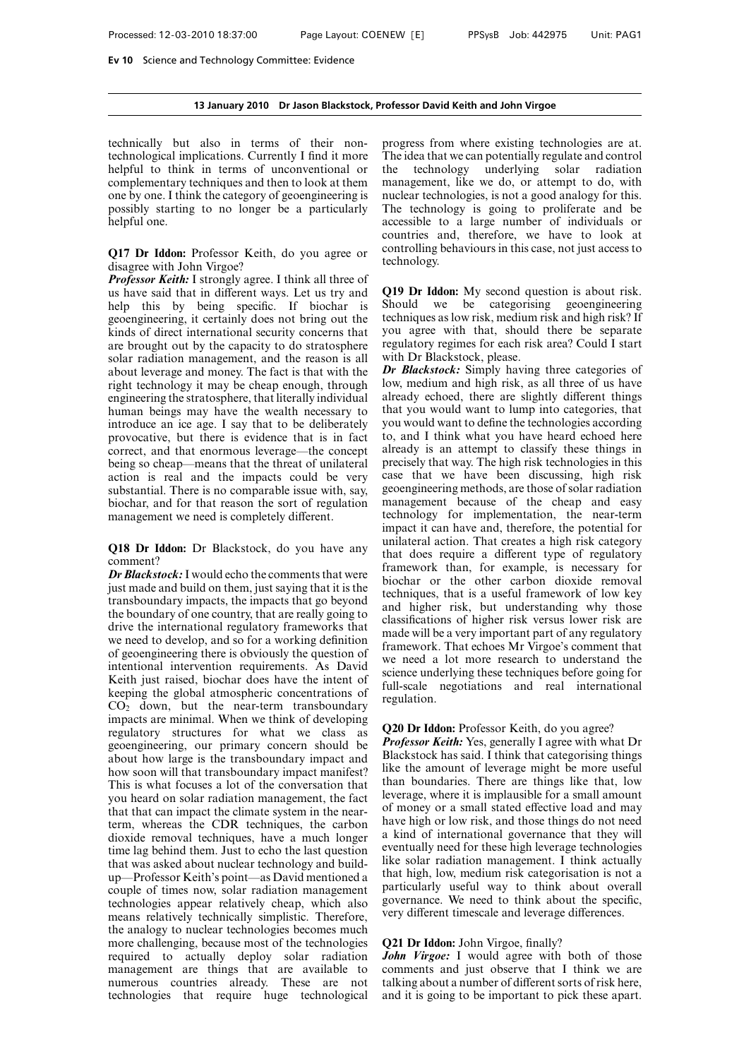technically but also in terms of their non-technological implications. Currently I find it more helpful to think in terms of unconventional or complementary techniques and then to look at them one by one. I think the category of geoengineering is possibly starting to no longer be a particularly helpful one.

**Q17 Dr Iddon:** Professor Keith, do you agree or disagree with John Virgoe?

***Professor Keith:*** I strongly agree. I think all three of us have said that in different ways. Let us try and help this by being specific. If biochar is geoengineering, it certainly does not bring out the kinds of direct international security concerns that are brought out by the capacity to do stratosphere solar radiation management, and the reason is all about leverage and money. The fact is that with the right technology it may be cheap enough, through engineering the stratosphere, that literally individual human beings may have the wealth necessary to introduce an ice age. I say that to be deliberately provocative, but there is evidence that is in fact correct, and that enormous leverage—the concept being so cheap—means that the threat of unilateral action is real and the impacts could be very substantial. There is no comparable issue with, say, biochar, and for that reason the sort of regulation management we need is completely different.

**Q18 Dr Iddon:** Dr Blackstock, do you have any comment?

***Dr Blackstock:*** I would echo the comments that were just made and build on them, just saying that it is the transboundary impacts, the impacts that go beyond the boundary of one country, that are really going to drive the international regulatory frameworks that we need to develop, and so for a working definition of geoengineering there is obviously the question of intentional intervention requirements. As David Keith just raised, biochar does have the intent of keeping the global atmospheric concentrations of $CO_2$ down, but the near-term transboundary impacts are minimal. When we think of developing regulatory structures for what we class as geoengineering, our primary concern should be about how large is the transboundary impact and how soon will that transboundary impact manifest? This is what focuses a lot of the conversation that you heard on solar radiation management, the fact that that can impact the climate system in the near-term, whereas the CDR techniques, the carbon dioxide removal techniques, have a much longer time lag behind them. Just to echo the last question that was asked about nuclear technology and build-up—Professor Keith's point—as David mentioned a couple of times now, solar radiation management technologies appear relatively cheap, which also means relatively technically simplistic. Therefore, the analogy to nuclear technologies becomes much more challenging, because most of the technologies required to actually deploy solar radiation management are things that are available to numerous countries already. These are not technologies that require huge technological progress from where existing technologies are at. The idea that we can potentially regulate and control the technology underlying solar radiation management, like we do, or attempt to do, with nuclear technologies, is not a good analogy for this. The technology is going to proliferate and be accessible to a large number of individuals or countries and, therefore, we have to look at controlling behaviours in this case, not just access to technology.

**Q19 Dr Iddon:** My second question is about risk. Should we be categorising geoengineering techniques as low risk, medium risk and high risk? If you agree with that, should there be separate regulatory regimes for each risk area? Could I start with Dr Blackstock, please.

***Dr Blackstock:*** Simply having three categories of low, medium and high risk, as all three of us have already echoed, there are slightly different things that you would want to lump into categories, that you would want to define the technologies according to, and I think what you have heard echoed here already is an attempt to classify these things in precisely that way. The high risk technologies in this case that we have been discussing, high risk geoengineering methods, are those of solar radiation management because of the cheap and easy technology for implementation, the near-term impact it can have and, therefore, the potential for unilateral action. That creates a high risk category that does require a different type of regulatory framework than, for example, is necessary for biochar or the other carbon dioxide removal techniques, that is a useful framework of low key and higher risk, but understanding why those classifications of higher risk versus lower risk are made will be a very important part of any regulatory framework. That echoes Mr Virgoe's comment that we need a lot more research to understand the science underlying these techniques before going for full-scale negotiations and real international regulation.

**Q20 Dr Iddon:** Professor Keith, do you agree?

***Professor Keith:*** Yes, generally I agree with what Dr Blackstock has said. I think that categorising things like the amount of leverage might be more useful than boundaries. There are things like that, low leverage, where it is implausible for a small amount of money or a small stated effective load and may have high or low risk, and those things do not need a kind of international governance that they will eventually need for these high leverage technologies like solar radiation management. I think actually that high, low, medium risk categorisation is not a particularly useful way to think about overall governance. We need to think about the specific, very different timescale and leverage differences.

**Q21 Dr Iddon:** John Virgoe, finally?

***John Virgoe:*** I would agree with both of those comments and just observe that I think we are talking about a number of different sorts of risk here, and it is going to be important to pick these apart.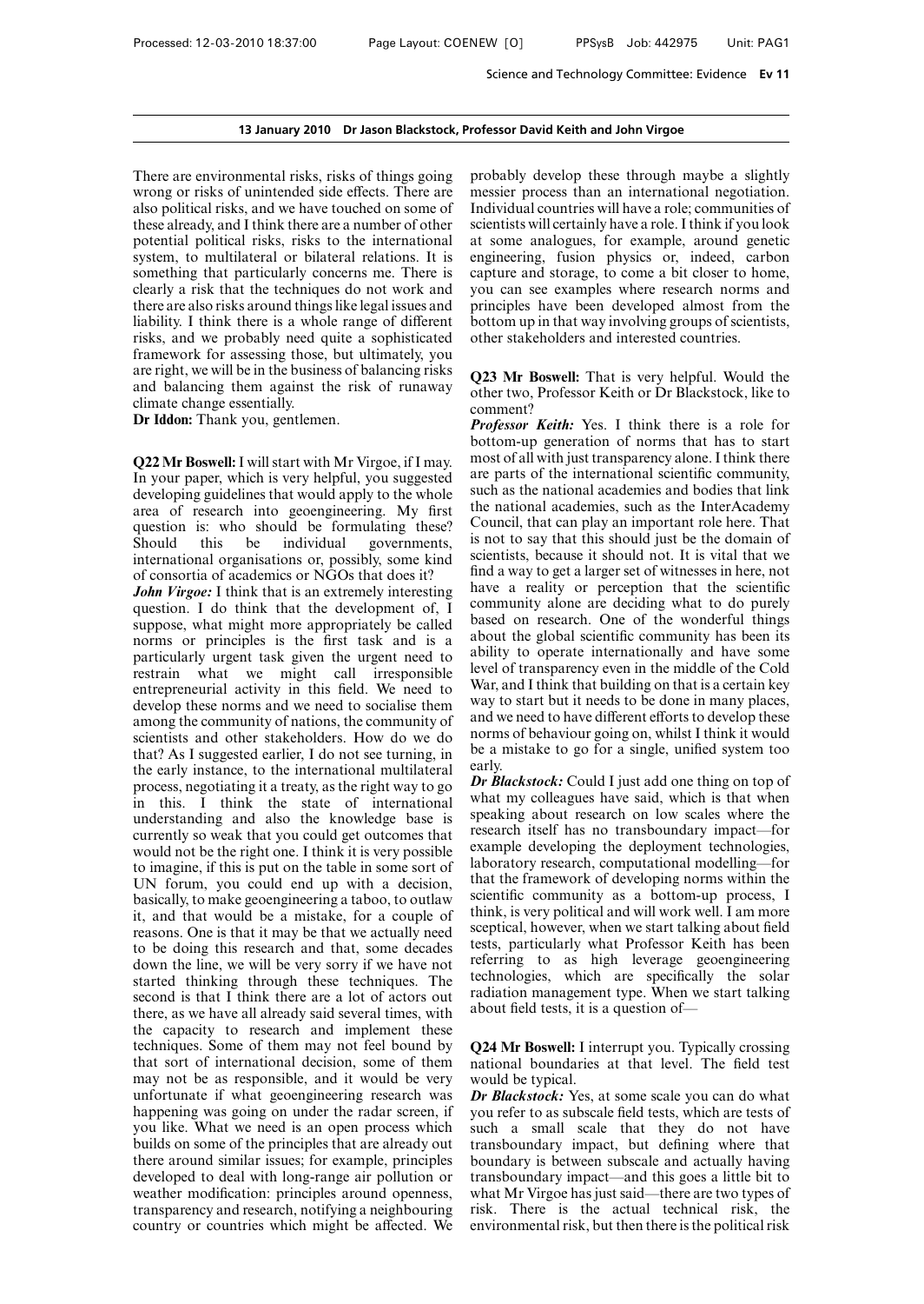There are environmental risks, risks of things going wrong or risks of unintended side effects. There are also political risks, and we have touched on some of these already, and I think there are a number of other potential political risks, risks to the international system, to multilateral or bilateral relations. It is something that particularly concerns me. There is clearly a risk that the techniques do not work and there are also risks around things like legal issues and liability. I think there is a whole range of different risks, and we probably need quite a sophisticated framework for assessing those, but ultimately, you are right, we will be in the business of balancing risks and balancing them against the risk of runaway climate change essentially.

**Dr Iddon:** Thank you, gentlemen.

**Q22 Mr Boswell:** I will start with Mr Virgoe, if I may. In your paper, which is very helpful, you suggested developing guidelines that would apply to the whole area of research into geoengineering. My first question is: who should be formulating these? Should this be individual governments, international organisations or, possibly, some kind of consortia of academics or NGOs that does it?

***John Virgoe:*** I think that is an extremely interesting question. I do think that the development of, I suppose, what might more appropriately be called norms or principles is the first task and is a particularly urgent task given the urgent need to restrain what we might call irresponsible entrepreneurial activity in this field. We need to develop these norms and we need to socialise them among the community of nations, the community of scientists and other stakeholders. How do we do that? As I suggested earlier, I do not see turning, in the early instance, to the international multilateral process, negotiating it a treaty, as the right way to go in this. I think the state of international understanding and also the knowledge base is currently so weak that you could get outcomes that would not be the right one. I think it is very possible to imagine, if this is put on the table in some sort of UN forum, you could end up with a decision, basically, to make geoengineering a taboo, to outlaw it, and that would be a mistake, for a couple of reasons. One is that it may be that we actually need to be doing this research and that, some decades down the line, we will be very sorry if we have not started thinking through these techniques. The second is that I think there are a lot of actors out there, as we have all already said several times, with the capacity to research and implement these techniques. Some of them may not feel bound by that sort of international decision, some of them may not be as responsible, and it would be very unfortunate if what geoengineering research was happening was going on under the radar screen, if you like. What we need is an open process which builds on some of the principles that are already out there around similar issues; for example, principles developed to deal with long-range air pollution or weather modification: principles around openness, transparency and research, notifying a neighbouring country or countries which might be affected. We probably develop these through maybe a slightly messier process than an international negotiation. Individual countries will have a role; communities of scientists will certainly have a role. I think if you look at some analogues, for example, around genetic engineering, fusion physics or, indeed, carbon capture and storage, to come a bit closer to home, you can see examples where research norms and principles have been developed almost from the bottom up in that way involving groups of scientists, other stakeholders and interested countries.

**Q23 Mr Boswell:** That is very helpful. Would the other two, Professor Keith or Dr Blackstock, like to comment?

***Professor Keith:*** Yes. I think there is a role for bottom-up generation of norms that has to start most of all with just transparency alone. I think there are parts of the international scientific community, such as the national academies and bodies that link the national academies, such as the InterAcademy Council, that can play an important role here. That is not to say that this should just be the domain of scientists, because it should not. It is vital that we find a way to get a larger set of witnesses in here, not have a reality or perception that the scientific community alone are deciding what to do purely based on research. One of the wonderful things about the global scientific community has been its ability to operate internationally and have some level of transparency even in the middle of the Cold War, and I think that building on that is a certain key way to start but it needs to be done in many places, and we need to have different efforts to develop these norms of behaviour going on, whilst I think it would be a mistake to go for a single, unified system too early.

***Dr Blackstock:*** Could I just add one thing on top of what my colleagues have said, which is that when speaking about research on low scales where the research itself has no transboundary impact—for example developing the deployment technologies, laboratory research, computational modelling—for that the framework of developing norms within the scientific community as a bottom-up process, I think, is very political and will work well. I am more sceptical, however, when we start talking about field tests, particularly what Professor Keith has been referring to as high leverage geoengineering technologies, which are specifically the solar radiation management type. When we start talking about field tests, it is a question of—

**Q24 Mr Boswell:** I interrupt you. Typically crossing national boundaries at that level. The field test would be typical.

***Dr Blackstock:*** Yes, at some scale you can do what you refer to as subscale field tests, which are tests of such a small scale that they do not have transboundary impact, but defining where that boundary is between subscale and actually having transboundary impact—and this goes a little bit to what Mr Virgoe has just said—there are two types of risk. There is the actual technical risk, the environmental risk, but then there is the political risk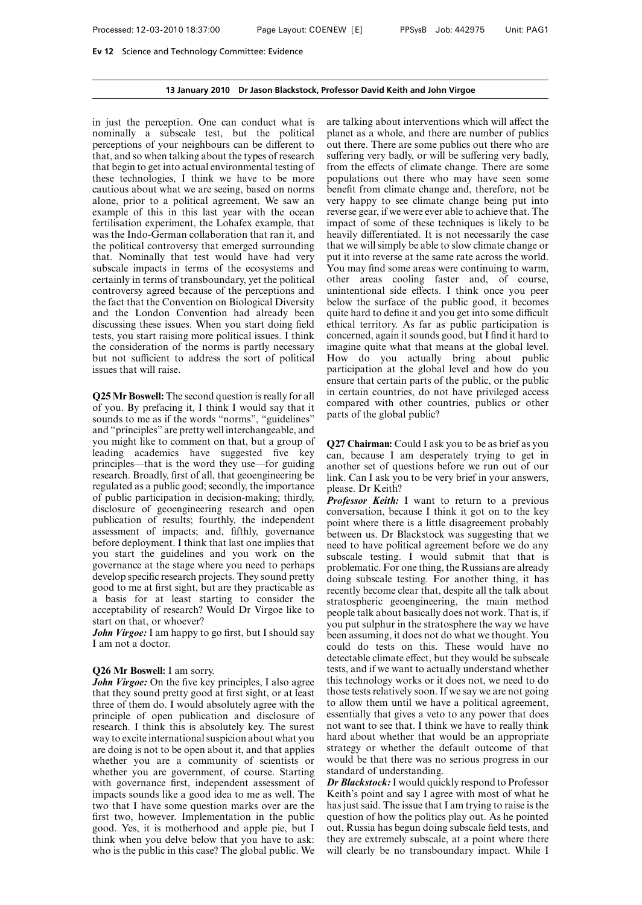in just the perception. One can conduct what is nominally a subscale test, but the political perceptions of your neighbours can be different to that, and so when talking about the types of research that begin to get into actual environmental testing of these technologies, I think we have to be more cautious about what we are seeing, based on norms alone, prior to a political agreement. We saw an example of this in this last year with the ocean fertilisation experiment, the Lohafex example, that was the Indo-German collaboration that ran it, and the political controversy that emerged surrounding that. Nominally that test would have had very subscale impacts in terms of the ecosystems and certainly in terms of transboundary, yet the political controversy agreed because of the perceptions and the fact that the Convention on Biological Diversity and the London Convention had already been discussing these issues. When you start doing field tests, you start raising more political issues. I think the consideration of the norms is partly necessary but not sufficient to address the sort of political issues that will raise.

**Q25 Mr Boswell:** The second question is really for all of you. By prefacing it, I think I would say that it sounds to me as if the words "norms", "guidelines" and "principles" are pretty well interchangeable, and you might like to comment on that, but a group of leading academics have suggested five key principles—that is the word they use—for guiding research. Broadly, first of all, that geoengineering be regulated as a public good; secondly, the importance of public participation in decision-making; thirdly, disclosure of geoengineering research and open publication of results; fourthly, the independent assessment of impacts; and, fifthly, governance before deployment. I think that last one implies that you start the guidelines and you work on the governance at the stage where you need to perhaps develop specific research projects. They sound pretty good to me at first sight, but are they practicable as a basis for at least starting to consider the acceptability of research? Would Dr Virgoe like to start on that, or whoever?

***John Virgoe:*** I am happy to go first, but I should say I am not a doctor.

**Q26 Mr Boswell:** I am sorry.

***John Virgoe:*** On the five key principles, I also agree that they sound pretty good at first sight, or at least three of them do. I would absolutely agree with the principle of open publication and disclosure of research. I think this is absolutely key. The surest way to excite international suspicion about what you are doing is not to be open about it, and that applies whether you are a community of scientists or whether you are government, of course. Starting with governance first, independent assessment of impacts sounds like a good idea to me as well. The two that I have some question marks over are the first two, however. Implementation in the public good. Yes, it is motherhood and apple pie, but I think when you delve below that you have to ask: who is the public in this case? The global public. We are talking about interventions which will affect the planet as a whole, and there are number of publics out there. There are some publics out there who are suffering very badly, or will be suffering very badly, from the effects of climate change. There are some populations out there who may have seen some benefit from climate change and, therefore, not be very happy to see climate change being put into reverse gear, if we were ever able to achieve that. The impact of some of these techniques is likely to be heavily differentiated. It is not necessarily the case that we will simply be able to slow climate change or put it into reverse at the same rate across the world. You may find some areas were continuing to warm, other areas cooling faster and, of course, unintentional side effects. I think once you peer below the surface of the public good, it becomes quite hard to define it and you get into some difficult ethical territory. As far as public participation is concerned, again it sounds good, but I find it hard to imagine quite what that means at the global level. How do you actually bring about public participation at the global level and how do you ensure that certain parts of the public, or the public in certain countries, do not have privileged access compared with other countries, publics or other parts of the global public?

**Q27 Chairman:** Could I ask you to be as brief as you can, because I am desperately trying to get in another set of questions before we run out of our link. Can I ask you to be very brief in your answers, please. Dr Keith?

***Professor Keith:*** I want to return to a previous conversation, because I think it got on to the key point where there is a little disagreement probably between us. Dr Blackstock was suggesting that we need to have political agreement before we do any subscale testing. I would submit that that is problematic. For one thing, the Russians are already doing subscale testing. For another thing, it has recently become clear that, despite all the talk about stratospheric geoengineering, the main method people talk about basically does not work. That is, if you put sulphur in the stratosphere the way we have been assuming, it does not do what we thought. You could do tests on this. These would have no detectable climate effect, but they would be subscale tests, and if we want to actually understand whether this technology works or it does not, we need to do those tests relatively soon. If we say we are not going to allow them until we have a political agreement, essentially that gives a veto to any power that does not want to see that. I think we have to really think hard about whether that would be an appropriate strategy or whether the default outcome of that would be that there was no serious progress in our standard of understanding.

***Dr Blackstock:*** I would quickly respond to Professor Keith's point and say I agree with most of what he has just said. The issue that I am trying to raise is the question of how the politics play out. As he pointed out, Russia has begun doing subscale field tests, and they are extremely subscale, at a point where there will clearly be no transboundary impact. While I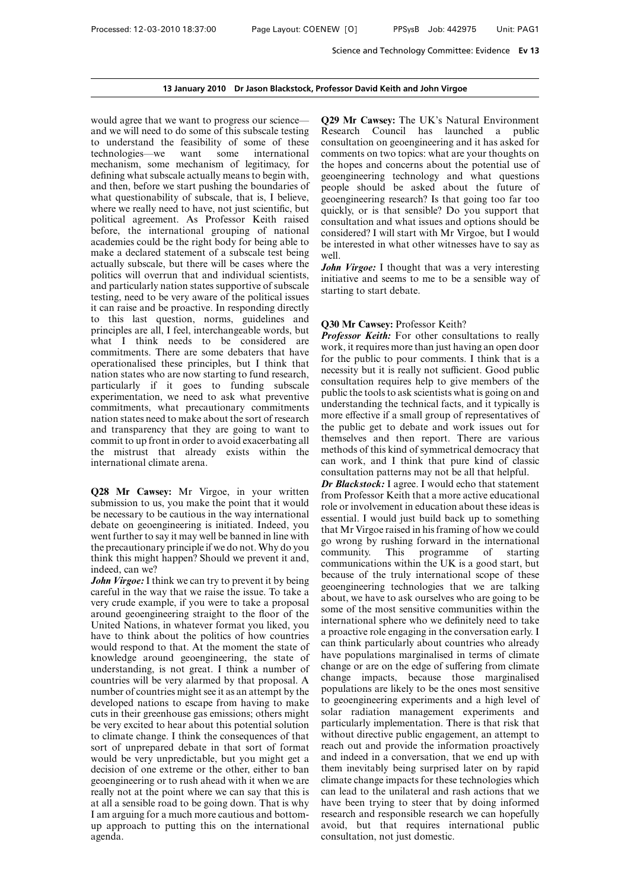**13 January 2010 Dr Jason Blackstock, Professor David Keith and John Virgoe**

would agree that we want to progress our science—and we will need to do some of this subscale testing to understand the feasibility of some of these technologies—we want some international mechanism, some mechanism of legitimacy, for defining what subscale actually means to begin with, and then, before we start pushing the boundaries of what questionability of subscale, that is, I believe, where we really need to have, not just scientific, but political agreement. As Professor Keith raised before, the international grouping of national academies could be the right body for being able to make a declared statement of a subscale test being actually subscale, but there will be cases where the politics will overrun that and individual scientists, and particularly nation states supportive of subscale testing, need to be very aware of the political issues it can raise and be proactive. In responding directly to this last question, norms, guidelines and principles are all, I feel, interchangeable words, but what I think needs to be considered are commitments. There are some debaters that have operationalised these principles, but I think that nation states who are now starting to fund research, particularly if it goes to funding subscale experimentation, we need to ask what preventive commitments, what precautionary commitments nation states need to make about the sort of research and transparency that they are going to want to commit to up front in order to avoid exacerbating all the mistrust that already exists within the international climate arena.

**Q28 Mr Cawsey:** Mr Virgoe, in your written submission to us, you make the point that it would be necessary to be cautious in the way international debate on geoengineering is initiated. Indeed, you went further to say it may well be banned in line with the precautionary principle if we do not. Why do you think this might happen? Should we prevent it and, indeed, can we?

***John Virgoe:*** I think we can try to prevent it by being careful in the way that we raise the issue. To take a very crude example, if you were to take a proposal around geoengineering straight to the floor of the United Nations, in whatever format you liked, you have to think about the politics of how countries would respond to that. At the moment the state of knowledge around geoengineering, the state of understanding, is not great. I think a number of countries will be very alarmed by that proposal. A number of countries might see it as an attempt by the developed nations to escape from having to make cuts in their greenhouse gas emissions; others might be very excited to hear about this potential solution to climate change. I think the consequences of that sort of unprepared debate in that sort of format would be very unpredictable, but you might get a decision of one extreme or the other, either to ban geoengineering or to rush ahead with it when we are really not at the point where we can say that this is at all a sensible road to be going down. That is why I am arguing for a much more cautious and bottom-up approach to putting this on the international agenda.

**Q29 Mr Cawsey:** The UK's Natural Environment Research Council has launched a public consultation on geoengineering and it has asked for comments on two topics: what are your thoughts on the hopes and concerns about the potential use of geoengineering technology and what questions people should be asked about the future of geoengineering research? Is that going too far too quickly, or is that sensible? Do you support that consultation and what issues and options should be considered? I will start with Mr Virgoe, but I would be interested in what other witnesses have to say as well.

***John Virgoe:*** I thought that was a very interesting initiative and seems to me to be a sensible way of starting to start debate.

**Q30 Mr Cawsey:** Professor Keith?

***Professor Keith:*** For other consultations to really work, it requires more than just having an open door for the public to pour comments. I think that is a necessity but it is really not sufficient. Good public consultation requires help to give members of the public the tools to ask scientists what is going on and understanding the technical facts, and it typically is more effective if a small group of representatives of the public get to debate and work issues out for themselves and then report. There are various methods of this kind of symmetrical democracy that can work, and I think that pure kind of classic consultation patterns may not be all that helpful.

***Dr Blackstock:*** I agree. I would echo that statement from Professor Keith that a more active educational role or involvement in education about these ideas is essential. I would just build back up to something that Mr Virgoe raised in his framing of how we could go wrong by rushing forward in the international community. This programme of starting communications within the UK is a good start, but because of the truly international scope of these geoengineering technologies that we are talking about, we have to ask ourselves who are going to be some of the most sensitive communities within the international sphere who we definitely need to take a proactive role engaging in the conversation early. I can think particularly about countries who already have populations marginalised in terms of climate change or are on the edge of suffering from climate change impacts, because those marginalised populations are likely to be the ones most sensitive to geoengineering experiments and a high level of solar radiation management experiments and particularly implementation. There is that risk that without directive public engagement, an attempt to reach out and provide the information proactively and indeed in a conversation, that we end up with them inevitably being surprised later on by rapid climate change impacts for these technologies which can lead to the unilateral and rash actions that we have been trying to steer that by doing informed research and responsible research we can hopefully avoid, but that requires international public consultation, not just domestic.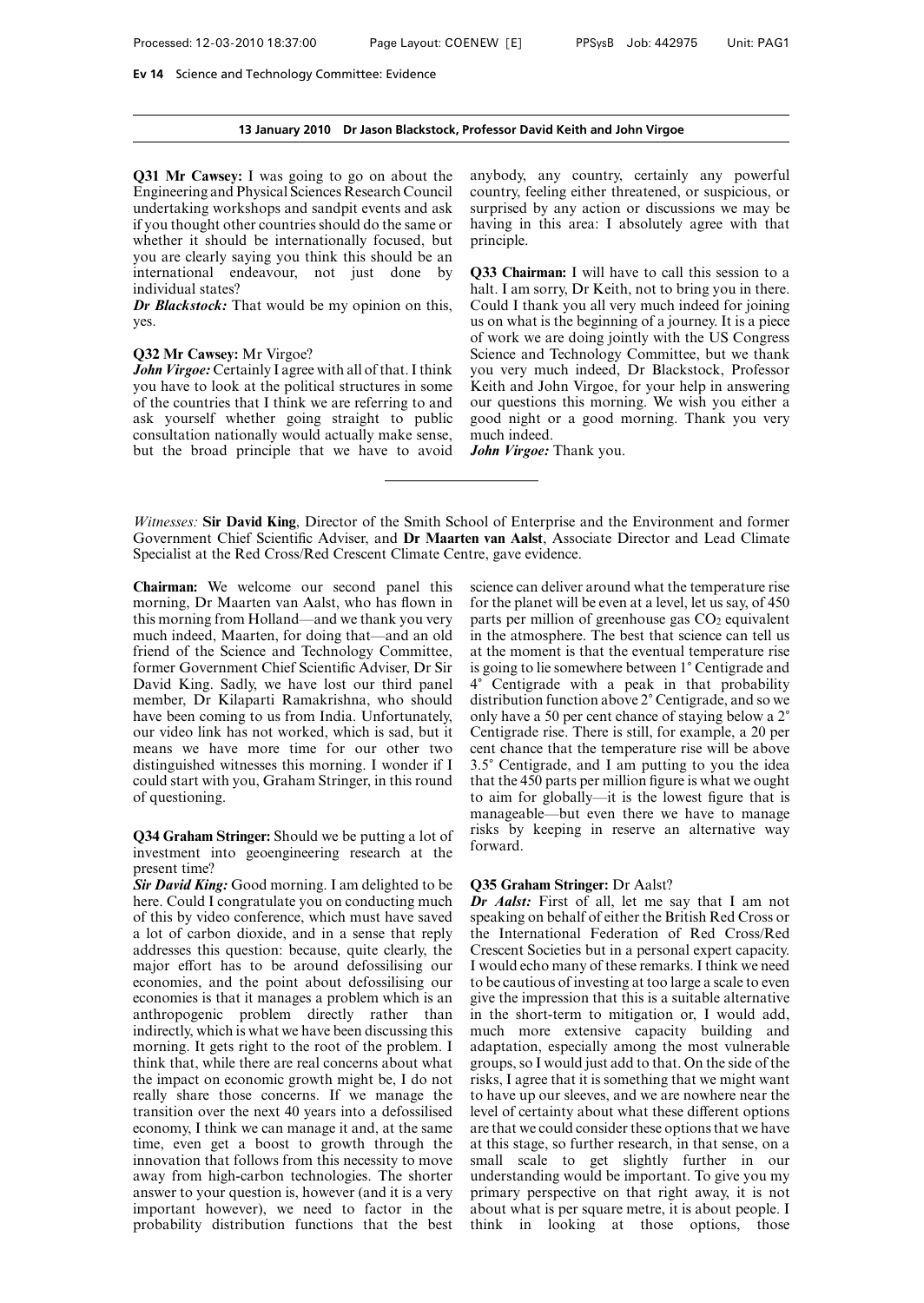**13 January 2010 Dr Jason Blackstock, Professor David Keith and John Virgoe**

**Q31 Mr Cawsey:** I was going to go on about the Engineering and Physical Sciences Research Council undertaking workshops and sandpit events and ask if you thought other countries should do the same or whether it should be internationally focused, but you are clearly saying you think this should be an international endeavour, not just done by individual states?

***Dr Blackstock:*** That would be my opinion on this, yes.

**Q32 Mr Cawsey:** Mr Virgoe?

***John Virgoe:*** Certainly I agree with all of that. I think you have to look at the political structures in some of the countries that I think we are referring to and ask yourself whether going straight to public consultation nationally would actually make sense, but the broad principle that we have to avoid anybody, any country, certainly any powerful country, feeling either threatened, or suspicious, or surprised by any action or discussions we may be having in this area: I absolutely agree with that principle.

**Q33 Chairman:** I will have to call this session to a halt. I am sorry, Dr Keith, not to bring you in there. Could I thank you all very much indeed for joining us on what is the beginning of a journey. It is a piece of work we are doing jointly with the US Congress Science and Technology Committee, but we thank you very much indeed, Dr Blackstock, Professor Keith and John Virgoe, for your help in answering our questions this morning. We wish you either a good night or a good morning. Thank you very much indeed.

***John Virgoe:*** Thank you.

---

*Witnesses:* **Sir David King**, Director of the Smith School of Enterprise and the Environment and former Government Chief Scientific Adviser, and **Dr Maarten van Aalst**, Associate Director and Lead Climate Specialist at the Red Cross/Red Crescent Climate Centre, gave evidence.

**Chairman:** We welcome our second panel this morning, Dr Maarten van Aalst, who has flown in this morning from Holland—and we thank you very much indeed, Maarten, for doing that—and an old friend of the Science and Technology Committee, former Government Chief Scientific Adviser, Dr Sir David King. Sadly, we have lost our third panel member, Dr Kilaparti Ramakrishna, who should have been coming to us from India. Unfortunately, our video link has not worked, which is sad, but it means we have more time for our other two distinguished witnesses this morning. I wonder if I could start with you, Graham Stringer, in this round of questioning.

**Q34 Graham Stringer:** Should we be putting a lot of investment into geoengineering research at the present time?

***Sir David King:*** Good morning. I am delighted to be here. Could I congratulate you on conducting much of this by video conference, which must have saved a lot of carbon dioxide, and in a sense that reply addresses this question: because, quite clearly, the major effort has to be around defossilising our economies, and the point about defossilising our economies is that it manages a problem which is an anthropogenic problem directly rather than indirectly, which is what we have been discussing this morning. It gets right to the root of the problem. I think that, while there are real concerns about what the impact on economic growth might be, I do not really share those concerns. If we manage the transition over the next 40 years into a defossilised economy, I think we can manage it and, at the same time, even get a boost to growth through the innovation that follows from this necessity to move away from high-carbon technologies. The shorter answer to your question is, however (and it is a very important however), we need to factor in the probability distribution functions that the best science can deliver around what the temperature rise for the planet will be even at a level, let us say, of 450 parts per million of greenhouse gas $CO_2$ equivalent in the atmosphere. The best that science can tell us at the moment is that the eventual temperature rise is going to lie somewhere between 1° Centigrade and 4° Centigrade with a peak in that probability distribution function above 2° Centigrade, and so we only have a 50 per cent chance of staying below a 2° Centigrade rise. There is still, for example, a 20 per cent chance that the temperature rise will be above 3.5° Centigrade, and I am putting to you the idea that the 450 parts per million figure is what we ought to aim for globally—it is the lowest figure that is manageable—but even there we have to manage risks by keeping in reserve an alternative way forward.

**Q35 Graham Stringer:** Dr Aalst?

***Dr Aalst:*** First of all, let me say that I am not speaking on behalf of either the British Red Cross or the International Federation of Red Cross/Red Crescent Societies but in a personal expert capacity. I would echo many of these remarks. I think we need to be cautious of investing at too large a scale to even give the impression that this is a suitable alternative in the short-term to mitigation or, I would add, much more extensive capacity building and adaptation, especially among the most vulnerable groups, so I would just add to that. On the side of the risks, I agree that it is something that we might want to have up our sleeves, and we are nowhere near the level of certainty about what these different options are that we could consider these options that we have at this stage, so further research, in that sense, on a small scale to get slightly further in our understanding would be important. To give you my primary perspective on that right away, it is not about what is per square metre, it is about people. I think in looking at those options, those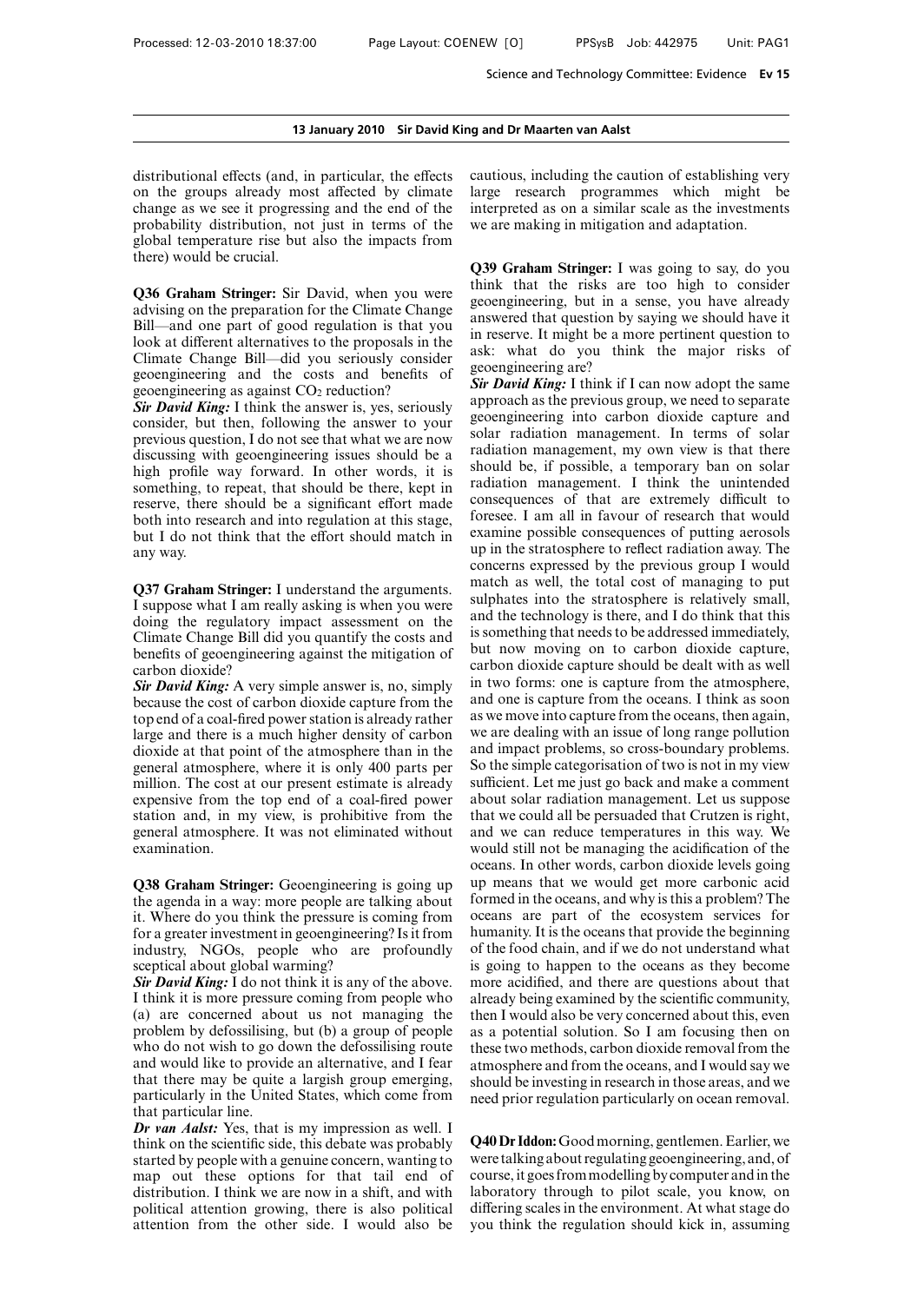distributional effects (and, in particular, the effects on the groups already most affected by climate change as we see it progressing and the end of the probability distribution, not just in terms of the global temperature rise but also the impacts from there) would be crucial.

**Q36 Graham Stringer:** Sir David, when you were advising on the preparation for the Climate Change Bill—and one part of good regulation is that you look at different alternatives to the proposals in the Climate Change Bill—did you seriously consider geoengineering and the costs and benefits of geoengineering as against $CO_2$ reduction?

***Sir David King:*** I think the answer is, yes, seriously consider, but then, following the answer to your previous question, I do not see that what we are now discussing with geoengineering issues should be a high profile way forward. In other words, it is something, to repeat, that should be there, kept in reserve, there should be a significant effort made both into research and into regulation at this stage, but I do not think that the effort should match in any way.

**Q37 Graham Stringer:** I understand the arguments. I suppose what I am really asking is when you were doing the regulatory impact assessment on the Climate Change Bill did you quantify the costs and benefits of geoengineering against the mitigation of carbon dioxide?

***Sir David King:*** A very simple answer is, no, simply because the cost of carbon dioxide capture from the top end of a coal-fired power station is already rather large and there is a much higher density of carbon dioxide at that point of the atmosphere than in the general atmosphere, where it is only 400 parts per million. The cost at our present estimate is already expensive from the top end of a coal-fired power station and, in my view, is prohibitive from the general atmosphere. It was not eliminated without examination.

**Q38 Graham Stringer:** Geoengineering is going up the agenda in a way: more people are talking about it. Where do you think the pressure is coming from for a greater investment in geoengineering? Is it from industry, NGOs, people who are profoundly sceptical about global warming?

***Sir David King:*** I do not think it is any of the above. I think it is more pressure coming from people who (a) are concerned about us not managing the problem by defossilising, but (b) a group of people who do not wish to go down the defossilising route and would like to provide an alternative, and I fear that there may be quite a largish group emerging, particularly in the United States, which come from that particular line.

***Dr van Aalst:*** Yes, that is my impression as well. I think on the scientific side, this debate was probably started by people with a genuine concern, wanting to map out these options for that tail end of distribution. I think we are now in a shift, and with political attention growing, there is also political attention from the other side. I would also be cautious, including the caution of establishing very large research programmes which might be interpreted as on a similar scale as the investments we are making in mitigation and adaptation.

**Q39 Graham Stringer:** I was going to say, do you think that the risks are too high to consider geoengineering, but in a sense, you have already answered that question by saying we should have it in reserve. It might be a more pertinent question to ask: what do you think the major risks of geoengineering are?

***Sir David King:*** I think if I can now adopt the same approach as the previous group, we need to separate geoengineering into carbon dioxide capture and solar radiation management. In terms of solar radiation management, my own view is that there should be, if possible, a temporary ban on solar radiation management. I think the unintended consequences of that are extremely difficult to foresee. I am all in favour of research that would examine possible consequences of putting aerosols up in the stratosphere to reflect radiation away. The concerns expressed by the previous group I would match as well, the total cost of managing to put sulphates into the stratosphere is relatively small, and the technology is there, and I do think that this is something that needs to be addressed immediately, but now moving on to carbon dioxide capture, carbon dioxide capture should be dealt with as well in two forms: one is capture from the atmosphere, and one is capture from the oceans. I think as soon as we move into capture from the oceans, then again, we are dealing with an issue of long range pollution and impact problems, so cross-boundary problems. So the simple categorisation of two is not in my view sufficient. Let me just go back and make a comment about solar radiation management. Let us suppose that we could all be persuaded that Crutzen is right, and we can reduce temperatures in this way. We would still not be managing the acidification of the oceans. In other words, carbon dioxide levels going up means that we would get more carbonic acid formed in the oceans, and why is this a problem? The oceans are part of the ecosystem services for humanity. It is the oceans that provide the beginning of the food chain, and if we do not understand what is going to happen to the oceans as they become more acidified, and there are questions about that already being examined by the scientific community, then I would also be very concerned about this, even as a potential solution. So I am focusing then on these two methods, carbon dioxide removal from the atmosphere and from the oceans, and I would say we should be investing in research in those areas, and we need prior regulation particularly on ocean removal.

**Q40 Dr Iddon:** Good morning, gentlemen. Earlier, we were talking about regulating geoengineering, and, of course, it goes from modelling by computer and in the laboratory through to pilot scale, you know, on differing scales in the environment. At what stage do you think the regulation should kick in, assuming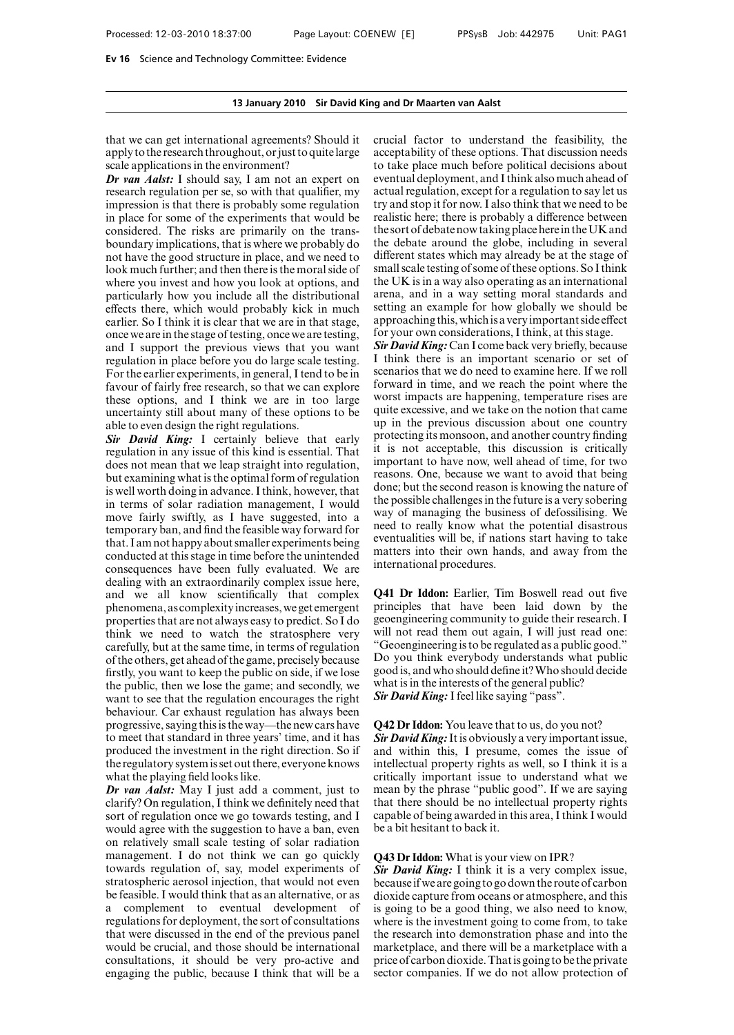that we can get international agreements? Should it apply to the research throughout, or just to quite large scale applications in the environment?

***Dr van Aalst:*** I should say, I am not an expert on research regulation per se, so with that qualifier, my impression is that there is probably some regulation in place for some of the experiments that would be considered. The risks are primarily on the trans-boundary implications, that is where we probably do not have the good structure in place, and we need to look much further; and then there is the moral side of where you invest and how you look at options, and particularly how you include all the distributional effects there, which would probably kick in much earlier. So I think it is clear that we are in that stage, once we are in the stage of testing, once we are testing, and I support the previous views that you want regulation in place before you do large scale testing. For the earlier experiments, in general, I tend to be in favour of fairly free research, so that we can explore these options, and I think we are in too large uncertainty still about many of these options to be able to even design the right regulations.

***Sir David King:*** I certainly believe that early regulation in any issue of this kind is essential. That does not mean that we leap straight into regulation, but examining what is the optimal form of regulation is well worth doing in advance. I think, however, that in terms of solar radiation management, I would move fairly swiftly, as I have suggested, into a temporary ban, and find the feasible way forward for that. I am not happy about smaller experiments being conducted at this stage in time before the unintended consequences have been fully evaluated. We are dealing with an extraordinarily complex issue here, and we all know scientifically that complex phenomena, as complexity increases, we get emergent properties that are not always easy to predict. So I do think we need to watch the stratosphere very carefully, but at the same time, in terms of regulation of the others, get ahead of the game, precisely because firstly, you want to keep the public on side, if we lose the public, then we lose the game; and secondly, we want to see that the regulation encourages the right behaviour. Car exhaust regulation has always been progressive, saying this is the way—the new cars have to meet that standard in three years' time, and it has produced the investment in the right direction. So if the regulatory system is set out there, everyone knows what the playing field looks like.

***Dr van Aalst:*** May I just add a comment, just to clarify? On regulation, I think we definitely need that sort of regulation once we go towards testing, and I would agree with the suggestion to have a ban, even on relatively small scale testing of solar radiation management. I do not think we can go quickly towards regulation of, say, model experiments of stratospheric aerosol injection, that would not even be feasible. I would think that as an alternative, or as a complement to eventual development of regulations for deployment, the sort of consultations that were discussed in the end of the previous panel would be crucial, and those should be international consultations, it should be very pro-active and engaging the public, because I think that will be a crucial factor to understand the feasibility, the acceptability of these options. That discussion needs to take place much before political decisions about eventual deployment, and I think also much ahead of actual regulation, except for a regulation to say let us try and stop it for now. I also think that we need to be realistic here; there is probably a difference between the sort of debate now taking place here in the UK and the debate around the globe, including in several different states which may already be at the stage of small scale testing of some of these options. So I think the UK is in a way also operating as an international arena, and in a way setting moral standards and setting an example for how globally we should be approaching this, which is a very important side effect for your own considerations, I think, at this stage.

***Sir David King:*** Can I come back very briefly, because I think there is an important scenario or set of scenarios that we do need to examine here. If we roll forward in time, and we reach the point where the worst impacts are happening, temperature rises are quite excessive, and we take on the notion that came up in the previous discussion about one country protecting its monsoon, and another country finding it is not acceptable, this discussion is critically important to have now, well ahead of time, for two reasons. One, because we want to avoid that being done; but the second reason is knowing the nature of the possible challenges in the future is a very sobering way of managing the business of defossilising. We need to really know what the potential disastrous eventualities will be, if nations start having to take matters into their own hands, and away from the international procedures.

**Q41 Dr Iddon:** Earlier, Tim Boswell read out five principles that have been laid down by the geoengineering community to guide their research. I will not read them out again, I will just read one: "Geoengineering is to be regulated as a public good." Do you think everybody understands what public good is, and who should define it? Who should decide what is in the interests of the general public?

***Sir David King:*** I feel like saying "pass".

**Q42 Dr Iddon:** You leave that to us, do you not?

***Sir David King:*** It is obviously a very important issue, and within this, I presume, comes the issue of intellectual property rights as well, so I think it is a critically important issue to understand what we mean by the phrase "public good". If we are saying that there should be no intellectual property rights capable of being awarded in this area, I think I would be a bit hesitant to back it.

**Q43 Dr Iddon:** What is your view on IPR?

***Sir David King:*** I think it is a very complex issue, because if we are going to go down the route of carbon dioxide capture from oceans or atmosphere, and this is going to be a good thing, we also need to know, where is the investment going to come from, to take the research into demonstration phase and into the marketplace, and there will be a marketplace with a price of carbon dioxide. That is going to be the private sector companies. If we do not allow protection of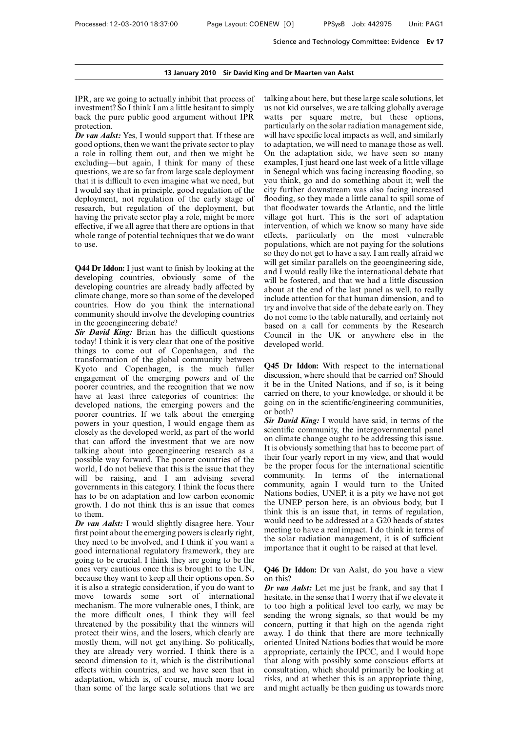IPR, are we going to actually inhibit that process of investment? So I think I am a little hesitant to simply back the pure public good argument without IPR protection.

***Dr van Aalst:*** Yes, I would support that. If these are good options, then we want the private sector to play a role in rolling them out, and then we might be excluding—but again, I think for many of these questions, we are so far from large scale deployment that it is difficult to even imagine what we need, but I would say that in principle, good regulation of the deployment, not regulation of the early stage of research, but regulation of the deployment, but having the private sector play a role, might be more effective, if we all agree that there are options in that whole range of potential techniques that we do want to use.

**Q44 Dr Iddon:** I just want to finish by looking at the developing countries, obviously some of the developing countries are already badly affected by climate change, more so than some of the developed countries. How do you think the international community should involve the developing countries in the geoengineering debate?

***Sir David King:*** Brian has the difficult questions today! I think it is very clear that one of the positive things to come out of Copenhagen, and the transformation of the global community between Kyoto and Copenhagen, is the much fuller engagement of the emerging powers and of the poorer countries, and the recognition that we now have at least three categories of countries: the developed nations, the emerging powers and the poorer countries. If we talk about the emerging powers in your question, I would engage them as closely as the developed world, as part of the world that can afford the investment that we are now talking about into geoengineering research as a possible way forward. The poorer countries of the world, I do not believe that this is the issue that they will be raising, and I am advising several governments in this category. I think the focus there has to be on adaptation and low carbon economic growth. I do not think this is an issue that comes to them.

***Dr van Aalst:*** I would slightly disagree here. Your first point about the emerging powers is clearly right, they need to be involved, and I think if you want a good international regulatory framework, they are going to be crucial. I think they are going to be the ones very cautious once this is brought to the UN, because they want to keep all their options open. So it is also a strategic consideration, if you do want to move towards some sort of international mechanism. The more vulnerable ones, I think, are the more difficult ones, I think they will feel threatened by the possibility that the winners will protect their wins, and the losers, which clearly are mostly them, will not get anything. So politically, they are already very worried. I think there is a second dimension to it, which is the distributional effects within countries, and we have seen that in adaptation, which is, of course, much more local than some of the large scale solutions that we are talking about here, but these large scale solutions, let us not kid ourselves, we are talking globally average watts per square metre, but these options, particularly on the solar radiation management side, will have specific local impacts as well, and similarly to adaptation, we will need to manage those as well. On the adaptation side, we have seen so many examples, I just heard one last week of a little village in Senegal which was facing increasing flooding, so you think, go and do something about it; well the city further downstream was also facing increased flooding, so they made a little canal to spill some of that floodwater towards the Atlantic, and the little village got hurt. This is the sort of adaptation intervention, of which we know so many have side effects, particularly on the most vulnerable populations, which are not paying for the solutions so they do not get to have a say. I am really afraid we will get similar parallels on the geoengineering side, and I would really like the international debate that will be fostered, and that we had a little discussion about at the end of the last panel as well, to really include attention for that human dimension, and to try and involve that side of the debate early on. They do not come to the table naturally, and certainly not based on a call for comments by the Research Council in the UK or anywhere else in the developed world.

**Q45 Dr Iddon:** With respect to the international discussion, where should that be carried on? Should it be in the United Nations, and if so, is it being carried on there, to your knowledge, or should it be going on in the scientific/engineering communities, or both?

***Sir David King:*** I would have said, in terms of the scientific community, the intergovernmental panel on climate change ought to be addressing this issue. It is obviously something that has to become part of their four yearly report in my view, and that would be the proper focus for the international scientific community. In terms of the international community, again I would turn to the United Nations bodies, UNEP, it is a pity we have not got the UNEP person here, is an obvious body, but I think this is an issue that, in terms of regulation, would need to be addressed at a G20 heads of states meeting to have a real impact. I do think in terms of the solar radiation management, it is of sufficient importance that it ought to be raised at that level.

**Q46 Dr Iddon:** Dr van Aalst, do you have a view on this?

***Dr van Aalst:*** Let me just be frank, and say that I hesitate, in the sense that I worry that if we elevate it to too high a political level too early, we may be sending the wrong signals, so that would be my concern, putting it that high on the agenda right away. I do think that there are more technically oriented United Nations bodies that would be more appropriate, certainly the IPCC, and I would hope that along with possibly some conscious efforts at consultation, which should primarily be looking at risks, and at whether this is an appropriate thing, and might actually be then guiding us towards more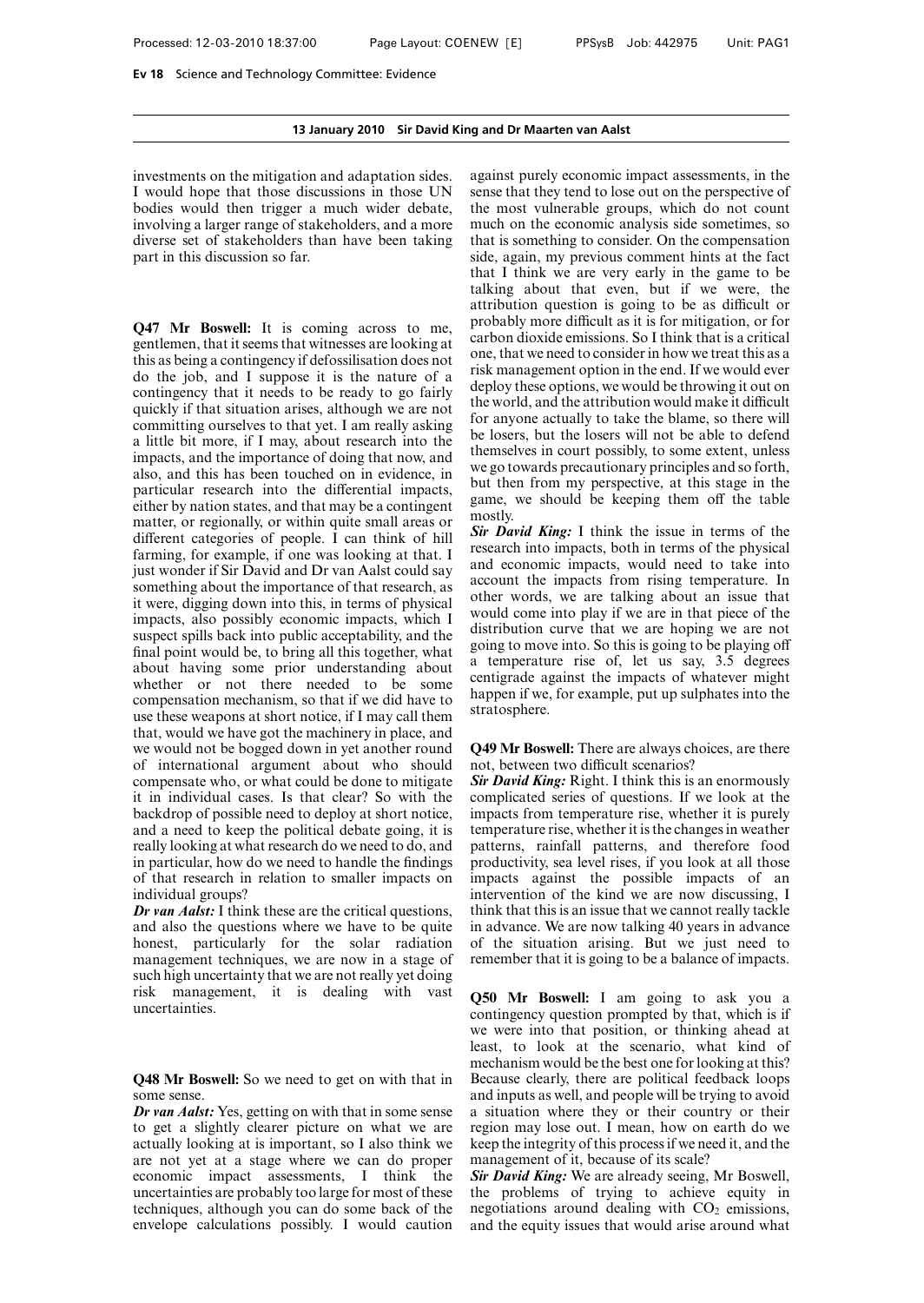investments on the mitigation and adaptation sides. I would hope that those discussions in those UN bodies would then trigger a much wider debate, involving a larger range of stakeholders, and a more diverse set of stakeholders than have been taking part in this discussion so far.

**Q47 Mr Boswell:** It is coming across to me, gentlemen, that it seems that witnesses are looking at this as being a contingency if defossilisation does not do the job, and I suppose it is the nature of a contingency that it needs to be ready to go fairly quickly if that situation arises, although we are not committing ourselves to that yet. I am really asking a little bit more, if I may, about research into the impacts, and the importance of doing that now, and also, and this has been touched on in evidence, in particular research into the differential impacts, either by nation states, and that may be a contingent matter, or regionally, or within quite small areas or different categories of people. I can think of hill farming, for example, if one was looking at that. I just wonder if Sir David and Dr van Aalst could say something about the importance of that research, as it were, digging down into this, in terms of physical impacts, also possibly economic impacts, which I suspect spills back into public acceptability, and the final point would be, to bring all this together, what about having some prior understanding about whether or not there needed to be some compensation mechanism, so that if we did have to use these weapons at short notice, if I may call them that, would we have got the machinery in place, and we would not be bogged down in yet another round of international argument about who should compensate who, or what could be done to mitigate it in individual cases. Is that clear? So with the backdrop of possible need to deploy at short notice, and a need to keep the political debate going, it is really looking at what research do we need to do, and in particular, how do we need to handle the findings of that research in relation to smaller impacts on individual groups?

***Dr van Aalst:*** I think these are the critical questions, and also the questions where we have to be quite honest, particularly for the solar radiation management techniques, we are now in a stage of such high uncertainty that we are not really yet doing risk management, it is dealing with vast uncertainties.

**Q48 Mr Boswell:** So we need to get on with that in some sense.

***Dr van Aalst:*** Yes, getting on with that in some sense to get a slightly clearer picture on what we are actually looking at is important, so I also think we are not yet at a stage where we can do proper economic impact assessments, I think the uncertainties are probably too large for most of these techniques, although you can do some back of the envelope calculations possibly. I would caution against purely economic impact assessments, in the sense that they tend to lose out on the perspective of the most vulnerable groups, which do not count much on the economic analysis side sometimes, so that is something to consider. On the compensation side, again, my previous comment hints at the fact that I think we are very early in the game to be talking about that even, but if we were, the attribution question is going to be as difficult or probably more difficult as it is for mitigation, or for carbon dioxide emissions. So I think that is a critical one, that we need to consider in how we treat this as a risk management option in the end. If we would ever deploy these options, we would be throwing it out on the world, and the attribution would make it difficult for anyone actually to take the blame, so there will be losers, but the losers will not be able to defend themselves in court possibly, to some extent, unless we go towards precautionary principles and so forth, but then from my perspective, at this stage in the game, we should be keeping them off the table mostly.

***Sir David King:*** I think the issue in terms of the research into impacts, both in terms of the physical and economic impacts, would need to take into account the impacts from rising temperature. In other words, we are talking about an issue that would come into play if we are in that piece of the distribution curve that we are hoping we are not going to move into. So this is going to be playing off a temperature rise of, let us say, 3.5 degrees centigrade against the impacts of whatever might happen if we, for example, put up sulphates into the stratosphere.

**Q49 Mr Boswell:** There are always choices, are there not, between two difficult scenarios?

***Sir David King:*** Right. I think this is an enormously complicated series of questions. If we look at the impacts from temperature rise, whether it is purely temperature rise, whether it is the changes in weather patterns, rainfall patterns, and therefore food productivity, sea level rises, if you look at all those impacts against the possible impacts of an intervention of the kind we are now discussing, I think that this is an issue that we cannot really tackle in advance. We are now talking 40 years in advance of the situation arising. But we just need to remember that it is going to be a balance of impacts.

**Q50 Mr Boswell:** I am going to ask you a contingency question prompted by that, which is if we were into that position, or thinking ahead at least, to look at the scenario, what kind of mechanism would be the best one for looking at this? Because clearly, there are political feedback loops and inputs as well, and people will be trying to avoid a situation where they or their country or their region may lose out. I mean, how on earth do we keep the integrity of this process if we need it, and the management of it, because of its scale?

***Sir David King:*** We are already seeing, Mr Boswell, the problems of trying to achieve equity in negotiations around dealing with $CO_2$ emissions, and the equity issues that would arise around what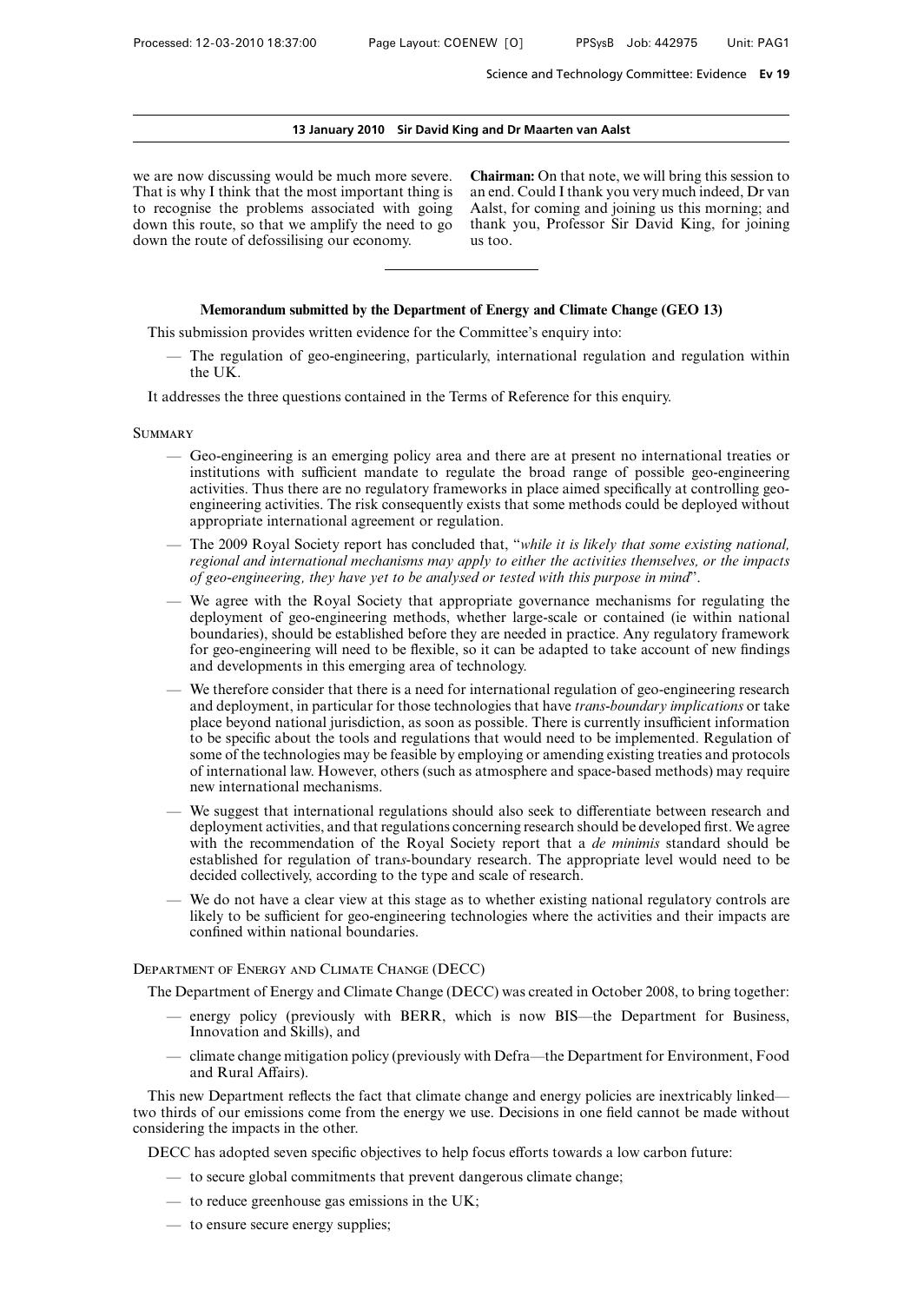we are now discussing would be much more severe. That is why I think that the most important thing is to recognise the problems associated with going down this route, so that we amplify the need to go down the route of defossilising our economy.

**Chairman:** On that note, we will bring this session to an end. Could I thank you very much indeed, Dr van Aalst, for coming and joining us this morning; and thank you, Professor Sir David King, for joining us too.

---

## Memorandum submitted by the Department of Energy and Climate Change (GEO 13)

This submission provides written evidence for the Committee's enquiry into:

- The regulation of geo-engineering, particularly, international regulation and regulation within the UK.

It addresses the three questions contained in the Terms of Reference for this enquiry.

### Summary

- Geo-engineering is an emerging policy area and there are at present no international treaties or institutions with sufficient mandate to regulate the broad range of possible geo-engineering activities. Thus there are no regulatory frameworks in place aimed specifically at controlling geo-engineering activities. The risk consequently exists that some methods could be deployed without appropriate international agreement or regulation.
- The 2009 Royal Society report has concluded that, "*while it is likely that some existing national, regional and international mechanisms may apply to either the activities themselves, or the impacts of geo-engineering, they have yet to be analysed or tested with this purpose in mind*".
- We agree with the Royal Society that appropriate governance mechanisms for regulating the deployment of geo-engineering methods, whether large-scale or contained (ie within national boundaries), should be established before they are needed in practice. Any regulatory framework for geo-engineering will need to be flexible, so it can be adapted to take account of new findings and developments in this emerging area of technology.
- We therefore consider that there is a need for international regulation of geo-engineering research and deployment, in particular for those technologies that have *trans-boundary implications* or take place beyond national jurisdiction, as soon as possible. There is currently insufficient information to be specific about the tools and regulations that would need to be implemented. Regulation of some of the technologies may be feasible by employing or amending existing treaties and protocols of international law. However, others (such as atmosphere and space-based methods) may require new international mechanisms.
- We suggest that international regulations should also seek to differentiate between research and deployment activities, and that regulations concerning research should be developed first. We agree with the recommendation of the Royal Society report that a *de minimis* standard should be established for regulation of tran*s*-boundary research. The appropriate level would need to be decided collectively, according to the type and scale of research.
- We do not have a clear view at this stage as to whether existing national regulatory controls are likely to be sufficient for geo-engineering technologies where the activities and their impacts are confined within national boundaries.

### Department of Energy and Climate Change (DECC)

The Department of Energy and Climate Change (DECC) was created in October 2008, to bring together:

- energy policy (previously with BERR, which is now BIS—the Department for Business, Innovation and Skills), and
- climate change mitigation policy (previously with Defra—the Department for Environment, Food and Rural Affairs).

This new Department reflects the fact that climate change and energy policies are inextricably linked—two thirds of our emissions come from the energy we use. Decisions in one field cannot be made without considering the impacts in the other.

DECC has adopted seven specific objectives to help focus efforts towards a low carbon future:

- to secure global commitments that prevent dangerous climate change;
- to reduce greenhouse gas emissions in the UK;
- to ensure secure energy supplies;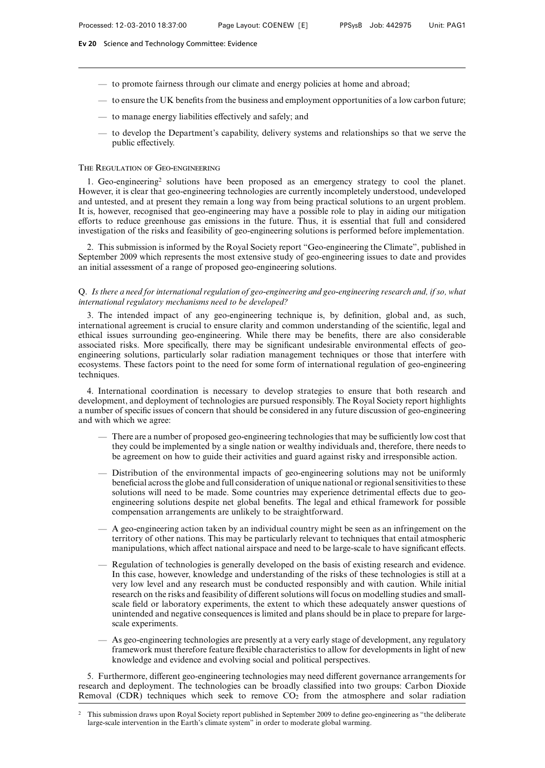- to promote fairness through our climate and energy policies at home and abroad;
- to ensure the UK benefits from the business and employment opportunities of a low carbon future;
- to manage energy liabilities effectively and safely; and
- to develop the Department's capability, delivery systems and relationships so that we serve the public effectively.

## The Regulation of Geo-engineering

1. Geo-engineering[2] solutions have been proposed as an emergency strategy to cool the planet. However, it is clear that geo-engineering technologies are currently incompletely understood, undeveloped and untested, and at present they remain a long way from being practical solutions to an urgent problem. It is, however, recognised that geo-engineering may have a possible role to play in aiding our mitigation efforts to reduce greenhouse gas emissions in the future. Thus, it is essential that full and considered investigation of the risks and feasibility of geo-engineering solutions is performed before implementation.

2. This submission is informed by the Royal Society report "Geo-engineering the Climate", published in September 2009 which represents the most extensive study of geo-engineering issues to date and provides an initial assessment of a range of proposed geo-engineering solutions.

Q. *Is there a need for international regulation of geo-engineering and geo-engineering research and, if so, what international regulatory mechanisms need to be developed?*

3. The intended impact of any geo-engineering technique is, by definition, global and, as such, international agreement is crucial to ensure clarity and common understanding of the scientific, legal and ethical issues surrounding geo-engineering. While there may be benefits, there are also considerable associated risks. More specifically, there may be significant undesirable environmental effects of geo-engineering solutions, particularly solar radiation management techniques or those that interfere with ecosystems. These factors point to the need for some form of international regulation of geo-engineering techniques.

4. International coordination is necessary to develop strategies to ensure that both research and development, and deployment of technologies are pursued responsibly. The Royal Society report highlights a number of specific issues of concern that should be considered in any future discussion of geo-engineering and with which we agree:

- There are a number of proposed geo-engineering technologies that may be sufficiently low cost that they could be implemented by a single nation or wealthy individuals and, therefore, there needs to be agreement on how to guide their activities and guard against risky and irresponsible action.
- Distribution of the environmental impacts of geo-engineering solutions may not be uniformly beneficial across the globe and full consideration of unique national or regional sensitivities to these solutions will need to be made. Some countries may experience detrimental effects due to geo-engineering solutions despite net global benefits. The legal and ethical framework for possible compensation arrangements are unlikely to be straightforward.
- A geo-engineering action taken by an individual country might be seen as an infringement on the territory of other nations. This may be particularly relevant to techniques that entail atmospheric manipulations, which affect national airspace and need to be large-scale to have significant effects.
- Regulation of technologies is generally developed on the basis of existing research and evidence. In this case, however, knowledge and understanding of the risks of these technologies is still at a very low level and any research must be conducted responsibly and with caution. While initial research on the risks and feasibility of different solutions will focus on modelling studies and small-scale field or laboratory experiments, the extent to which these adequately answer questions of unintended and negative consequences is limited and plans should be in place to prepare for large-scale experiments.
- As geo-engineering technologies are presently at a very early stage of development, any regulatory framework must therefore feature flexible characteristics to allow for developments in light of new knowledge and evidence and evolving social and political perspectives.

5. Furthermore, different geo-engineering technologies may need different governance arrangements for research and deployment. The technologies can be broadly classified into two groups: Carbon Dioxide Removal (CDR) techniques which seek to remove $CO_2$ from the atmosphere and solar radiation

[2] This submission draws upon Royal Society report published in September 2009 to define geo-engineering as "the deliberate large-scale intervention in the Earth's climate system" in order to moderate global warming.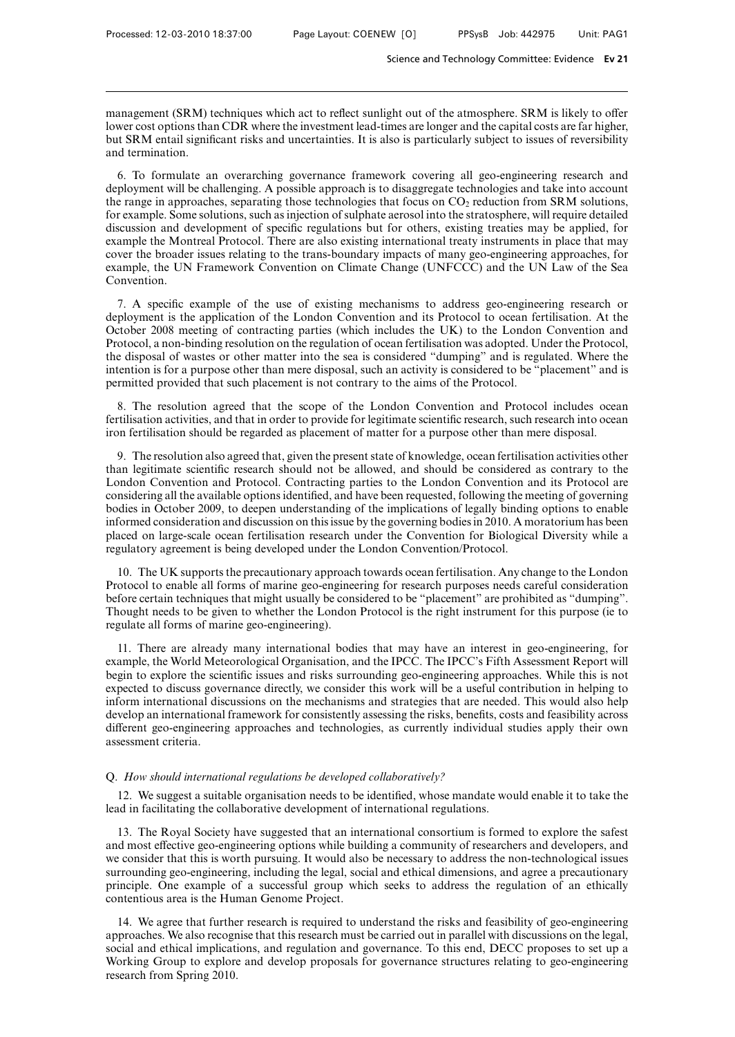management (SRM) techniques which act to reflect sunlight out of the atmosphere. SRM is likely to offer lower cost options than CDR where the investment lead-times are longer and the capital costs are far higher, but SRM entail significant risks and uncertainties. It is also is particularly subject to issues of reversibility and termination.

6. To formulate an overarching governance framework covering all geo-engineering research and deployment will be challenging. A possible approach is to disaggregate technologies and take into account the range in approaches, separating those technologies that focus on $CO_2$ reduction from SRM solutions, for example. Some solutions, such as injection of sulphate aerosol into the stratosphere, will require detailed discussion and development of specific regulations but for others, existing treaties may be applied, for example the Montreal Protocol. There are also existing international treaty instruments in place that may cover the broader issues relating to the trans-boundary impacts of many geo-engineering approaches, for example, the UN Framework Convention on Climate Change (UNFCCC) and the UN Law of the Sea Convention.

7. A specific example of the use of existing mechanisms to address geo-engineering research or deployment is the application of the London Convention and its Protocol to ocean fertilisation. At the October 2008 meeting of contracting parties (which includes the UK) to the London Convention and Protocol, a non-binding resolution on the regulation of ocean fertilisation was adopted. Under the Protocol, the disposal of wastes or other matter into the sea is considered "dumping" and is regulated. Where the intention is for a purpose other than mere disposal, such an activity is considered to be "placement" and is permitted provided that such placement is not contrary to the aims of the Protocol.

8. The resolution agreed that the scope of the London Convention and Protocol includes ocean fertilisation activities, and that in order to provide for legitimate scientific research, such research into ocean iron fertilisation should be regarded as placement of matter for a purpose other than mere disposal.

9. The resolution also agreed that, given the present state of knowledge, ocean fertilisation activities other than legitimate scientific research should not be allowed, and should be considered as contrary to the London Convention and Protocol. Contracting parties to the London Convention and its Protocol are considering all the available options identified, and have been requested, following the meeting of governing bodies in October 2009, to deepen understanding of the implications of legally binding options to enable informed consideration and discussion on this issue by the governing bodies in 2010. A moratorium has been placed on large-scale ocean fertilisation research under the Convention for Biological Diversity while a regulatory agreement is being developed under the London Convention/Protocol.

10. The UK supports the precautionary approach towards ocean fertilisation. Any change to the London Protocol to enable all forms of marine geo-engineering for research purposes needs careful consideration before certain techniques that might usually be considered to be "placement" are prohibited as "dumping". Thought needs to be given to whether the London Protocol is the right instrument for this purpose (ie to regulate all forms of marine geo-engineering).

11. There are already many international bodies that may have an interest in geo-engineering, for example, the World Meteorological Organisation, and the IPCC. The IPCC's Fifth Assessment Report will begin to explore the scientific issues and risks surrounding geo-engineering approaches. While this is not expected to discuss governance directly, we consider this work will be a useful contribution in helping to inform international discussions on the mechanisms and strategies that are needed. This would also help develop an international framework for consistently assessing the risks, benefits, costs and feasibility across different geo-engineering approaches and technologies, as currently individual studies apply their own assessment criteria.

Q. *How should international regulations be developed collaboratively?*

12. We suggest a suitable organisation needs to be identified, whose mandate would enable it to take the lead in facilitating the collaborative development of international regulations.

13. The Royal Society have suggested that an international consortium is formed to explore the safest and most effective geo-engineering options while building a community of researchers and developers, and we consider that this is worth pursuing. It would also be necessary to address the non-technological issues surrounding geo-engineering, including the legal, social and ethical dimensions, and agree a precautionary principle. One example of a successful group which seeks to address the regulation of an ethically contentious area is the Human Genome Project.

14. We agree that further research is required to understand the risks and feasibility of geo-engineering approaches. We also recognise that this research must be carried out in parallel with discussions on the legal, social and ethical implications, and regulation and governance. To this end, DECC proposes to set up a Working Group to explore and develop proposals for governance structures relating to geo-engineering research from Spring 2010.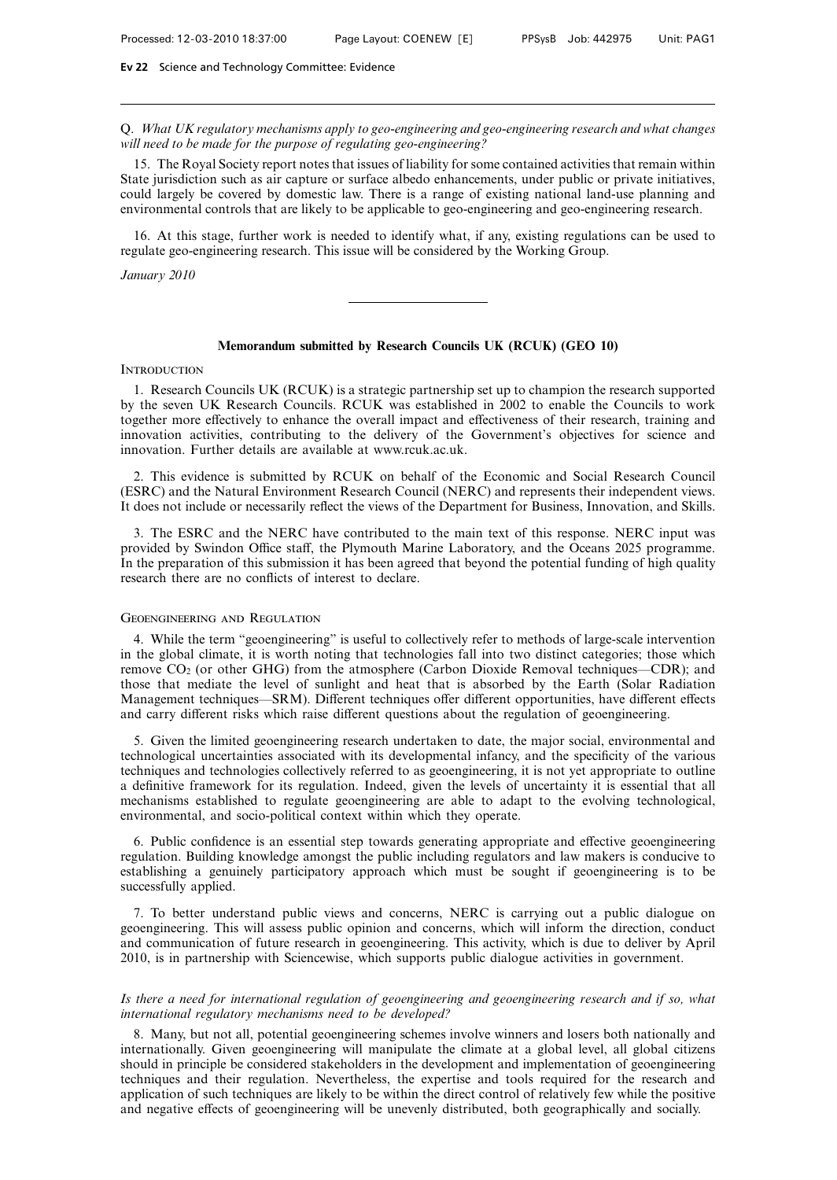Q. *What UK regulatory mechanisms apply to geo-engineering and geo-engineering research and what changes will need to be made for the purpose of regulating geo-engineering?*

15. The Royal Society report notes that issues of liability for some contained activities that remain within State jurisdiction such as air capture or surface albedo enhancements, under public or private initiatives, could largely be covered by domestic law. There is a range of existing national land-use planning and environmental controls that are likely to be applicable to geo-engineering and geo-engineering research.

16. At this stage, further work is needed to identify what, if any, existing regulations can be used to regulate geo-engineering research. This issue will be considered by the Working Group.

*January 2010*

---

## Memorandum submitted by Research Councils UK (RCUK) (GEO 10)

### Introduction

1. Research Councils UK (RCUK) is a strategic partnership set up to champion the research supported by the seven UK Research Councils. RCUK was established in 2002 to enable the Councils to work together more effectively to enhance the overall impact and effectiveness of their research, training and innovation activities, contributing to the delivery of the Government's objectives for science and innovation. Further details are available at www.rcuk.ac.uk.

2. This evidence is submitted by RCUK on behalf of the Economic and Social Research Council (ESRC) and the Natural Environment Research Council (NERC) and represents their independent views. It does not include or necessarily reflect the views of the Department for Business, Innovation, and Skills.

3. The ESRC and the NERC have contributed to the main text of this response. NERC input was provided by Swindon Office staff, the Plymouth Marine Laboratory, and the Oceans 2025 programme. In the preparation of this submission it has been agreed that beyond the potential funding of high quality research there are no conflicts of interest to declare.

### Geoengineering and Regulation

4. While the term "geoengineering" is useful to collectively refer to methods of large-scale intervention in the global climate, it is worth noting that technologies fall into two distinct categories; those which remove $CO_2$ (or other GHG) from the atmosphere (Carbon Dioxide Removal techniques—CDR); and those that mediate the level of sunlight and heat that is absorbed by the Earth (Solar Radiation Management techniques—SRM). Different techniques offer different opportunities, have different effects and carry different risks which raise different questions about the regulation of geoengineering.

5. Given the limited geoengineering research undertaken to date, the major social, environmental and technological uncertainties associated with its developmental infancy, and the specificity of the various techniques and technologies collectively referred to as geoengineering, it is not yet appropriate to outline a definitive framework for its regulation. Indeed, given the levels of uncertainty it is essential that all mechanisms established to regulate geoengineering are able to adapt to the evolving technological, environmental, and socio-political context within which they operate.

6. Public confidence is an essential step towards generating appropriate and effective geoengineering regulation. Building knowledge amongst the public including regulators and law makers is conducive to establishing a genuinely participatory approach which must be sought if geoengineering is to be successfully applied.

7. To better understand public views and concerns, NERC is carrying out a public dialogue on geoengineering. This will assess public opinion and concerns, which will inform the direction, conduct and communication of future research in geoengineering. This activity, which is due to deliver by April 2010, is in partnership with Sciencewise, which supports public dialogue activities in government.

*Is there a need for international regulation of geoengineering and geoengineering research and if so, what international regulatory mechanisms need to be developed?*

8. Many, but not all, potential geoengineering schemes involve winners and losers both nationally and internationally. Given geoengineering will manipulate the climate at a global level, all global citizens should in principle be considered stakeholders in the development and implementation of geoengineering techniques and their regulation. Nevertheless, the expertise and tools required for the research and application of such techniques are likely to be within the direct control of relatively few while the positive and negative effects of geoengineering will be unevenly distributed, both geographically and socially.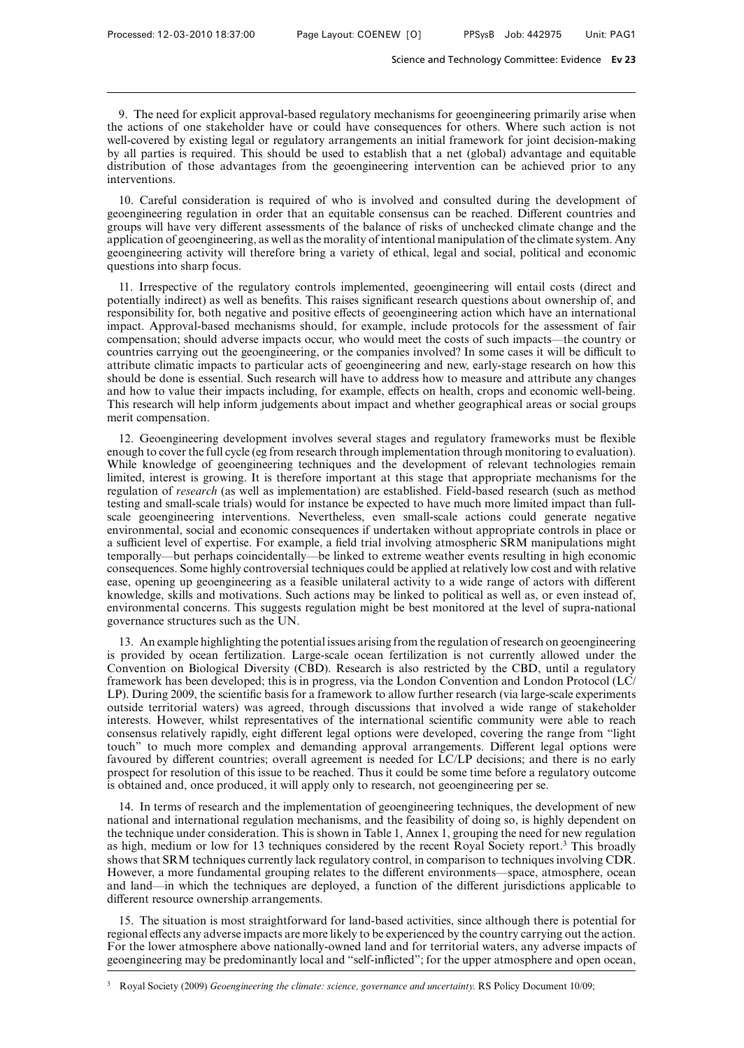9. The need for explicit approval-based regulatory mechanisms for geoengineering primarily arise when the actions of one stakeholder have or could have consequences for others. Where such action is not well-covered by existing legal or regulatory arrangements an initial framework for joint decision-making by all parties is required. This should be used to establish that a net (global) advantage and equitable distribution of those advantages from the geoengineering intervention can be achieved prior to any interventions.

10. Careful consideration is required of who is involved and consulted during the development of geoengineering regulation in order that an equitable consensus can be reached. Different countries and groups will have very different assessments of the balance of risks of unchecked climate change and the application of geoengineering, as well as the morality of intentional manipulation of the climate system. Any geoengineering activity will therefore bring a variety of ethical, legal and social, political and economic questions into sharp focus.

11. Irrespective of the regulatory controls implemented, geoengineering will entail costs (direct and potentially indirect) as well as benefits. This raises significant research questions about ownership of, and responsibility for, both negative and positive effects of geoengineering action which have an international impact. Approval-based mechanisms should, for example, include protocols for the assessment of fair compensation; should adverse impacts occur, who would meet the costs of such impacts—the country or countries carrying out the geoengineering, or the companies involved? In some cases it will be difficult to attribute climatic impacts to particular acts of geoengineering and new, early-stage research on how this should be done is essential. Such research will have to address how to measure and attribute any changes and how to value their impacts including, for example, effects on health, crops and economic well-being. This research will help inform judgements about impact and whether geographical areas or social groups merit compensation.

12. Geoengineering development involves several stages and regulatory frameworks must be flexible enough to cover the full cycle (eg from research through implementation through monitoring to evaluation). While knowledge of geoengineering techniques and the development of relevant technologies remain limited, interest is growing. It is therefore important at this stage that appropriate mechanisms for the regulation of *research* (as well as implementation) are established. Field-based research (such as method testing and small-scale trials) would for instance be expected to have much more limited impact than full-scale geoengineering interventions. Nevertheless, even small-scale actions could generate negative environmental, social and economic consequences if undertaken without appropriate controls in place or a sufficient level of expertise. For example, a field trial involving atmospheric SRM manipulations might temporally—but perhaps coincidentally—be linked to extreme weather events resulting in high economic consequences. Some highly controversial techniques could be applied at relatively low cost and with relative ease, opening up geoengineering as a feasible unilateral activity to a wide range of actors with different knowledge, skills and motivations. Such actions may be linked to political as well as, or even instead of, environmental concerns. This suggests regulation might be best monitored at the level of supra-national governance structures such as the UN.

13. An example highlighting the potential issues arising from the regulation of research on geoengineering is provided by ocean fertilization. Large-scale ocean fertilization is not currently allowed under the Convention on Biological Diversity (CBD). Research is also restricted by the CBD, until a regulatory framework has been developed; this is in progress, via the London Convention and London Protocol (LC/LP). During 2009, the scientific basis for a framework to allow further research (via large-scale experiments outside territorial waters) was agreed, through discussions that involved a wide range of stakeholder interests. However, whilst representatives of the international scientific community were able to reach consensus relatively rapidly, eight different legal options were developed, covering the range from "light touch" to much more complex and demanding approval arrangements. Different legal options were favoured by different countries; overall agreement is needed for LC/LP decisions; and there is no early prospect for resolution of this issue to be reached. Thus it could be some time before a regulatory outcome is obtained and, once produced, it will apply only to research, not geoengineering per se.

14. In terms of research and the implementation of geoengineering techniques, the development of new national and international regulation mechanisms, and the feasibility of doing so, is highly dependent on the technique under consideration. This is shown in Table 1, Annex 1, grouping the need for new regulation as high, medium or low for 13 techniques considered by the recent Royal Society report.[3] This broadly shows that SRM techniques currently lack regulatory control, in comparison to techniques involving CDR. However, a more fundamental grouping relates to the different environments—space, atmosphere, ocean and land—in which the techniques are deployed, a function of the different jurisdictions applicable to different resource ownership arrangements.

15. The situation is most straightforward for land-based activities, since although there is potential for regional effects any adverse impacts are more likely to be experienced by the country carrying out the action. For the lower atmosphere above nationally-owned land and for territorial waters, any adverse impacts of geoengineering may be predominantly local and "self-inflicted"; for the upper atmosphere and open ocean,

[3] Royal Society (2009) *Geoengineering the climate: science, governance and uncertainty.* RS Policy Document 10/09;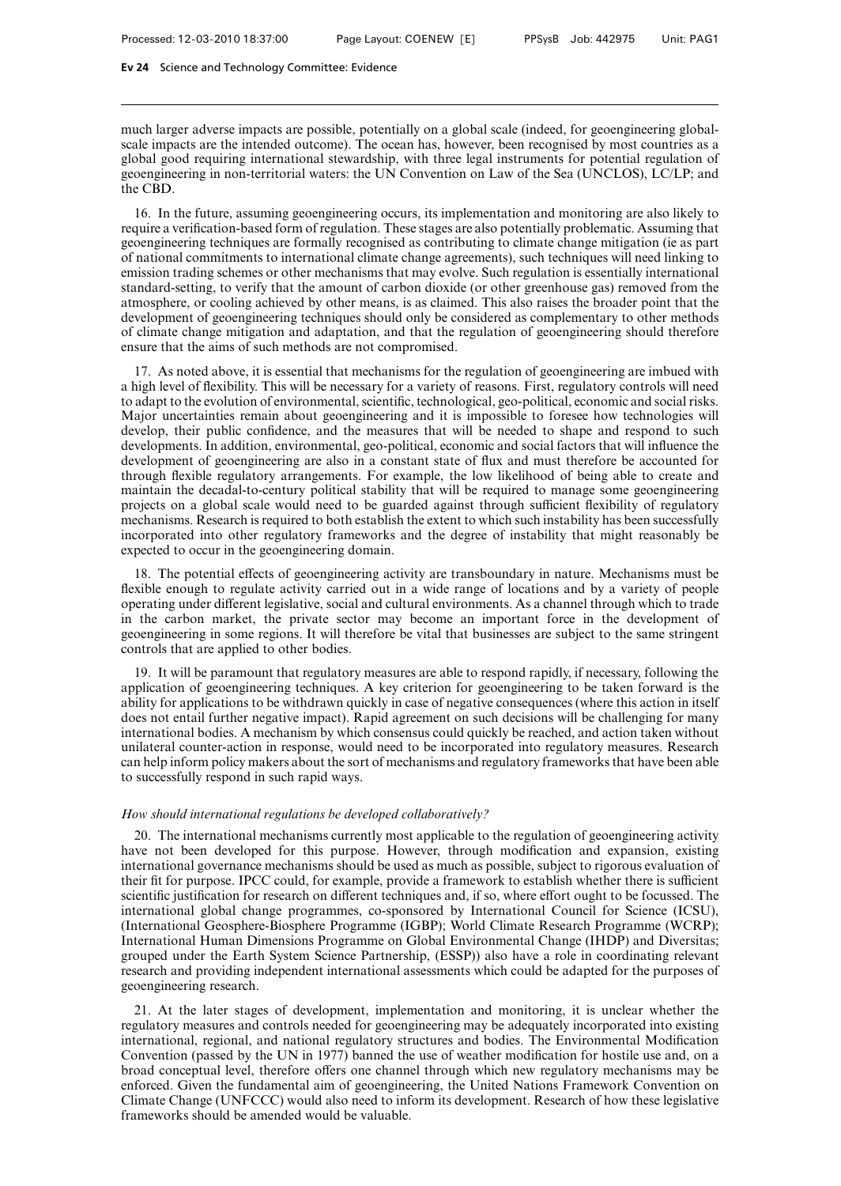much larger adverse impacts are possible, potentially on a global scale (indeed, for geoengineering global-scale impacts are the intended outcome). The ocean has, however, been recognised by most countries as a global good requiring international stewardship, with three legal instruments for potential regulation of geoengineering in non-territorial waters: the UN Convention on Law of the Sea (UNCLOS), LC/LP; and the CBD.

16. In the future, assuming geoengineering occurs, its implementation and monitoring are also likely to require a verification-based form of regulation. These stages are also potentially problematic. Assuming that geoengineering techniques are formally recognised as contributing to climate change mitigation (ie as part of national commitments to international climate change agreements), such techniques will need linking to emission trading schemes or other mechanisms that may evolve. Such regulation is essentially international standard-setting, to verify that the amount of carbon dioxide (or other greenhouse gas) removed from the atmosphere, or cooling achieved by other means, is as claimed. This also raises the broader point that the development of geoengineering techniques should only be considered as complementary to other methods of climate change mitigation and adaptation, and that the regulation of geoengineering should therefore ensure that the aims of such methods are not compromised.

17. As noted above, it is essential that mechanisms for the regulation of geoengineering are imbued with a high level of flexibility. This will be necessary for a variety of reasons. First, regulatory controls will need to adapt to the evolution of environmental, scientific, technological, geo-political, economic and social risks. Major uncertainties remain about geoengineering and it is impossible to foresee how technologies will develop, their public confidence, and the measures that will be needed to shape and respond to such developments. In addition, environmental, geo-political, economic and social factors that will influence the development of geoengineering are also in a constant state of flux and must therefore be accounted for through flexible regulatory arrangements. For example, the low likelihood of being able to create and maintain the decadal-to-century political stability that will be required to manage some geoengineering projects on a global scale would need to be guarded against through sufficient flexibility of regulatory mechanisms. Research is required to both establish the extent to which such instability has been successfully incorporated into other regulatory frameworks and the degree of instability that might reasonably be expected to occur in the geoengineering domain.

18. The potential effects of geoengineering activity are transboundary in nature. Mechanisms must be flexible enough to regulate activity carried out in a wide range of locations and by a variety of people operating under different legislative, social and cultural environments. As a channel through which to trade in the carbon market, the private sector may become an important force in the development of geoengineering in some regions. It will therefore be vital that businesses are subject to the same stringent controls that are applied to other bodies.

19. It will be paramount that regulatory measures are able to respond rapidly, if necessary, following the application of geoengineering techniques. A key criterion for geoengineering to be taken forward is the ability for applications to be withdrawn quickly in case of negative consequences (where this action in itself does not entail further negative impact). Rapid agreement on such decisions will be challenging for many international bodies. A mechanism by which consensus could quickly be reached, and action taken without unilateral counter-action in response, would need to be incorporated into regulatory measures. Research can help inform policy makers about the sort of mechanisms and regulatory frameworks that have been able to successfully respond in such rapid ways.

*How should international regulations be developed collaboratively?*

20. The international mechanisms currently most applicable to the regulation of geoengineering activity have not been developed for this purpose. However, through modification and expansion, existing international governance mechanisms should be used as much as possible, subject to rigorous evaluation of their fit for purpose. IPCC could, for example, provide a framework to establish whether there is sufficient scientific justification for research on different techniques and, if so, where effort ought to be focussed. The international global change programmes, co-sponsored by International Council for Science (ICSU), (International Geosphere-Biosphere Programme (IGBP); World Climate Research Programme (WCRP); International Human Dimensions Programme on Global Environmental Change (IHDP) and Diversitas; grouped under the Earth System Science Partnership, (ESSP)) also have a role in coordinating relevant research and providing independent international assessments which could be adapted for the purposes of geoengineering research.

21. At the later stages of development, implementation and monitoring, it is unclear whether the regulatory measures and controls needed for geoengineering may be adequately incorporated into existing international, regional, and national regulatory structures and bodies. The Environmental Modification Convention (passed by the UN in 1977) banned the use of weather modification for hostile use and, on a broad conceptual level, therefore offers one channel through which new regulatory mechanisms may be enforced. Given the fundamental aim of geoengineering, the United Nations Framework Convention on Climate Change (UNFCCC) would also need to inform its development. Research of how these legislative frameworks should be amended would be valuable.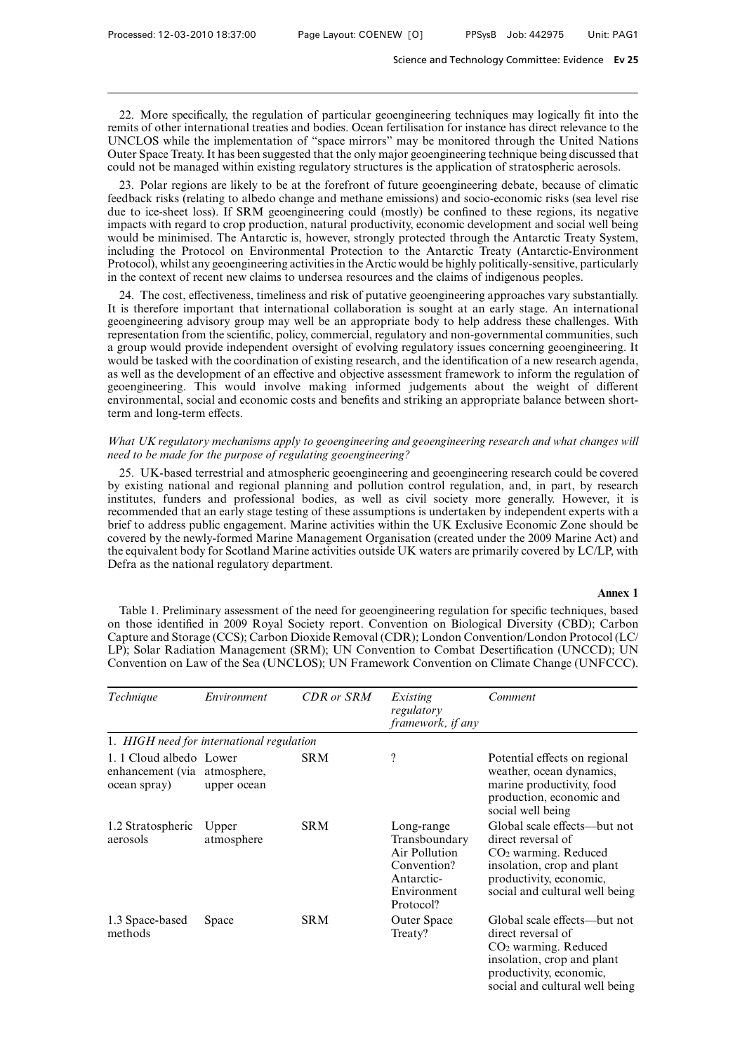22. More specifically, the regulation of particular geoengineering techniques may logically fit into the remits of other international treaties and bodies. Ocean fertilisation for instance has direct relevance to the UNCLOS while the implementation of "space mirrors" may be monitored through the United Nations Outer Space Treaty. It has been suggested that the only major geoengineering technique being discussed that could not be managed within existing regulatory structures is the application of stratospheric aerosols.

23. Polar regions are likely to be at the forefront of future geoengineering debate, because of climatic feedback risks (relating to albedo change and methane emissions) and socio-economic risks (sea level rise due to ice-sheet loss). If SRM geoengineering could (mostly) be confined to these regions, its negative impacts with regard to crop production, natural productivity, economic development and social well being would be minimised. The Antarctic is, however, strongly protected through the Antarctic Treaty System, including the Protocol on Environmental Protection to the Antarctic Treaty (Antarctic-Environment Protocol), whilst any geoengineering activities in the Arctic would be highly politically-sensitive, particularly in the context of recent new claims to undersea resources and the claims of indigenous peoples.

24. The cost, effectiveness, timeliness and risk of putative geoengineering approaches vary substantially. It is therefore important that international collaboration is sought at an early stage. An international geoengineering advisory group may well be an appropriate body to help address these challenges. With representation from the scientific, policy, commercial, regulatory and non-governmental communities, such a group would provide independent oversight of evolving regulatory issues concerning geoengineering. It would be tasked with the coordination of existing research, and the identification of a new research agenda, as well as the development of an effective and objective assessment framework to inform the regulation of geoengineering. This would involve making informed judgements about the weight of different environmental, social and economic costs and benefits and striking an appropriate balance between short-term and long-term effects.

*What UK regulatory mechanisms apply to geoengineering and geoengineering research and what changes will need to be made for the purpose of regulating geoengineering?*

25. UK-based terrestrial and atmospheric geoengineering and geoengineering research could be covered by existing national and regional planning and pollution control regulation, and, in part, by research institutes, funders and professional bodies, as well as civil society more generally. However, it is recommended that an early stage testing of these assumptions is undertaken by independent experts with a brief to address public engagement. Marine activities within the UK Exclusive Economic Zone should be covered by the newly-formed Marine Management Organisation (created under the 2009 Marine Act) and the equivalent body for Scotland Marine activities outside UK waters are primarily covered by LC/LP, with Defra as the national regulatory department.

**Annex 1**

Table 1. Preliminary assessment of the need for geoengineering regulation for specific techniques, based on those identified in 2009 Royal Society report. Convention on Biological Diversity (CBD); Carbon Capture and Storage (CCS); Carbon Dioxide Removal (CDR); London Convention/London Protocol (LC/LP); Solar Radiation Management (SRM); UN Convention to Combat Desertification (UNCCD); UN Convention on Law of the Sea (UNCLOS); UN Framework Convention on Climate Change (UNFCCC).

| *Technique* | *Environment* | *CDR or SRM* | *Existing regulatory framework, if any* | *Comment* |
|---|---|---|---|---|
| 1. *HIGH need for international regulation* | | | | |
| 1. 1 Cloud albedo enhancement (via ocean spray) | Lower atmosphere, upper ocean | SRM | ? | Potential effects on regional weather, ocean dynamics, marine productivity, food production, economic and social well being |
| 1.2 Stratospheric aerosols | Upper atmosphere | SRM | Long-range Transboundary Air Pollution Convention? Antarctic-Environment Protocol? | Global scale effects—but not direct reversal of $CO_2$ warming. Reduced insolation, crop and plant productivity, economic, social and cultural well being |
| 1.3 Space-based methods | Space | SRM | Outer Space Treaty? | Global scale effects—but not direct reversal of $CO_2$ warming. Reduced insolation, crop and plant productivity, economic, social and cultural well being |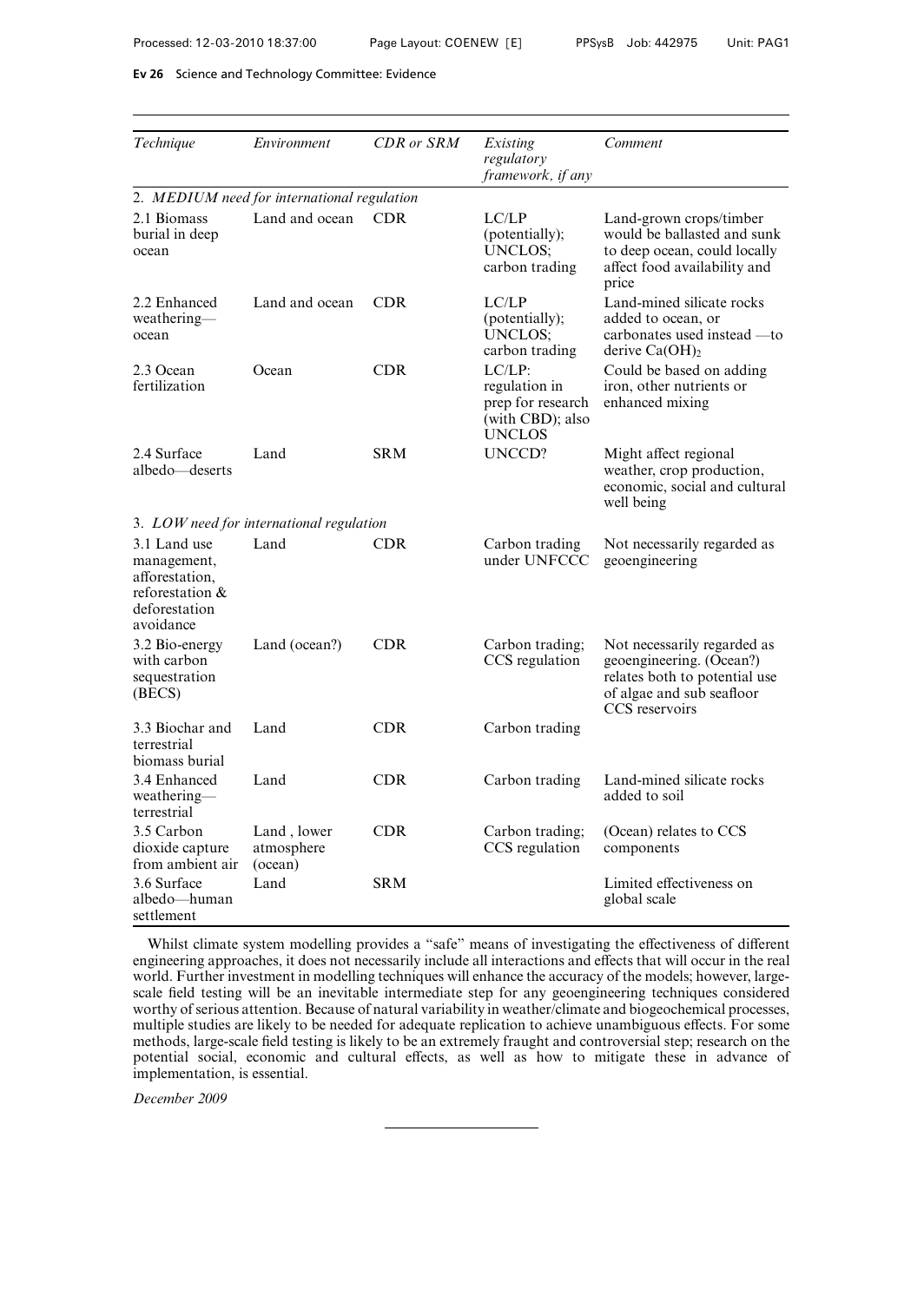| *Technique* | *Environment* | *CDR or SRM* | *Existing regulatory framework, if any* | *Comment* |
|---|---|---|---|---|
| 2. *MEDIUM need for international regulation* | | | | |
| 2.1 Biomass burial in deep ocean | Land and ocean | CDR | LC/LP (potentially); UNCLOS; carbon trading | Land-grown crops/timber would be ballasted and sunk to deep ocean, could locally affect food availability and price |
| 2.2 Enhanced weathering—ocean | Land and ocean | CDR | LC/LP (potentially); UNCLOS; carbon trading | Land-mined silicate rocks added to ocean, or carbonates used instead —to derive $Ca(OH)_2$ |
| 2.3 Ocean fertilization | Ocean | CDR | LC/LP: regulation in prep for research (with CBD); also UNCLOS | Could be based on adding iron, other nutrients or enhanced mixing |
| 2.4 Surface albedo—deserts | Land | SRM | UNCCD? | Might affect regional weather, crop production, economic, social and cultural well being |
| 3. *LOW need for international regulation* | | | | |
| 3.1 Land use management, afforestation, reforestation & deforestation avoidance | Land | CDR | Carbon trading under UNFCCC | Not necessarily regarded as geoengineering |
| 3.2 Bio-energy with carbon sequestration (BECS) | Land (ocean?) | CDR | Carbon trading; CCS regulation | Not necessarily regarded as geoengineering. (Ocean?) relates both to potential use of algae and sub seafloor CCS reservoirs |
| 3.3 Biochar and terrestrial biomass burial | Land | CDR | Carbon trading | |
| 3.4 Enhanced weathering—terrestrial | Land | CDR | Carbon trading | Land-mined silicate rocks added to soil |
| 3.5 Carbon dioxide capture from ambient air | Land , lower atmosphere (ocean) | CDR | Carbon trading; CCS regulation | (Ocean) relates to CCS components |
| 3.6 Surface albedo—human settlement | Land | SRM | | Limited effectiveness on global scale |

Whilst climate system modelling provides a "safe" means of investigating the effectiveness of different engineering approaches, it does not necessarily include all interactions and effects that will occur in the real world. Further investment in modelling techniques will enhance the accuracy of the models; however, large-scale field testing will be an inevitable intermediate step for any geoengineering techniques considered worthy of serious attention. Because of natural variability in weather/climate and biogeochemical processes, multiple studies are likely to be needed for adequate replication to achieve unambiguous effects. For some methods, large-scale field testing is likely to be an extremely fraught and controversial step; research on the potential social, economic and cultural effects, as well as how to mitigate these in advance of implementation, is essential.

*December 2009*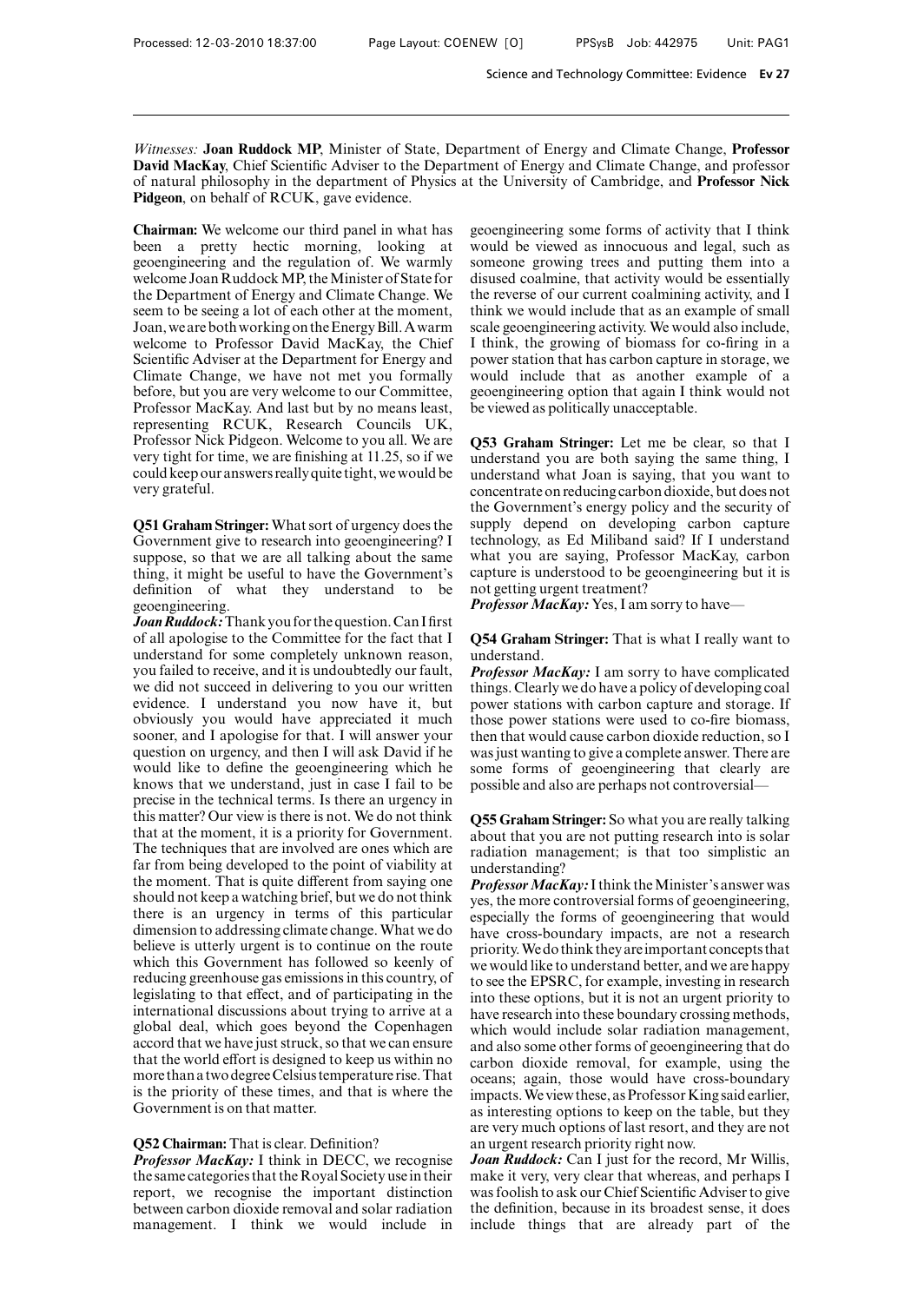*Witnesses:* **Joan Ruddock MP**, Minister of State, Department of Energy and Climate Change, **Professor David MacKay**, Chief Scientific Adviser to the Department of Energy and Climate Change, and professor of natural philosophy in the department of Physics at the University of Cambridge, and **Professor Nick Pidgeon**, on behalf of RCUK, gave evidence.

**Chairman:** We welcome our third panel in what has been a pretty hectic morning, looking at geoengineering and the regulation of. We warmly welcome Joan Ruddock MP, the Minister of State for the Department of Energy and Climate Change. We seem to be seeing a lot of each other at the moment, Joan, we are both working on the Energy Bill. A warm welcome to Professor David MacKay, the Chief Scientific Adviser at the Department for Energy and Climate Change, we have not met you formally before, but you are very welcome to our Committee, Professor MacKay. And last but by no means least, representing RCUK, Research Councils UK, Professor Nick Pidgeon. Welcome to you all. We are very tight for time, we are finishing at 11.25, so if we could keep our answers really quite tight, we would be very grateful.

**Q51 Graham Stringer:** What sort of urgency does the Government give to research into geoengineering? I suppose, so that we are all talking about the same thing, it might be useful to have the Government's definition of what they understand to be geoengineering.

***Joan Ruddock:*** Thank you for the question. Can I first of all apologise to the Committee for the fact that I understand for some completely unknown reason, you failed to receive, and it is undoubtedly our fault, we did not succeed in delivering to you our written evidence. I understand you now have it, but obviously you would have appreciated it much sooner, and I apologise for that. I will answer your question on urgency, and then I will ask David if he would like to define the geoengineering which he knows that we understand, just in case I fail to be precise in the technical terms. Is there an urgency in this matter? Our view is there is not. We do not think that at the moment, it is a priority for Government. The techniques that are involved are ones which are far from being developed to the point of viability at the moment. That is quite different from saying one should not keep a watching brief, but we do not think there is an urgency in terms of this particular dimension to addressing climate change. What we do believe is utterly urgent is to continue on the route which this Government has followed so keenly of reducing greenhouse gas emissions in this country, of legislating to that effect, and of participating in the international discussions about trying to arrive at a global deal, which goes beyond the Copenhagen accord that we have just struck, so that we can ensure that the world effort is designed to keep us within no more than a two degree Celsius temperature rise. That is the priority of these times, and that is where the Government is on that matter.

**Q52 Chairman:** That is clear. Definition?

***Professor MacKay:*** I think in DECC, we recognise the same categories that the Royal Society use in their report, we recognise the important distinction between carbon dioxide removal and solar radiation management. I think we would include in geoengineering some forms of activity that I think would be viewed as innocuous and legal, such as someone growing trees and putting them into a disused coalmine, that activity would be essentially the reverse of our current coalmining activity, and I think we would include that as an example of small scale geoengineering activity. We would also include, I think, the growing of biomass for co-firing in a power station that has carbon capture in storage, we would include that as another example of a geoengineering option that again I think would not be viewed as politically unacceptable.

**Q53 Graham Stringer:** Let me be clear, so that I understand you are both saying the same thing, I understand what Joan is saying, that you want to concentrate on reducing carbon dioxide, but does not the Government's energy policy and the security of supply depend on developing carbon capture technology, as Ed Miliband said? If I understand what you are saying, Professor MacKay, carbon capture is understood to be geoengineering but it is not getting urgent treatment?

***Professor MacKay:*** Yes, I am sorry to have—

**Q54 Graham Stringer:** That is what I really want to understand.

***Professor MacKay:*** I am sorry to have complicated things. Clearly we do have a policy of developing coal power stations with carbon capture and storage. If those power stations were used to co-fire biomass, then that would cause carbon dioxide reduction, so I was just wanting to give a complete answer. There are some forms of geoengineering that clearly are possible and also are perhaps not controversial—

**Q55 Graham Stringer:** So what you are really talking about that you are not putting research into solar radiation management; is that too simplistic an understanding?

***Professor MacKay:*** I think the Minister's answer was yes, the more controversial forms of geoengineering, especially the forms of geoengineering that would have cross-boundary impacts, are not a research priority. We do think they are important concepts that we would like to understand better, and we are happy to see the EPSRC, for example, investing in research into these options, but it is not an urgent priority to have research into these boundary crossing methods, which would include solar radiation management, and also some other forms of geoengineering that do carbon dioxide removal, for example, using the oceans; again, those would have cross-boundary impacts. We view these, as Professor King said earlier, as interesting options to keep on the table, but they are very much options of last resort, and they are not an urgent research priority right now.

***Joan Ruddock:*** Can I just for the record, Mr Willis, make it very, very clear that whereas, and perhaps I was foolish to ask our Chief Scientific Adviser to give the definition, because in its broadest sense, it does include things that are already part of the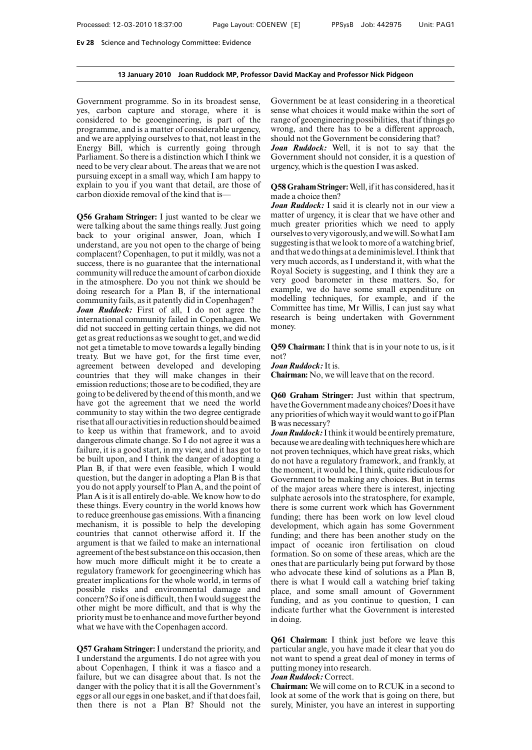Government programme. So in its broadest sense, yes, carbon capture and storage, where it is considered to be geoengineering, is part of the programme, and is a matter of considerable urgency, and we are applying ourselves to that, not least in the Energy Bill, which is currently going through Parliament. So there is a distinction which I think we need to be very clear about. The areas that we are not pursuing except in a small way, which I am happy to explain to you if you want that detail, are those of carbon dioxide removal of the kind that is—

**Q56 Graham Stringer:** I just wanted to be clear we were talking about the same things really. Just going back to your original answer, Joan, which I understand, are you not open to the charge of being complacent? Copenhagen, to put it mildly, was not a success, there is no guarantee that the international community will reduce the amount of carbon dioxide in the atmosphere. Do you not think we should be doing research for a Plan B, if the international community fails, as it patently did in Copenhagen?

***Joan Ruddock:*** First of all, I do not agree the international community failed in Copenhagen. We did not succeed in getting certain things, we did not get as great reductions as we sought to get, and we did not get a timetable to move towards a legally binding treaty. But we have got, for the first time ever, agreement between developed and developing countries that they will make changes in their emission reductions; those are to be codified, they are going to be delivered by the end of this month, and we have got the agreement that we need the world community to stay within the two degree centigrade rise that all our activities in reduction should be aimed to keep us within that framework, and to avoid dangerous climate change. So I do not agree it was a failure, it is a good start, in my view, and it has got to be built upon, and I think the danger of adopting a Plan B, if that were even feasible, which I would question, but the danger in adopting a Plan B is that you do not apply yourself to Plan A, and the point of Plan A is it is all entirely do-able. We know how to do these things. Every country in the world knows how to reduce greenhouse gas emissions. With a financing mechanism, it is possible to help the developing countries that cannot otherwise afford it. If the argument is that we failed to make an international agreement of the best substance on this occasion, then how much more difficult might it be to create a regulatory framework for geoengineering which has greater implications for the whole world, in terms of possible risks and environmental damage and concern? So if one is difficult, then I would suggest the other might be more difficult, and that is why the priority must be to enhance and move further beyond what we have with the Copenhagen accord.

**Q57 Graham Stringer:** I understand the priority, and I understand the arguments. I do not agree with you about Copenhagen, I think it was a fiasco and a failure, but we can disagree about that. Is not the danger with the policy that it is all the Government's eggs or all our eggs in one basket, and if that does fail, then there is not a Plan B? Should not the Government be at least considering in a theoretical sense what choices it would make within the sort of range of geoengineering possibilities, that if things go wrong, and there has to be a different approach, should not the Government be considering that?

***Joan Ruddock:*** Well, it is not to say that the Government should not consider, it is a question of urgency, which is the question I was asked.

**Q58 Graham Stringer:** Well, if it has considered, has it made a choice then?

***Joan Ruddock:*** I said it is clearly not in our view a matter of urgency, it is clear that we have other and much greater priorities which we need to apply ourselves to very vigorously, and we will. So what I am suggesting is that we look to more of a watching brief, and that we do things at a de minimis level. I think that very much accords, as I understand it, with what the Royal Society is suggesting, and I think they are a very good barometer in these matters. So, for example, we do have some small expenditure on modelling techniques, for example, and if the Committee has time, Mr Willis, I can just say what research is being undertaken with Government money.

**Q59 Chairman:** I think that is in your note to us, is it not?

***Joan Ruddock:*** It is.

**Chairman:** No, we will leave that on the record.

**Q60 Graham Stringer:** Just within that spectrum, have the Government made any choices? Does it have any priorities of which way it would want to go if Plan B was necessary?

***Joan Ruddock:*** I think it would be entirely premature, because we are dealing with techniques here which are not proven techniques, which have great risks, which do not have a regulatory framework, and frankly, at the moment, it would be, I think, quite ridiculous for Government to be making any choices. But in terms of the major areas where there is interest, injecting sulphate aerosols into the stratosphere, for example, there is some current work which has Government funding; there has been work on low level cloud development, which again has some Government funding; and there has been another study on the impact of oceanic iron fertilisation on cloud formation. So on some of these areas, which are the ones that are particularly being put forward by those who advocate these kind of solutions as a Plan B, there is what I would call a watching brief taking place, and some small amount of Government funding, and as you continue to question, I can indicate further what the Government is interested in doing.

**Q61 Chairman:** I think just before we leave this particular angle, you have made it clear that you do not want to spend a great deal of money in terms of putting money into research.

***Joan Ruddock:*** Correct.

**Chairman:** We will come on to RCUK in a second to look at some of the work that is going on there, but surely, Minister, you have an interest in supporting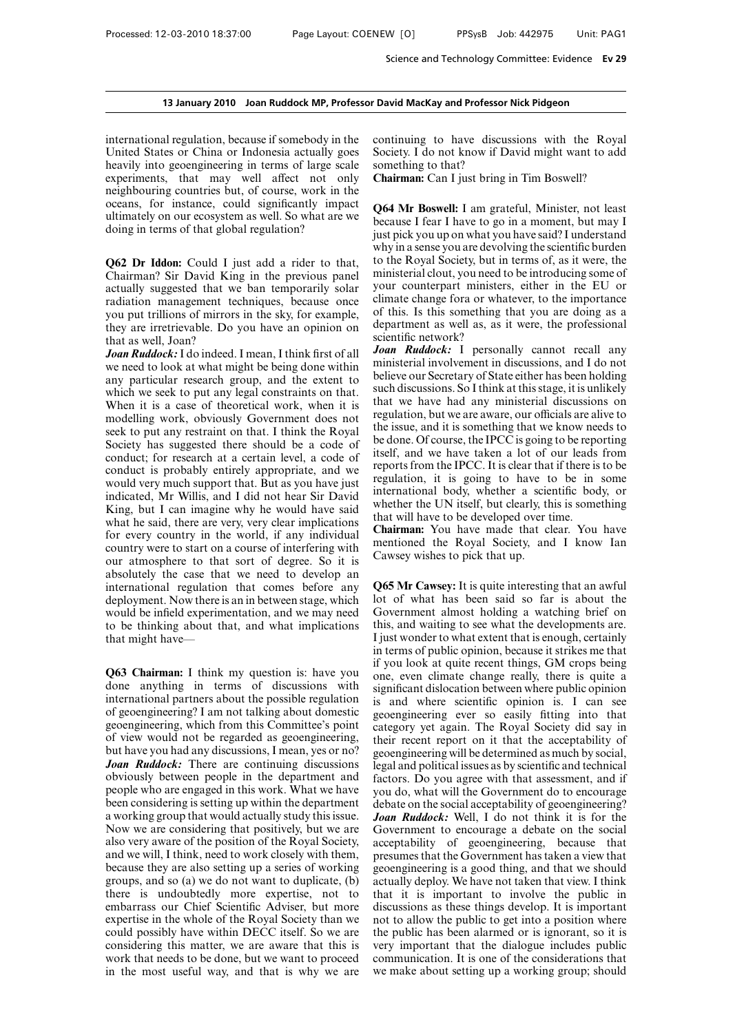international regulation, because if somebody in the United States or China or Indonesia actually goes heavily into geoengineering in terms of large scale experiments, that may well affect not only neighbouring countries but, of course, work in the oceans, for instance, could significantly impact ultimately on our ecosystem as well. So what are we doing in terms of that global regulation?

**Q62 Dr Iddon:** Could I just add a rider to that, Chairman? Sir David King in the previous panel actually suggested that we ban temporarily solar radiation management techniques, because once you put trillions of mirrors in the sky, for example, they are irretrievable. Do you have an opinion on that as well, Joan?

***Joan Ruddock:*** I do indeed. I mean, I think first of all we need to look at what might be being done within any particular research group, and the extent to which we seek to put any legal constraints on that. When it is a case of theoretical work, when it is modelling work, obviously Government does not seek to put any restraint on that. I think the Royal Society has suggested there should be a code of conduct; for research at a certain level, a code of conduct is probably entirely appropriate, and we would very much support that. But as you have just indicated, Mr Willis, and I did not hear Sir David King, but I can imagine why he would have said what he said, there are very, very clear implications for every country in the world, if any individual country were to start on a course of interfering with our atmosphere to that sort of degree. So it is absolutely the case that we need to develop an international regulation that comes before any deployment. Now there is an in between stage, which would be infield experimentation, and we may need to be thinking about that, and what implications that might have—

**Q63 Chairman:** I think my question is: have you done anything in terms of discussions with international partners about the possible regulation of geoengineering? I am not talking about domestic geoengineering, which from this Committee's point of view would not be regarded as geoengineering, but have you had any discussions, I mean, yes or no?

***Joan Ruddock:*** There are continuing discussions obviously between people in the department and people who are engaged in this work. What we have been considering is setting up within the department a working group that would actually study this issue. Now we are considering that positively, but we are also very aware of the position of the Royal Society, and we will, I think, need to work closely with them, because they are also setting up a series of working groups, and so (a) we do not want to duplicate, (b) there is undoubtedly more expertise, not to embarrass our Chief Scientific Adviser, but more expertise in the whole of the Royal Society than we could possibly have within DECC itself. So we are considering this matter, we are aware that this is work that needs to be done, but we want to proceed in the most useful way, and that is why we are continuing to have discussions with the Royal Society. I do not know if David might want to add something to that?

**Chairman:** Can I just bring in Tim Boswell?

**Q64 Mr Boswell:** I am grateful, Minister, not least because I fear I have to go in a moment, but may I just pick you up on what you have said? I understand why in a sense you are devolving the scientific burden to the Royal Society, but in terms of, as it were, the ministerial clout, you need to be introducing some of your counterpart ministers, either in the EU or climate change fora or whatever, to the importance of this. Is this something that you are doing as a department as well as, as it were, the professional scientific network?

***Joan Ruddock:*** I personally cannot recall any ministerial involvement in discussions, and I do not believe our Secretary of State either has been holding such discussions. So I think at this stage, it is unlikely that we have had any ministerial discussions on regulation, but we are aware, our officials are alive to the issue, and it is something that we know needs to be done. Of course, the IPCC is going to be reporting itself, and we have taken a lot of our leads from reports from the IPCC. It is clear that if there is to be regulation, it is going to have to be in some international body, whether a scientific body, or whether the UN itself, but clearly, this is something that will have to be developed over time.

**Chairman:** You have made that clear. You have mentioned the Royal Society, and I know Ian Cawsey wishes to pick that up.

**Q65 Mr Cawsey:** It is quite interesting that an awful lot of what has been said so far is about the Government almost holding a watching brief on this, and waiting to see what the developments are. I just wonder to what extent that is enough, certainly in terms of public opinion, because it strikes me that if you look at quite recent things, GM crops being one, even climate change really, there is quite a significant dislocation between where public opinion is and where scientific opinion is. I can see geoengineering ever so easily fitting into that category yet again. The Royal Society did say in their recent report on it that the acceptability of geoengineering will be determined as much by social, legal and political issues as by scientific and technical factors. Do you agree with that assessment, and if you do, what will the Government do to encourage debate on the social acceptability of geoengineering?

***Joan Ruddock:*** Well, I do not think it is for the Government to encourage a debate on the social acceptability of geoengineering, because that presumes that the Government has taken a view that geoengineering is a good thing, and that we should actually deploy. We have not taken that view. I think that it is important to involve the public in discussions as these things develop. It is important not to allow the public to get into a position where the public has been alarmed or is ignorant, so it is very important that the dialogue includes public communication. It is one of the considerations that we make about setting up a working group; should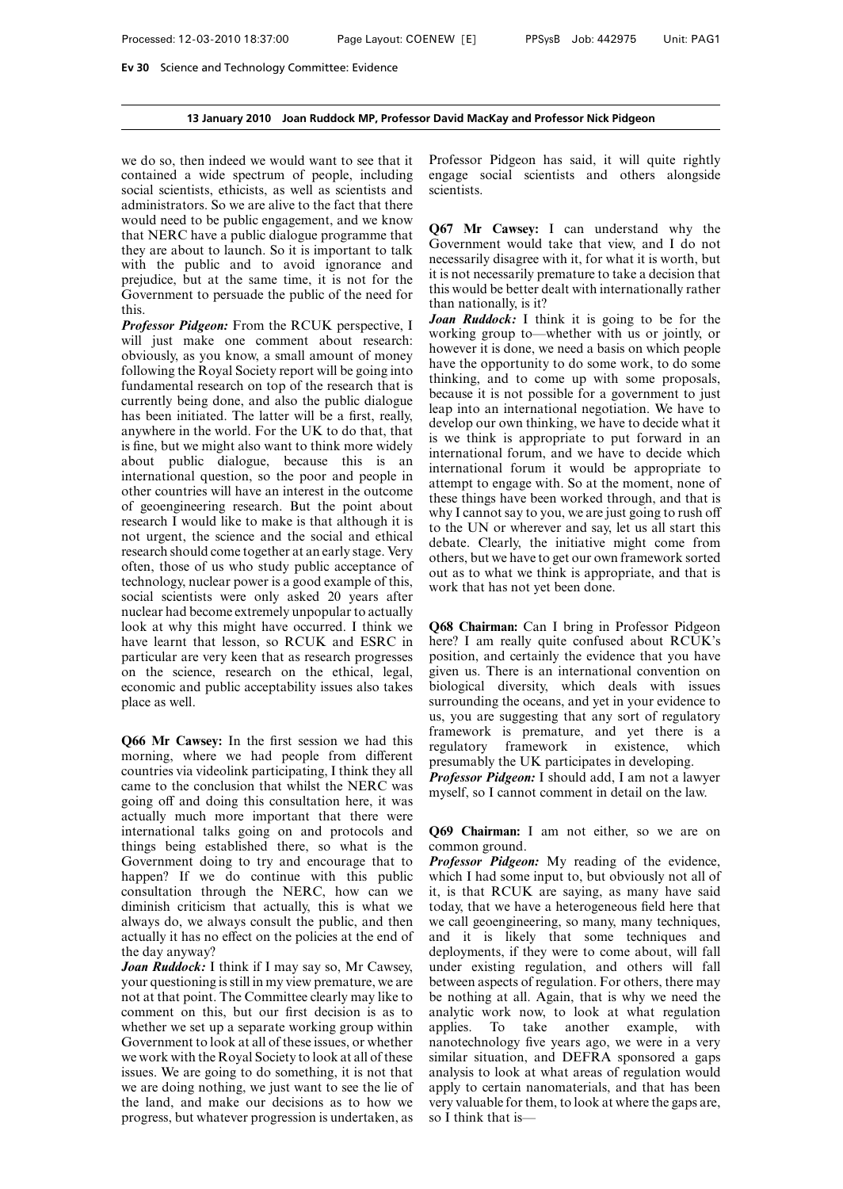we do so, then indeed we would want to see that it contained a wide spectrum of people, including social scientists, ethicists, as well as scientists and administrators. So we are alive to the fact that there would need to be public engagement, and we know that NERC have a public dialogue programme that they are about to launch. So it is important to talk with the public and to avoid ignorance and prejudice, but at the same time, it is not for the Government to persuade the public of the need for this.

***Professor Pidgeon:*** From the RCUK perspective, I will just make one comment about research: obviously, as you know, a small amount of money following the Royal Society report will be going into fundamental research on top of the research that is currently being done, and also the public dialogue has been initiated. The latter will be a first, really, anywhere in the world. For the UK to do that, that is fine, but we might also want to think more widely about public dialogue, because this is an international question, so the poor and people in other countries will have an interest in the outcome of geoengineering research. But the point about research I would like to make is that although it is not urgent, the science and the social and ethical research should come together at an early stage. Very often, those of us who study public acceptance of technology, nuclear power is a good example of this, social scientists were only asked 20 years after nuclear had become extremely unpopular to actually look at why this might have occurred. I think we have learnt that lesson, so RCUK and ESRC in particular are very keen that as research progresses on the science, research on the ethical, legal, economic and public acceptability issues also takes place as well.

**Q66 Mr Cawsey:** In the first session we had this morning, where we had people from different countries via videolink participating, I think they all came to the conclusion that whilst the NERC was going off and doing this consultation here, it was actually much more important that there were international talks going on and protocols and things being established there, so what is the Government doing to try and encourage that to happen? If we do continue with this public consultation through the NERC, how can we diminish criticism that actually, this is what we always do, we always consult the public, and then actually it has no effect on the policies at the end of the day anyway?

***Joan Ruddock:*** I think if I may say so, Mr Cawsey, your questioning is still in my view premature, we are not at that point. The Committee clearly may like to comment on this, but our first decision is as to whether we set up a separate working group within Government to look at all of these issues, or whether we work with the Royal Society to look at all of these issues. We are going to do something, it is not that we are doing nothing, we just want to see the lie of the land, and make our decisions as to how we progress, but whatever progression is undertaken, as Professor Pidgeon has said, it will quite rightly engage social scientists and others alongside scientists.

**Q67 Mr Cawsey:** I can understand why the Government would take that view, and I do not necessarily disagree with it, for what it is worth, but it is not necessarily premature to take a decision that this would be better dealt with internationally rather than nationally, is it?

***Joan Ruddock:*** I think it is going to be for the working group to—whether with us or jointly, or however it is done, we need a basis on which people have the opportunity to do some work, to do some thinking, and to come up with some proposals, because it is not possible for a government to just leap into an international negotiation. We have to develop our own thinking, we have to decide what it is we think is appropriate to put forward in an international forum, and we have to decide which international forum it would be appropriate to attempt to engage with. So at the moment, none of these things have been worked through, and that is why I cannot say to you, we are just going to rush off to the UN or wherever and say, let us all start this debate. Clearly, the initiative might come from others, but we have to get our own framework sorted out as to what we think is appropriate, and that is work that has not yet been done.

**Q68 Chairman:** Can I bring in Professor Pidgeon here? I am really quite confused about RCUK's position, and certainly the evidence that you have given us. There is an international convention on biological diversity, which deals with issues surrounding the oceans, and yet in your evidence to us, you are suggesting that any sort of regulatory framework is premature, and yet there is a regulatory framework in existence, which presumably the UK participates in developing.

***Professor Pidgeon:*** I should add, I am not a lawyer myself, so I cannot comment in detail on the law.

**Q69 Chairman:** I am not either, so we are on common ground.

***Professor Pidgeon:*** My reading of the evidence, which I had some input to, but obviously not all of it, is that RCUK are saying, as many have said today, that we have a heterogeneous field here that we call geoengineering, so many, many techniques, and it is likely that some techniques and deployments, if they were to come about, will fall under existing regulation, and others will fall between aspects of regulation. For others, there may be nothing at all. Again, that is why we need the analytic work now, to look at what regulation applies. To take another example, with nanotechnology five years ago, we were in a very similar situation, and DEFRA sponsored a gaps analysis to look at what areas of regulation would apply to certain nanomaterials, and that has been very valuable for them, to look at where the gaps are, so I think that is—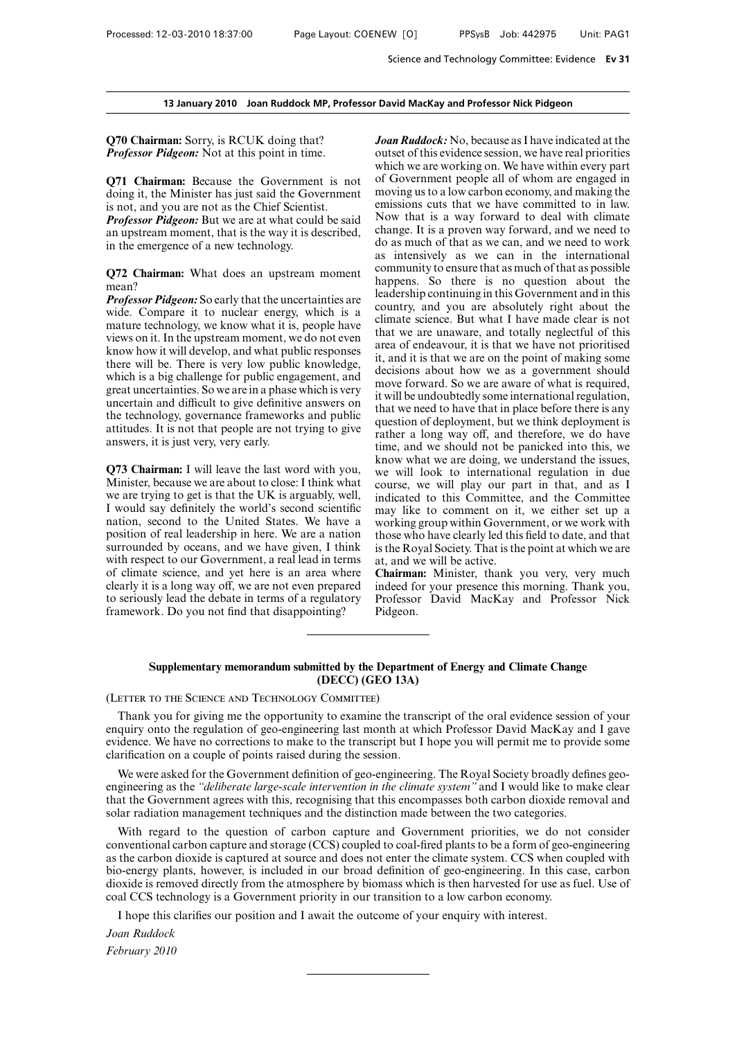**13 January 2010 Joan Ruddock MP, Professor David MacKay and Professor Nick Pidgeon**

**Q70 Chairman:** Sorry, is RCUK doing that?
***Professor Pidgeon:*** Not at this point in time.

**Q71 Chairman:** Because the Government is not doing it, the Minister has just said the Government is not, and you are not as the Chief Scientist.
***Professor Pidgeon:*** But we are at what could be said an upstream moment, that is the way it is described, in the emergence of a new technology.

**Q72 Chairman:** What does an upstream moment mean?
***Professor Pidgeon:*** So early that the uncertainties are wide. Compare it to nuclear energy, which is a mature technology, we know what it is, people have views on it. In the upstream moment, we do not even know how it will develop, and what public responses there will be. There is very low public knowledge, which is a big challenge for public engagement, and great uncertainties. So we are in a phase which is very uncertain and difficult to give definitive answers on the technology, governance frameworks and public attitudes. It is not that people are not trying to give answers, it is just very, very early.

**Q73 Chairman:** I will leave the last word with you, Minister, because we are about to close: I think what we are trying to get is that the UK is arguably, well, I would say definitely the world's second scientific nation, second to the United States. We have a position of real leadership in here. We are a nation surrounded by oceans, and we have given, I think with respect to our Government, a real lead in terms of climate science, and yet here is an area where clearly it is a long way off, we are not even prepared to seriously lead the debate in terms of a regulatory framework. Do you not find that disappointing?
***Joan Ruddock:*** No, because as I have indicated at the outset of this evidence session, we have real priorities which we are working on. We have within every part of Government people all of whom are engaged in moving us to a low carbon economy, and making the emissions cuts that we have committed to in law. Now that is a way forward to deal with climate change. It is a proven way forward, and we need to do as much of that as we can, and we need to work as intensively as we can in the international community to ensure that as much of that as possible happens. So there is no question about the leadership continuing in this Government and in this country, and you are absolutely right about the climate science. But what I have made clear is not that we are unaware, and totally neglectful of this area of endeavour, it is that we have not prioritised it, and it is that we are on the point of making some decisions about how we as a government should move forward. So we are aware of what is required, it will be undoubtedly some international regulation, that we need to have that in place before there is any question of deployment, but we think deployment is rather a long way off, and therefore, we do have time, and we should not be panicked into this, we know what we are doing, we understand the issues, we will look to international regulation in due course, we will play our part in that, and as I indicated to this Committee, and the Committee may like to comment on it, we either set up a working group within Government, or we work with those who have clearly led this field to date, and that is the Royal Society. That is the point at which we are at, and we will be active.

**Chairman:** Minister, thank you very, very much indeed for your presence this morning. Thank you, Professor David MacKay and Professor Nick Pidgeon.

---

## Supplementary memorandum submitted by the Department of Energy and Climate Change (DECC) (GEO 13A)

(Letter to the Science and Technology Committee)

Thank you for giving me the opportunity to examine the transcript of the oral evidence session of your enquiry onto the regulation of geo-engineering last month at which Professor David MacKay and I gave evidence. We have no corrections to make to the transcript but I hope you will permit me to provide some clarification on a couple of points raised during the session.

We were asked for the Government definition of geo-engineering. The Royal Society broadly defines geo-engineering as the *"deliberate large-scale intervention in the climate system"* and I would like to make clear that the Government agrees with this, recognising that this encompasses both carbon dioxide removal and solar radiation management techniques and the distinction made between the two categories.

With regard to the question of carbon capture and Government priorities, we do not consider conventional carbon capture and storage (CCS) coupled to coal-fired plants to be a form of geo-engineering as the carbon dioxide is captured at source and does not enter the climate system. CCS when coupled with bio-energy plants, however, is included in our broad definition of geo-engineering. In this case, carbon dioxide is removed directly from the atmosphere by biomass which is then harvested for use as fuel. Use of coal CCS technology is a Government priority in our transition to a low carbon economy.

I hope this clarifies our position and I await the outcome of your enquiry with interest.

*Joan Ruddock*

*February 2010*

---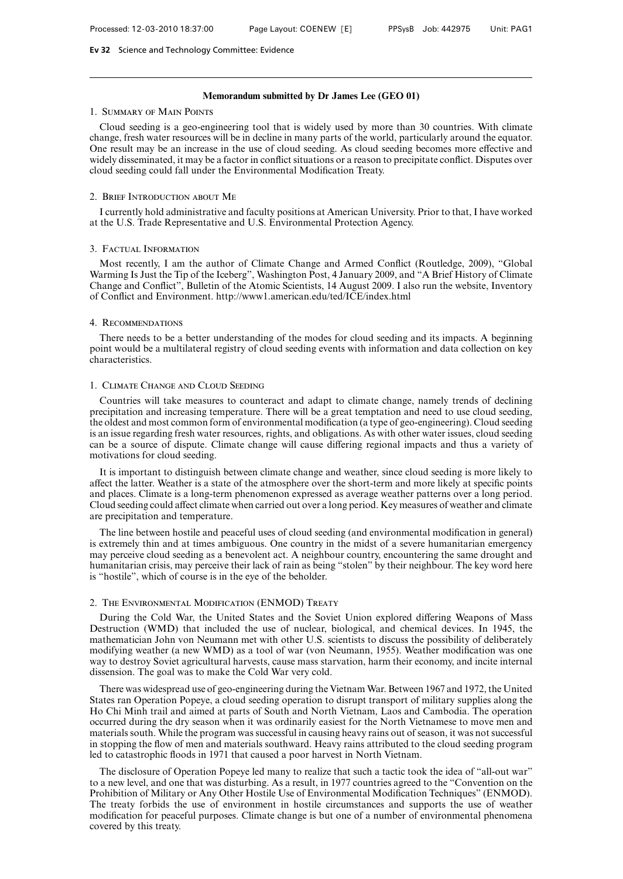## Memorandum submitted by Dr James Lee (GEO 01)

### 1. Summary of Main Points

Cloud seeding is a geo-engineering tool that is widely used by more than 30 countries. With climate change, fresh water resources will be in decline in many parts of the world, particularly around the equator. One result may be an increase in the use of cloud seeding. As cloud seeding becomes more effective and widely disseminated, it may be a factor in conflict situations or a reason to precipitate conflict. Disputes over cloud seeding could fall under the Environmental Modification Treaty.

### 2. Brief Introduction about Me

I currently hold administrative and faculty positions at American University. Prior to that, I have worked at the U.S. Trade Representative and U.S. Environmental Protection Agency.

### 3. Factual Information

Most recently, I am the author of Climate Change and Armed Conflict (Routledge, 2009), "Global Warming Is Just the Tip of the Iceberg", Washington Post, 4 January 2009, and "A Brief History of Climate Change and Conflict", Bulletin of the Atomic Scientists, 14 August 2009. I also run the website, Inventory of Conflict and Environment. http://www1.american.edu/ted/ICE/index.html

### 4. Recommendations

There needs to be a better understanding of the modes for cloud seeding and its impacts. A beginning point would be a multilateral registry of cloud seeding events with information and data collection on key characteristics.

### 1. Climate Change and Cloud Seeding

Countries will take measures to counteract and adapt to climate change, namely trends of declining precipitation and increasing temperature. There will be a great temptation and need to use cloud seeding, the oldest and most common form of environmental modification (a type of geo-engineering). Cloud seeding is an issue regarding fresh water resources, rights, and obligations. As with other water issues, cloud seeding can be a source of dispute. Climate change will cause differing regional impacts and thus a variety of motivations for cloud seeding.

It is important to distinguish between climate change and weather, since cloud seeding is more likely to affect the latter. Weather is a state of the atmosphere over the short-term and more likely at specific points and places. Climate is a long-term phenomenon expressed as average weather patterns over a long period. Cloud seeding could affect climate when carried out over a long period. Key measures of weather and climate are precipitation and temperature.

The line between hostile and peaceful uses of cloud seeding (and environmental modification in general) is extremely thin and at times ambiguous. One country in the midst of a severe humanitarian emergency may perceive cloud seeding as a benevolent act. A neighbour country, encountering the same drought and humanitarian crisis, may perceive their lack of rain as being "stolen" by their neighbour. The key word here is "hostile", which of course is in the eye of the beholder.

### 2. The Environmental Modification (ENMOD) Treaty

During the Cold War, the United States and the Soviet Union explored differing Weapons of Mass Destruction (WMD) that included the use of nuclear, biological, and chemical devices. In 1945, the mathematician John von Neumann met with other U.S. scientists to discuss the possibility of deliberately modifying weather (a new WMD) as a tool of war (von Neumann, 1955). Weather modification was one way to destroy Soviet agricultural harvests, cause mass starvation, harm their economy, and incite internal dissension. The goal was to make the Cold War very cold.

There was widespread use of geo-engineering during the Vietnam War. Between 1967 and 1972, the United States ran Operation Popeye, a cloud seeding operation to disrupt transport of military supplies along the Ho Chi Minh trail and aimed at parts of South and North Vietnam, Laos and Cambodia. The operation occurred during the dry season when it was ordinarily easiest for the North Vietnamese to move men and materials south. While the program was successful in causing heavy rains out of season, it was not successful in stopping the flow of men and materials southward. Heavy rains attributed to the cloud seeding program led to catastrophic floods in 1971 that caused a poor harvest in North Vietnam.

The disclosure of Operation Popeye led many to realize that such a tactic took the idea of "all-out war" to a new level, and one that was disturbing. As a result, in 1977 countries agreed to the "Convention on the Prohibition of Military or Any Other Hostile Use of Environmental Modification Techniques" (ENMOD). The treaty forbids the use of environment in hostile circumstances and supports the use of weather modification for peaceful purposes. Climate change is but one of a number of environmental phenomena covered by this treaty.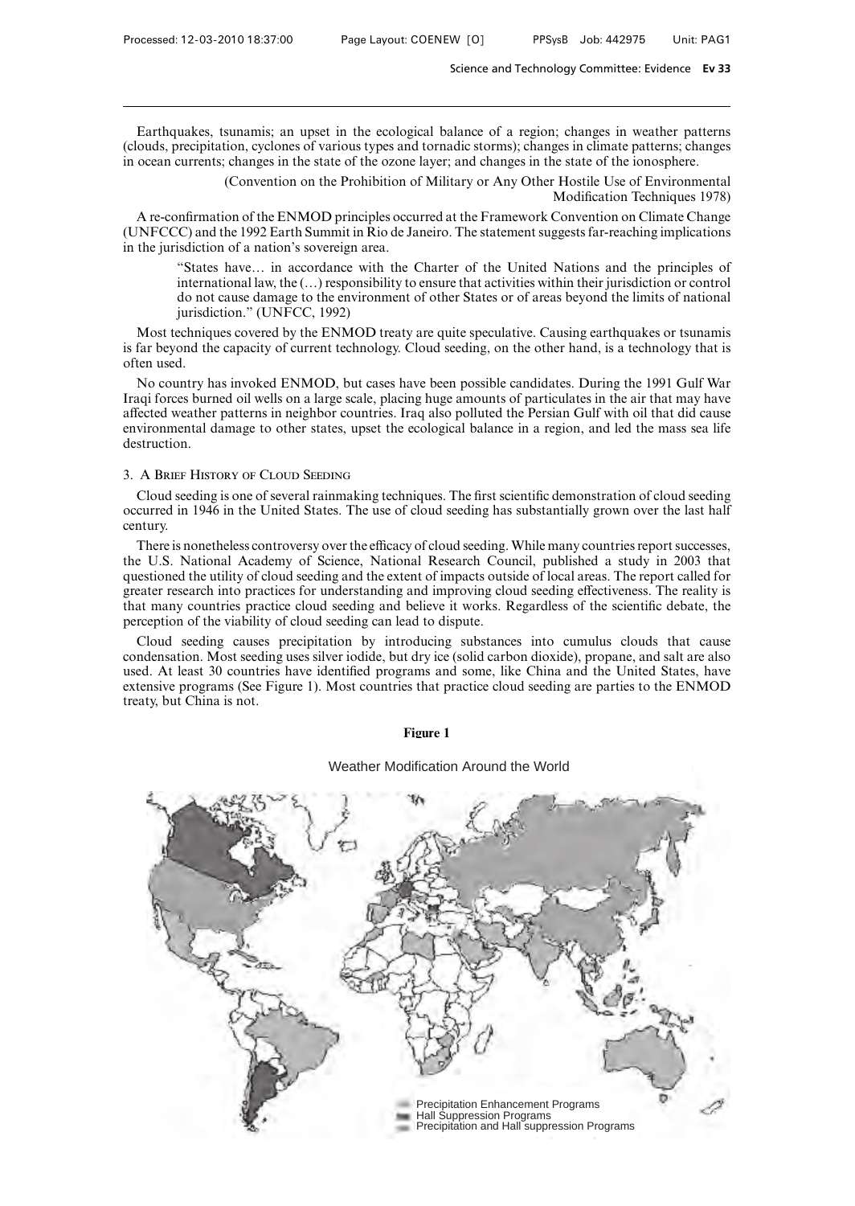Earthquakes, tsunamis; an upset in the ecological balance of a region; changes in weather patterns (clouds, precipitation, cyclones of various types and tornadic storms); changes in climate patterns; changes in ocean currents; changes in the state of the ozone layer; and changes in the state of the ionosphere.

(Convention on the Prohibition of Military or Any Other Hostile Use of Environmental Modification Techniques 1978)

A re-confirmation of the ENMOD principles occurred at the Framework Convention on Climate Change (UNFCCC) and the 1992 Earth Summit in Rio de Janeiro. The statement suggests far-reaching implications in the jurisdiction of a nation's sovereign area.

> "States have… in accordance with the Charter of the United Nations and the principles of international law, the (…) responsibility to ensure that activities within their jurisdiction or control do not cause damage to the environment of other States or of areas beyond the limits of national jurisdiction." (UNFCC, 1992)

Most techniques covered by the ENMOD treaty are quite speculative. Causing earthquakes or tsunamis is far beyond the capacity of current technology. Cloud seeding, on the other hand, is a technology that is often used.

No country has invoked ENMOD, but cases have been possible candidates. During the 1991 Gulf War Iraqi forces burned oil wells on a large scale, placing huge amounts of particulates in the air that may have affected weather patterns in neighbor countries. Iraq also polluted the Persian Gulf with oil that did cause environmental damage to other states, upset the ecological balance in a region, and led the mass sea life destruction.

## 3. A Brief History of Cloud Seeding

Cloud seeding is one of several rainmaking techniques. The first scientific demonstration of cloud seeding occurred in 1946 in the United States. The use of cloud seeding has substantially grown over the last half century.

There is nonetheless controversy over the efficacy of cloud seeding. While many countries report successes, the U.S. National Academy of Science, National Research Council, published a study in 2003 that questioned the utility of cloud seeding and the extent of impacts outside of local areas. The report called for greater research into practices for understanding and improving cloud seeding effectiveness. The reality is that many countries practice cloud seeding and believe it works. Regardless of the scientific debate, the perception of the viability of cloud seeding can lead to dispute.

Cloud seeding causes precipitation by introducing substances into cumulus clouds that cause condensation. Most seeding uses silver iodide, but dry ice (solid carbon dioxide), propane, and salt are also used. At least 30 countries have identified programs and some, like China and the United States, have extensive programs (See Figure 1). Most countries that practice cloud seeding are parties to the ENMOD treaty, but China is not.

**Figure 1**

Weather Modification Around the World

Precipitation Enhancement Programs
Hall Suppression Programs
Precipitation and Hall suppression Programs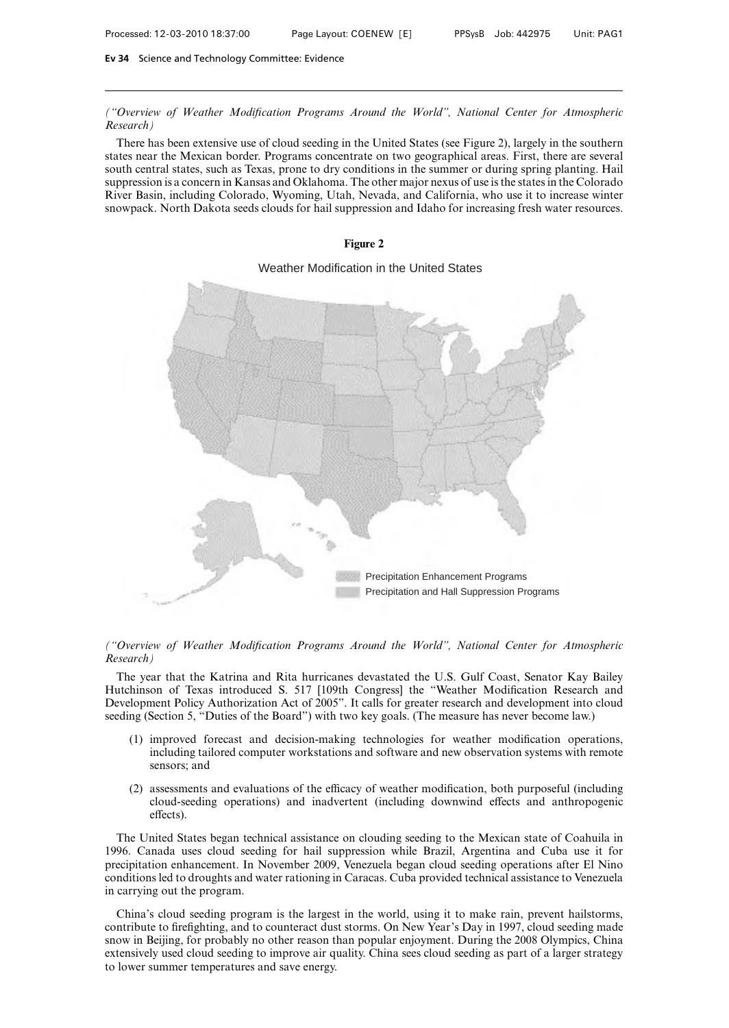*("Overview of Weather Modification Programs Around the World", National Center for Atmospheric Research)*

There has been extensive use of cloud seeding in the United States (see Figure 2), largely in the southern states near the Mexican border. Programs concentrate on two geographical areas. First, there are several south central states, such as Texas, prone to dry conditions in the summer or during spring planting. Hail suppression is a concern in Kansas and Oklahoma. The other major nexus of use is the states in the Colorado River Basin, including Colorado, Wyoming, Utah, Nevada, and California, who use it to increase winter snowpack. North Dakota seeds clouds for hail suppression and Idaho for increasing fresh water resources.

**Figure 2**

Weather Modification in the United States

Precipitation Enhancement Programs

Precipitation and Hall Suppression Programs

*("Overview of Weather Modification Programs Around the World", National Center for Atmospheric Research)*

The year that the Katrina and Rita hurricanes devastated the U.S. Gulf Coast, Senator Kay Bailey Hutchinson of Texas introduced S. 517 [109th Congress] the "Weather Modification Research and Development Policy Authorization Act of 2005". It calls for greater research and development into cloud seeding (Section 5, "Duties of the Board") with two key goals. (The measure has never become law.)

(1) improved forecast and decision-making technologies for weather modification operations, including tailored computer workstations and software and new observation systems with remote sensors; and

(2) assessments and evaluations of the efficacy of weather modification, both purposeful (including cloud-seeding operations) and inadvertent (including downwind effects and anthropogenic effects).

The United States began technical assistance on clouding seeding to the Mexican state of Coahuila in 1996. Canada uses cloud seeding for hail suppression while Brazil, Argentina and Cuba use it for precipitation enhancement. In November 2009, Venezuela began cloud seeding operations after El Nino conditions led to droughts and water rationing in Caracas. Cuba provided technical assistance to Venezuela in carrying out the program.

China's cloud seeding program is the largest in the world, using it to make rain, prevent hailstorms, contribute to firefighting, and to counteract dust storms. On New Year's Day in 1997, cloud seeding made snow in Beijing, for probably no other reason than popular enjoyment. During the 2008 Olympics, China extensively used cloud seeding to improve air quality. China sees cloud seeding as part of a larger strategy to lower summer temperatures and save energy.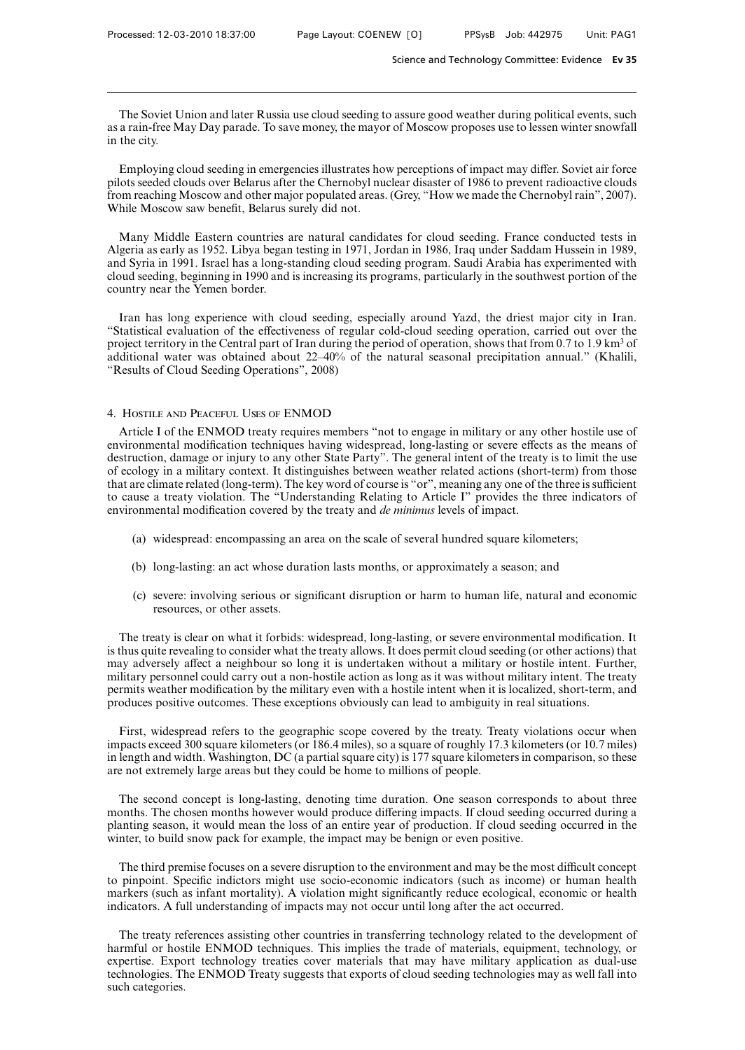The Soviet Union and later Russia use cloud seeding to assure good weather during political events, such as a rain-free May Day parade. To save money, the mayor of Moscow proposes use to lessen winter snowfall in the city.

Employing cloud seeding in emergencies illustrates how perceptions of impact may differ. Soviet air force pilots seeded clouds over Belarus after the Chernobyl nuclear disaster of 1986 to prevent radioactive clouds from reaching Moscow and other major populated areas. (Grey, "How we made the Chernobyl rain", 2007). While Moscow saw benefit, Belarus surely did not.

Many Middle Eastern countries are natural candidates for cloud seeding. France conducted tests in Algeria as early as 1952. Libya began testing in 1971, Jordan in 1986, Iraq under Saddam Hussein in 1989, and Syria in 1991. Israel has a long-standing cloud seeding program. Saudi Arabia has experimented with cloud seeding, beginning in 1990 and is increasing its programs, particularly in the southwest portion of the country near the Yemen border.

Iran has long experience with cloud seeding, especially around Yazd, the driest major city in Iran. "Statistical evaluation of the effectiveness of regular cold-cloud seeding operation, carried out over the project territory in the Central part of Iran during the period of operation, shows that from 0.7 to 1.9 $km^3$ of additional water was obtained about 22–40% of the natural seasonal precipitation annual." (Khalili, "Results of Cloud Seeding Operations", 2008)

### 4. Hostile and Peaceful Uses of ENMOD

Article I of the ENMOD treaty requires members "not to engage in military or any other hostile use of environmental modification techniques having widespread, long-lasting or severe effects as the means of destruction, damage or injury to any other State Party". The general intent of the treaty is to limit the use of ecology in a military context. It distinguishes between weather related actions (short-term) from those that are climate related (long-term). The key word of course is "or", meaning any one of the three is sufficient to cause a treaty violation. The "Understanding Relating to Article I" provides the three indicators of environmental modification covered by the treaty and *de minimus* levels of impact.

(a) widespread: encompassing an area on the scale of several hundred square kilometers;

(b) long-lasting: an act whose duration lasts months, or approximately a season; and

(c) severe: involving serious or significant disruption or harm to human life, natural and economic resources, or other assets.

The treaty is clear on what it forbids: widespread, long-lasting, or severe environmental modification. It is thus quite revealing to consider what the treaty allows. It does permit cloud seeding (or other actions) that may adversely affect a neighbour so long it is undertaken without a military or hostile intent. Further, military personnel could carry out a non-hostile action as long as it was without military intent. The treaty permits weather modification by the military even with a hostile intent when it is localized, short-term, and produces positive outcomes. These exceptions obviously can lead to ambiguity in real situations.

First, widespread refers to the geographic scope covered by the treaty. Treaty violations occur when impacts exceed 300 square kilometers (or 186.4 miles), so a square of roughly 17.3 kilometers (or 10.7 miles) in length and width. Washington, DC (a partial square city) is 177 square kilometers in comparison, so these are not extremely large areas but they could be home to millions of people.

The second concept is long-lasting, denoting time duration. One season corresponds to about three months. The chosen months however would produce differing impacts. If cloud seeding occurred during a planting season, it would mean the loss of an entire year of production. If cloud seeding occurred in the winter, to build snow pack for example, the impact may be benign or even positive.

The third premise focuses on a severe disruption to the environment and may be the most difficult concept to pinpoint. Specific indictors might use socio-economic indicators (such as income) or human health markers (such as infant mortality). A violation might significantly reduce ecological, economic or health indicators. A full understanding of impacts may not occur until long after the act occurred.

The treaty references assisting other countries in transferring technology related to the development of harmful or hostile ENMOD techniques. This implies the trade of materials, equipment, technology, or expertise. Export technology treaties cover materials that may have military application as dual-use technologies. The ENMOD Treaty suggests that exports of cloud seeding technologies may as well fall into such categories.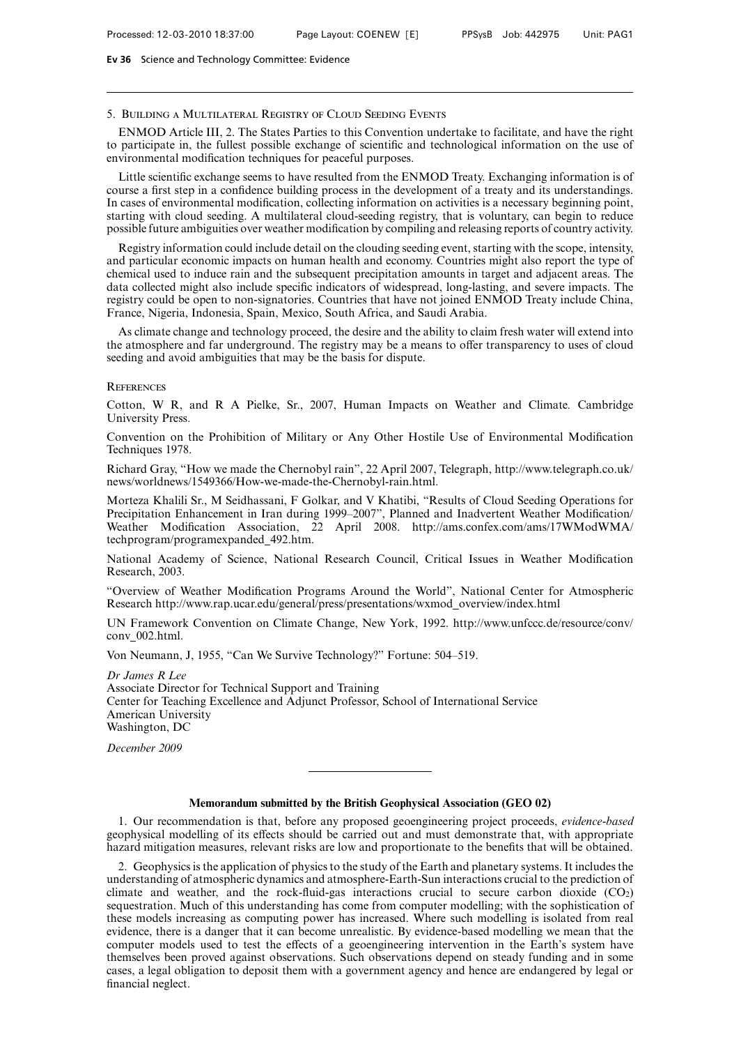## 5. Building a Multilateral Registry of Cloud Seeding Events

ENMOD Article III, 2. The States Parties to this Convention undertake to facilitate, and have the right to participate in, the fullest possible exchange of scientific and technological information on the use of environmental modification techniques for peaceful purposes.

Little scientific exchange seems to have resulted from the ENMOD Treaty. Exchanging information is of course a first step in a confidence building process in the development of a treaty and its understandings. In cases of environmental modification, collecting information on activities is a necessary beginning point, starting with cloud seeding. A multilateral cloud-seeding registry, that is voluntary, can begin to reduce possible future ambiguities over weather modification by compiling and releasing reports of country activity.

Registry information could include detail on the clouding seeding event, starting with the scope, intensity, and particular economic impacts on human health and economy. Countries might also report the type of chemical used to induce rain and the subsequent precipitation amounts in target and adjacent areas. The data collected might also include specific indicators of widespread, long-lasting, and severe impacts. The registry could be open to non-signatories. Countries that have not joined ENMOD Treaty include China, France, Nigeria, Indonesia, Spain, Mexico, South Africa, and Saudi Arabia.

As climate change and technology proceed, the desire and the ability to claim fresh water will extend into the atmosphere and far underground. The registry may be a means to offer transparency to uses of cloud seeding and avoid ambiguities that may be the basis for dispute.

## References

Cotton, W R, and R A Pielke, Sr., 2007, Human Impacts on Weather and Climate. Cambridge University Press.

Convention on the Prohibition of Military or Any Other Hostile Use of Environmental Modification Techniques 1978.

Richard Gray, "How we made the Chernobyl rain", 22 April 2007, Telegraph, http://www.telegraph.co.uk/news/worldnews/1549366/How-we-made-the-Chernobyl-rain.html.

Morteza Khalili Sr., M Seidhassani, F Golkar, and V Khatibi, "Results of Cloud Seeding Operations for Precipitation Enhancement in Iran during 1999–2007", Planned and Inadvertent Weather Modification/Weather Modification Association, 22 April 2008. http://ams.confex.com/ams/17WModWMA/techprogram/programexpanded_492.htm.

National Academy of Science, National Research Council, Critical Issues in Weather Modification Research, 2003.

"Overview of Weather Modification Programs Around the World", National Center for Atmospheric Research http://www.rap.ucar.edu/general/press/presentations/wxmod_overview/index.html

UN Framework Convention on Climate Change, New York, 1992. http://www.unfccc.de/resource/conv/conv_002.html.

Von Neumann, J, 1955, "Can We Survive Technology?" Fortune: 504–519.

*Dr James R Lee*
Associate Director for Technical Support and Training
Center for Teaching Excellence and Adjunct Professor, School of International Service
American University
Washington, DC

*December 2009*

---

## Memorandum submitted by the British Geophysical Association (GEO 02)

1. Our recommendation is that, before any proposed geoengineering project proceeds, *evidence-based* geophysical modelling of its effects should be carried out and must demonstrate that, with appropriate hazard mitigation measures, relevant risks are low and proportionate to the benefits that will be obtained.

2. Geophysics is the application of physics to the study of the Earth and planetary systems. It includes the understanding of atmospheric dynamics and atmosphere-Earth-Sun interactions crucial to the prediction of climate and weather, and the rock-fluid-gas interactions crucial to secure carbon dioxide ($CO_2$) sequestration. Much of this understanding has come from computer modelling; with the sophistication of these models increasing as computing power has increased. Where such modelling is isolated from real evidence, there is a danger that it can become unrealistic. By evidence-based modelling we mean that the computer models used to test the effects of a geoengineering intervention in the Earth's system have themselves been proved against observations. Such observations depend on steady funding and in some cases, a legal obligation to deposit them with a government agency and hence are endangered by legal or financial neglect.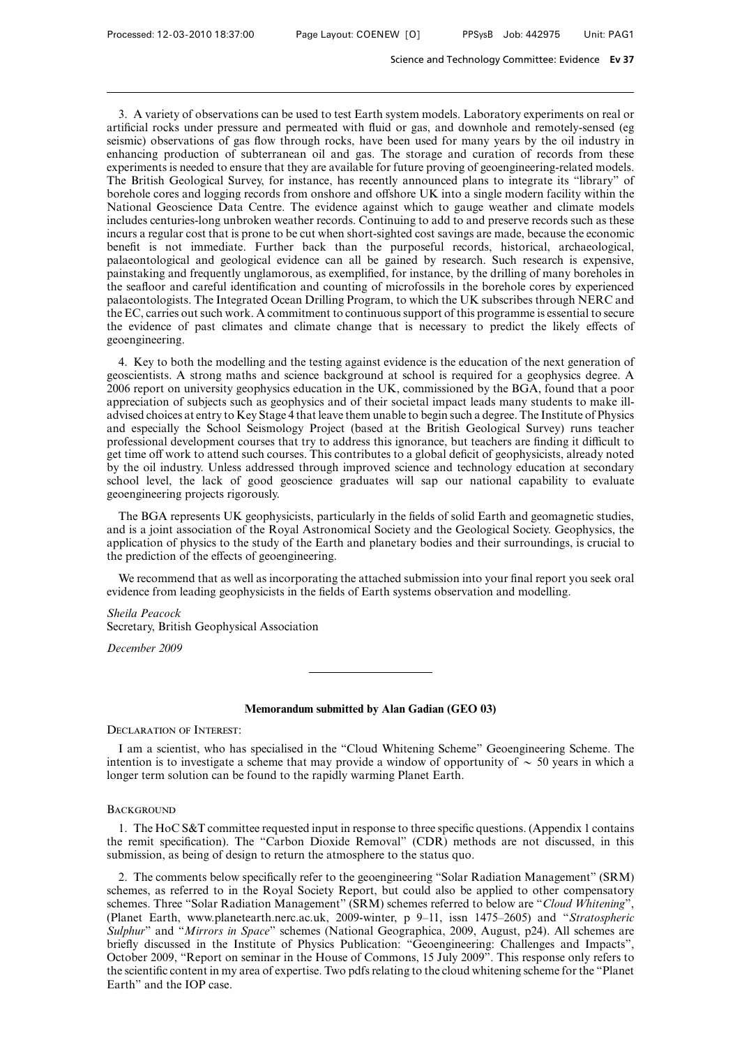3. A variety of observations can be used to test Earth system models. Laboratory experiments on real or artificial rocks under pressure and permeated with fluid or gas, and downhole and remotely-sensed (eg seismic) observations of gas flow through rocks, have been used for many years by the oil industry in enhancing production of subterranean oil and gas. The storage and curation of records from these experiments is needed to ensure that they are available for future proving of geoengineering-related models. The British Geological Survey, for instance, has recently announced plans to integrate its "library" of borehole cores and logging records from onshore and offshore UK into a single modern facility within the National Geoscience Data Centre. The evidence against which to gauge weather and climate models includes centuries-long unbroken weather records. Continuing to add to and preserve records such as these incurs a regular cost that is prone to be cut when short-sighted cost savings are made, because the economic benefit is not immediate. Further back than the purposeful records, historical, archaeological, palaeontological and geological evidence can all be gained by research. Such research is expensive, painstaking and frequently unglamorous, as exemplified, for instance, by the drilling of many boreholes in the seafloor and careful identification and counting of microfossils in the borehole cores by experienced palaeontologists. The Integrated Ocean Drilling Program, to which the UK subscribes through NERC and the EC, carries out such work. A commitment to continuous support of this programme is essential to secure the evidence of past climates and climate change that is necessary to predict the likely effects of geoengineering.

4. Key to both the modelling and the testing against evidence is the education of the next generation of geoscientists. A strong maths and science background at school is required for a geophysics degree. A 2006 report on university geophysics education in the UK, commissioned by the BGA, found that a poor appreciation of subjects such as geophysics and of their societal impact leads many students to make ill-advised choices at entry to Key Stage 4 that leave them unable to begin such a degree. The Institute of Physics and especially the School Seismology Project (based at the British Geological Survey) runs teacher professional development courses that try to address this ignorance, but teachers are finding it difficult to get time off work to attend such courses. This contributes to a global deficit of geophysicists, already noted by the oil industry. Unless addressed through improved science and technology education at secondary school level, the lack of good geoscience graduates will sap our national capability to evaluate geoengineering projects rigorously.

The BGA represents UK geophysicists, particularly in the fields of solid Earth and geomagnetic studies, and is a joint association of the Royal Astronomical Society and the Geological Society. Geophysics, the application of physics to the study of the Earth and planetary bodies and their surroundings, is crucial to the prediction of the effects of geoengineering.

We recommend that as well as incorporating the attached submission into your final report you seek oral evidence from leading geophysicists in the fields of Earth systems observation and modelling.

*Sheila Peacock*
Secretary, British Geophysical Association

*December 2009*

---

## Memorandum submitted by Alan Gadian (GEO 03)

Declaration of Interest:

I am a scientist, who has specialised in the "Cloud Whitening Scheme" Geoengineering Scheme. The intention is to investigate a scheme that may provide a window of opportunity of ∼ 50 years in which a longer term solution can be found to the rapidly warming Planet Earth.

Background

1. The HoC S&T committee requested input in response to three specific questions. (Appendix 1 contains the remit specification). The "Carbon Dioxide Removal" (CDR) methods are not discussed, in this submission, as being of design to return the atmosphere to the status quo.

2. The comments below specifically refer to the geoengineering "Solar Radiation Management" (SRM) schemes, as referred to in the Royal Society Report, but could also be applied to other compensatory schemes. Three "Solar Radiation Management" (SRM) schemes referred to below are "*Cloud Whitening*", (Planet Earth, www.planetearth.nerc.ac.uk, 2009-winter, p 9–11, issn 1475–2605) and "*Stratospheric Sulphur*" and "*Mirrors in Space*" schemes (National Geographica, 2009, August, p24). All schemes are briefly discussed in the Institute of Physics Publication: "Geoengineering: Challenges and Impacts", October 2009, "Report on seminar in the House of Commons, 15 July 2009". This response only refers to the scientific content in my area of expertise. Two pdfs relating to the cloud whitening scheme for the "Planet Earth" and the IOP case.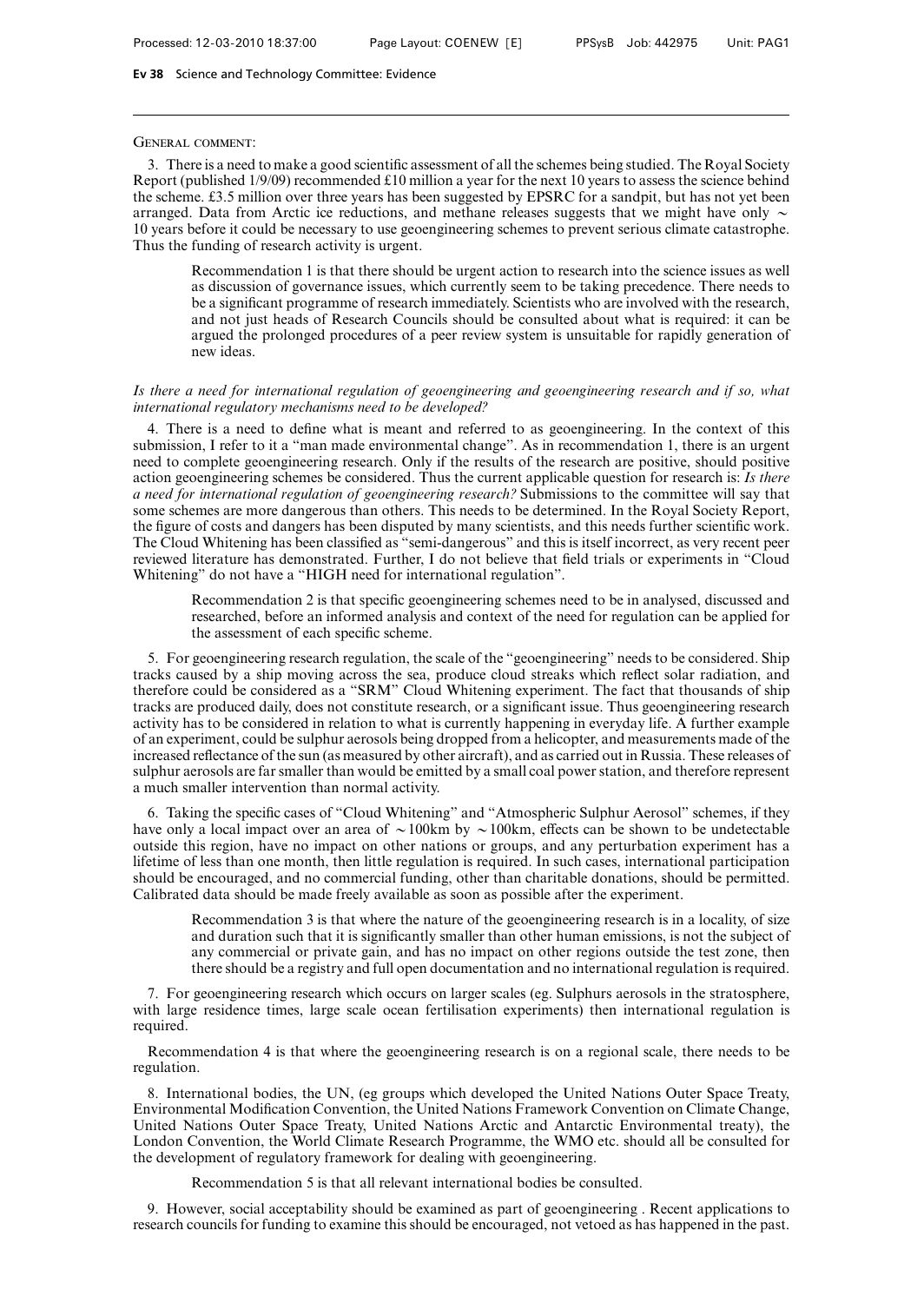General comment:

3. There is a need to make a good scientific assessment of all the schemes being studied. The Royal Society Report (published 1/9/09) recommended £10 million a year for the next 10 years to assess the science behind the scheme. £3.5 million over three years has been suggested by EPSRC for a sandpit, but has not yet been arranged. Data from Arctic ice reductions, and methane releases suggests that we might have only ~ 10 years before it could be necessary to use geoengineering schemes to prevent serious climate catastrophe. Thus the funding of research activity is urgent.

> Recommendation 1 is that there should be urgent action to research into the science issues as well as discussion of governance issues, which currently seem to be taking precedence. There needs to be a significant programme of research immediately. Scientists who are involved with the research, and not just heads of Research Councils should be consulted about what is required: it can be argued the prolonged procedures of a peer review system is unsuitable for rapidly generation of new ideas.

*Is there a need for international regulation of geoengineering and geoengineering research and if so, what international regulatory mechanisms need to be developed?*

4. There is a need to define what is meant and referred to as geoengineering. In the context of this submission, I refer to it a "man made environmental change". As in recommendation 1, there is an urgent need to complete geoengineering research. Only if the results of the research are positive, should positive action geoengineering schemes be considered. Thus the current applicable question for research is: *Is there a need for international regulation of geoengineering research?* Submissions to the committee will say that some schemes are more dangerous than others. This needs to be determined. In the Royal Society Report, the figure of costs and dangers has been disputed by many scientists, and this needs further scientific work. The Cloud Whitening has been classified as "semi-dangerous" and this is itself incorrect, as very recent peer reviewed literature has demonstrated. Further, I do not believe that field trials or experiments in "Cloud Whitening" do not have a "HIGH need for international regulation".

> Recommendation 2 is that specific geoengineering schemes need to be in analysed, discussed and researched, before an informed analysis and context of the need for regulation can be applied for the assessment of each specific scheme.

5. For geoengineering research regulation, the scale of the "geoengineering" needs to be considered. Ship tracks caused by a ship moving across the sea, produce cloud streaks which reflect solar radiation, and therefore could be considered as a "SRM" Cloud Whitening experiment. The fact that thousands of ship tracks are produced daily, does not constitute research, or a significant issue. Thus geoengineering research activity has to be considered in relation to what is currently happening in everyday life. A further example of an experiment, could be sulphur aerosols being dropped from a helicopter, and measurements made of the increased reflectance of the sun (as measured by other aircraft), and as carried out in Russia. These releases of sulphur aerosols are far smaller than would be emitted by a small coal power station, and therefore represent a much smaller intervention than normal activity.

6. Taking the specific cases of "Cloud Whitening" and "Atmospheric Sulphur Aerosol" schemes, if they have only a local impact over an area of ~100km by ~100km, effects can be shown to be undetectable outside this region, have no impact on other nations or groups, and any perturbation experiment has a lifetime of less than one month, then little regulation is required. In such cases, international participation should be encouraged, and no commercial funding, other than charitable donations, should be permitted. Calibrated data should be made freely available as soon as possible after the experiment.

> Recommendation 3 is that where the nature of the geoengineering research is in a locality, of size and duration such that it is significantly smaller than other human emissions, is not the subject of any commercial or private gain, and has no impact on other regions outside the test zone, then there should be a registry and full open documentation and no international regulation is required.

7. For geoengineering research which occurs on larger scales (eg. Sulphurs aerosols in the stratosphere, with large residence times, large scale ocean fertilisation experiments) then international regulation is required.

Recommendation 4 is that where the geoengineering research is on a regional scale, there needs to be regulation.

8. International bodies, the UN, (eg groups which developed the United Nations Outer Space Treaty, Environmental Modification Convention, the United Nations Framework Convention on Climate Change, United Nations Outer Space Treaty, United Nations Arctic and Antarctic Environmental treaty), the London Convention, the World Climate Research Programme, the WMO etc. should all be consulted for the development of regulatory framework for dealing with geoengineering.

> Recommendation 5 is that all relevant international bodies be consulted.

9. However, social acceptability should be examined as part of geoengineering . Recent applications to research councils for funding to examine this should be encouraged, not vetoed as has happened in the past.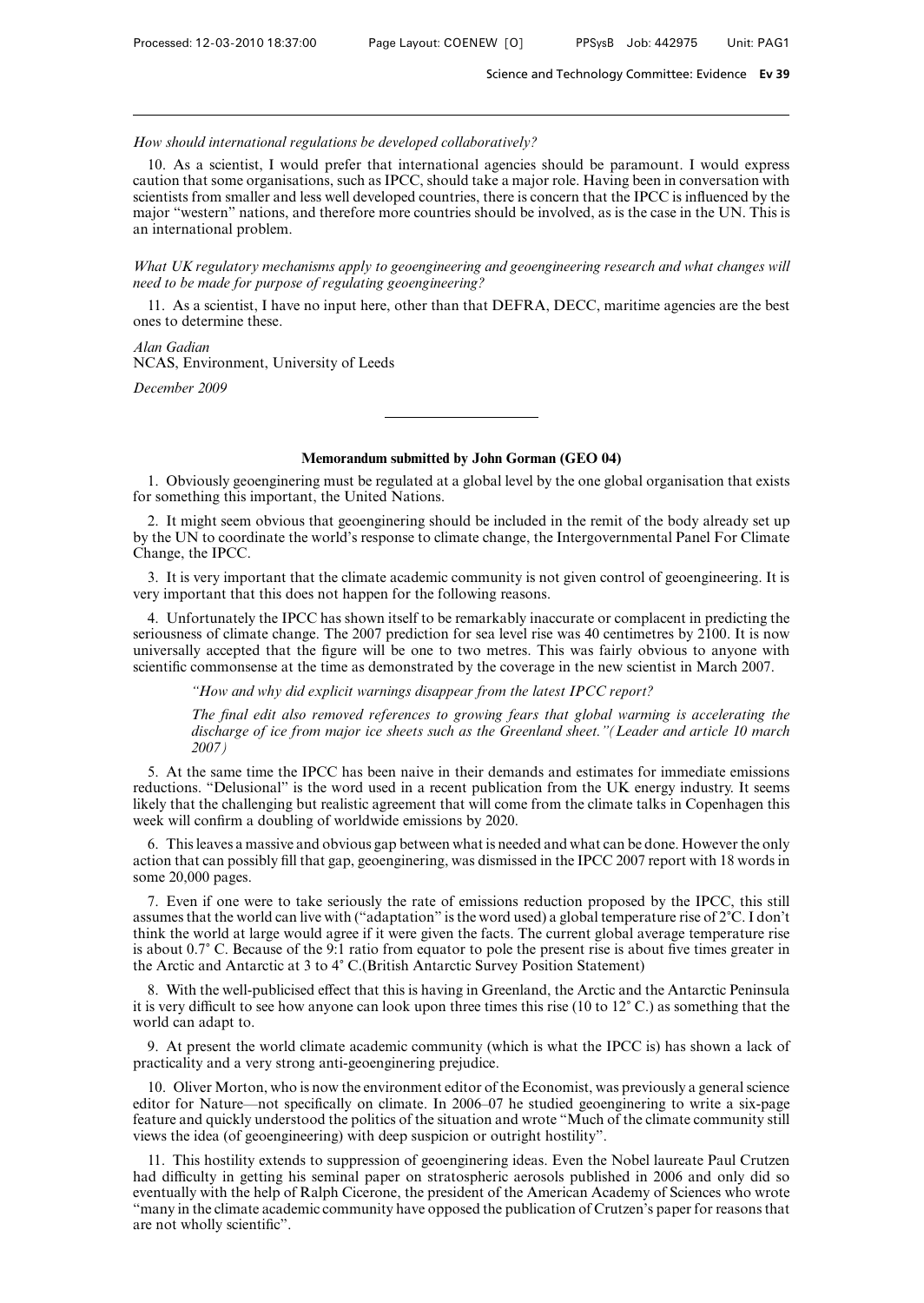*How should international regulations be developed collaboratively?*

10. As a scientist, I would prefer that international agencies should be paramount. I would express caution that some organisations, such as IPCC, should take a major role. Having been in conversation with scientists from smaller and less well developed countries, there is concern that the IPCC is influenced by the major "western" nations, and therefore more countries should be involved, as is the case in the UN. This is an international problem.

*What UK regulatory mechanisms apply to geoengineering and geoengineering research and what changes will need to be made for purpose of regulating geoengineering?*

11. As a scientist, I have no input here, other than that DEFRA, DECC, maritime agencies are the best ones to determine these.

*Alan Gadian*
NCAS, Environment, University of Leeds

*December 2009*

---

## Memorandum submitted by John Gorman (GEO 04)

1. Obviously geoenginering must be regulated at a global level by the one global organisation that exists for something this important, the United Nations.

2. It might seem obvious that geoenginering should be included in the remit of the body already set up by the UN to coordinate the world's response to climate change, the Intergovernmental Panel For Climate Change, the IPCC.

3. It is very important that the climate academic community is not given control of geoengineering. It is very important that this does not happen for the following reasons.

4. Unfortunately the IPCC has shown itself to be remarkably inaccurate or complacent in predicting the seriousness of climate change. The 2007 prediction for sea level rise was 40 centimetres by 2100. It is now universally accepted that the figure will be one to two metres. This was fairly obvious to anyone with scientific commonsense at the time as demonstrated by the coverage in the new scientist in March 2007.

> *"How and why did explicit warnings disappear from the latest IPCC report?*
>
> *The final edit also removed references to growing fears that global warming is accelerating the discharge of ice from major ice sheets such as the Greenland sheet."(Leader and article 10 march 2007)*

5. At the same time the IPCC has been naive in their demands and estimates for immediate emissions reductions. "Delusional" is the word used in a recent publication from the UK energy industry. It seems likely that the challenging but realistic agreement that will come from the climate talks in Copenhagen this week will confirm a doubling of worldwide emissions by 2020.

6. This leaves a massive and obvious gap between what is needed and what can be done. However the only action that can possibly fill that gap, geoenginering, was dismissed in the IPCC 2007 report with 18 words in some 20,000 pages.

7. Even if one were to take seriously the rate of emissions reduction proposed by the IPCC, this still assumes that the world can live with ("adaptation" is the word used) a global temperature rise of 2°C. I don't think the world at large would agree if it were given the facts. The current global average temperature rise is about 0.7° C. Because of the 9:1 ratio from equator to pole the present rise is about five times greater in the Arctic and Antarctic at 3 to 4° C.(British Antarctic Survey Position Statement)

8. With the well-publicised effect that this is having in Greenland, the Arctic and the Antarctic Peninsula it is very difficult to see how anyone can look upon three times this rise (10 to 12° C.) as something that the world can adapt to.

9. At present the world climate academic community (which is what the IPCC is) has shown a lack of practicality and a very strong anti-geoenginering prejudice.

10. Oliver Morton, who is now the environment editor of the Economist, was previously a general science editor for Nature—not specifically on climate. In 2006–07 he studied geoenginering to write a six-page feature and quickly understood the politics of the situation and wrote "Much of the climate community still views the idea (of geoengineering) with deep suspicion or outright hostility".

11. This hostility extends to suppression of geoenginering ideas. Even the Nobel laureate Paul Crutzen had difficulty in getting his seminal paper on stratospheric aerosols published in 2006 and only did so eventually with the help of Ralph Cicerone, the president of the American Academy of Sciences who wrote "many in the climate academic community have opposed the publication of Crutzen's paper for reasons that are not wholly scientific".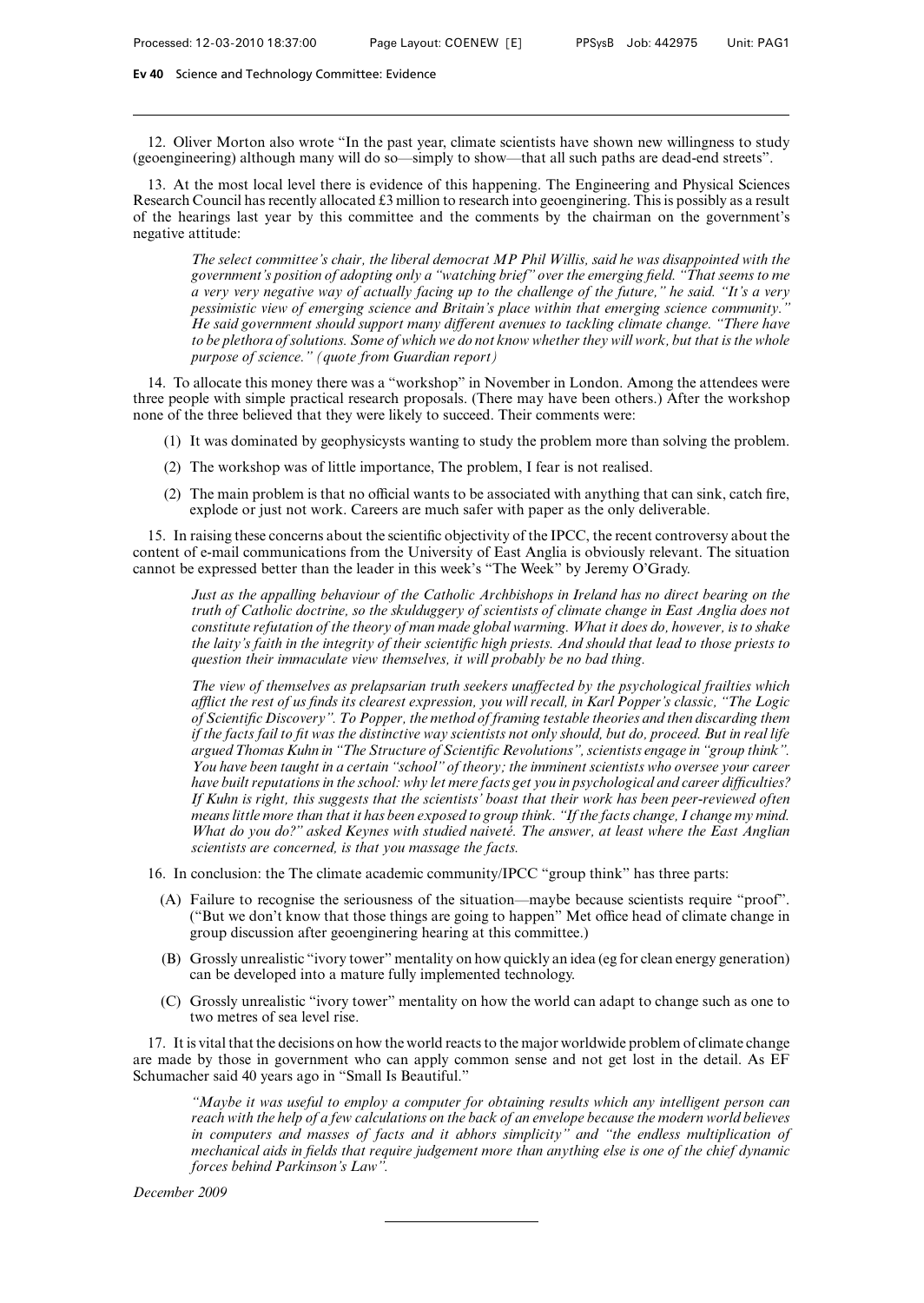12. Oliver Morton also wrote "In the past year, climate scientists have shown new willingness to study (geoengineering) although many will do so—simply to show—that all such paths are dead-end streets".

13. At the most local level there is evidence of this happening. The Engineering and Physical Sciences Research Council has recently allocated £3 million to research into geoenginering. This is possibly as a result of the hearings last year by this committee and the comments by the chairman on the government's negative attitude:

> *The select committee's chair, the liberal democrat MP Phil Willis, said he was disappointed with the government's position of adopting only a "watching brief" over the emerging field. "That seems to me a very very negative way of actually facing up to the challenge of the future," he said. "It's a very pessimistic view of emerging science and Britain's place within that emerging science community." He said government should support many different avenues to tackling climate change. "There have to be plethora of solutions. Some of which we do not know whether they will work, but that is the whole purpose of science." (quote from Guardian report)*

14. To allocate this money there was a "workshop" in November in London. Among the attendees were three people with simple practical research proposals. (There may have been others.) After the workshop none of the three believed that they were likely to succeed. Their comments were:

(1) It was dominated by geophysicysts wanting to study the problem more than solving the problem.

(2) The workshop was of little importance, The problem, I fear is not realised.

(2) The main problem is that no official wants to be associated with anything that can sink, catch fire, explode or just not work. Careers are much safer with paper as the only deliverable.

15. In raising these concerns about the scientific objectivity of the IPCC, the recent controversy about the content of e-mail communications from the University of East Anglia is obviously relevant. The situation cannot be expressed better than the leader in this week's "The Week" by Jeremy O'Grady.

> *Just as the appalling behaviour of the Catholic Archbishops in Ireland has no direct bearing on the truth of Catholic doctrine, so the skulduggery of scientists of climate change in East Anglia does not constitute refutation of the theory of man made global warming. What it does do, however, is to shake the laity's faith in the integrity of their scientific high priests. And should that lead to those priests to question their immaculate view themselves, it will probably be no bad thing.*
>
> *The view of themselves as prelapsarian truth seekers unaffected by the psychological frailties which afflict the rest of us finds its clearest expression, you will recall, in Karl Popper's classic, "The Logic of Scientific Discovery". To Popper, the method of framing testable theories and then discarding them if the facts fail to fit was the distinctive way scientists not only should, but do, proceed. But in real life argued Thomas Kuhn in "The Structure of Scientific Revolutions", scientists engage in "group think". You have been taught in a certain "school" of theory; the imminent scientists who oversee your career have built reputations in the school: why let mere facts get you in psychological and career difficulties? If Kuhn is right, this suggests that the scientists' boast that their work has been peer-reviewed often means little more than that it has been exposed to group think. "If the facts change, I change my mind. What do you do?" asked Keynes with studied naiveté. The answer, at least where the East Anglian scientists are concerned, is that you massage the facts.*

16. In conclusion: the The climate academic community/IPCC "group think" has three parts:

(A) Failure to recognise the seriousness of the situation—maybe because scientists require "proof". ("But we don't know that those things are going to happen" Met office head of climate change in group discussion after geoenginering hearing at this committee.)

(B) Grossly unrealistic "ivory tower" mentality on how quickly an idea (eg for clean energy generation) can be developed into a mature fully implemented technology.

(C) Grossly unrealistic "ivory tower" mentality on how the world can adapt to change such as one to two metres of sea level rise.

17. It is vital that the decisions on how the world reacts to the major worldwide problem of climate change are made by those in government who can apply common sense and not get lost in the detail. As EF Schumacher said 40 years ago in "Small Is Beautiful."

> *"Maybe it was useful to employ a computer for obtaining results which any intelligent person can reach with the help of a few calculations on the back of an envelope because the modern world believes in computers and masses of facts and it abhors simplicity" and "the endless multiplication of mechanical aids in fields that require judgement more than anything else is one of the chief dynamic forces behind Parkinson's Law".*

*December 2009*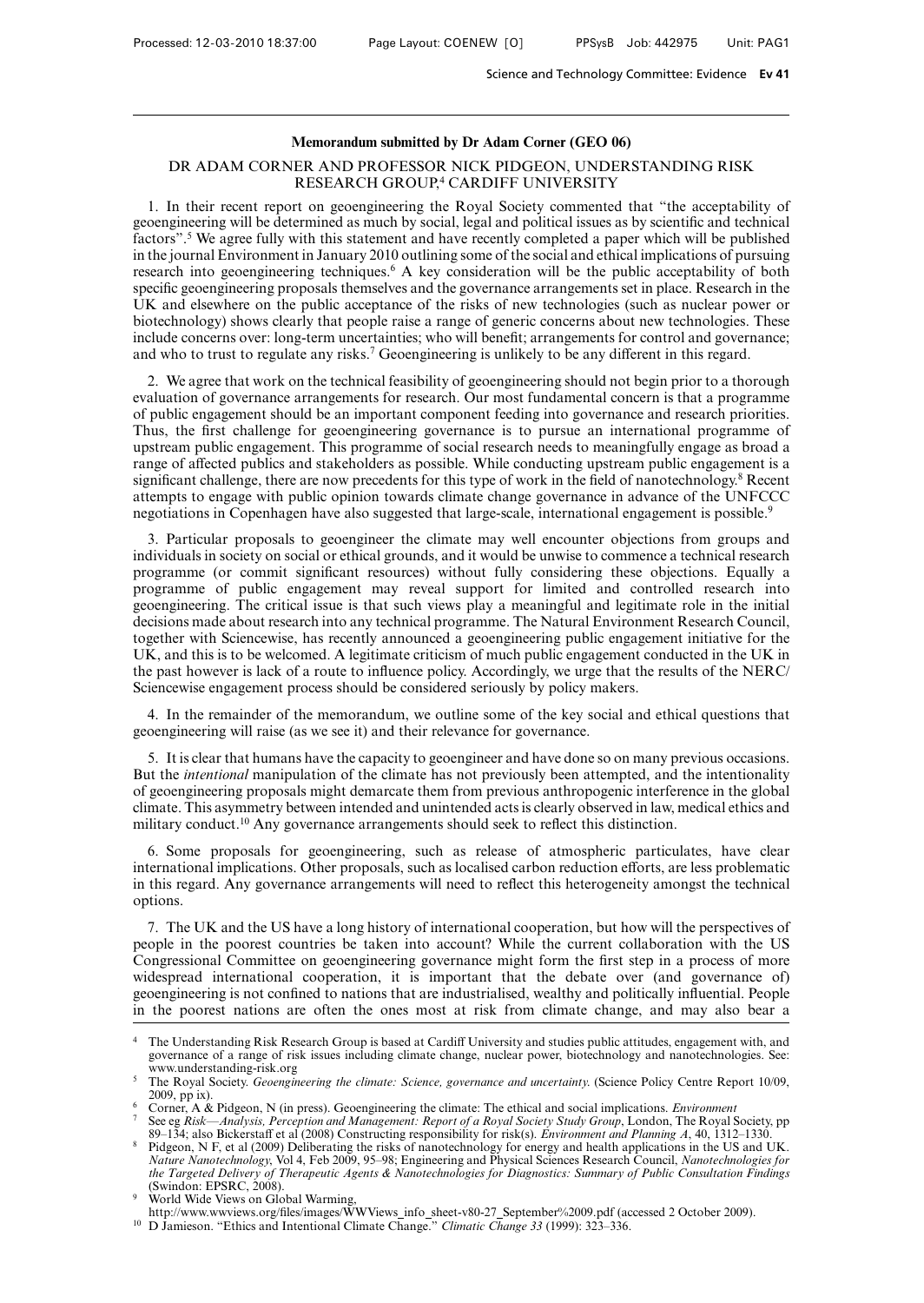**Memorandum submitted by Dr Adam Corner (GEO 06)**

DR ADAM CORNER AND PROFESSOR NICK PIDGEON, UNDERSTANDING RISK RESEARCH GROUP,[4] CARDIFF UNIVERSITY

1. In their recent report on geoengineering the Royal Society commented that "the acceptability of geoengineering will be determined as much by social, legal and political issues as by scientific and technical factors".[5] We agree fully with this statement and have recently completed a paper which will be published in the journal Environment in January 2010 outlining some of the social and ethical implications of pursuing research into geoengineering techniques.[6] A key consideration will be the public acceptability of both specific geoengineering proposals themselves and the governance arrangements set in place. Research in the UK and elsewhere on the public acceptance of the risks of new technologies (such as nuclear power or biotechnology) shows clearly that people raise a range of generic concerns about new technologies. These include concerns over: long-term uncertainties; who will benefit; arrangements for control and governance; and who to trust to regulate any risks.[7] Geoengineering is unlikely to be any different in this regard.

2. We agree that work on the technical feasibility of geoengineering should not begin prior to a thorough evaluation of governance arrangements for research. Our most fundamental concern is that a programme of public engagement should be an important component feeding into governance and research priorities. Thus, the first challenge for geoengineering governance is to pursue an international programme of upstream public engagement. This programme of social research needs to meaningfully engage as broad a range of affected publics and stakeholders as possible. While conducting upstream public engagement is a significant challenge, there are now precedents for this type of work in the field of nanotechnology.[8] Recent attempts to engage with public opinion towards climate change governance in advance of the UNFCCC negotiations in Copenhagen have also suggested that large-scale, international engagement is possible.[9]

3. Particular proposals to geoengineer the climate may well encounter objections from groups and individuals in society on social or ethical grounds, and it would be unwise to commence a technical research programme (or commit significant resources) without fully considering these objections. Equally a programme of public engagement may reveal support for limited and controlled research into geoengineering. The critical issue is that such views play a meaningful and legitimate role in the initial decisions made about research into any technical programme. The Natural Environment Research Council, together with Sciencewise, has recently announced a geoengineering public engagement initiative for the UK, and this is to be welcomed. A legitimate criticism of much public engagement conducted in the UK in the past however is lack of a route to influence policy. Accordingly, we urge that the results of the NERC/Sciencewise engagement process should be considered seriously by policy makers.

4. In the remainder of the memorandum, we outline some of the key social and ethical questions that geoengineering will raise (as we see it) and their relevance for governance.

5. It is clear that humans have the capacity to geoengineer and have done so on many previous occasions. But the *intentional* manipulation of the climate has not previously been attempted, and the intentionality of geoengineering proposals might demarcate them from previous anthropogenic interference in the global climate. This asymmetry between intended and unintended acts is clearly observed in law, medical ethics and military conduct.[10] Any governance arrangements should seek to reflect this distinction.

6. Some proposals for geoengineering, such as release of atmospheric particulates, have clear international implications. Other proposals, such as localised carbon reduction efforts, are less problematic in this regard. Any governance arrangements will need to reflect this heterogeneity amongst the technical options.

7. The UK and the US have a long history of international cooperation, but how will the perspectives of people in the poorest countries be taken into account? While the current collaboration with the US Congressional Committee on geoengineering governance might form the first step in a process of more widespread international cooperation, it is important that the debate over (and governance of) geoengineering is not confined to nations that are industrialised, wealthy and politically influential. People in the poorest nations are often the ones most at risk from climate change, and may also bear a

---

[4] The Understanding Risk Research Group is based at Cardiff University and studies public attitudes, engagement with, and governance of a range of risk issues including climate change, nuclear power, biotechnology and nanotechnologies. See: www.understanding-risk.org

[5] The Royal Society. *Geoengineering the climate: Science, governance and uncertainty.* (Science Policy Centre Report 10/09, 2009, pp ix).

[6] Corner, A & Pidgeon, N (in press). Geoengineering the climate: The ethical and social implications. *Environment*

[7] See eg *Risk—Analysis, Perception and Management: Report of a Royal Society Study Group*, London, The Royal Society, pp 89–134; also Bickerstaff et al (2008) Constructing responsibility for risk(s). *Environment and Planning A*, 40, 1312–1330.

[8] Pidgeon, N F, et al (2009) Deliberating the risks of nanotechnology for energy and health applications in the US and UK. *Nature Nanotechnology*, Vol 4, Feb 2009, 95–98; Engineering and Physical Sciences Research Council, *Nanotechnologies for the Targeted Delivery of Therapeutic Agents & Nanotechnologies for Diagnostics: Summary of Public Consultation Findings* (Swindon: EPSRC, 2008).

[9] World Wide Views on Global Warming, http://www.wwviews.org/files/images/WWViews_info_sheet-v80-27_September%2009.pdf (accessed 2 October 2009).

[10] D Jamieson. "Ethics and Intentional Climate Change." *Climatic Change 33* (1999): 323–336.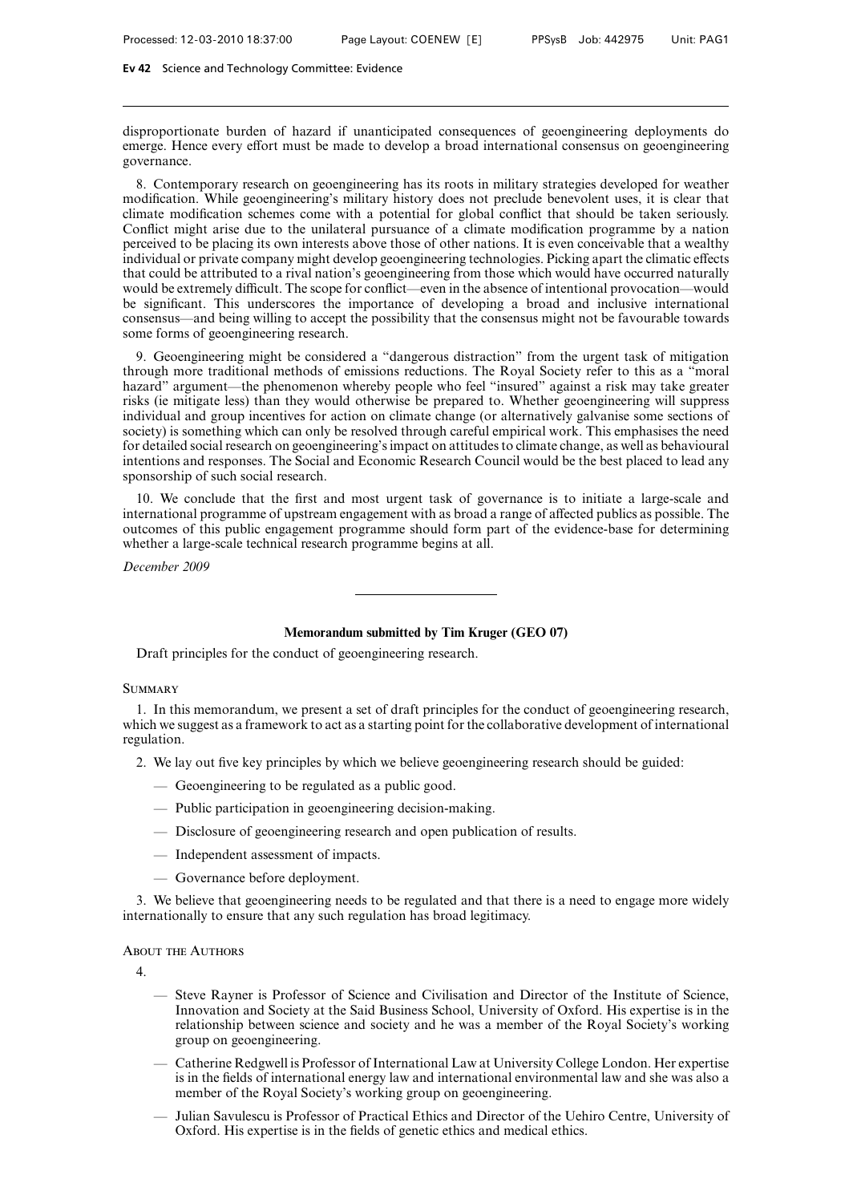disproportionate burden of hazard if unanticipated consequences of geoengineering deployments do emerge. Hence every effort must be made to develop a broad international consensus on geoengineering governance.

8. Contemporary research on geoengineering has its roots in military strategies developed for weather modification. While geoengineering's military history does not preclude benevolent uses, it is clear that climate modification schemes come with a potential for global conflict that should be taken seriously. Conflict might arise due to the unilateral pursuance of a climate modification programme by a nation perceived to be placing its own interests above those of other nations. It is even conceivable that a wealthy individual or private company might develop geoengineering technologies. Picking apart the climatic effects that could be attributed to a rival nation's geoengineering from those which would have occurred naturally would be extremely difficult. The scope for conflict—even in the absence of intentional provocation—would be significant. This underscores the importance of developing a broad and inclusive international consensus—and being willing to accept the possibility that the consensus might not be favourable towards some forms of geoengineering research.

9. Geoengineering might be considered a "dangerous distraction" from the urgent task of mitigation through more traditional methods of emissions reductions. The Royal Society refer to this as a "moral hazard" argument—the phenomenon whereby people who feel "insured" against a risk may take greater risks (ie mitigate less) than they would otherwise be prepared to. Whether geoengineering will suppress individual and group incentives for action on climate change (or alternatively galvanise some sections of society) is something which can only be resolved through careful empirical work. This emphasises the need for detailed social research on geoengineering's impact on attitudes to climate change, as well as behavioural intentions and responses. The Social and Economic Research Council would be the best placed to lead any sponsorship of such social research.

10. We conclude that the first and most urgent task of governance is to initiate a large-scale and international programme of upstream engagement with as broad a range of affected publics as possible. The outcomes of this public engagement programme should form part of the evidence-base for determining whether a large-scale technical research programme begins at all.

*December 2009*

---

## Memorandum submitted by Tim Kruger (GEO 07)

Draft principles for the conduct of geoengineering research.

### Summary

1. In this memorandum, we present a set of draft principles for the conduct of geoengineering research, which we suggest as a framework to act as a starting point for the collaborative development of international regulation.

2. We lay out five key principles by which we believe geoengineering research should be guided:

- Geoengineering to be regulated as a public good.
- Public participation in geoengineering decision-making.
- Disclosure of geoengineering research and open publication of results.
- Independent assessment of impacts.
- Governance before deployment.

3. We believe that geoengineering needs to be regulated and that there is a need to engage more widely internationally to ensure that any such regulation has broad legitimacy.

### About the Authors

4.

- Steve Rayner is Professor of Science and Civilisation and Director of the Institute of Science, Innovation and Society at the Said Business School, University of Oxford. His expertise is in the relationship between science and society and he was a member of the Royal Society's working group on geoengineering.
- Catherine Redgwell is Professor of International Law at University College London. Her expertise is in the fields of international energy law and international environmental law and she was also a member of the Royal Society's working group on geoengineering.
- Julian Savulescu is Professor of Practical Ethics and Director of the Uehiro Centre, University of Oxford. His expertise is in the fields of genetic ethics and medical ethics.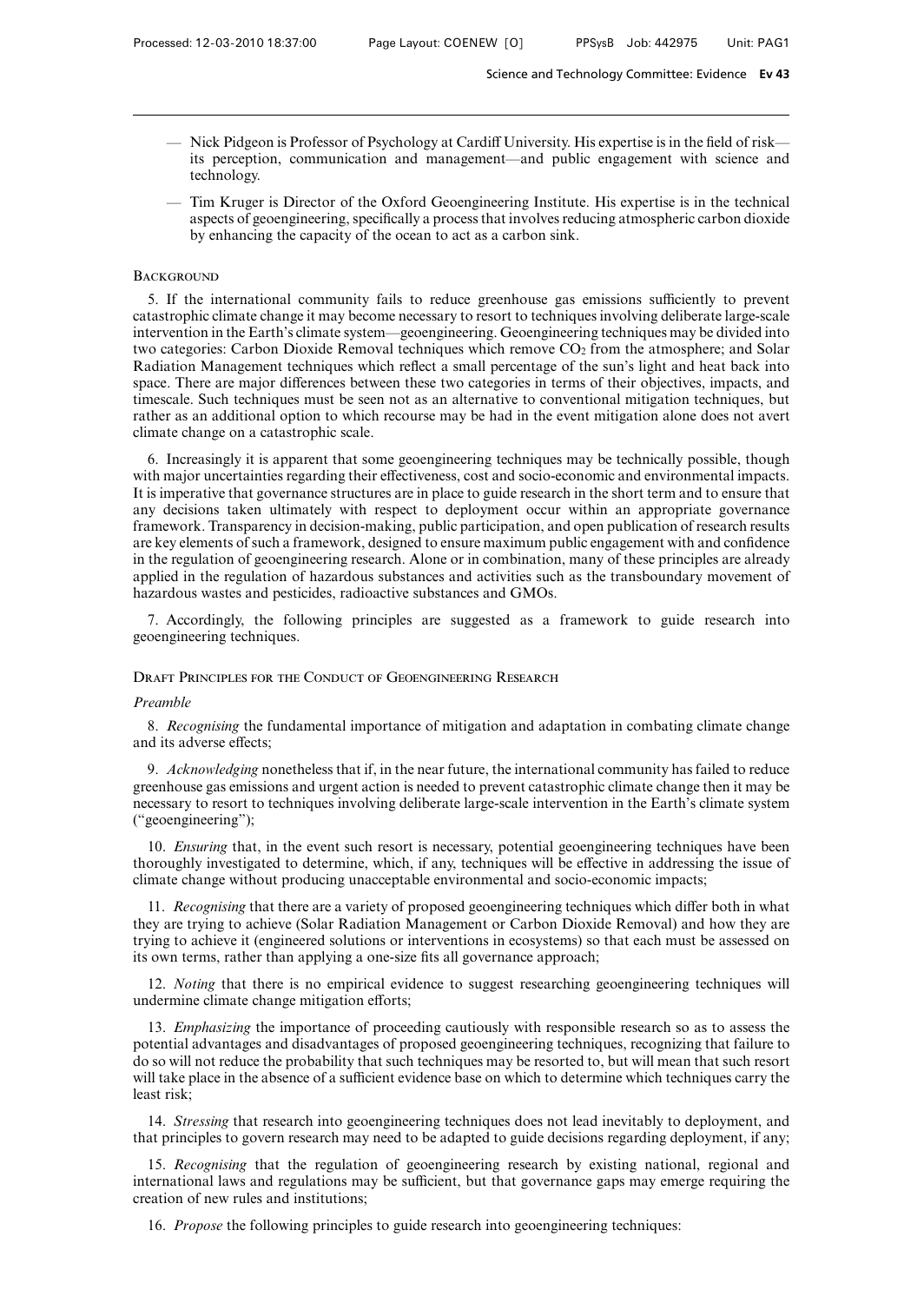— Nick Pidgeon is Professor of Psychology at Cardiff University. His expertise is in the field of risk—its perception, communication and management—and public engagement with science and technology.

— Tim Kruger is Director of the Oxford Geoengineering Institute. His expertise is in the technical aspects of geoengineering, specifically a process that involves reducing atmospheric carbon dioxide by enhancing the capacity of the ocean to act as a carbon sink.

## Background

5. If the international community fails to reduce greenhouse gas emissions sufficiently to prevent catastrophic climate change it may become necessary to resort to techniques involving deliberate large-scale intervention in the Earth's climate system—geoengineering. Geoengineering techniques may be divided into two categories: Carbon Dioxide Removal techniques which remove $CO_2$ from the atmosphere; and Solar Radiation Management techniques which reflect a small percentage of the sun's light and heat back into space. There are major differences between these two categories in terms of their objectives, impacts, and timescale. Such techniques must be seen not as an alternative to conventional mitigation techniques, but rather as an additional option to which recourse may be had in the event mitigation alone does not avert climate change on a catastrophic scale.

6. Increasingly it is apparent that some geoengineering techniques may be technically possible, though with major uncertainties regarding their effectiveness, cost and socio-economic and environmental impacts. It is imperative that governance structures are in place to guide research in the short term and to ensure that any decisions taken ultimately with respect to deployment occur within an appropriate governance framework. Transparency in decision-making, public participation, and open publication of research results are key elements of such a framework, designed to ensure maximum public engagement with and confidence in the regulation of geoengineering research. Alone or in combination, many of these principles are already applied in the regulation of hazardous substances and activities such as the transboundary movement of hazardous wastes and pesticides, radioactive substances and GMOs.

7. Accordingly, the following principles are suggested as a framework to guide research into geoengineering techniques.

## Draft Principles for the Conduct of Geoengineering Research

### *Preamble*

8. *Recognising* the fundamental importance of mitigation and adaptation in combating climate change and its adverse effects;

9. *Acknowledging* nonetheless that if, in the near future, the international community has failed to reduce greenhouse gas emissions and urgent action is needed to prevent catastrophic climate change then it may be necessary to resort to techniques involving deliberate large-scale intervention in the Earth's climate system ("geoengineering");

10. *Ensuring* that, in the event such resort is necessary, potential geoengineering techniques have been thoroughly investigated to determine, which, if any, techniques will be effective in addressing the issue of climate change without producing unacceptable environmental and socio-economic impacts;

11. *Recognising* that there are a variety of proposed geoengineering techniques which differ both in what they are trying to achieve (Solar Radiation Management or Carbon Dioxide Removal) and how they are trying to achieve it (engineered solutions or interventions in ecosystems) so that each must be assessed on its own terms, rather than applying a one-size fits all governance approach;

12. *Noting* that there is no empirical evidence to suggest researching geoengineering techniques will undermine climate change mitigation efforts;

13. *Emphasizing* the importance of proceeding cautiously with responsible research so as to assess the potential advantages and disadvantages of proposed geoengineering techniques, recognizing that failure to do so will not reduce the probability that such techniques may be resorted to, but will mean that such resort will take place in the absence of a sufficient evidence base on which to determine which techniques carry the least risk;

14. *Stressing* that research into geoengineering techniques does not lead inevitably to deployment, and that principles to govern research may need to be adapted to guide decisions regarding deployment, if any;

15. *Recognising* that the regulation of geoengineering research by existing national, regional and international laws and regulations may be sufficient, but that governance gaps may emerge requiring the creation of new rules and institutions;

16. *Propose* the following principles to guide research into geoengineering techniques: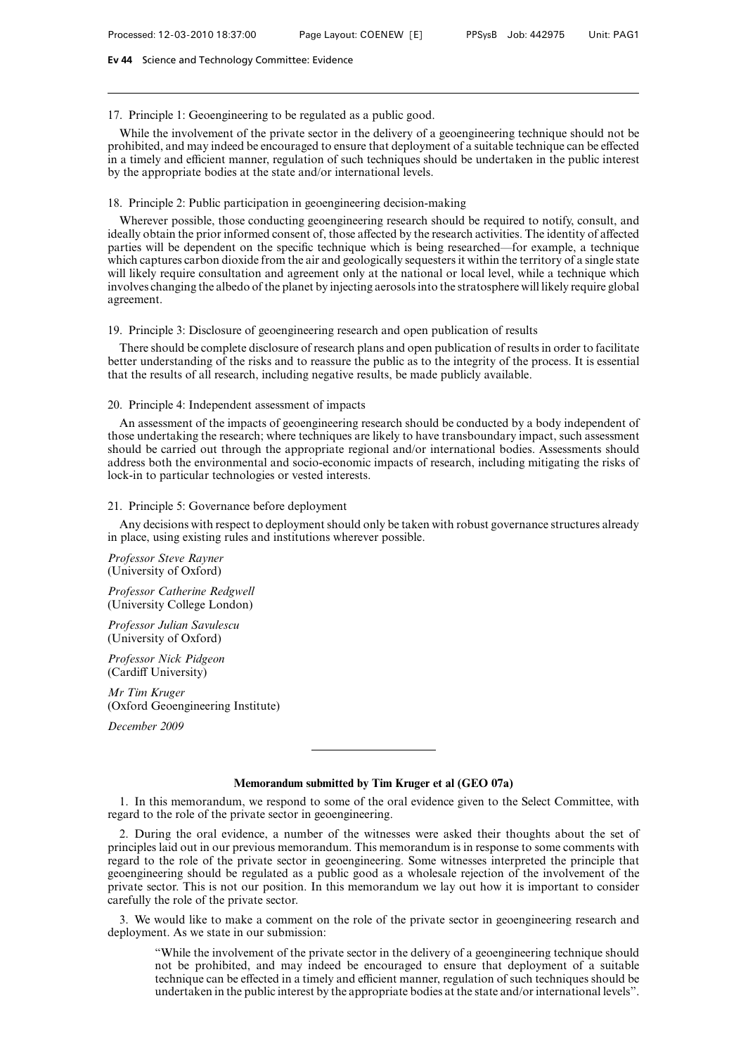17. Principle 1: Geoengineering to be regulated as a public good.

While the involvement of the private sector in the delivery of a geoengineering technique should not be prohibited, and may indeed be encouraged to ensure that deployment of a suitable technique can be effected in a timely and efficient manner, regulation of such techniques should be undertaken in the public interest by the appropriate bodies at the state and/or international levels.

18. Principle 2: Public participation in geoengineering decision-making

Wherever possible, those conducting geoengineering research should be required to notify, consult, and ideally obtain the prior informed consent of, those affected by the research activities. The identity of affected parties will be dependent on the specific technique which is being researched—for example, a technique which captures carbon dioxide from the air and geologically sequesters it within the territory of a single state will likely require consultation and agreement only at the national or local level, while a technique which involves changing the albedo of the planet by injecting aerosols into the stratosphere will likely require global agreement.

19. Principle 3: Disclosure of geoengineering research and open publication of results

There should be complete disclosure of research plans and open publication of results in order to facilitate better understanding of the risks and to reassure the public as to the integrity of the process. It is essential that the results of all research, including negative results, be made publicly available.

20. Principle 4: Independent assessment of impacts

An assessment of the impacts of geoengineering research should be conducted by a body independent of those undertaking the research; where techniques are likely to have transboundary impact, such assessment should be carried out through the appropriate regional and/or international bodies. Assessments should address both the environmental and socio-economic impacts of research, including mitigating the risks of lock-in to particular technologies or vested interests.

21. Principle 5: Governance before deployment

Any decisions with respect to deployment should only be taken with robust governance structures already in place, using existing rules and institutions wherever possible.

*Professor Steve Rayner*
(University of Oxford)

*Professor Catherine Redgwell*
(University College London)

*Professor Julian Savulescu*
(University of Oxford)

*Professor Nick Pidgeon*
(Cardiff University)

*Mr Tim Kruger*
(Oxford Geoengineering Institute)

*December 2009*

---

**Memorandum submitted by Tim Kruger et al (GEO 07a)**

1. In this memorandum, we respond to some of the oral evidence given to the Select Committee, with regard to the role of the private sector in geoengineering.

2. During the oral evidence, a number of the witnesses were asked their thoughts about the set of principles laid out in our previous memorandum. This memorandum is in response to some comments with regard to the role of the private sector in geoengineering. Some witnesses interpreted the principle that geoengineering should be regulated as a public good as a wholesale rejection of the involvement of the private sector. This is not our position. In this memorandum we lay out how it is important to consider carefully the role of the private sector.

3. We would like to make a comment on the role of the private sector in geoengineering research and deployment. As we state in our submission:

> "While the involvement of the private sector in the delivery of a geoengineering technique should not be prohibited, and may indeed be encouraged to ensure that deployment of a suitable technique can be effected in a timely and efficient manner, regulation of such techniques should be undertaken in the public interest by the appropriate bodies at the state and/or international levels".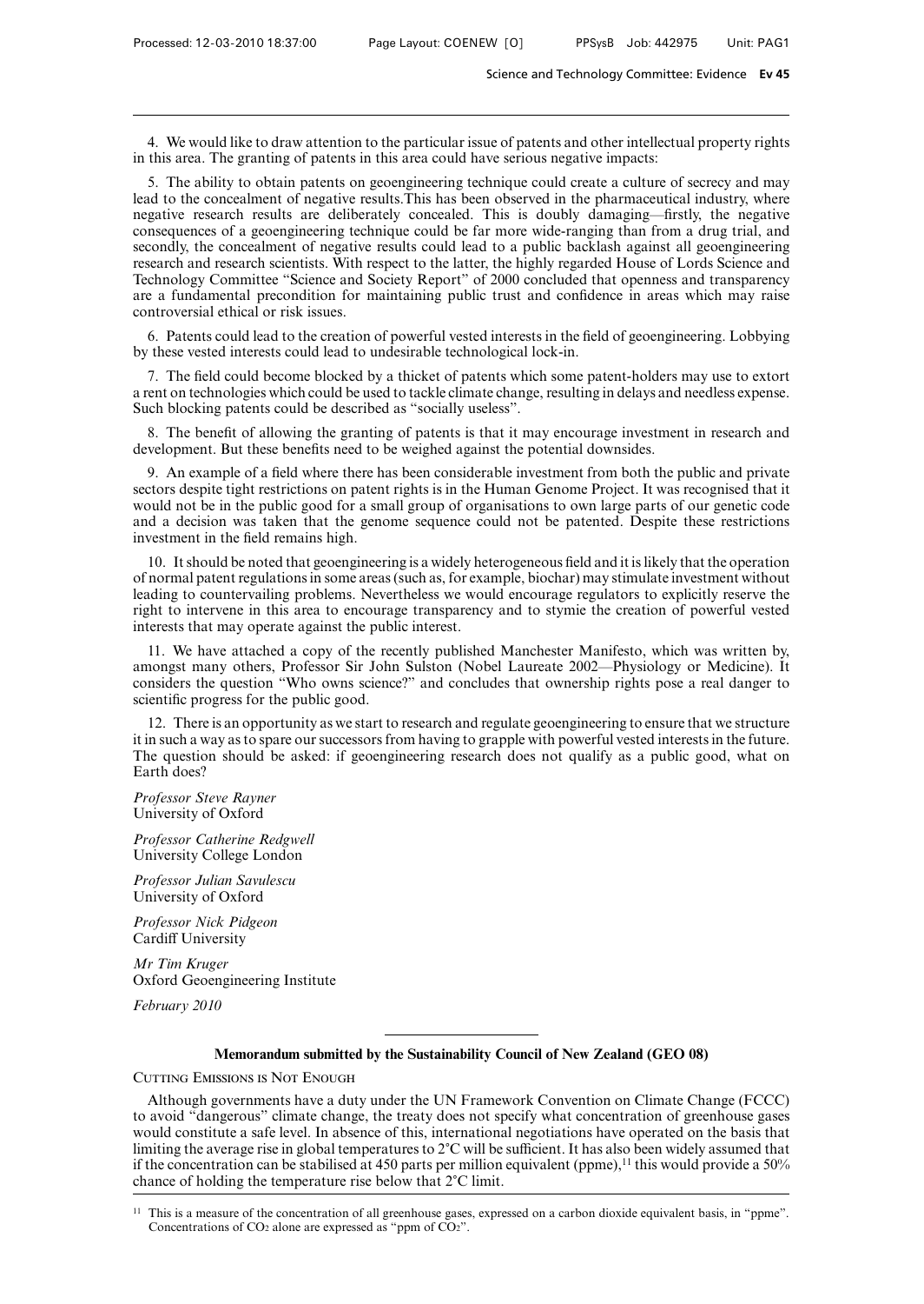4. We would like to draw attention to the particular issue of patents and other intellectual property rights in this area. The granting of patents in this area could have serious negative impacts:

5. The ability to obtain patents on geoengineering technique could create a culture of secrecy and may lead to the concealment of negative results.This has been observed in the pharmaceutical industry, where negative research results are deliberately concealed. This is doubly damaging—firstly, the negative consequences of a geoengineering technique could be far more wide-ranging than from a drug trial, and secondly, the concealment of negative results could lead to a public backlash against all geoengineering research and research scientists. With respect to the latter, the highly regarded House of Lords Science and Technology Committee "Science and Society Report" of 2000 concluded that openness and transparency are a fundamental precondition for maintaining public trust and confidence in areas which may raise controversial ethical or risk issues.

6. Patents could lead to the creation of powerful vested interests in the field of geoengineering. Lobbying by these vested interests could lead to undesirable technological lock-in.

7. The field could become blocked by a thicket of patents which some patent-holders may use to extort a rent on technologies which could be used to tackle climate change, resulting in delays and needless expense. Such blocking patents could be described as "socially useless".

8. The benefit of allowing the granting of patents is that it may encourage investment in research and development. But these benefits need to be weighed against the potential downsides.

9. An example of a field where there has been considerable investment from both the public and private sectors despite tight restrictions on patent rights is in the Human Genome Project. It was recognised that it would not be in the public good for a small group of organisations to own large parts of our genetic code and a decision was taken that the genome sequence could not be patented. Despite these restrictions investment in the field remains high.

10. It should be noted that geoengineering is a widely heterogeneous field and it is likely that the operation of normal patent regulations in some areas (such as, for example, biochar) may stimulate investment without leading to countervailing problems. Nevertheless we would encourage regulators to explicitly reserve the right to intervene in this area to encourage transparency and to stymie the creation of powerful vested interests that may operate against the public interest.

11. We have attached a copy of the recently published Manchester Manifesto, which was written by, amongst many others, Professor Sir John Sulston (Nobel Laureate 2002—Physiology or Medicine). It considers the question "Who owns science?" and concludes that ownership rights pose a real danger to scientific progress for the public good.

12. There is an opportunity as we start to research and regulate geoengineering to ensure that we structure it in such a way as to spare our successors from having to grapple with powerful vested interests in the future. The question should be asked: if geoengineering research does not qualify as a public good, what on Earth does?

*Professor Steve Rayner*
University of Oxford

*Professor Catherine Redgwell*
University College London

*Professor Julian Savulescu*
University of Oxford

*Professor Nick Pidgeon*
Cardiff University

*Mr Tim Kruger*
Oxford Geoengineering Institute

*February 2010*

---

## Memorandum submitted by the Sustainability Council of New Zealand (GEO 08)

### Cutting Emissions is Not Enough

Although governments have a duty under the UN Framework Convention on Climate Change (FCCC) to avoid "dangerous" climate change, the treaty does not specify what concentration of greenhouse gases would constitute a safe level. In absence of this, international negotiations have operated on the basis that limiting the average rise in global temperatures to 2°C will be sufficient. It has also been widely assumed that if the concentration can be stabilised at 450 parts per million equivalent (ppme),[11] this would provide a 50% chance of holding the temperature rise below that 2°C limit.

[11] This is a measure of the concentration of all greenhouse gases, expressed on a carbon dioxide equivalent basis, in "ppme". Concentrations of $CO_2$ alone are expressed as "ppm of $CO_2$".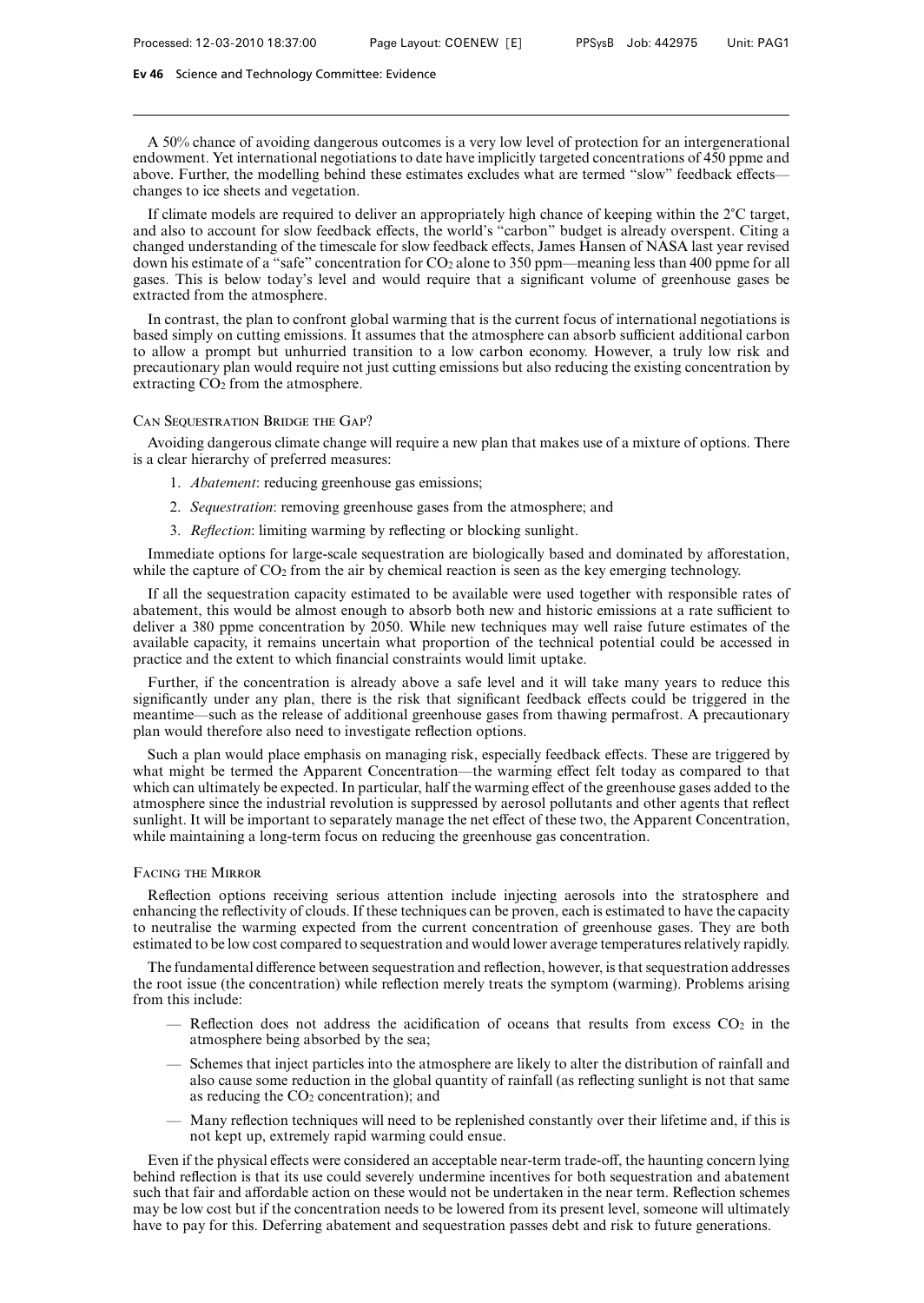A 50% chance of avoiding dangerous outcomes is a very low level of protection for an intergenerational endowment. Yet international negotiations to date have implicitly targeted concentrations of 450 ppme and above. Further, the modelling behind these estimates excludes what are termed "slow" feedback effects—changes to ice sheets and vegetation.

If climate models are required to deliver an appropriately high chance of keeping within the 2°C target, and also to account for slow feedback effects, the world's "carbon" budget is already overspent. Citing a changed understanding of the timescale for slow feedback effects, James Hansen of NASA last year revised down his estimate of a "safe" concentration for $CO_2$ alone to 350 ppm—meaning less than 400 ppme for all gases. This is below today's level and would require that a significant volume of greenhouse gases be extracted from the atmosphere.

In contrast, the plan to confront global warming that is the current focus of international negotiations is based simply on cutting emissions. It assumes that the atmosphere can absorb sufficient additional carbon to allow a prompt but unhurried transition to a low carbon economy. However, a truly low risk and precautionary plan would require not just cutting emissions but also reducing the existing concentration by extracting $CO_2$ from the atmosphere.

### Can Sequestration Bridge the Gap?

Avoiding dangerous climate change will require a new plan that makes use of a mixture of options. There is a clear hierarchy of preferred measures:

1. *Abatement*: reducing greenhouse gas emissions;
2. *Sequestration*: removing greenhouse gases from the atmosphere; and
3. *Reflection*: limiting warming by reflecting or blocking sunlight.

Immediate options for large-scale sequestration are biologically based and dominated by afforestation, while the capture of $CO_2$ from the air by chemical reaction is seen as the key emerging technology.

If all the sequestration capacity estimated to be available were used together with responsible rates of abatement, this would be almost enough to absorb both new and historic emissions at a rate sufficient to deliver a 380 ppme concentration by 2050. While new techniques may well raise future estimates of the available capacity, it remains uncertain what proportion of the technical potential could be accessed in practice and the extent to which financial constraints would limit uptake.

Further, if the concentration is already above a safe level and it will take many years to reduce this significantly under any plan, there is the risk that significant feedback effects could be triggered in the meantime—such as the release of additional greenhouse gases from thawing permafrost. A precautionary plan would therefore also need to investigate reflection options.

Such a plan would place emphasis on managing risk, especially feedback effects. These are triggered by what might be termed the Apparent Concentration—the warming effect felt today as compared to that which can ultimately be expected. In particular, half the warming effect of the greenhouse gases added to the atmosphere since the industrial revolution is suppressed by aerosol pollutants and other agents that reflect sunlight. It will be important to separately manage the net effect of these two, the Apparent Concentration, while maintaining a long-term focus on reducing the greenhouse gas concentration.

### Facing the Mirror

Reflection options receiving serious attention include injecting aerosols into the stratosphere and enhancing the reflectivity of clouds. If these techniques can be proven, each is estimated to have the capacity to neutralise the warming expected from the current concentration of greenhouse gases. They are both estimated to be low cost compared to sequestration and would lower average temperatures relatively rapidly.

The fundamental difference between sequestration and reflection, however, is that sequestration addresses the root issue (the concentration) while reflection merely treats the symptom (warming). Problems arising from this include:

- Reflection does not address the acidification of oceans that results from excess $CO_2$ in the atmosphere being absorbed by the sea;
- Schemes that inject particles into the atmosphere are likely to alter the distribution of rainfall and also cause some reduction in the global quantity of rainfall (as reflecting sunlight is not that same as reducing the $CO_2$ concentration); and
- Many reflection techniques will need to be replenished constantly over their lifetime and, if this is not kept up, extremely rapid warming could ensue.

Even if the physical effects were considered an acceptable near-term trade-off, the haunting concern lying behind reflection is that its use could severely undermine incentives for both sequestration and abatement such that fair and affordable action on these would not be undertaken in the near term. Reflection schemes may be low cost but if the concentration needs to be lowered from its present level, someone will ultimately have to pay for this. Deferring abatement and sequestration passes debt and risk to future generations.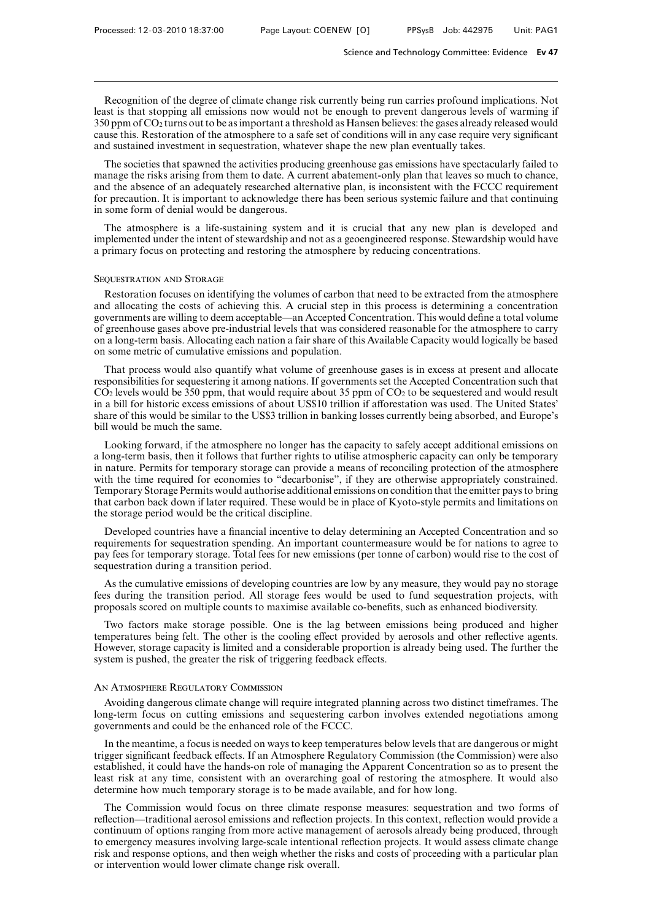Recognition of the degree of climate change risk currently being run carries profound implications. Not least is that stopping all emissions now would not be enough to prevent dangerous levels of warming if 350 ppm of $CO_2$ turns out to be as important a threshold as Hansen believes: the gases already released would cause this. Restoration of the atmosphere to a safe set of conditions will in any case require very significant and sustained investment in sequestration, whatever shape the new plan eventually takes.

The societies that spawned the activities producing greenhouse gas emissions have spectacularly failed to manage the risks arising from them to date. A current abatement-only plan that leaves so much to chance, and the absence of an adequately researched alternative plan, is inconsistent with the FCCC requirement for precaution. It is important to acknowledge there has been serious systemic failure and that continuing in some form of denial would be dangerous.

The atmosphere is a life-sustaining system and it is crucial that any new plan is developed and implemented under the intent of stewardship and not as a geoengineered response. Stewardship would have a primary focus on protecting and restoring the atmosphere by reducing concentrations.

### Sequestration and Storage

Restoration focuses on identifying the volumes of carbon that need to be extracted from the atmosphere and allocating the costs of achieving this. A crucial step in this process is determining a concentration governments are willing to deem acceptable—an Accepted Concentration. This would define a total volume of greenhouse gases above pre-industrial levels that was considered reasonable for the atmosphere to carry on a long-term basis. Allocating each nation a fair share of this Available Capacity would logically be based on some metric of cumulative emissions and population.

That process would also quantify what volume of greenhouse gases is in excess at present and allocate responsibilities for sequestering it among nations. If governments set the Accepted Concentration such that $CO_2$ levels would be 350 ppm, that would require about 35 ppm of $CO_2$ to be sequestered and would result in a bill for historic excess emissions of about US$10 trillion if afforestation was used. The United States' share of this would be similar to the US$3 trillion in banking losses currently being absorbed, and Europe's bill would be much the same.

Looking forward, if the atmosphere no longer has the capacity to safely accept additional emissions on a long-term basis, then it follows that further rights to utilise atmospheric capacity can only be temporary in nature. Permits for temporary storage can provide a means of reconciling protection of the atmosphere with the time required for economies to "decarbonise", if they are otherwise appropriately constrained. Temporary Storage Permits would authorise additional emissions on condition that the emitter pays to bring that carbon back down if later required. These would be in place of Kyoto-style permits and limitations on the storage period would be the critical discipline.

Developed countries have a financial incentive to delay determining an Accepted Concentration and so requirements for sequestration spending. An important countermeasure would be for nations to agree to pay fees for temporary storage. Total fees for new emissions (per tonne of carbon) would rise to the cost of sequestration during a transition period.

As the cumulative emissions of developing countries are low by any measure, they would pay no storage fees during the transition period. All storage fees would be used to fund sequestration projects, with proposals scored on multiple counts to maximise available co-benefits, such as enhanced biodiversity.

Two factors make storage possible. One is the lag between emissions being produced and higher temperatures being felt. The other is the cooling effect provided by aerosols and other reflective agents. However, storage capacity is limited and a considerable proportion is already being used. The further the system is pushed, the greater the risk of triggering feedback effects.

### An Atmosphere Regulatory Commission

Avoiding dangerous climate change will require integrated planning across two distinct timeframes. The long-term focus on cutting emissions and sequestering carbon involves extended negotiations among governments and could be the enhanced role of the FCCC.

In the meantime, a focus is needed on ways to keep temperatures below levels that are dangerous or might trigger significant feedback effects. If an Atmosphere Regulatory Commission (the Commission) were also established, it could have the hands-on role of managing the Apparent Concentration so as to present the least risk at any time, consistent with an overarching goal of restoring the atmosphere. It would also determine how much temporary storage is to be made available, and for how long.

The Commission would focus on three climate response measures: sequestration and two forms of reflection—traditional aerosol emissions and reflection projects. In this context, reflection would provide a continuum of options ranging from more active management of aerosols already being produced, through to emergency measures involving large-scale intentional reflection projects. It would assess climate change risk and response options, and then weigh whether the risks and costs of proceeding with a particular plan or intervention would lower climate change risk overall.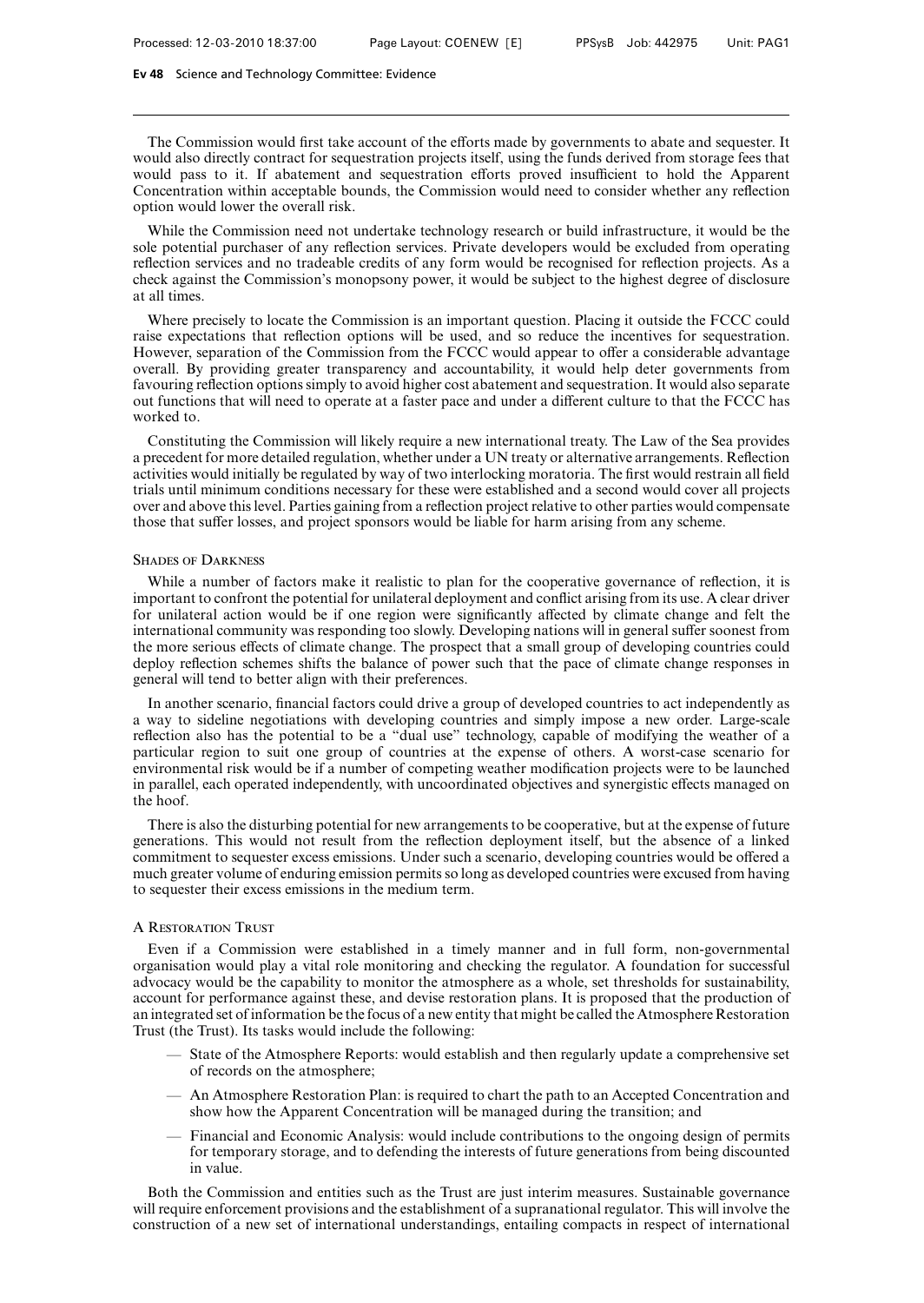The Commission would first take account of the efforts made by governments to abate and sequester. It would also directly contract for sequestration projects itself, using the funds derived from storage fees that would pass to it. If abatement and sequestration efforts proved insufficient to hold the Apparent Concentration within acceptable bounds, the Commission would need to consider whether any reflection option would lower the overall risk.

While the Commission need not undertake technology research or build infrastructure, it would be the sole potential purchaser of any reflection services. Private developers would be excluded from operating reflection services and no tradeable credits of any form would be recognised for reflection projects. As a check against the Commission's monopsony power, it would be subject to the highest degree of disclosure at all times.

Where precisely to locate the Commission is an important question. Placing it outside the FCCC could raise expectations that reflection options will be used, and so reduce the incentives for sequestration. However, separation of the Commission from the FCCC would appear to offer a considerable advantage overall. By providing greater transparency and accountability, it would help deter governments from favouring reflection options simply to avoid higher cost abatement and sequestration. It would also separate out functions that will need to operate at a faster pace and under a different culture to that the FCCC has worked to.

Constituting the Commission will likely require a new international treaty. The Law of the Sea provides a precedent for more detailed regulation, whether under a UN treaty or alternative arrangements. Reflection activities would initially be regulated by way of two interlocking moratoria. The first would restrain all field trials until minimum conditions necessary for these were established and a second would cover all projects over and above this level. Parties gaining from a reflection project relative to other parties would compensate those that suffer losses, and project sponsors would be liable for harm arising from any scheme.

### Shades of Darkness

While a number of factors make it realistic to plan for the cooperative governance of reflection, it is important to confront the potential for unilateral deployment and conflict arising from its use. A clear driver for unilateral action would be if one region were significantly affected by climate change and felt the international community was responding too slowly. Developing nations will in general suffer soonest from the more serious effects of climate change. The prospect that a small group of developing countries could deploy reflection schemes shifts the balance of power such that the pace of climate change responses in general will tend to better align with their preferences.

In another scenario, financial factors could drive a group of developed countries to act independently as a way to sideline negotiations with developing countries and simply impose a new order. Large-scale reflection also has the potential to be a "dual use" technology, capable of modifying the weather of a particular region to suit one group of countries at the expense of others. A worst-case scenario for environmental risk would be if a number of competing weather modification projects were to be launched in parallel, each operated independently, with uncoordinated objectives and synergistic effects managed on the hoof.

There is also the disturbing potential for new arrangements to be cooperative, but at the expense of future generations. This would not result from the reflection deployment itself, but the absence of a linked commitment to sequester excess emissions. Under such a scenario, developing countries would be offered a much greater volume of enduring emission permits so long as developed countries were excused from having to sequester their excess emissions in the medium term.

### A Restoration Trust

Even if a Commission were established in a timely manner and in full form, non-governmental organisation would play a vital role monitoring and checking the regulator. A foundation for successful advocacy would be the capability to monitor the atmosphere as a whole, set thresholds for sustainability, account for performance against these, and devise restoration plans. It is proposed that the production of an integrated set of information be the focus of a new entity that might be called the Atmosphere Restoration Trust (the Trust). Its tasks would include the following:

- State of the Atmosphere Reports: would establish and then regularly update a comprehensive set of records on the atmosphere;
- An Atmosphere Restoration Plan: is required to chart the path to an Accepted Concentration and show how the Apparent Concentration will be managed during the transition; and
- Financial and Economic Analysis: would include contributions to the ongoing design of permits for temporary storage, and to defending the interests of future generations from being discounted in value.

Both the Commission and entities such as the Trust are just interim measures. Sustainable governance will require enforcement provisions and the establishment of a supranational regulator. This will involve the construction of a new set of international understandings, entailing compacts in respect of international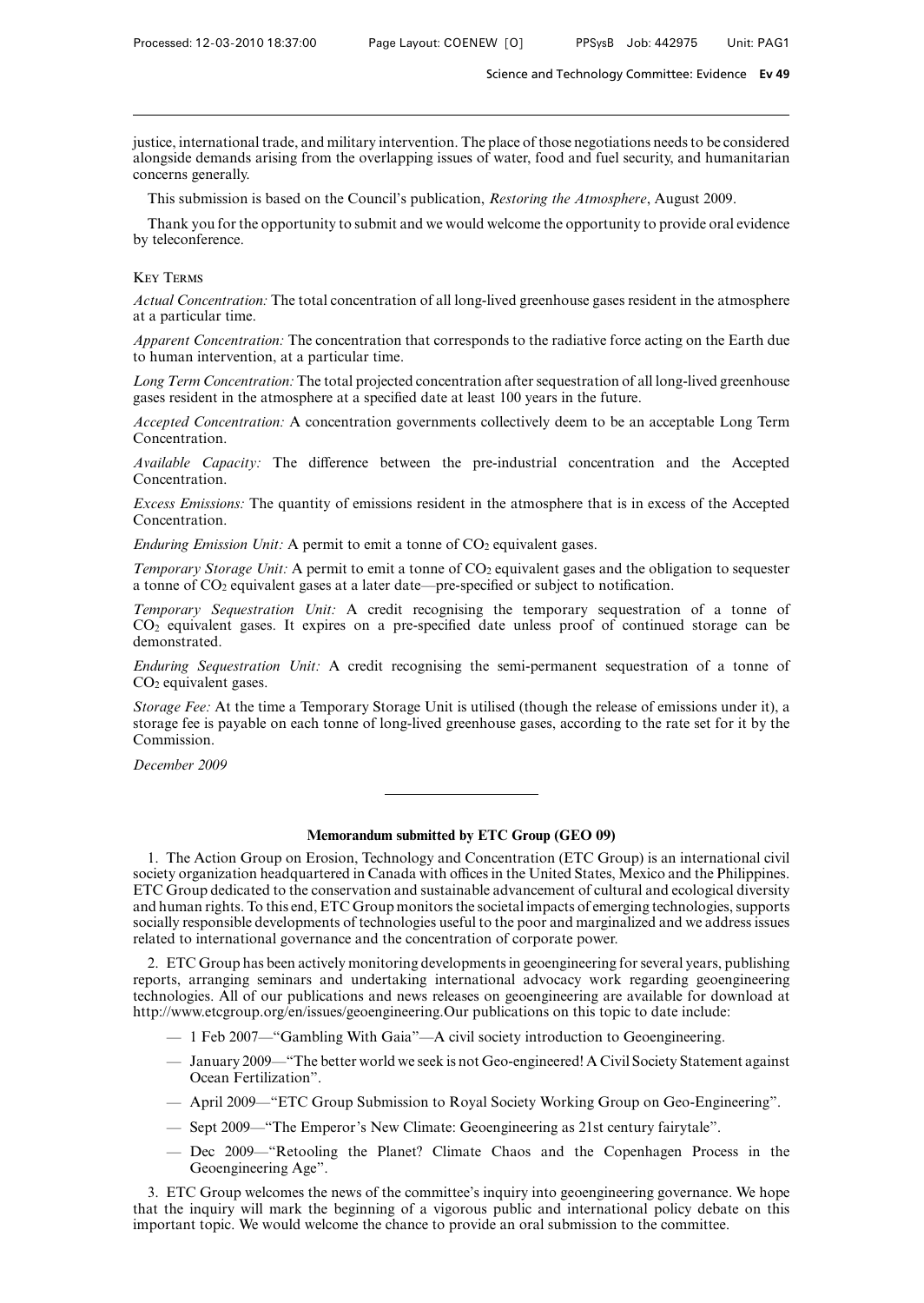justice, international trade, and military intervention. The place of those negotiations needs to be considered alongside demands arising from the overlapping issues of water, food and fuel security, and humanitarian concerns generally.

This submission is based on the Council's publication, *Restoring the Atmosphere*, August 2009.

Thank you for the opportunity to submit and we would welcome the opportunity to provide oral evidence by teleconference.

### Key Terms

*Actual Concentration:* The total concentration of all long-lived greenhouse gases resident in the atmosphere at a particular time.

*Apparent Concentration:* The concentration that corresponds to the radiative force acting on the Earth due to human intervention, at a particular time.

*Long Term Concentration:* The total projected concentration after sequestration of all long-lived greenhouse gases resident in the atmosphere at a specified date at least 100 years in the future.

*Accepted Concentration:* A concentration governments collectively deem to be an acceptable Long Term Concentration.

*Available Capacity:* The difference between the pre-industrial concentration and the Accepted Concentration.

*Excess Emissions:* The quantity of emissions resident in the atmosphere that is in excess of the Accepted Concentration.

*Enduring Emission Unit:* A permit to emit a tonne of $CO_2$ equivalent gases.

*Temporary Storage Unit:* A permit to emit a tonne of $CO_2$ equivalent gases and the obligation to sequester a tonne of $CO_2$ equivalent gases at a later date—pre-specified or subject to notification.

*Temporary Sequestration Unit:* A credit recognising the temporary sequestration of a tonne of $CO_2$ equivalent gases. It expires on a pre-specified date unless proof of continued storage can be demonstrated.

*Enduring Sequestration Unit:* A credit recognising the semi-permanent sequestration of a tonne of $CO_2$ equivalent gases.

*Storage Fee:* At the time a Temporary Storage Unit is utilised (though the release of emissions under it), a storage fee is payable on each tonne of long-lived greenhouse gases, according to the rate set for it by the Commission.

*December 2009*

---

## Memorandum submitted by ETC Group (GEO 09)

1. The Action Group on Erosion, Technology and Concentration (ETC Group) is an international civil society organization headquartered in Canada with offices in the United States, Mexico and the Philippines. ETC Group dedicated to the conservation and sustainable advancement of cultural and ecological diversity and human rights. To this end, ETC Group monitors the societal impacts of emerging technologies, supports socially responsible developments of technologies useful to the poor and marginalized and we address issues related to international governance and the concentration of corporate power.

2. ETC Group has been actively monitoring developments in geoengineering for several years, publishing reports, arranging seminars and undertaking international advocacy work regarding geoengineering technologies. All of our publications and news releases on geoengineering are available for download at http://www.etcgroup.org/en/issues/geoengineering.Our publications on this topic to date include:

- 1 Feb 2007—"Gambling With Gaia"—A civil society introduction to Geoengineering.
- January 2009—"The better world we seek is not Geo-engineered! A Civil Society Statement against Ocean Fertilization".
- April 2009—"ETC Group Submission to Royal Society Working Group on Geo-Engineering".
- Sept 2009—"The Emperor's New Climate: Geoengineering as 21st century fairytale".
- Dec 2009—"Retooling the Planet? Climate Chaos and the Copenhagen Process in the Geoengineering Age".

3. ETC Group welcomes the news of the committee's inquiry into geoengineering governance. We hope that the inquiry will mark the beginning of a vigorous public and international policy debate on this important topic. We would welcome the chance to provide an oral submission to the committee.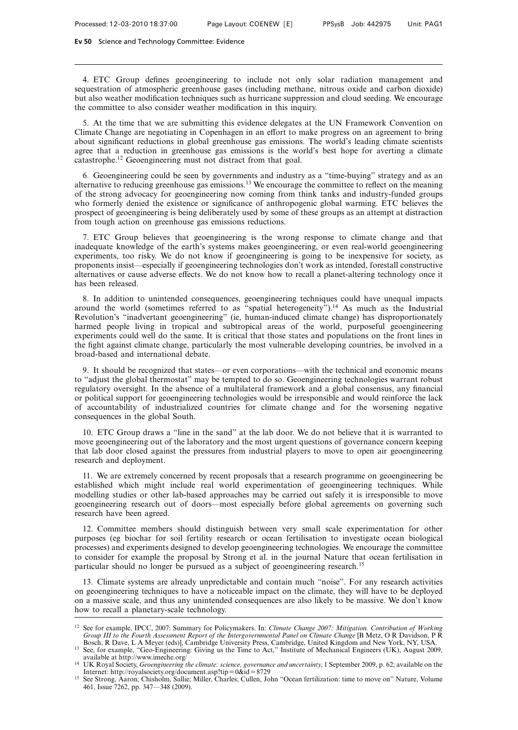4. ETC Group defines geoengineering to include not only solar radiation management and sequestration of atmospheric greenhouse gases (including methane, nitrous oxide and carbon dioxide) but also weather modification techniques such as hurricane suppression and cloud seeding. We encourage the committee to also consider weather modification in this inquiry.

5. At the time that we are submitting this evidence delegates at the UN Framework Convention on Climate Change are negotiating in Copenhagen in an effort to make progress on an agreement to bring about significant reductions in global greenhouse gas emissions. The world's leading climate scientists agree that a reduction in greenhouse gas emissions is the world's best hope for averting a climate catastrophe.[12] Geoengineering must not distract from that goal.

6. Geoengineering could be seen by governments and industry as a "time-buying" strategy and as an alternative to reducing greenhouse gas emissions.[13] We encourage the committee to reflect on the meaning of the strong advocacy for geoengineering now coming from think tanks and industry-funded groups who formerly denied the existence or significance of anthropogenic global warming. ETC believes the prospect of geoengineering is being deliberately used by some of these groups as an attempt at distraction from tough action on greenhouse gas emissions reductions.

7. ETC Group believes that geoengineering is the wrong response to climate change and that inadequate knowledge of the earth's systems makes geoengineering, or even real-world geoengineering experiments, too risky. We do not know if geoengineering is going to be inexpensive for society, as proponents insist—especially if geoengineering technologies don't work as intended, forestall constructive alternatives or cause adverse effects. We do not know how to recall a planet-altering technology once it has been released.

8. In addition to unintended consequences, geoengineering techniques could have unequal impacts around the world (sometimes referred to as "spatial heterogeneity").[14] As much as the Industrial Revolution's "inadvertant geoengineering" (ie, human-induced climate change) has disproportionately harmed people living in tropical and subtropical areas of the world, purposeful geoengineering experiments could well do the same. It is critical that those states and populations on the front lines in the fight against climate change, particularly the most vulnerable developing countries, be involved in a broad-based and international debate.

9. It should be recognized that states—or even corporations—with the technical and economic means to "adjust the global thermostat" may be tempted to do so. Geoengineering technologies warrant robust regulatory oversight. In the absence of a multilateral framework and a global consensus, any financial or political support for geoengineering technologies would be irresponsible and would reinforce the lack of accountability of industrialized countries for climate change and for the worsening negative consequences in the global South.

10. ETC Group draws a "line in the sand" at the lab door. We do not believe that it is warranted to move geoengineering out of the laboratory and the most urgent questions of governance concern keeping that lab door closed against the pressures from industrial players to move to open air geoengineering research and deployment.

11. We are extremely concerned by recent proposals that a research programme on geoengineering be established which might include real world experimentation of geoengineering techniques. While modelling studies or other lab-based approaches may be carried out safely it is irresponsible to move geoengineering research out of doors—most especially before global agreements on governing such research have been agreed.

12. Committee members should distinguish between very small scale experimentation for other purposes (eg biochar for soil fertility research or ocean fertilisation to investigate ocean biological processes) and experiments designed to develop geoengineering technologies. We encourage the committee to consider for example the proposal by Strong et al. in the journal Nature that ocean fertilisation in particular should no longer be pursued as a subject of geoengineering research.[15]

13. Climate systems are already unpredictable and contain much "noise". For any research activities on geoengineering techniques to have a noticeable impact on the climate, they will have to be deployed on a massive scale, and thus any unintended consequences are also likely to be massive. We don't know how to recall a planetary-scale technology.

---

[12] See for example, IPCC, 2007: Summary for Policymakers. In: *Climate Change 2007: Mitigation. Contribution of Working Group III to the Fourth Assessment Report of the Intergovernmental Panel on Climate Change* [B Metz, O R Davidson, P R Bosch, R Dave, L A Meyer (eds)], Cambridge University Press, Cambridge, United Kingdom and New York, NY, USA.

[13] See, for example, "Geo-Engineering: Giving us the Time to Act," Institute of Mechanical Engineers (UK), August 2009, available at http://www.imeche.org/

[14] UK Royal Society, *Geoengineering the climate: science, governance and uncertainty*, 1 September 2009, p. 62; available on the Internet: http://royalsociety.org/document.asp?tip=0&id=8729

[15] See Strong, Aaron; Chisholm, Sallie; Miller, Charles; Cullen, John "Ocean fertilization: time to move on" Nature, Volume 461, Issue 7262, pp. 347—348 (2009).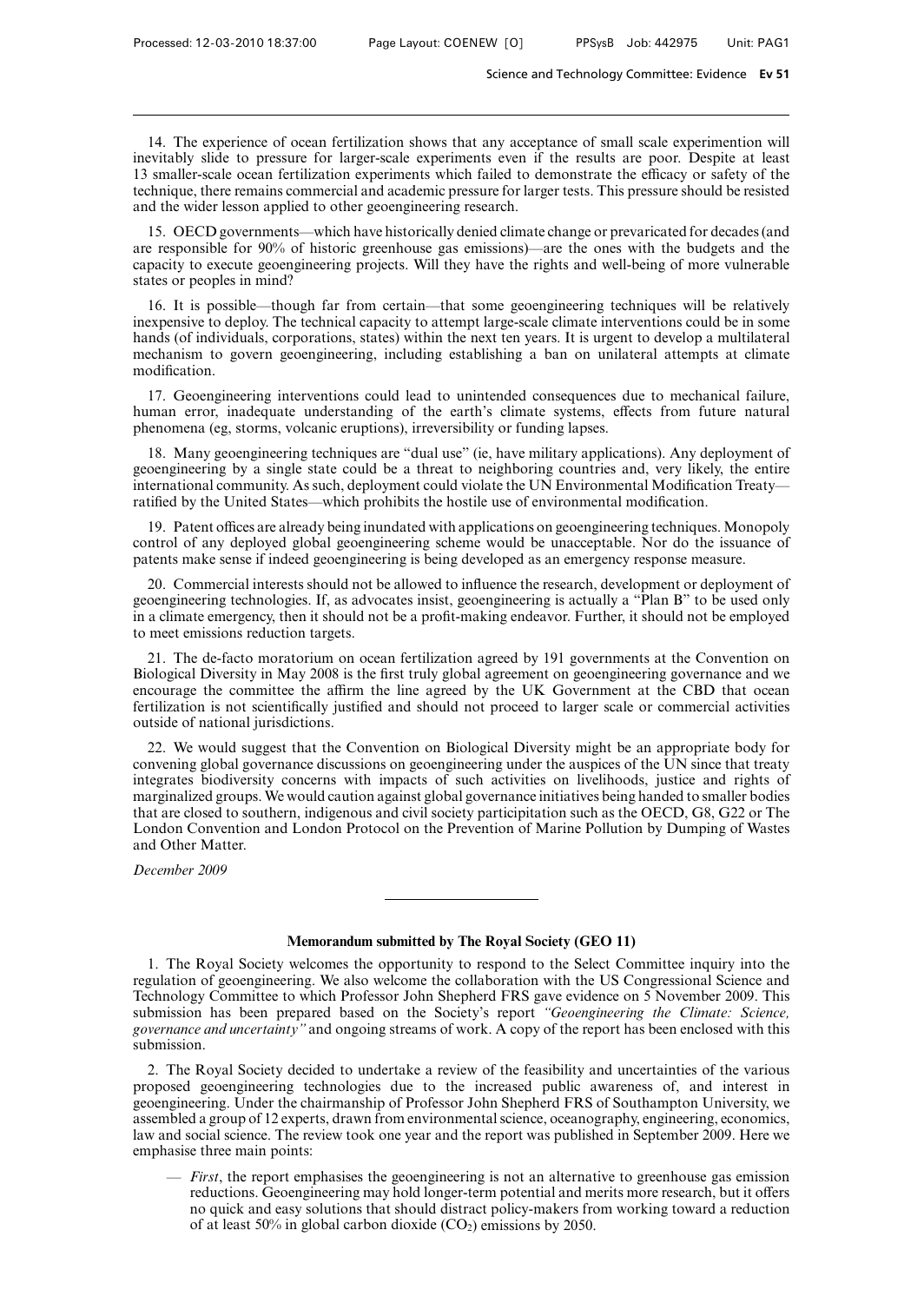14. The experience of ocean fertilization shows that any acceptance of small scale experimention will inevitably slide to pressure for larger-scale experiments even if the results are poor. Despite at least 13 smaller-scale ocean fertilization experiments which failed to demonstrate the efficacy or safety of the technique, there remains commercial and academic pressure for larger tests. This pressure should be resisted and the wider lesson applied to other geoengineering research.

15. OECD governments—which have historically denied climate change or prevaricated for decades (and are responsible for 90% of historic greenhouse gas emissions)—are the ones with the budgets and the capacity to execute geoengineering projects. Will they have the rights and well-being of more vulnerable states or peoples in mind?

16. It is possible—though far from certain—that some geoengineering techniques will be relatively inexpensive to deploy. The technical capacity to attempt large-scale climate interventions could be in some hands (of individuals, corporations, states) within the next ten years. It is urgent to develop a multilateral mechanism to govern geoengineering, including establishing a ban on unilateral attempts at climate modification.

17. Geoengineering interventions could lead to unintended consequences due to mechanical failure, human error, inadequate understanding of the earth's climate systems, effects from future natural phenomena (eg, storms, volcanic eruptions), irreversibility or funding lapses.

18. Many geoengineering techniques are "dual use" (ie, have military applications). Any deployment of geoengineering by a single state could be a threat to neighboring countries and, very likely, the entire international community. As such, deployment could violate the UN Environmental Modification Treaty—ratified by the United States—which prohibits the hostile use of environmental modification.

19. Patent offices are already being inundated with applications on geoengineering techniques. Monopoly control of any deployed global geoengineering scheme would be unacceptable. Nor do the issuance of patents make sense if indeed geoengineering is being developed as an emergency response measure.

20. Commercial interests should not be allowed to influence the research, development or deployment of geoengineering technologies. If, as advocates insist, geoengineering is actually a "Plan B" to be used only in a climate emergency, then it should not be a profit-making endeavor. Further, it should not be employed to meet emissions reduction targets.

21. The de-facto moratorium on ocean fertilization agreed by 191 governments at the Convention on Biological Diversity in May 2008 is the first truly global agreement on geoengineering governance and we encourage the committee the affirm the line agreed by the UK Government at the CBD that ocean fertilization is not scientifically justified and should not proceed to larger scale or commercial activities outside of national jurisdictions.

22. We would suggest that the Convention on Biological Diversity might be an appropriate body for convening global governance discussions on geoengineering under the auspices of the UN since that treaty integrates biodiversity concerns with impacts of such activities on livelihoods, justice and rights of marginalized groups. We would caution against global governance initiatives being handed to smaller bodies that are closed to southern, indigenous and civil society participitation such as the OECD, G8, G22 or The London Convention and London Protocol on the Prevention of Marine Pollution by Dumping of Wastes and Other Matter.

*December 2009*

---

## Memorandum submitted by The Royal Society (GEO 11)

1. The Royal Society welcomes the opportunity to respond to the Select Committee inquiry into the regulation of geoengineering. We also welcome the collaboration with the US Congressional Science and Technology Committee to which Professor John Shepherd FRS gave evidence on 5 November 2009. This submission has been prepared based on the Society's report *"Geoengineering the Climate: Science, governance and uncertainty"* and ongoing streams of work. A copy of the report has been enclosed with this submission.

2. The Royal Society decided to undertake a review of the feasibility and uncertainties of the various proposed geoengineering technologies due to the increased public awareness of, and interest in geoengineering. Under the chairmanship of Professor John Shepherd FRS of Southampton University, we assembled a group of 12 experts, drawn from environmental science, oceanography, engineering, economics, law and social science. The review took one year and the report was published in September 2009. Here we emphasise three main points:

— *First*, the report emphasises the geoengineering is not an alternative to greenhouse gas emission reductions. Geoengineering may hold longer-term potential and merits more research, but it offers no quick and easy solutions that should distract policy-makers from working toward a reduction of at least 50% in global carbon dioxide ($CO_2$) emissions by 2050.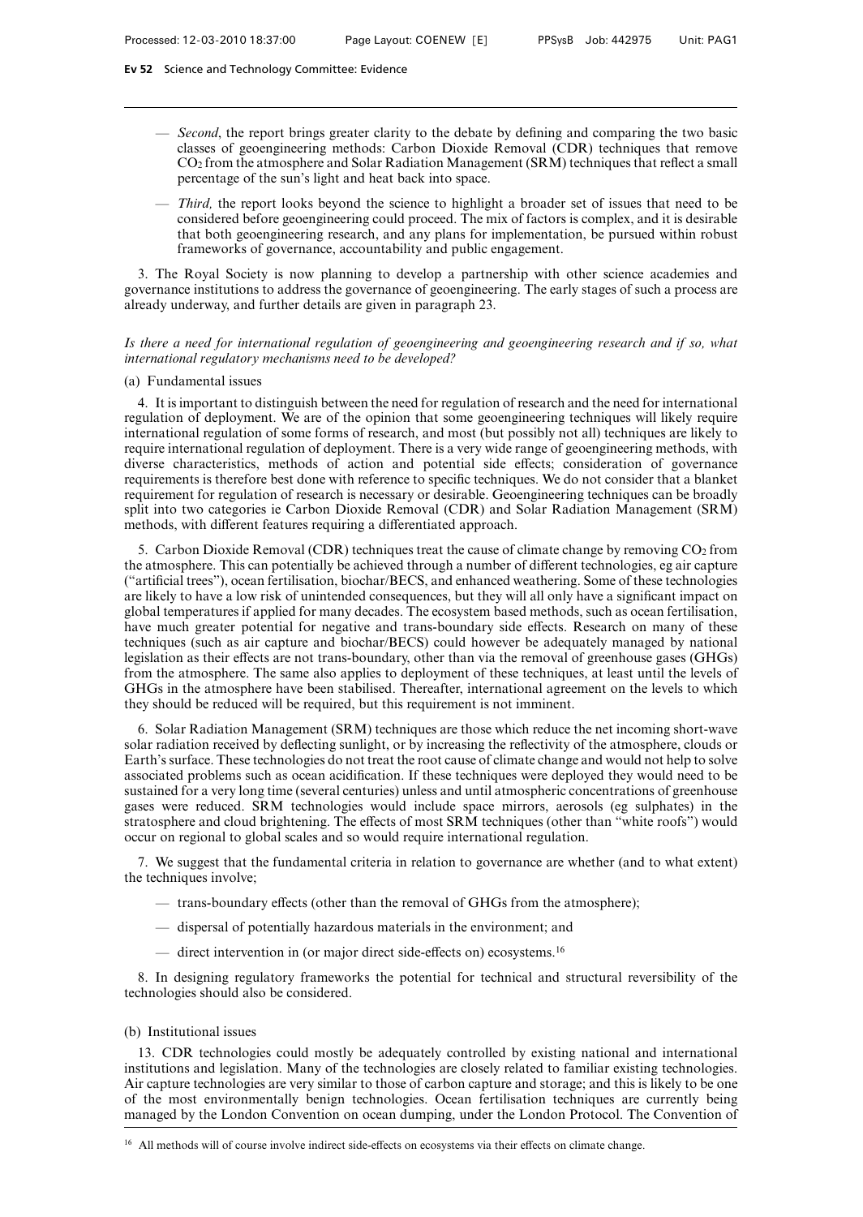— *Second*, the report brings greater clarity to the debate by defining and comparing the two basic classes of geoengineering methods: Carbon Dioxide Removal (CDR) techniques that remove $CO_2$ from the atmosphere and Solar Radiation Management (SRM) techniques that reflect a small percentage of the sun's light and heat back into space.

— *Third,* the report looks beyond the science to highlight a broader set of issues that need to be considered before geoengineering could proceed. The mix of factors is complex, and it is desirable that both geoengineering research, and any plans for implementation, be pursued within robust frameworks of governance, accountability and public engagement.

3. The Royal Society is now planning to develop a partnership with other science academies and governance institutions to address the governance of geoengineering. The early stages of such a process are already underway, and further details are given in paragraph 23.

*Is there a need for international regulation of geoengineering and geoengineering research and if so, what international regulatory mechanisms need to be developed?*

(a) Fundamental issues

4. It is important to distinguish between the need for regulation of research and the need for international regulation of deployment. We are of the opinion that some geoengineering techniques will likely require international regulation of some forms of research, and most (but possibly not all) techniques are likely to require international regulation of deployment. There is a very wide range of geoengineering methods, with diverse characteristics, methods of action and potential side techniques; consideration of governance requirements is therefore best done with reference to specific techniques. We do not consider that a blanket requirement for regulation of research is necessary or desirable. Geoengineering techniques can be broadly split into two categories ie Carbon Dioxide Removal (CDR) and Solar Radiation Management (SRM) methods, with different features requiring a differentiated approach.

5. Carbon Dioxide Removal (CDR) techniques treat the cause of climate change by removing $CO_2$ from the atmosphere. This can potentially be achieved through a number of different technologies, eg air capture ("artificial trees"), ocean fertilisation, biochar/BECS, and enhanced weathering. Some of these technologies are likely to have a low risk of unintended consequences, but they will all only have a significant impact on global temperatures if applied for many decades. The ecosystem based methods, such as ocean fertilisation, have much greater potential for negative and trans-boundary side effects. Research on many of these techniques (such as air capture and biochar/BECS) could however be adequately managed by national legislation as their effects are not trans-boundary, other than via the removal of greenhouse gases (GHGs) from the atmosphere. The same also applies to deployment of these techniques, at least until the levels of GHGs in the atmosphere have been stabilised. Thereafter, international agreement on the levels to which they should be reduced will be required, but this requirement is not imminent.

6. Solar Radiation Management (SRM) techniques are those which reduce the net incoming short-wave solar radiation received by deflecting sunlight, or by increasing the reflectivity of the atmosphere, clouds or Earth's surface. These technologies do not treat the root cause of climate change and would not help to solve associated problems such as ocean acidification. If these techniques were deployed they would need to be sustained for a very long time (several centuries) unless and until atmospheric concentrations of greenhouse gases were reduced. SRM technologies would include space mirrors, aerosols (eg sulphates) in the stratosphere and cloud brightening. The effects of most SRM techniques (other than "white roofs") would occur on regional to global scales and so would require international regulation.

7. We suggest that the fundamental criteria in relation to governance are whether (and to what extent) the techniques involve;

— trans-boundary effects (other than the removal of GHGs from the atmosphere);

— dispersal of potentially hazardous materials in the environment; and

— direct intervention in (or major direct side-effects on) ecosystems.[16]

8. In designing regulatory frameworks the potential for technical and structural reversibility of the technologies should also be considered.

(b) Institutional issues

13. CDR technologies could mostly be adequately controlled by existing national and international institutions and legislation. Many of the technologies are closely related to familiar existing technologies. Air capture technologies are very similar to those of carbon capture and storage; and this is likely to be one of the most environmentally benign technologies. Ocean fertilisation techniques are currently being managed by the London Convention on ocean dumping, under the London Protocol. The Convention of

[16] All methods will of course involve indirect side-effects on ecosystems via their effects on climate change.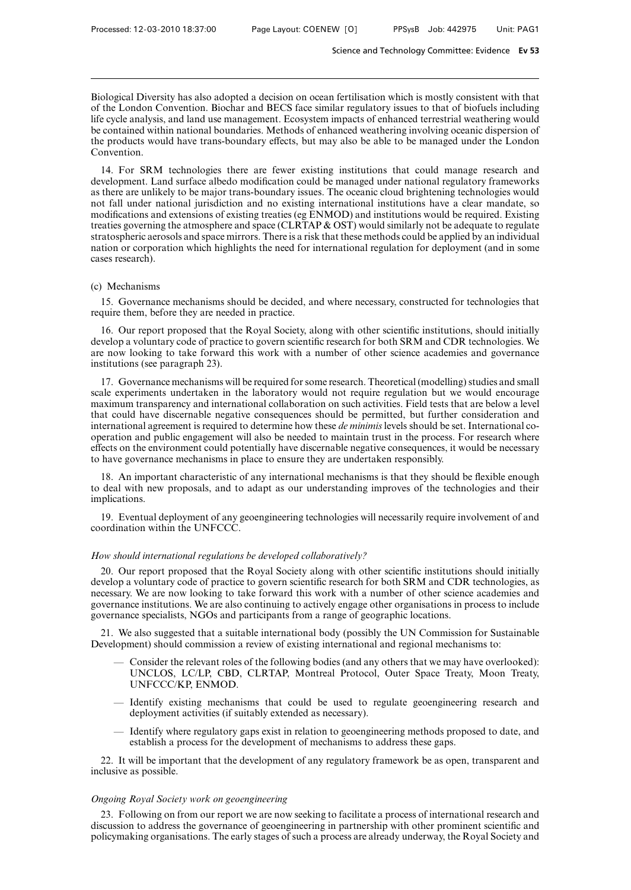Biological Diversity has also adopted a decision on ocean fertilisation which is mostly consistent with that of the London Convention. Biochar and BECS face similar regulatory issues to that of biofuels including life cycle analysis, and land use management. Ecosystem impacts of enhanced terrestrial weathering would be contained within national boundaries. Methods of enhanced weathering involving oceanic dispersion of the products would have trans-boundary effects, but may also be able to be managed under the London Convention.

14. For SRM technologies there are fewer existing institutions that could manage research and development. Land surface albedo modification could be managed under national regulatory frameworks as there are unlikely to be major trans-boundary issues. The oceanic cloud brightening technologies would not fall under national jurisdiction and no existing international institutions have a clear mandate, so modifications and extensions of existing treaties (eg ENMOD) and institutions would be required. Existing treaties governing the atmosphere and space (CLRTAP & OST) would similarly not be adequate to regulate stratospheric aerosols and space mirrors. There is a risk that these methods could be applied by an individual nation or corporation which highlights the need for international regulation for deployment (and in some cases research).

(c) Mechanisms

15. Governance mechanisms should be decided, and where necessary, constructed for technologies that require them, before they are needed in practice.

16. Our report proposed that the Royal Society, along with other scientific institutions, should initially develop a voluntary code of practice to govern scientific research for both SRM and CDR technologies. We are now looking to take forward this work with a number of other science academies and governance institutions (see paragraph 23).

17. Governance mechanisms will be required for some research. Theoretical (modelling) studies and small scale experiments undertaken in the laboratory would not require regulation but we would encourage maximum transparency and international collaboration on such activities. Field tests that are below a level that could have discernable negative consequences should be permitted, but further consideration and international agreement is required to determine how these *de minimis* levels should be set. International co-operation and public engagement will also be needed to maintain trust in the process. For research where effects on the environment could potentially have discernable negative consequences, it would be necessary to have governance mechanisms in place to ensure they are undertaken responsibly.

18. An important characteristic of any international mechanisms is that they should be flexible enough to deal with new proposals, and to adapt as our understanding improves of the technologies and their implications.

19. Eventual deployment of any geoengineering technologies will necessarily require involvement of and coordination within the UNFCCC.

*How should international regulations be developed collaboratively?*

20. Our report proposed that the Royal Society along with other scientific institutions should initially develop a voluntary code of practice to govern scientific research for both SRM and CDR technologies, as necessary. We are now looking to take forward this work with a number of other science academies and governance institutions. We are also continuing to actively engage other organisations in process to include governance specialists, NGOs and participants from a range of geographic locations.

21. We also suggested that a suitable international body (possibly the UN Commission for Sustainable Development) should commission a review of existing international and regional mechanisms to:

- Consider the relevant roles of the following bodies (and any others that we may have overlooked): UNCLOS, LC/LP, CBD, CLRTAP, Montreal Protocol, Outer Space Treaty, Moon Treaty, UNFCCC/KP, ENMOD.
- Identify existing mechanisms that could be used to regulate geoengineering research and deployment activities (if suitably extended as necessary).
- Identify where regulatory gaps exist in relation to geoengineering methods proposed to date, and establish a process for the development of mechanisms to address these gaps.

22. It will be important that the development of any regulatory framework be as open, transparent and inclusive as possible.

*Ongoing Royal Society work on geoengineering*

23. Following on from our report we are now seeking to facilitate a process of international research and discussion to address the governance of geoengineering in partnership with other prominent scientific and policymaking organisations. The early stages of such a process are already underway, the Royal Society and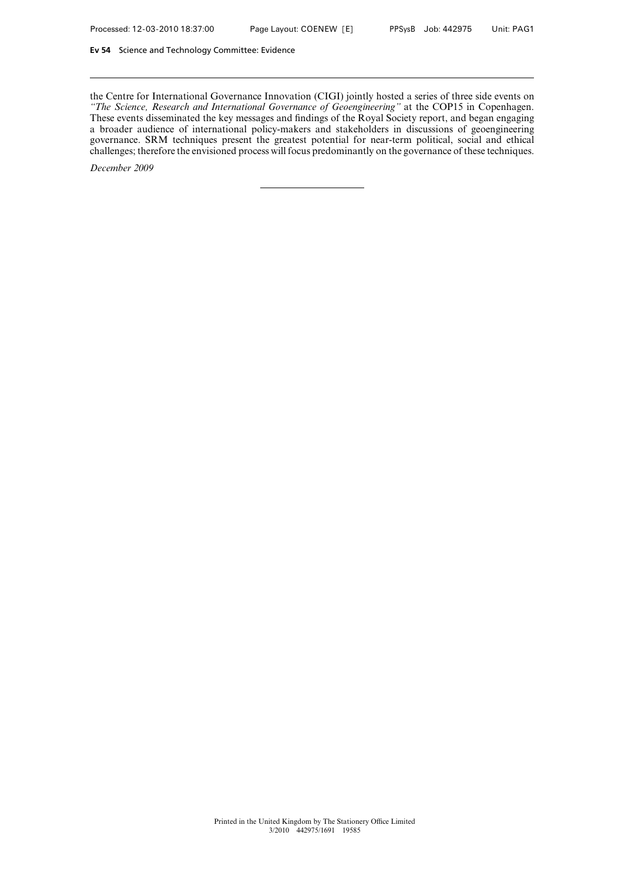the Centre for International Governance Innovation (CIGI) jointly hosted a series of three side events on *"The Science, Research and International Governance of Geoengineering"* at the COP15 in Copenhagen. These events disseminated the key messages and findings of the Royal Society report, and began engaging a broader audience of international policy-makers and stakeholders in discussions of geoengineering governance. SRM techniques present the greatest potential for near-term political, social and ethical challenges; therefore the envisioned process will focus predominantly on the governance of these techniques.

*December 2009*